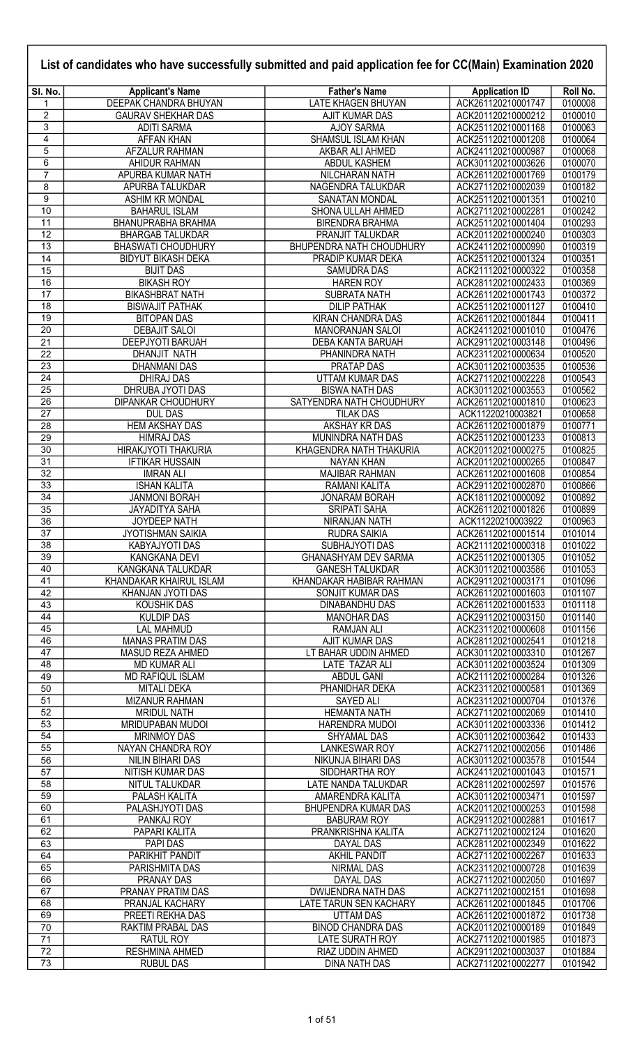# List of candidates who have successfully submitted and paid application fee for CC(Main) Examination 2020

| Sl. No. | Applicant's Name | Father's Name | Application ID | Roll No. |
|---|---|---|---|---|
| 1 | DEEPAK CHANDRA BHUYAN | LATE KHAGEN BHUYAN | ACK261120210001747 | 0100008 |
| 2 | GAURAV SHEKHAR DAS | AJIT KUMAR DAS | ACK201120210000212 | 0100010 |
| 3 | ADITI SARMA | AJOY SARMA | ACK251120210001168 | 0100063 |
| 4 | AFFAN KHAN | SHAMSUL ISLAM KHAN | ACK251120210001208 | 0100064 |
| 5 | AFZALUR RAHMAN | AKBAR ALI AHMED | ACK241120210000987 | 0100068 |
| 6 | AHIDUR RAHMAN | ABDUL KASHEM | ACK301120210003626 | 0100070 |
| 7 | APURBA KUMAR NATH | NILCHARAN NATH | ACK261120210001769 | 0100179 |
| 8 | APURBA TALUKDAR | NAGENDRA TALUKDAR | ACK271120210002039 | 0100182 |
| 9 | ASHIM KR MONDAL | SANATAN MONDAL | ACK251120210001351 | 0100210 |
| 10 | BAHARUL ISLAM | SHONA ULLAH AHMED | ACK271120210002281 | 0100242 |
| 11 | BHANUPRABHA BRAHMA | BIRENDRA BRAHMA | ACK251120210001404 | 0100293 |
| 12 | BHARGAB TALUKDAR | PRANJIT TALUKDAR | ACK201120210000240 | 0100303 |
| 13 | BHASWATI CHOUDHURY | BHUPENDRA NATH CHOUDHURY | ACK241120210000990 | 0100319 |
| 14 | BIDYUT BIKASH DEKA | PRADIP KUMAR DEKA | ACK251120210001324 | 0100351 |
| 15 | BIJIT DAS | SAMUDRA DAS | ACK211120210000322 | 0100358 |
| 16 | BIKASH ROY | HAREN ROY | ACK281120210002433 | 0100369 |
| 17 | BIKASHRAT NATH | SUBRATA NATH | ACK261120210001743 | 0100372 |
| 18 | BISWAJIT PATHAK | DILIP PATHAK | ACK251120210001127 | 0100410 |
| 19 | BITOPAN DAS | KIRAN CHANDRA DAS | ACK261120210001844 | 0100411 |
| 20 | DEBAJIT SALOI | MANORANJAN SALOI | ACK241120210001010 | 0100476 |
| 21 | DEEPJYOTI BARUAH | DEBA KANTA BARUAH | ACK291120210003148 | 0100496 |
| 22 | DHANJIT NATH | PHANINDRA NATH | ACK231120210000634 | 0100520 |
| 23 | DHANMANI DAS | PRATAP DAS | ACK301120210003535 | 0100536 |
| 24 | DHIRAJ DAS | UTTAM KUMAR DAS | ACK271120210002228 | 0100543 |
| 25 | DHRUBA JYOTI DAS | BISWA NATH DAS | ACK301120210003553 | 0100562 |
| 26 | DIPANKAR CHOUDHURY | SATYENDRA NATH CHOUDHURY | ACK261120210001810 | 0100623 |
| 27 | DUL DAS | TILAK DAS | ACK11220210003821 | 0100658 |
| 28 | HEM AKSHAY DAS | AKSHAY KR DAS | ACK261120210001879 | 0100771 |
| 29 | HIMRAJ DAS | MUNINDRA NATH DAS | ACK251120210001233 | 0100813 |
| 30 | HIRAKJYOTI THAKURIA | KHAGENDRA NATH THAKURIA | ACK201120210000275 | 0100825 |
| 31 | IFTIKAR HUSSAIN | NAYAN KHAN | ACK201120210000265 | 0100847 |
| 32 | IMRAN ALI | MAJIBAR RAHMAN | ACK261120210001608 | 0100854 |
| 33 | ISHAN KALITA | RAMANI KALITA | ACK291120210002870 | 0100866 |
| 34 | JANMONI BORAH | JONARAM BORAH | ACK181120210000092 | 0100892 |
| 35 | JAYADITYA SAHA | SRIPATI SAHA | ACK261120210001826 | 0100899 |
| 36 | JOYDEEP NATH | NIRANJAN NATH | ACK11220210003922 | 0100963 |
| 37 | JYOTISHMAN SAIKIA | RUDRA SAIKIA | ACK261120210001514 | 0101014 |
| 38 | KABYAJYOTI DAS | SUBHAJYOTI DAS | ACK211120210000318 | 0101022 |
| 39 | KANGKANA DEVI | GHANASHYAM DEV SARMA | ACK251120210001305 | 0101052 |
| 40 | KANGKANA TALUKDAR | GANESH TALUKDAR | ACK301120210003586 | 0101053 |
| 41 | KHANDAKAR KHAIRUL ISLAM | KHANDAKAR HABIBAR RAHMAN | ACK291120210003171 | 0101096 |
| 42 | KHANJAN JYOTI DAS | SONJIT KUMAR DAS | ACK261120210001603 | 0101107 |
| 43 | KOUSHIK DAS | DINABANDHU DAS | ACK261120210001533 | 0101118 |
| 44 | KULDIP DAS | MANOHAR DAS | ACK291120210003150 | 0101140 |
| 45 | LAL MAHMUD | RAMJAN ALI | ACK231120210000608 | 0101156 |
| 46 | MANAS PRATIM DAS | AJIT KUMAR DAS | ACK281120210002541 | 0101218 |
| 47 | MASUD REZA AHMED | LT BAHAR UDDIN AHMED | ACK301120210003310 | 0101267 |
| 48 | MD KUMAR ALI | LATE TAZAR ALI | ACK301120210003524 | 0101309 |
| 49 | MD RAFIQUL ISLAM | ABDUL GANI | ACK211120210000284 | 0101326 |
| 50 | MITALI DEKA | PHANIDHAR DEKA | ACK231120210000581 | 0101369 |
| 51 | MIZANUR RAHMAN | SAYED ALI | ACK231120210000704 | 0101376 |
| 52 | MRIDUL NATH | HEMANTA NATH | ACK271120210002069 | 0101410 |
| 53 | MRIDUPABAN MUDOI | HARENDRA MUDOI | ACK301120210003336 | 0101412 |
| 54 | MRINMOY DAS | SHYAMAL DAS | ACK301120210003642 | 0101433 |
| 55 | NAYAN CHANDRA ROY | LANKESWAR ROY | ACK271120210002056 | 0101486 |
| 56 | NILIN BIHARI DAS | NIKUNJA BIHARI DAS | ACK301120210003578 | 0101544 |
| 57 | NITISH KUMAR DAS | SIDDHARTHA ROY | ACK241120210001043 | 0101571 |
| 58 | NITUL TALUKDAR | LATE NANDA TALUKDAR | ACK281120210002597 | 0101576 |
| 59 | PALASH KALITA | AMARENDRA KALITA | ACK301120210003471 | 0101597 |
| 60 | PALASHJYOTI DAS | BHUPENDRA KUMAR DAS | ACK201120210000253 | 0101598 |
| 61 | PANKAJ ROY | BABURAM ROY | ACK291120210002881 | 0101617 |
| 62 | PAPARI KALITA | PRANKRISHNA KALITA | ACK271120210002124 | 0101620 |
| 63 | PAPI DAS | DAYAL DAS | ACK281120210002349 | 0101622 |
| 64 | PARIKHIT PANDIT | AKHIL PANDIT | ACK271120210002267 | 0101633 |
| 65 | PARISHMITA DAS | NIRMAL DAS | ACK231120210000728 | 0101639 |
| 66 | PRANAY DAS | DAYAL DAS | ACK271120210002050 | 0101697 |
| 67 | PRANAY PRATIM DAS | DWIJENDRA NATH DAS | ACK271120210002151 | 0101698 |
| 68 | PRANJAL KACHARY | LATE TARUN SEN KACHARY | ACK261120210001845 | 0101706 |
| 69 | PREETI REKHA DAS | UTTAM DAS | ACK261120210001872 | 0101738 |
| 70 | RAKTIM PRABAL DAS | BINOD CHANDRA DAS | ACK201120210000189 | 0101849 |
| 71 | RATUL ROY | LATE SURATH ROY | ACK271120210001985 | 0101873 |
| 72 | RESHMINA AHMED | RIAZ UDDIN AHMED | ACK291120210003037 | 0101884 |
| 73 | RUBUL DAS | DINA NATH DAS | ACK271120210002277 | 0101942 |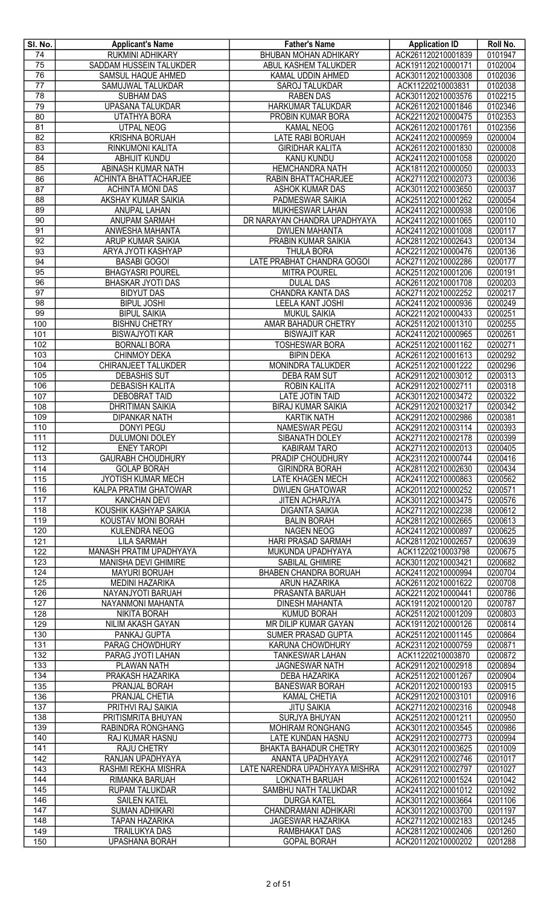| Sl. No. | Applicant's Name | Father's Name | Application ID | Roll No. |
|---|---|---|---|---|
| 74 | RUKMINI ADHIKARY | BHUBAN MOHAN ADHIKARY | ACK261120210001839 | 0101947 |
| 75 | SADDAM HUSSEIN TALUKDER | ABUL KASHEM TALUKDER | ACK191120210000171 | 0102004 |
| 76 | SAMSUL HAQUE AHMED | KAMAL UDDIN AHMED | ACK301120210003308 | 0102036 |
| 77 | SAMUJWAL TALUKDAR | SAROJ TALUKDAR | ACK11220210003831 | 0102038 |
| 78 | SUBHAM DAS | RABEN DAS | ACK301120210003576 | 0102215 |
| 79 | UPASANA TALUKDAR | HARKUMAR TALUKDAR | ACK261120210001846 | 0102346 |
| 80 | UTATHYA BORA | PROBIN KUMAR BORA | ACK221120210000475 | 0102353 |
| 81 | UTPAL NEOG | KAMAL NEOG | ACK261120210001761 | 0102356 |
| 82 | KRISHNA BORUAH | LATE RABI BORUAH | ACK241120210000959 | 0200004 |
| 83 | RINKUMONI KALITA | GIRIDHAR KALITA | ACK261120210001830 | 0200008 |
| 84 | ABHIJIT KUNDU | KANU KUNDU | ACK241120210001058 | 0200020 |
| 85 | ABINASH KUMAR NATH | HEMCHANDRA NATH | ACK181120210000050 | 0200033 |
| 86 | ACHINTA BHATTACHARJEE | RABIN BHATTACHARJEE | ACK271120210002073 | 0200036 |
| 87 | ACHINTA MONI DAS | ASHOK KUMAR DAS | ACK301120210003650 | 0200037 |
| 88 | AKSHAY KUMAR SAIKIA | PADMESWAR SAIKIA | ACK251120210001262 | 0200054 |
| 89 | ANUPAL LAHAN | MUKHESWAR LAHAN | ACK241120210000938 | 0200106 |
| 90 | ANUPAM SARMAH | DR NARAYAN CHANDRA UPADHYAYA | ACK241120210001065 | 0200110 |
| 91 | ANWESHA MAHANTA | DWIJEN MAHANTA | ACK241120210001008 | 0200117 |
| 92 | ARUP KUMAR SAIKIA | PRABIN KUMAR SAIKIA | ACK281120210002643 | 0200134 |
| 93 | ARYA JYOTI KASHYAP | THULA BORA | ACK221120210000476 | 0200136 |
| 94 | BASABI GOGOI | LATE PRABHAT CHANDRA GOGOI | ACK271120210002286 | 0200177 |
| 95 | BHAGYASRI POUREL | MITRA POUREL | ACK251120210001206 | 0200191 |
| 96 | BHASKAR JYOTI DAS | DULAL DAS | ACK261120210001708 | 0200203 |
| 97 | BIDYUT DAS | CHANDRA KANTA DAS | ACK271120210002252 | 0200217 |
| 98 | BIPUL JOSHI | LEELA KANT JOSHI | ACK241120210000936 | 0200249 |
| 99 | BIPUL SAIKIA | MUKUL SAIKIA | ACK221120210000433 | 0200251 |
| 100 | BISHNU CHETRY | AMAR BAHADUR CHETRY | ACK251120210001310 | 0200255 |
| 101 | BISWAJYOTI KAR | BISWAJIT KAR | ACK241120210000965 | 0200261 |
| 102 | BORNALI BORA | TOSHESWAR BORA | ACK251120210001162 | 0200271 |
| 103 | CHINMOY DEKA | BIPIN DEKA | ACK261120210001613 | 0200292 |
| 104 | CHIRANJEET TALUKDER | MONINDRA TALUKDER | ACK251120210001222 | 0200296 |
| 105 | DEBASHIS SUT | DEBA RAM SUT | ACK291120210003012 | 0200313 |
| 106 | DEBASISH KALITA | ROBIN KALITA | ACK291120210002711 | 0200318 |
| 107 | DEBOBRAT TAID | LATE JOTIN TAID | ACK301120210003472 | 0200322 |
| 108 | DHRITIMAN SAIKIA | BIRAJ KUMAR SAIKIA | ACK291120210003217 | 0200342 |
| 109 | DIPANKAR NATH | KARTIK NATH | ACK291120210002986 | 0200381 |
| 110 | DONYI PEGU | NAMESWAR PEGU | ACK291120210003114 | 0200393 |
| 111 | DULUMONI DOLEY | SIBANATH DOLEY | ACK271120210002178 | 0200399 |
| 112 | ENEY TAROPI | KABIRAM TARO | ACK271120210002013 | 0200405 |
| 113 | GAURABH CHOUDHURY | PRADIP CHOUDHURY | ACK231120210000744 | 0200416 |
| 114 | GOLAP BORAH | GIRINDRA BORAH | ACK281120210002630 | 0200434 |
| 115 | JYOTISH KUMAR MECH | LATE KHAGEN MECH | ACK241120210000863 | 0200562 |
| 116 | KALPA PRATIM GHATOWAR | DWIJEN GHATOWAR | ACK201120210000252 | 0200571 |
| 117 | KANCHAN DEVI | JITEN ACHARJYA | ACK301120210003475 | 0200576 |
| 118 | KOUSHIK KASHYAP SAIKIA | DIGANTA SAIKIA | ACK271120210002238 | 0200612 |
| 119 | KOUSTAV MONI BORAH | BALIN BORAH | ACK281120210002665 | 0200613 |
| 120 | KULENDRA NEOG | NAGEN NEOG | ACK241120210000897 | 0200625 |
| 121 | LILA SARMAH | HARI PRASAD SARMAH | ACK281120210002657 | 0200639 |
| 122 | MANASH PRATIM UPADHYAYA | MUKUNDA UPADHYAYA | ACK11220210003798 | 0200675 |
| 123 | MANISHA DEVI GHIMIRE | SABILAL GHIMIRE | ACK301120210003421 | 0200682 |
| 124 | MAYURI BORUAH | BHABEN CHANDRA BORUAH | ACK241120210000994 | 0200704 |
| 125 | MEDINI HAZARIKA | ARUN HAZARIKA | ACK261120210001622 | 0200708 |
| 126 | NAYANJYOTI BARUAH | PRASANTA BARUAH | ACK221120210000441 | 0200786 |
| 127 | NAYANMONI MAHANTA | DINESH MAHANTA | ACK191120210000120 | 0200787 |
| 128 | NIKITA BORAH | KUMUD BORAH | ACK251120210001209 | 0200803 |
| 129 | NILIM AKASH GAYAN | MR DILIP KUMAR GAYAN | ACK191120210000126 | 0200814 |
| 130 | PANKAJ GUPTA | SUMER PRASAD GUPTA | ACK251120210001145 | 0200864 |
| 131 | PARAG CHOWDHURY | KARUNA CHOWDHURY | ACK231120210000759 | 0200871 |
| 132 | PARAG JYOTI LAHAN | TANKESWAR LAHAN | ACK11220210003870 | 0200872 |
| 133 | PLAWAN NATH | JAGNESWAR NATH | ACK291120210002918 | 0200894 |
| 134 | PRAKASH HAZARIKA | DEBA HAZARIKA | ACK251120210001267 | 0200904 |
| 135 | PRANJAL BORAH | BANESWAR BORAH | ACK201120210000193 | 0200915 |
| 136 | PRANJAL CHETIA | KAMAL CHETIA | ACK291120210003101 | 0200916 |
| 137 | PRITHVI RAJ SAIKIA | JITU SAIKIA | ACK271120210002316 | 0200948 |
| 138 | PRITISMRITA BHUYAN | SURJYA BHUYAN | ACK251120210001211 | 0200950 |
| 139 | RABINDRA RONGHANG | MOHIRAM RONGHANG | ACK301120210003545 | 0200986 |
| 140 | RAJ KUMAR HASNU | LATE KUNDAN HASNU | ACK291120210002773 | 0200994 |
| 141 | RAJU CHETRY | BHAKTA BAHADUR CHETRY | ACK301120210003625 | 0201009 |
| 142 | RANJAN UPADHYAYA | ANANTA UPADHYAYA | ACK291120210002746 | 0201017 |
| 143 | RASHMI REKHA MISHRA | LATE NARENDRA UPADHYAYA MISHRA | ACK291120210002797 | 0201027 |
| 144 | RIMANKA BARUAH | LOKNATH BARUAH | ACK261120210001524 | 0201042 |
| 145 | RUPAM TALUKDAR | SAMBHU NATH TALUKDAR | ACK241120210001012 | 0201092 |
| 146 | SAILEN KATEL | DURGA KATEL | ACK301120210003664 | 0201106 |
| 147 | SUMAN ADHIKARI | CHANDRAMANI ADHIKARI | ACK301120210003700 | 0201197 |
| 148 | TAPAN HAZARIKA | JAGESWAR HAZARIKA | ACK271120210002183 | 0201245 |
| 149 | TRAILUKYA DAS | RAMBHAKAT DAS | ACK281120210002406 | 0201260 |
| 150 | UPASHANA BORAH | GOPAL BORAH | ACK201120210000202 | 0201288 |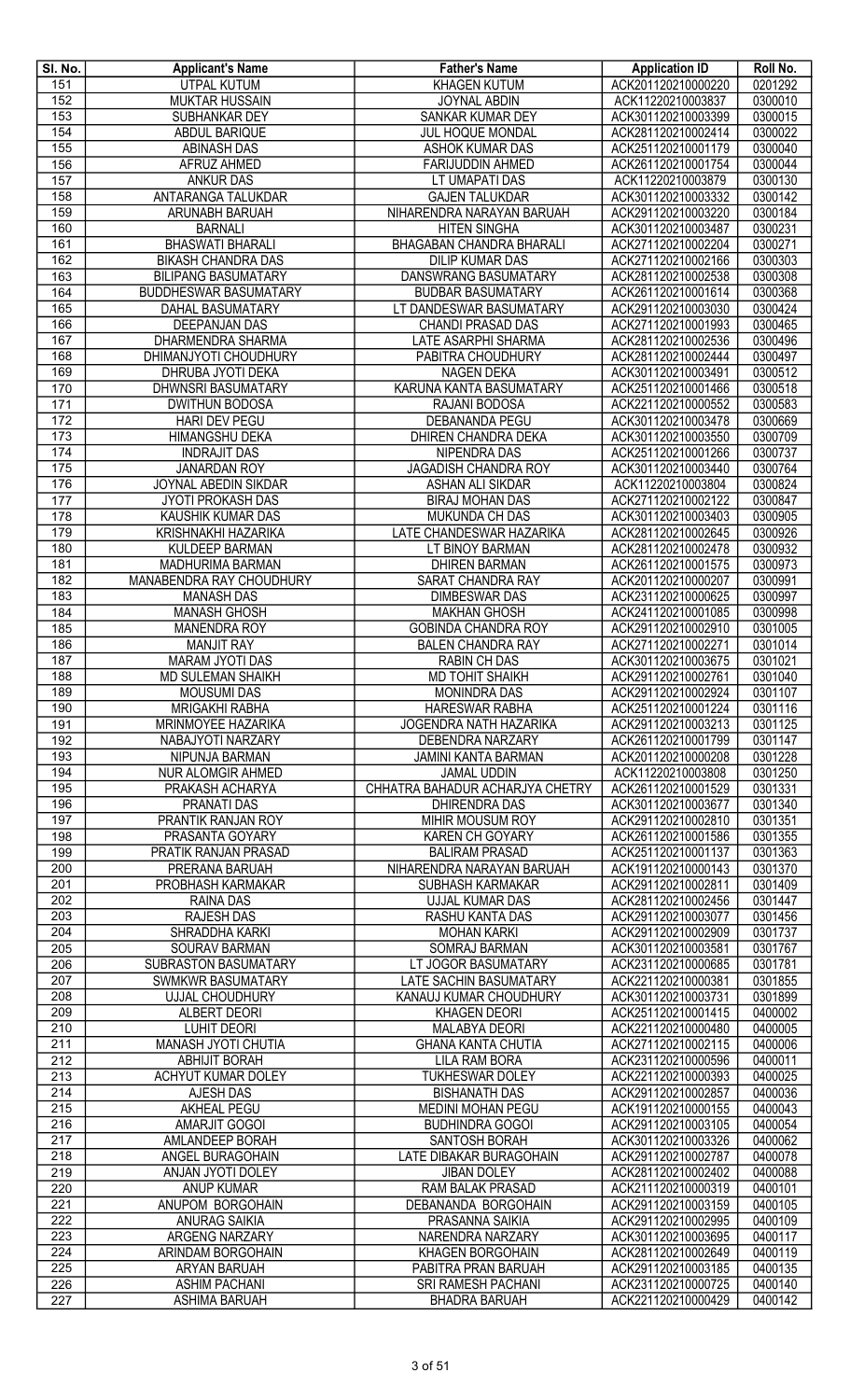| Sl. No. | Applicant's Name | Father's Name | Application ID | Roll No. |
|---|---|---|---|---|
| 151 | UTPAL KUTUM | KHAGEN KUTUM | ACK201120210000220 | 0201292 |
| 152 | MUKTAR HUSSAIN | JOYNAL ABDIN | ACK11220210003837 | 0300010 |
| 153 | SUBHANKAR DEY | SANKAR KUMAR DEY | ACK301120210003399 | 0300015 |
| 154 | ABDUL BARIQUE | JUL HOQUE MONDAL | ACK281120210002414 | 0300022 |
| 155 | ABINASH DAS | ASHOK KUMAR DAS | ACK251120210001179 | 0300040 |
| 156 | AFRUZ AHMED | FARIJUDDIN AHMED | ACK261120210001754 | 0300044 |
| 157 | ANKUR DAS | LT UMAPATI DAS | ACK11220210003879 | 0300130 |
| 158 | ANTARANGA TALUKDAR | GAJEN TALUKDAR | ACK301120210003332 | 0300142 |
| 159 | ARUNABH BARUAH | NIHARENDRA NARAYAN BARUAH | ACK291120210003220 | 0300184 |
| 160 | BARNALI | HITEN SINGHA | ACK301120210003487 | 0300231 |
| 161 | BHASWATI BHARALI | BHAGABAN CHANDRA BHARALI | ACK271120210002204 | 0300271 |
| 162 | BIKASH CHANDRA DAS | DILIP KUMAR DAS | ACK271120210002166 | 0300303 |
| 163 | BILIPANG BASUMATARY | DANSWRANG BASUMATARY | ACK281120210002538 | 0300308 |
| 164 | BUDDHESWAR BASUMATARY | BUDBAR BASUMATARY | ACK261120210001614 | 0300368 |
| 165 | DAHAL BASUMATARY | LT DANDESWAR BASUMATARY | ACK291120210003030 | 0300424 |
| 166 | DEEPANJAN DAS | CHANDI PRASAD DAS | ACK271120210001993 | 0300465 |
| 167 | DHARMENDRA SHARMA | LATE ASARPHI SHARMA | ACK281120210002536 | 0300496 |
| 168 | DHIMANJYOTI CHOUDHURY | PABITRA CHOUDHURY | ACK281120210002444 | 0300497 |
| 169 | DHRUBA JYOTI DEKA | NAGEN DEKA | ACK301120210003491 | 0300512 |
| 170 | DHWNSRI BASUMATARY | KARUNA KANTA BASUMATARY | ACK251120210001466 | 0300518 |
| 171 | DWITHUN BODOSA | RAJANI BODOSA | ACK221120210000552 | 0300583 |
| 172 | HARI DEV PEGU | DEBANANDA PEGU | ACK301120210003478 | 0300669 |
| 173 | HIMANGSHU DEKA | DHIREN CHANDRA DEKA | ACK301120210003550 | 0300709 |
| 174 | INDRAJIT DAS | NIPENDRA DAS | ACK251120210001266 | 0300737 |
| 175 | JANARDAN ROY | JAGADISH CHANDRA ROY | ACK301120210003440 | 0300764 |
| 176 | JOYNAL ABEDIN SIKDAR | ASHAN ALI SIKDAR | ACK11220210003804 | 0300824 |
| 177 | JYOTI PROKASH DAS | BIRAJ MOHAN DAS | ACK271120210002122 | 0300847 |
| 178 | KAUSHIK KUMAR DAS | MUKUNDA CH DAS | ACK301120210003403 | 0300905 |
| 179 | KRISHNAKHI HAZARIKA | LATE CHANDESWAR HAZARIKA | ACK281120210002645 | 0300926 |
| 180 | KULDEEP BARMAN | LT BINOY BARMAN | ACK281120210002478 | 0300932 |
| 181 | MADHURIMA BARMAN | DHIREN BARMAN | ACK261120210001575 | 0300973 |
| 182 | MANABENDRA RAY CHOUDHURY | SARAT CHANDRA RAY | ACK201120210000207 | 0300991 |
| 183 | MANASH DAS | DIMBESWAR DAS | ACK231120210000625 | 0300997 |
| 184 | MANASH GHOSH | MAKHAN GHOSH | ACK241120210001085 | 0300998 |
| 185 | MANENDRA ROY | GOBINDA CHANDRA ROY | ACK291120210002910 | 0301005 |
| 186 | MANJIT RAY | BALEN CHANDRA RAY | ACK271120210002271 | 0301014 |
| 187 | MARAM JYOTI DAS | RABIN CH DAS | ACK301120210003675 | 0301021 |
| 188 | MD SULEMAN SHAIKH | MD TOHIT SHAIKH | ACK291120210002761 | 0301040 |
| 189 | MOUSUMI DAS | MONINDRA DAS | ACK291120210002924 | 0301107 |
| 190 | MRIGAKHI RABHA | HARESWAR RABHA | ACK251120210001224 | 0301116 |
| 191 | MRINMOYEE HAZARIKA | JOGENDRA NATH HAZARIKA | ACK291120210003213 | 0301125 |
| 192 | NABAJYOTI NARZARY | DEBENDRA NARZARY | ACK261120210001799 | 0301147 |
| 193 | NIPUNJA BARMAN | JAMINI KANTA BARMAN | ACK201120210000208 | 0301228 |
| 194 | NUR ALOMGIR AHMED | JAMAL UDDIN | ACK11220210003808 | 0301250 |
| 195 | PRAKASH ACHARYA | CHHATRA BAHADUR ACHARJYA CHETRY | ACK261120210001529 | 0301331 |
| 196 | PRANATI DAS | DHIRENDRA DAS | ACK301120210003677 | 0301340 |
| 197 | PRANTIK RANJAN ROY | MIHIR MOUSUM ROY | ACK291120210002810 | 0301351 |
| 198 | PRASANTA GOYARY | KAREN CH GOYARY | ACK261120210001586 | 0301355 |
| 199 | PRATIK RANJAN PRASAD | BALIRAM PRASAD | ACK251120210001137 | 0301363 |
| 200 | PRERANA BARUAH | NIHARENDRA NARAYAN BARUAH | ACK191120210000143 | 0301370 |
| 201 | PROBHASH KARMAKAR | SUBHASH KARMAKAR | ACK291120210002811 | 0301409 |
| 202 | RAINA DAS | UJJAL KUMAR DAS | ACK281120210002456 | 0301447 |
| 203 | RAJESH DAS | RASHU KANTA DAS | ACK291120210003077 | 0301456 |
| 204 | SHRADDHA KARKI | MOHAN KARKI | ACK291120210002909 | 0301737 |
| 205 | SOURAV BARMAN | SOMRAJ BARMAN | ACK301120210003581 | 0301767 |
| 206 | SUBRASTON BASUMATARY | LT JOGOR BASUMATARY | ACK231120210000685 | 0301781 |
| 207 | SWMKWR BASUMATARY | LATE SACHIN BASUMATARY | ACK221120210000381 | 0301855 |
| 208 | UJJAL CHOUDHURY | KANAUJ KUMAR CHOUDHURY | ACK301120210003731 | 0301899 |
| 209 | ALBERT DEORI | KHAGEN DEORI | ACK251120210001415 | 0400002 |
| 210 | LUHIT DEORI | MALABYA DEORI | ACK221120210000480 | 0400005 |
| 211 | MANASH JYOTI CHUTIA | GHANA KANTA CHUTIA | ACK271120210002115 | 0400006 |
| 212 | ABHIJIT BORAH | LILA RAM BORA | ACK231120210000596 | 0400011 |
| 213 | ACHYUT KUMAR DOLEY | TUKHESWAR DOLEY | ACK221120210000393 | 0400025 |
| 214 | AJESH DAS | BISHANATH DAS | ACK291120210002857 | 0400036 |
| 215 | AKHEAL PEGU | MEDINI MOHAN PEGU | ACK191120210000155 | 0400043 |
| 216 | AMARJIT GOGOI | BUDHINDRA GOGOI | ACK291120210003105 | 0400054 |
| 217 | AMLANDEEP BORAH | SANTOSH BORAH | ACK301120210003326 | 0400062 |
| 218 | ANGEL BURAGOHAIN | LATE DIBAKAR BURAGOHAIN | ACK291120210002787 | 0400078 |
| 219 | ANJAN JYOTI DOLEY | JIBAN DOLEY | ACK281120210002402 | 0400088 |
| 220 | ANUP KUMAR | RAM BALAK PRASAD | ACK211120210000319 | 0400101 |
| 221 | ANUPOM BORGOHAIN | DEBANANDA BORGOHAIN | ACK291120210003159 | 0400105 |
| 222 | ANURAG SAIKIA | PRASANNA SAIKIA | ACK291120210002995 | 0400109 |
| 223 | ARGENG NARZARY | NARENDRA NARZARY | ACK301120210003695 | 0400117 |
| 224 | ARINDAM BORGOHAIN | KHAGEN BORGOHAIN | ACK281120210002649 | 0400119 |
| 225 | ARYAN BARUAH | PABITRA PRAN BARUAH | ACK291120210003185 | 0400135 |
| 226 | ASHIM PACHANI | SRI RAMESH PACHANI | ACK231120210000725 | 0400140 |
| 227 | ASHIMA BARUAH | BHADRA BARUAH | ACK221120210000429 | 0400142 |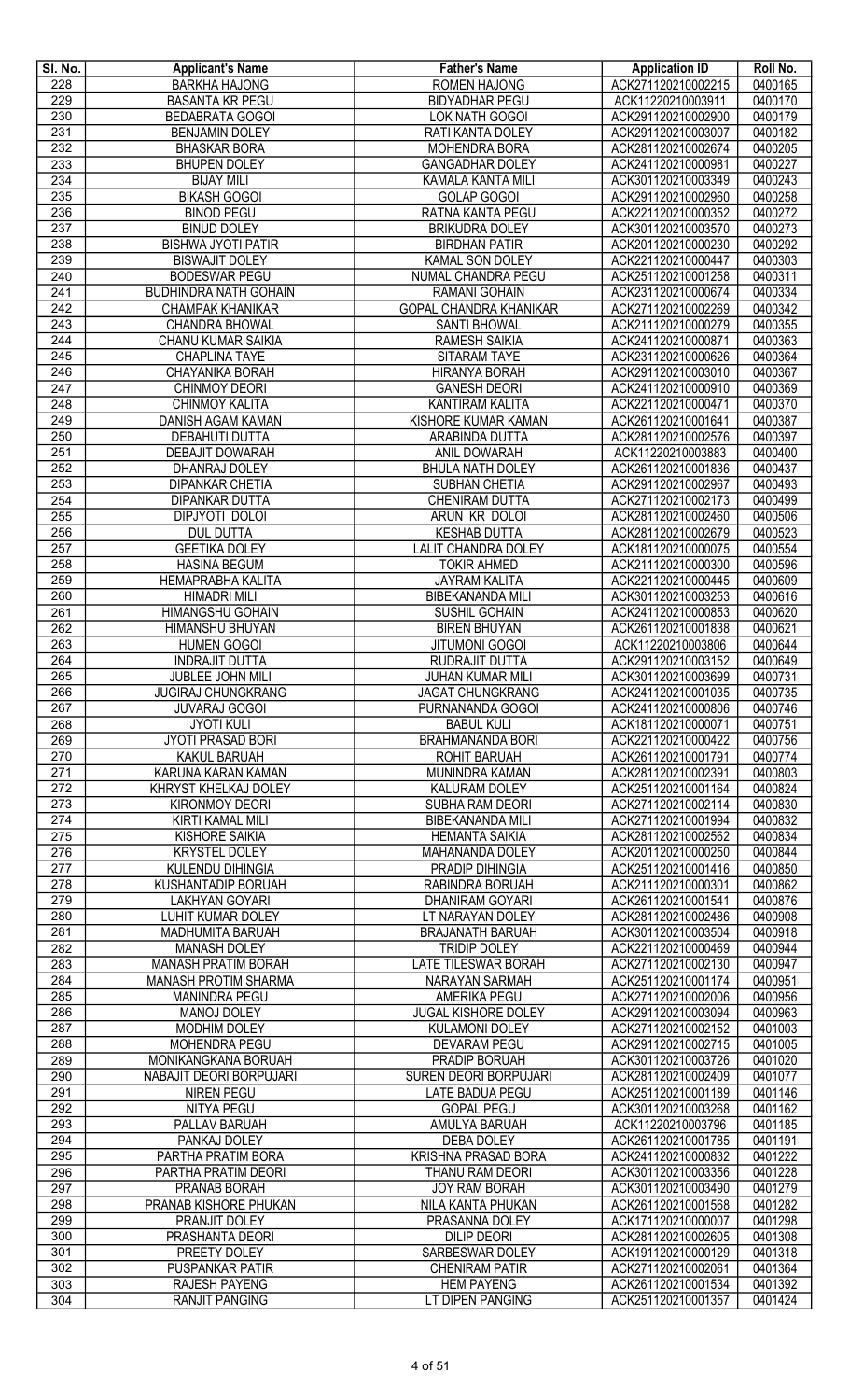| Sl. No. | Applicant's Name | Father's Name | Application ID | Roll No. |
|---|---|---|---|---|
| 228 | BARKHA HAJONG | ROMEN HAJONG | ACK271120210002215 | 0400165 |
| 229 | BASANTA KR PEGU | BIDYADHAR PEGU | ACK11220210003911 | 0400170 |
| 230 | BEDABRATA GOGOI | LOK NATH GOGOI | ACK291120210002900 | 0400179 |
| 231 | BENJAMIN DOLEY | RATI KANTA DOLEY | ACK291120210003007 | 0400182 |
| 232 | BHASKAR BORA | MOHENDRA BORA | ACK281120210002674 | 0400205 |
| 233 | BHUPEN DOLEY | GANGADHAR DOLEY | ACK241120210000981 | 0400227 |
| 234 | BIJAY MILI | KAMALA KANTA MILI | ACK301120210003349 | 0400243 |
| 235 | BIKASH GOGOI | GOLAP GOGOI | ACK291120210002960 | 0400258 |
| 236 | BINOD PEGU | RATNA KANTA PEGU | ACK221120210000352 | 0400272 |
| 237 | BINUD DOLEY | BRIKUDRA DOLEY | ACK301120210003570 | 0400273 |
| 238 | BISHWA JYOTI PATIR | BIRDHAN PATIR | ACK201120210000230 | 0400292 |
| 239 | BISWAJIT DOLEY | KAMAL SON DOLEY | ACK221120210000447 | 0400303 |
| 240 | BODESWAR PEGU | NUMAL CHANDRA PEGU | ACK251120210001258 | 0400311 |
| 241 | BUDHINDRA NATH GOHAIN | RAMANI GOHAIN | ACK231120210000674 | 0400334 |
| 242 | CHAMPAK KHANIKAR | GOPAL CHANDRA KHANIKAR | ACK271120210002269 | 0400342 |
| 243 | CHANDRA BHOWAL | SANTI BHOWAL | ACK211120210000279 | 0400355 |
| 244 | CHANU KUMAR SAIKIA | RAMESH SAIKIA | ACK241120210000871 | 0400363 |
| 245 | CHAPLINA TAYE | SITARAM TAYE | ACK231120210000626 | 0400364 |
| 246 | CHAYANIKA BORAH | HIRANYA BORAH | ACK291120210003010 | 0400367 |
| 247 | CHINMOY DEORI | GANESH DEORI | ACK241120210000910 | 0400369 |
| 248 | CHINMOY KALITA | KANTIRAM KALITA | ACK221120210000471 | 0400370 |
| 249 | DANISH AGAM KAMAN | KISHORE KUMAR KAMAN | ACK261120210001641 | 0400387 |
| 250 | DEBAHUTI DUTTA | ARABINDA DUTTA | ACK281120210002576 | 0400397 |
| 251 | DEBAJIT DOWARAH | ANIL DOWARAH | ACK11220210003883 | 0400400 |
| 252 | DHANRAJ DOLEY | BHULA NATH DOLEY | ACK261120210001836 | 0400437 |
| 253 | DIPANKAR CHETIA | SUBHAN CHETIA | ACK291120210002967 | 0400493 |
| 254 | DIPANKAR DUTTA | CHENIRAM DUTTA | ACK271120210002173 | 0400499 |
| 255 | DIPJYOTI DOLOI | ARUN KR DOLOI | ACK281120210002460 | 0400506 |
| 256 | DUL DUTTA | KESHAB DUTTA | ACK281120210002679 | 0400523 |
| 257 | GEETIKA DOLEY | LALIT CHANDRA DOLEY | ACK181120210000075 | 0400554 |
| 258 | HASINA BEGUM | TOKIR AHMED | ACK211120210000300 | 0400596 |
| 259 | HEMAPRABHA KALITA | JAYRAM KALITA | ACK221120210000445 | 0400609 |
| 260 | HIMADRI MILI | BIBEKANANDA MILI | ACK301120210003253 | 0400616 |
| 261 | HIMANGSHU GOHAIN | SUSHIL GOHAIN | ACK241120210000853 | 0400620 |
| 262 | HIMANSHU BHUYAN | BIREN BHUYAN | ACK261120210001838 | 0400621 |
| 263 | HUMEN GOGOI | JITUMONI GOGOI | ACK11220210003806 | 0400644 |
| 264 | INDRAJIT DUTTA | RUDRAJIT DUTTA | ACK291120210003152 | 0400649 |
| 265 | JUBLEE JOHN MILI | JUHAN KUMAR MILI | ACK301120210003699 | 0400731 |
| 266 | JUGIRAJ CHUNGKRANG | JAGAT CHUNGKRANG | ACK241120210001035 | 0400735 |
| 267 | JUVARAJ GOGOI | PURNANANDA GOGOI | ACK241120210000806 | 0400746 |
| 268 | JYOTI KULI | BABUL KULI | ACK181120210000071 | 0400751 |
| 269 | JYOTI PRASAD BORI | BRAHMANANDA BORI | ACK221120210000422 | 0400756 |
| 270 | KAKUL BARUAH | ROHIT BARUAH | ACK261120210001791 | 0400774 |
| 271 | KARUNA KARAN KAMAN | MUNINDRA KAMAN | ACK281120210002391 | 0400803 |
| 272 | KHRYST KHELKAJ DOLEY | KALURAM DOLEY | ACK251120210001164 | 0400824 |
| 273 | KIRONMOY DEORI | SUBHA RAM DEORI | ACK271120210002114 | 0400830 |
| 274 | KIRTI KAMAL MILI | BIBEKANANDA MILI | ACK271120210001994 | 0400832 |
| 275 | KISHORE SAIKIA | HEMANTA SAIKIA | ACK281120210002562 | 0400834 |
| 276 | KRYSTEL DOLEY | MAHANANDA DOLEY | ACK201120210000250 | 0400844 |
| 277 | KULENDU DIHINGIA | PRADIP DIHINGIA | ACK251120210001416 | 0400850 |
| 278 | KUSHANTADIP BORUAH | RABINDRA BORUAH | ACK211120210000301 | 0400862 |
| 279 | LAKHYAN GOYARI | DHANIRAM GOYARI | ACK261120210001541 | 0400876 |
| 280 | LUHIT KUMAR DOLEY | LT NARAYAN DOLEY | ACK281120210002486 | 0400908 |
| 281 | MADHUMITA BARUAH | BRAJANATH BARUAH | ACK301120210003504 | 0400918 |
| 282 | MANASH DOLEY | TRIDIP DOLEY | ACK221120210000469 | 0400944 |
| 283 | MANASH PRATIM BORAH | LATE TILESWAR BORAH | ACK271120210002130 | 0400947 |
| 284 | MANASH PROTIM SHARMA | NARAYAN SARMAH | ACK251120210001174 | 0400951 |
| 285 | MANINDRA PEGU | AMERIKA PEGU | ACK271120210002006 | 0400956 |
| 286 | MANOJ DOLEY | JUGAL KISHORE DOLEY | ACK291120210003094 | 0400963 |
| 287 | MODHIM DOLEY | KULAMONI DOLEY | ACK271120210002152 | 0401003 |
| 288 | MOHENDRA PEGU | DEVARAM PEGU | ACK291120210002715 | 0401005 |
| 289 | MONIKANGKANA BORUAH | PRADIP BORUAH | ACK301120210003726 | 0401020 |
| 290 | NABAJIT DEORI BORPUJARI | SUREN DEORI BORPUJARI | ACK281120210002409 | 0401077 |
| 291 | NIREN PEGU | LATE BADUA PEGU | ACK251120210001189 | 0401146 |
| 292 | NITYA PEGU | GOPAL PEGU | ACK301120210003268 | 0401162 |
| 293 | PALLAV BARUAH | AMULYA BARUAH | ACK11220210003796 | 0401185 |
| 294 | PANKAJ DOLEY | DEBA DOLEY | ACK261120210001785 | 0401191 |
| 295 | PARTHA PRATIM BORA | KRISHNA PRASAD BORA | ACK241120210000832 | 0401222 |
| 296 | PARTHA PRATIM DEORI | THANU RAM DEORI | ACK301120210003356 | 0401228 |
| 297 | PRANAB BORAH | JOY RAM BORAH | ACK301120210003490 | 0401279 |
| 298 | PRANAB KISHORE PHUKAN | NILA KANTA PHUKAN | ACK261120210001568 | 0401282 |
| 299 | PRANJIT DOLEY | PRASANNA DOLEY | ACK171120210000007 | 0401298 |
| 300 | PRASHANTA DEORI | DILIP DEORI | ACK281120210002605 | 0401308 |
| 301 | PREETY DOLEY | SARBESWAR DOLEY | ACK191120210000129 | 0401318 |
| 302 | PUSPANKAR PATIR | CHENIRAM PATIR | ACK271120210002061 | 0401364 |
| 303 | RAJESH PAYENG | HEM PAYENG | ACK261120210001534 | 0401392 |
| 304 | RANJIT PANGING | LT DIPEN PANGING | ACK251120210001357 | 0401424 |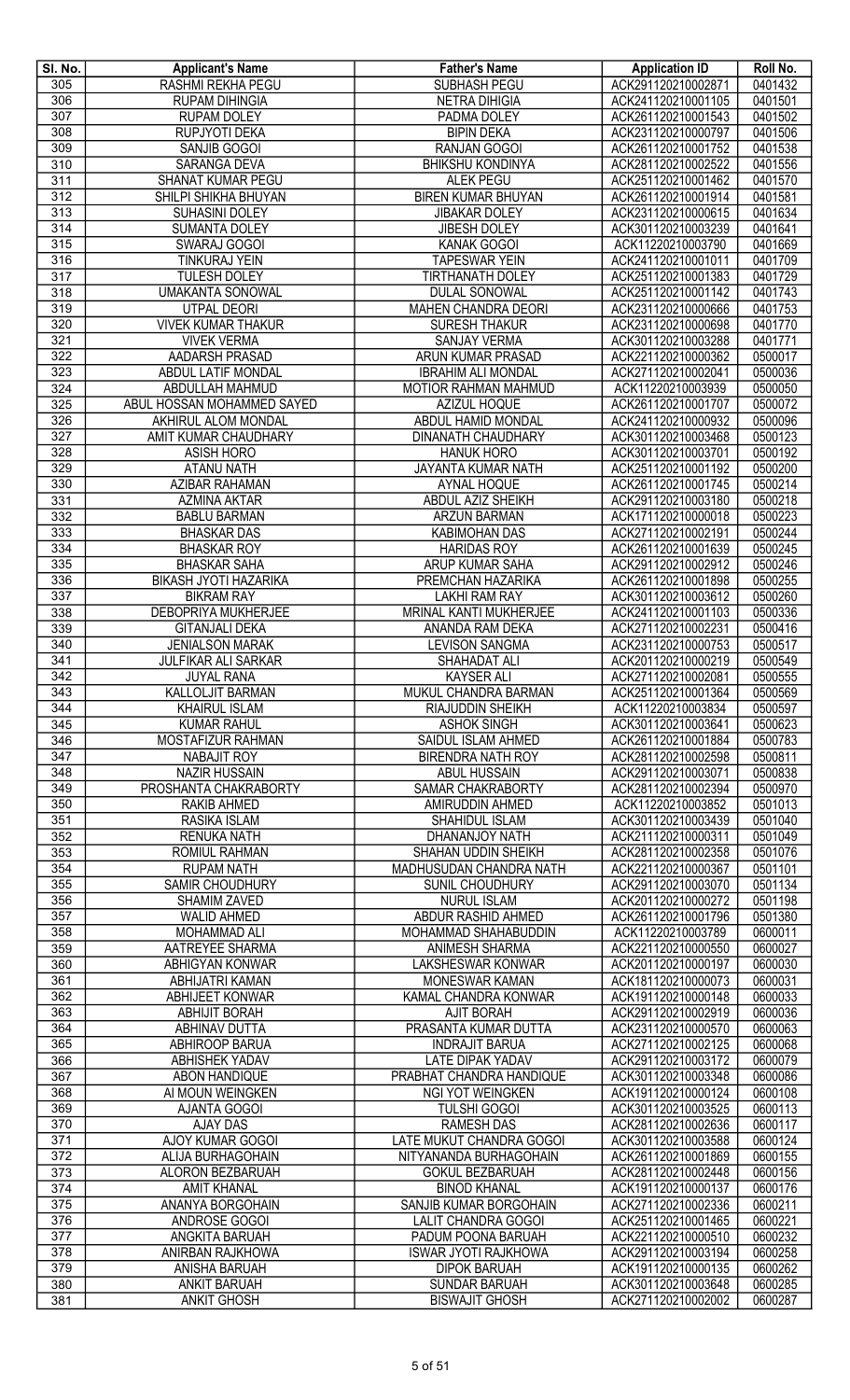| Sl. No. | Applicant's Name | Father's Name | Application ID | Roll No. |
|---|---|---|---|---|
| 305 | RASHMI REKHA PEGU | SUBHASH PEGU | ACK291120210002871 | 0401432 |
| 306 | RUPAM DIHINGIA | NETRA DIHIGIA | ACK241120210001105 | 0401501 |
| 307 | RUPAM DOLEY | PADMA DOLEY | ACK261120210001543 | 0401502 |
| 308 | RUPJYOTI DEKA | BIPIN DEKA | ACK231120210000797 | 0401506 |
| 309 | SANJIB GOGOI | RANJAN GOGOI | ACK261120210001752 | 0401538 |
| 310 | SARANGA DEVA | BHIKSHU KONDINYA | ACK281120210002522 | 0401556 |
| 311 | SHANAT KUMAR PEGU | ALEK PEGU | ACK251120210001462 | 0401570 |
| 312 | SHILPI SHIKHA BHUYAN | BIREN KUMAR BHUYAN | ACK261120210001914 | 0401581 |
| 313 | SUHASINI DOLEY | JIBAKAR DOLEY | ACK231120210000615 | 0401634 |
| 314 | SUMANTA DOLEY | JIBESH DOLEY | ACK301120210003239 | 0401641 |
| 315 | SWARAJ GOGOI | KANAK GOGOI | ACK11220210003790 | 0401669 |
| 316 | TINKURAJ YEIN | TAPESWAR YEIN | ACK241120210001011 | 0401709 |
| 317 | TULESH DOLEY | TIRTHANATH DOLEY | ACK251120210001383 | 0401729 |
| 318 | UMAKANTA SONOWAL | DULAL SONOWAL | ACK251120210001142 | 0401743 |
| 319 | UTPAL DEORI | MAHEN CHANDRA DEORI | ACK231120210000666 | 0401753 |
| 320 | VIVEK KUMAR THAKUR | SURESH THAKUR | ACK231120210000698 | 0401770 |
| 321 | VIVEK VERMA | SANJAY VERMA | ACK301120210003288 | 0401771 |
| 322 | AADARSH PRASAD | ARUN KUMAR PRASAD | ACK221120210000362 | 0500017 |
| 323 | ABDUL LATIF MONDAL | IBRAHIM ALI MONDAL | ACK271120210002041 | 0500036 |
| 324 | ABDULLAH MAHMUD | MOTIOR RAHMAN MAHMUD | ACK11220210003939 | 0500050 |
| 325 | ABUL HOSSAN MOHAMMED SAYED | AZIZUL HOQUE | ACK261120210001707 | 0500072 |
| 326 | AKHIRUL ALOM MONDAL | ABDUL HAMID MONDAL | ACK241120210000932 | 0500096 |
| 327 | AMIT KUMAR CHAUDHARY | DINANATH CHAUDHARY | ACK301120210003468 | 0500123 |
| 328 | ASISH HORO | HANUK HORO | ACK301120210003701 | 0500192 |
| 329 | ATANU NATH | JAYANTA KUMAR NATH | ACK251120210001192 | 0500200 |
| 330 | AZIBAR RAHAMAN | AYNAL HOQUE | ACK261120210001745 | 0500214 |
| 331 | AZMINA AKTAR | ABDUL AZIZ SHEIKH | ACK291120210003180 | 0500218 |
| 332 | BABLU BARMAN | ARZUN BARMAN | ACK171120210000018 | 0500223 |
| 333 | BHASKAR DAS | KABIMOHAN DAS | ACK271120210002191 | 0500244 |
| 334 | BHASKAR ROY | HARIDAS ROY | ACK261120210001639 | 0500245 |
| 335 | BHASKAR SAHA | ARUP KUMAR SAHA | ACK291120210002912 | 0500246 |
| 336 | BIKASH JYOTI HAZARIKA | PREMCHAN HAZARIKA | ACK261120210001898 | 0500255 |
| 337 | BIKRAM RAY | LAKHI RAM RAY | ACK301120210003612 | 0500260 |
| 338 | DEBOPRIYA MUKHERJEE | MRINAL KANTI MUKHERJEE | ACK241120210001103 | 0500336 |
| 339 | GITANJALI DEKA | ANANDA RAM DEKA | ACK271120210002231 | 0500416 |
| 340 | JENIALSON MARAK | LEVISON SANGMA | ACK231120210000753 | 0500517 |
| 341 | JULFIKAR ALI SARKAR | SHAHADAT ALI | ACK201120210000219 | 0500549 |
| 342 | JUYAL RANA | KAYSER ALI | ACK271120210002081 | 0500555 |
| 343 | KALLOLJIT BARMAN | MUKUL CHANDRA BARMAN | ACK251120210001364 | 0500569 |
| 344 | KHAIRUL ISLAM | RIAJUDDIN SHEIKH | ACK11220210003834 | 0500597 |
| 345 | KUMAR RAHUL | ASHOK SINGH | ACK301120210003641 | 0500623 |
| 346 | MOSTAFIZUR RAHMAN | SAIDUL ISLAM AHMED | ACK261120210001884 | 0500783 |
| 347 | NABAJIT ROY | BIRENDRA NATH ROY | ACK281120210002598 | 0500811 |
| 348 | NAZIR HUSSAIN | ABUL HUSSAIN | ACK291120210003071 | 0500838 |
| 349 | PROSHANTA CHAKRABORTY | SAMAR CHAKRABORTY | ACK281120210002394 | 0500970 |
| 350 | RAKIB AHMED | AMIRUDDIN AHMED | ACK11220210003852 | 0501013 |
| 351 | RASIKA ISLAM | SHAHIDUL ISLAM | ACK301120210003439 | 0501040 |
| 352 | RENUKA NATH | DHANANJOY NATH | ACK211120210000311 | 0501049 |
| 353 | ROMIUL RAHMAN | SHAHAN UDDIN SHEIKH | ACK281120210002358 | 0501076 |
| 354 | RUPAM NATH | MADHUSUDAN CHANDRA NATH | ACK221120210000367 | 0501101 |
| 355 | SAMIR CHOUDHURY | SUNIL CHOUDHURY | ACK291120210003070 | 0501134 |
| 356 | SHAMIM ZAVED | NURUL ISLAM | ACK201120210000272 | 0501198 |
| 357 | WALID AHMED | ABDUR RASHID AHMED | ACK261120210001796 | 0501380 |
| 358 | MOHAMMAD ALI | MOHAMMAD SHAHABUDDIN | ACK11220210003789 | 0600011 |
| 359 | AATREYEE SHARMA | ANIMESH SHARMA | ACK221120210000550 | 0600027 |
| 360 | ABHIGYAN KONWAR | LAKSHESWAR KONWAR | ACK201120210000197 | 0600030 |
| 361 | ABHIJATRI KAMAN | MONESWAR KAMAN | ACK181120210000073 | 0600031 |
| 362 | ABHIJEET KONWAR | KAMAL CHANDRA KONWAR | ACK191120210000148 | 0600033 |
| 363 | ABHIJIT BORAH | AJIT BORAH | ACK291120210002919 | 0600036 |
| 364 | ABHINAV DUTTA | PRASANTA KUMAR DUTTA | ACK231120210000570 | 0600063 |
| 365 | ABHIROOP BARUA | INDRAJIT BARUA | ACK271120210002125 | 0600068 |
| 366 | ABHISHEK YADAV | LATE DIPAK YADAV | ACK291120210003172 | 0600079 |
| 367 | ABON HANDIQUE | PRABHAT CHANDRA HANDIQUE | ACK301120210003348 | 0600086 |
| 368 | AI MOUN WEINGKEN | NGI YOT WEINGKEN | ACK191120210000124 | 0600108 |
| 369 | AJANTA GOGOI | TULSHI GOGOI | ACK301120210003525 | 0600113 |
| 370 | AJAY DAS | RAMESH DAS | ACK281120210002636 | 0600117 |
| 371 | AJOY KUMAR GOGOI | LATE MUKUT CHANDRA GOGOI | ACK301120210003588 | 0600124 |
| 372 | ALIJA BURHAGOHAIN | NITYANANDA BURHAGOHAIN | ACK261120210001869 | 0600155 |
| 373 | ALORON BEZBARUAH | GOKUL BEZBARUAH | ACK281120210002448 | 0600156 |
| 374 | AMIT KHANAL | BINOD KHANAL | ACK191120210000137 | 0600176 |
| 375 | ANANYA BORGOHAIN | SANJIB KUMAR BORGOHAIN | ACK271120210002336 | 0600211 |
| 376 | ANDROSE GOGOI | LALIT CHANDRA GOGOI | ACK251120210001465 | 0600221 |
| 377 | ANGKITA BARUAH | PADUM POONA BARUAH | ACK221120210000510 | 0600232 |
| 378 | ANIRBAN RAJKHOWA | ISWAR JYOTI RAJKHOWA | ACK291120210003194 | 0600258 |
| 379 | ANISHA BARUAH | DIPOK BARUAH | ACK191120210000135 | 0600262 |
| 380 | ANKIT BARUAH | SUNDAR BARUAH | ACK301120210003648 | 0600285 |
| 381 | ANKIT GHOSH | BISWAJIT GHOSH | ACK271120210002002 | 0600287 |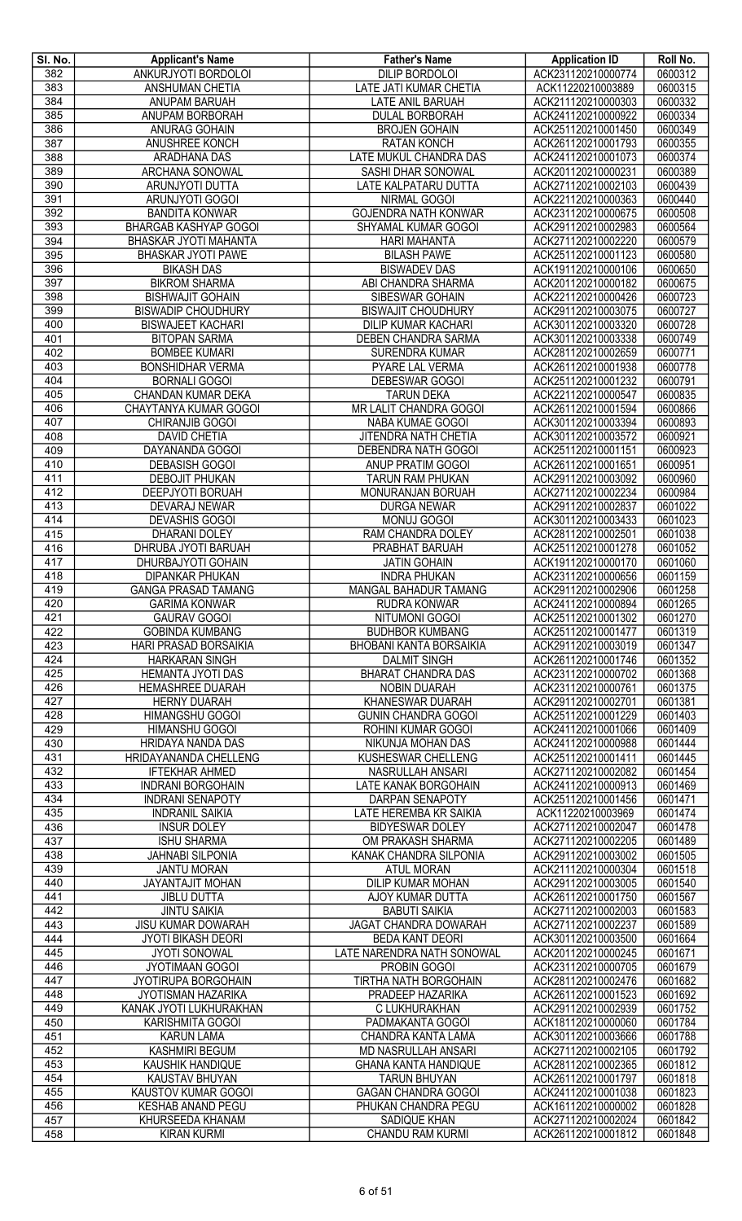| Sl. No. | Applicant's Name | Father's Name | Application ID | Roll No. |
|---|---|---|---|---|
| 382 | ANKURJYOTI BORDOLOI | DILIP BORDOLOI | ACK231120210000774 | 0600312 |
| 383 | ANSHUMAN CHETIA | LATE JATI KUMAR CHETIA | ACK11220210003889 | 0600315 |
| 384 | ANUPAM BARUAH | LATE ANIL BARUAH | ACK211120210000303 | 0600332 |
| 385 | ANUPAM BORBORAH | DULAL BORBORAH | ACK241120210000922 | 0600334 |
| 386 | ANURAG GOHAIN | BROJEN GOHAIN | ACK251120210001450 | 0600349 |
| 387 | ANUSHREE KONCH | RATAN KONCH | ACK261120210001793 | 0600355 |
| 388 | ARADHANA DAS | LATE MUKUL CHANDRA DAS | ACK241120210001073 | 0600374 |
| 389 | ARCHANA SONOWAL | SASHI DHAR SONOWAL | ACK201120210000231 | 0600389 |
| 390 | ARUNJYOTI DUTTA | LATE KALPATARU DUTTA | ACK271120210002103 | 0600439 |
| 391 | ARUNJYOTI GOGOI | NIRMAL GOGOI | ACK221120210000363 | 0600440 |
| 392 | BANDITA KONWAR | GOJENDRA NATH KONWAR | ACK231120210000675 | 0600508 |
| 393 | BHARGAB KASHYAP GOGOI | SHYAMAL KUMAR GOGOI | ACK291120210002983 | 0600564 |
| 394 | BHASKAR JYOTI MAHANTA | HARI MAHANTA | ACK271120210002220 | 0600579 |
| 395 | BHASKAR JYOTI PAWE | BILASH PAWE | ACK251120210001123 | 0600580 |
| 396 | BIKASH DAS | BISWADEV DAS | ACK191120210000106 | 0600650 |
| 397 | BIKROM SHARMA | ABI CHANDRA SHARMA | ACK201120210000182 | 0600675 |
| 398 | BISHWAJIT GOHAIN | SIBESWAR GOHAIN | ACK221120210000426 | 0600723 |
| 399 | BISWADIP CHOUDHURY | BISWAJIT CHOUDHURY | ACK291120210003075 | 0600727 |
| 400 | BISWAJEET KACHARI | DILIP KUMAR KACHARI | ACK301120210003320 | 0600728 |
| 401 | BITOPAN SARMA | DEBEN CHANDRA SARMA | ACK301120210003338 | 0600749 |
| 402 | BOMBEE KUMARI | SURENDRA KUMAR | ACK281120210002659 | 0600771 |
| 403 | BONSHIDHAR VERMA | PYARE LAL VERMA | ACK261120210001938 | 0600778 |
| 404 | BORNALI GOGOI | DEBESWAR GOGOI | ACK251120210001232 | 0600791 |
| 405 | CHANDAN KUMAR DEKA | TARUN DEKA | ACK221120210000547 | 0600835 |
| 406 | CHAYTANYA KUMAR GOGOI | MR LALIT CHANDRA GOGOI | ACK261120210001594 | 0600866 |
| 407 | CHIRANJIB GOGOI | NABA KUMAE GOGOI | ACK301120210003394 | 0600893 |
| 408 | DAVID CHETIA | JITENDRA NATH CHETIA | ACK301120210003572 | 0600921 |
| 409 | DAYANANDA GOGOI | DEBENDRA NATH GOGOI | ACK251120210001151 | 0600923 |
| 410 | DEBASISH GOGOI | ANUP PRATIM GOGOI | ACK261120210001651 | 0600951 |
| 411 | DEBOJIT PHUKAN | TARUN RAM PHUKAN | ACK291120210003092 | 0600960 |
| 412 | DEEPJYOTI BORUAH | MONURANJAN BORUAH | ACK271120210002234 | 0600984 |
| 413 | DEVARAJ NEWAR | DURGA NEWAR | ACK291120210002837 | 0601022 |
| 414 | DEVASHIS GOGOI | MONUJ GOGOI | ACK301120210003433 | 0601023 |
| 415 | DHARANI DOLEY | RAM CHANDRA DOLEY | ACK281120210002501 | 0601038 |
| 416 | DHRUBA JYOTI BARUAH | PRABHAT BARUAH | ACK251120210001278 | 0601052 |
| 417 | DHURBAJYOTI GOHAIN | JATIN GOHAIN | ACK191120210000170 | 0601060 |
| 418 | DIPANKAR PHUKAN | INDRA PHUKAN | ACK231120210000656 | 0601159 |
| 419 | GANGA PRASAD TAMANG | MANGAL BAHADUR TAMANG | ACK291120210002906 | 0601258 |
| 420 | GARIMA KONWAR | RUDRA KONWAR | ACK241120210000894 | 0601265 |
| 421 | GAURAV GOGOI | NITUMONI GOGOI | ACK251120210001302 | 0601270 |
| 422 | GOBINDA KUMBANG | BUDHBOR KUMBANG | ACK251120210001477 | 0601319 |
| 423 | HARI PRASAD BORSAIKIA | BHOBANI KANTA BORSAIKIA | ACK291120210003019 | 0601347 |
| 424 | HARKARAN SINGH | DALMIT SINGH | ACK261120210001746 | 0601352 |
| 425 | HEMANTA JYOTI DAS | BHARAT CHANDRA DAS | ACK231120210000702 | 0601368 |
| 426 | HEMASHREE DUARAH | NOBIN DUARAH | ACK231120210000761 | 0601375 |
| 427 | HERNY DUARAH | KHANESWAR DUARAH | ACK291120210002701 | 0601381 |
| 428 | HIMANGSHU GOGOI | GUNIN CHANDRA GOGOI | ACK251120210001229 | 0601403 |
| 429 | HIMANSHU GOGOI | ROHINI KUMAR GOGOI | ACK241120210001066 | 0601409 |
| 430 | HRIDAYA NANDA DAS | NIKUNJA MOHAN DAS | ACK241120210000988 | 0601444 |
| 431 | HRIDAYANANDA CHELLENG | KUSHESWAR CHELLENG | ACK251120210001411 | 0601445 |
| 432 | IFTEKHAR AHMED | NASRULLAH ANSARI | ACK271120210002082 | 0601454 |
| 433 | INDRANI BORGOHAIN | LATE KANAK BORGOHAIN | ACK241120210000913 | 0601469 |
| 434 | INDRANI SENAPOTY | DARPAN SENAPOTY | ACK251120210001456 | 0601471 |
| 435 | INDRANIL SAIKIA | LATE HEREMBA KR SAIKIA | ACK11220210003969 | 0601474 |
| 436 | INSUR DOLEY | BIDYESWAR DOLEY | ACK271120210002047 | 0601478 |
| 437 | ISHU SHARMA | OM PRAKASH SHARMA | ACK271120210002205 | 0601489 |
| 438 | JAHNABI SILPONIA | KANAK CHANDRA SILPONIA | ACK291120210003002 | 0601505 |
| 439 | JANTU MORAN | ATUL MORAN | ACK211120210000304 | 0601518 |
| 440 | JAYANTAJIT MOHAN | DILIP KUMAR MOHAN | ACK291120210003005 | 0601540 |
| 441 | JIBLU DUTTA | AJOY KUMAR DUTTA | ACK261120210001750 | 0601567 |
| 442 | JINTU SAIKIA | BABUTI SAIKIA | ACK271120210002003 | 0601583 |
| 443 | JISU KUMAR DOWARAH | JAGAT CHANDRA DOWARAH | ACK271120210002237 | 0601589 |
| 444 | JYOTI BIKASH DEORI | BEDA KANT DEORI | ACK301120210003500 | 0601664 |
| 445 | JYOTI SONOWAL | LATE NARENDRA NATH SONOWAL | ACK201120210000245 | 0601671 |
| 446 | JYOTIMAAN GOGOI | PROBIN GOGOI | ACK231120210000705 | 0601679 |
| 447 | JYOTIRUPA BORGOHAIN | TIRTHA NATH BORGOHAIN | ACK281120210002476 | 0601682 |
| 448 | JYOTISMAN HAZARIKA | PRADEEP HAZARIKA | ACK261120210001523 | 0601692 |
| 449 | KANAK JYOTI LUKHURAKHAN | C LUKHURAKHAN | ACK291120210002939 | 0601752 |
| 450 | KARISHMITA GOGOI | PADMAKANTA GOGOI | ACK181120210000060 | 0601784 |
| 451 | KARUN LAMA | CHANDRA KANTA LAMA | ACK301120210003666 | 0601788 |
| 452 | KASHMIRI BEGUM | MD NASRULLAH ANSARI | ACK271120210002105 | 0601792 |
| 453 | KAUSHIK HANDIQUE | GHANA KANTA HANDIQUE | ACK281120210002365 | 0601812 |
| 454 | KAUSTAV BHUYAN | TARUN BHUYAN | ACK261120210001797 | 0601818 |
| 455 | KAUSTOV KUMAR GOGOI | GAGAN CHANDRA GOGOI | ACK241120210001038 | 0601823 |
| 456 | KESHAB ANAND PEGU | PHUKAN CHANDRA PEGU | ACK161120210000002 | 0601828 |
| 457 | KHURSEEDA KHANAM | SADIQUE KHAN | ACK271120210002024 | 0601842 |
| 458 | KIRAN KURMI | CHANDU RAM KURMI | ACK261120210001812 | 0601848 |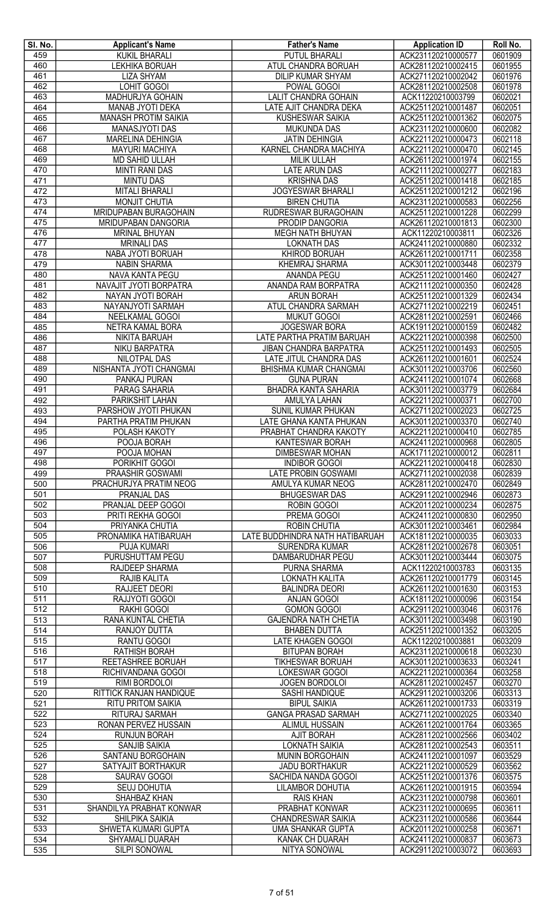| Sl. No. | Applicant's Name | Father's Name | Application ID | Roll No. |
|---|---|---|---|---|
| 459 | KUKIL BHARALI | PUTUL BHARALI | ACK231120210000577 | 0601909 |
| 460 | LEKHIKA BORUAH | ATUL CHANDRA BORUAH | ACK281120210002415 | 0601955 |
| 461 | LIZA SHYAM | DILIP KUMAR SHYAM | ACK271120210002042 | 0601976 |
| 462 | LOHIT GOGOI | POWAL GOGOI | ACK281120210002508 | 0601978 |
| 463 | MADHURJYA GOHAIN | LALIT CHANDRA GOHAIN | ACK11220210003799 | 0602021 |
| 464 | MANAB JYOTI DEKA | LATE AJIT CHANDRA DEKA | ACK251120210001487 | 0602051 |
| 465 | MANASH PROTIM SAIKIA | KUSHESWAR SAIKIA | ACK251120210001362 | 0602075 |
| 466 | MANASJYOTI DAS | MUKUNDA DAS | ACK231120210000600 | 0602082 |
| 467 | MARELINA DEHINGIA | JATIN DEHINGIA | ACK221120210000473 | 0602118 |
| 468 | MAYURI MACHIYA | KARNEL CHANDRA MACHIYA | ACK221120210000470 | 0602145 |
| 469 | MD SAHID ULLAH | MILIK ULLAH | ACK261120210001974 | 0602155 |
| 470 | MINTI RANI DAS | LATE ARUN DAS | ACK211120210000277 | 0602183 |
| 471 | MINTU DAS | KRISHNA DAS | ACK251120210001418 | 0602185 |
| 472 | MITALI BHARALI | JOGYESWAR BHARALI | ACK251120210001212 | 0602196 |
| 473 | MONJIT CHUTIA | BIREN CHUTIA | ACK231120210000583 | 0602256 |
| 474 | MRIDUPABAN BURAGOHAIN | RUDRESWAR BURAGOHAIN | ACK251120210001228 | 0602299 |
| 475 | MRIDUPABAN DANGORIA | PRODIP DANGORIA | ACK261120210001813 | 0602300 |
| 476 | MRINAL BHUYAN | MEGH NATH BHUYAN | ACK11220210003811 | 0602326 |
| 477 | MRINALI DAS | LOKNATH DAS | ACK241120210000880 | 0602332 |
| 478 | NABA JYOTI BORUAH | KHIROD BORUAH | ACK261120210001711 | 0602358 |
| 479 | NABIN SHARMA | KHEMRAJ SHARMA | ACK301120210003448 | 0602379 |
| 480 | NAVA KANTA PEGU | ANANDA PEGU | ACK251120210001460 | 0602427 |
| 481 | NAVAJIT JYOTI BORPATRA | ANANDA RAM BORPATRA | ACK211120210000350 | 0602428 |
| 482 | NAYAN JYOTI BORAH | ARUN BORAH | ACK251120210001329 | 0602434 |
| 483 | NAYANJYOTI SARMAH | ATUL CHANDRA SARMAH | ACK271120210002219 | 0602451 |
| 484 | NEELKAMAL GOGOI | MUKUT GOGOI | ACK281120210002591 | 0602466 |
| 485 | NETRA KAMAL BORA | JOGESWAR BORA | ACK191120210000159 | 0602482 |
| 486 | NIKITA BARUAH | LATE PARTHA PRATIM BARUAH | ACK221120210000398 | 0602500 |
| 487 | NIKU BARPATRA | JIBAN CHANDRA BARPATRA | ACK251120210001493 | 0602505 |
| 488 | NILOTPAL DAS | LATE JITUL CHANDRA DAS | ACK261120210001601 | 0602524 |
| 489 | NISHANTA JYOTI CHANGMAI | BHISHMA KUMAR CHANGMAI | ACK301120210003706 | 0602560 |
| 490 | PANKAJ PURAN | GUNA PURAN | ACK241120210001074 | 0602668 |
| 491 | PARAG SAHARIA | BHADRA KANTA SAHARIA | ACK301120210003779 | 0602684 |
| 492 | PARIKSHIT LAHAN | AMULYA LAHAN | ACK221120210000371 | 0602700 |
| 493 | PARSHOW JYOTI PHUKAN | SUNIL KUMAR PHUKAN | ACK271120210002023 | 0602725 |
| 494 | PARTHA PRATIM PHUKAN | LATE GHANA KANTA PHUKAN | ACK301120210003370 | 0602740 |
| 495 | POLASH KAKOTY | PRABHAT CHANDRA KAKOTY | ACK221120210000410 | 0602785 |
| 496 | POOJA BORAH | KANTESWAR BORAH | ACK241120210000968 | 0602805 |
| 497 | POOJA MOHAN | DIMBESWAR MOHAN | ACK171120210000012 | 0602811 |
| 498 | PORIKHIT GOGOI | INDIBOR GOGOI | ACK221120210000418 | 0602830 |
| 499 | PRAASHIR GOSWAMI | LATE PROBIN GOSWAMI | ACK271120210002038 | 0602839 |
| 500 | PRACHURJYA PRATIM NEOG | AMULYA KUMAR NEOG | ACK281120210002470 | 0602849 |
| 501 | PRANJAL DAS | BHUGESWAR DAS | ACK291120210002946 | 0602873 |
| 502 | PRANJAL DEEP GOGOI | ROBIN GOGOI | ACK201120210000234 | 0602875 |
| 503 | PRITI REKHA GOGOI | PREMA GOGOI | ACK241120210000830 | 0602950 |
| 504 | PRIYANKA CHUTIA | ROBIN CHUTIA | ACK301120210003461 | 0602984 |
| 505 | PRONAMIKA HATIBARUAH | LATE BUDDHINDRA NATH HATIBARUAH | ACK181120210000035 | 0603033 |
| 506 | PUJA KUMARI | SURENDRA KUMAR | ACK281120210002678 | 0603051 |
| 507 | PURUSHUTTAM PEGU | DAMBARUDHAR PEGU | ACK301120210003444 | 0603075 |
| 508 | RAJDEEP SHARMA | PURNA SHARMA | ACK11220210003783 | 0603135 |
| 509 | RAJIB KALITA | LOKNATH KALITA | ACK261120210001779 | 0603145 |
| 510 | RAJJEET DEORI | BALINDRA DEORI | ACK261120210001630 | 0603153 |
| 511 | RAJJYOTI GOGOI | ANJAN GOGOI | ACK181120210000096 | 0603154 |
| 512 | RAKHI GOGOI | GOMON GOGOI | ACK291120210003046 | 0603176 |
| 513 | RANA KUNTAL CHETIA | GAJENDRA NATH CHETIA | ACK301120210003498 | 0603190 |
| 514 | RANJOY DUTTA | BHABEN DUTTA | ACK251120210001352 | 0603205 |
| 515 | RANTU GOGOI | LATE KHAGEN GOGOI | ACK11220210003881 | 0603209 |
| 516 | RATHISH BORAH | BITUPAN BORAH | ACK231120210000618 | 0603230 |
| 517 | REETASHREE BORUAH | TIKHESWAR BORUAH | ACK301120210003633 | 0603241 |
| 518 | RICHIVANDANA GOGOI | LOKESWAR GOGOI | ACK221120210000364 | 0603258 |
| 519 | RIMI BORDOLOI | JOGEN BORDOLOI | ACK281120210002457 | 0603270 |
| 520 | RITTICK RANJAN HANDIQUE | SASHI HANDIQUE | ACK291120210003206 | 0603313 |
| 521 | RITU PRITOM SAIKIA | BIPUL SAIKIA | ACK261120210001733 | 0603319 |
| 522 | RITURAJ SARMAH | GANGA PRASAD SARMAH | ACK271120210002025 | 0603340 |
| 523 | RONAN PERVEZ HUSSAIN | ALIMUL HUSSAIN | ACK261120210001764 | 0603365 |
| 524 | RUNJUN BORAH | AJIT BORAH | ACK281120210002566 | 0603402 |
| 525 | SANJIB SAIKIA | LOKNATH SAIKIA | ACK281120210002543 | 0603511 |
| 526 | SANTANU BORGOHAIN | MUNIN BORGOHAIN | ACK241120210001097 | 0603529 |
| 527 | SATYAJIT BORTHAKUR | JADU BORTHAKUR | ACK221120210000529 | 0603562 |
| 528 | SAURAV GOGOI | SACHIDA NANDA GOGOI | ACK251120210001376 | 0603575 |
| 529 | SEUJ DOHUTIA | LILAMBOR DOHUTIA | ACK261120210001915 | 0603594 |
| 530 | SHAHBAZ KHAN | RAIS KHAN | ACK231120210000798 | 0603601 |
| 531 | SHANDILYA PRABHAT KONWAR | PRABHAT KONWAR | ACK231120210000695 | 0603611 |
| 532 | SHILPIKA SAIKIA | CHANDRESWAR SAIKIA | ACK231120210000586 | 0603644 |
| 533 | SHWETA KUMARI GUPTA | UMA SHANKAR GUPTA | ACK201120210000258 | 0603671 |
| 534 | SHYAMALI DUARAH | KANAK CH DUARAH | ACK241120210000837 | 0603673 |
| 535 | SILPI SONOWAL | NITYA SONOWAL | ACK291120210003072 | 0603693 |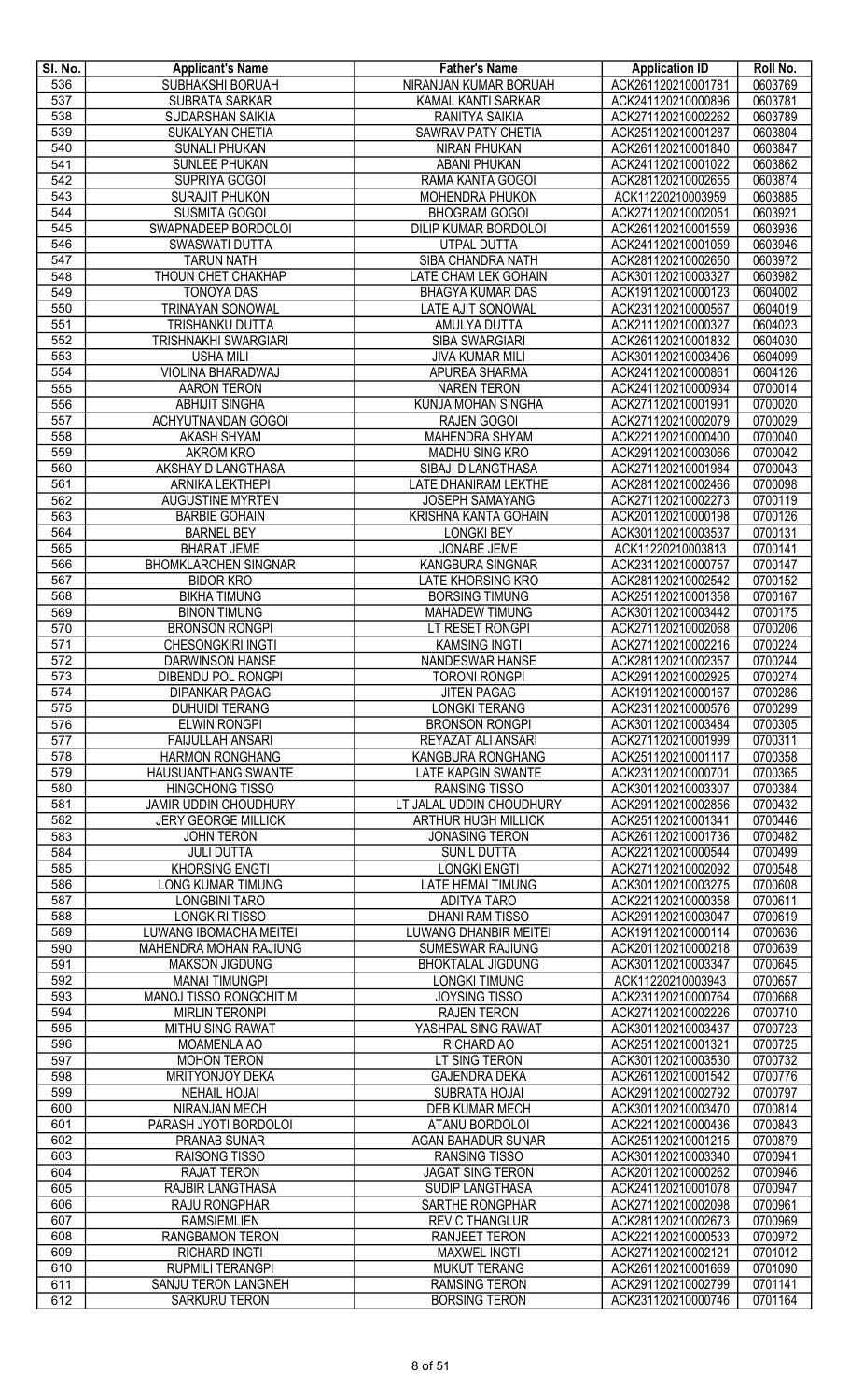| Sl. No. | Applicant's Name | Father's Name | Application ID | Roll No. |
|---|---|---|---|---|
| 536 | SUBHAKSHI BORUAH | NIRANJAN KUMAR BORUAH | ACK261120210001781 | 0603769 |
| 537 | SUBRATA SARKAR | KAMAL KANTI SARKAR | ACK241120210000896 | 0603781 |
| 538 | SUDARSHAN SAIKIA | RANITYA SAIKIA | ACK271120210002262 | 0603789 |
| 539 | SUKALYAN CHETIA | SAWRAV PATY CHETIA | ACK251120210001287 | 0603804 |
| 540 | SUNALI PHUKAN | NIRAN PHUKAN | ACK261120210001840 | 0603847 |
| 541 | SUNLEE PHUKAN | ABANI PHUKAN | ACK241120210001022 | 0603862 |
| 542 | SUPRIYA GOGOI | RAMA KANTA GOGOI | ACK281120210002655 | 0603874 |
| 543 | SURAJIT PHUKON | MOHENDRA PHUKON | ACK11220210003959 | 0603885 |
| 544 | SUSMITA GOGOI | BHOGRAM GOGOI | ACK271120210002051 | 0603921 |
| 545 | SWAPNADEEP BORDOLOI | DILIP KUMAR BORDOLOI | ACK261120210001559 | 0603936 |
| 546 | SWASWATI DUTTA | UTPAL DUTTA | ACK241120210001059 | 0603946 |
| 547 | TARUN NATH | SIBA CHANDRA NATH | ACK281120210002650 | 0603972 |
| 548 | THOUN CHET CHAKHAP | LATE CHAM LEK GOHAIN | ACK301120210003327 | 0603982 |
| 549 | TONOYA DAS | BHAGYA KUMAR DAS | ACK191120210000123 | 0604002 |
| 550 | TRINAYAN SONOWAL | LATE AJIT SONOWAL | ACK231120210000567 | 0604019 |
| 551 | TRISHANKU DUTTA | AMULYA DUTTA | ACK211120210000327 | 0604023 |
| 552 | TRISHNAKHI SWARGIARI | SIBA SWARGIARI | ACK261120210001832 | 0604030 |
| 553 | USHA MILI | JIVA KUMAR MILI | ACK301120210003406 | 0604099 |
| 554 | VIOLINA BHARADWAJ | APURBA SHARMA | ACK241120210000861 | 0604126 |
| 555 | AARON TERON | NAREN TERON | ACK241120210000934 | 0700014 |
| 556 | ABHIJIT SINGHA | KUNJA MOHAN SINGHA | ACK271120210001991 | 0700020 |
| 557 | ACHYUTNANDAN GOGOI | RAJEN GOGOI | ACK271120210002079 | 0700029 |
| 558 | AKASH SHYAM | MAHENDRA SHYAM | ACK221120210000400 | 0700040 |
| 559 | AKROM KRO | MADHU SING KRO | ACK291120210003066 | 0700042 |
| 560 | AKSHAY D LANGTHASA | SIBAJI D LANGTHASA | ACK271120210001984 | 0700043 |
| 561 | ARNIKA LEKTHEPI | LATE DHANIRAM LEKTHE | ACK281120210002466 | 0700098 |
| 562 | AUGUSTINE MYRTEN | JOSEPH SAMAYANG | ACK271120210002273 | 0700119 |
| 563 | BARBIE GOHAIN | KRISHNA KANTA GOHAIN | ACK201120210000198 | 0700126 |
| 564 | BARNEL BEY | LONGKI BEY | ACK301120210003537 | 0700131 |
| 565 | BHARAT JEME | JONABE JEME | ACK11220210003813 | 0700141 |
| 566 | BHOMKLARCHEN SINGNAR | KANGBURA SINGNAR | ACK231120210000757 | 0700147 |
| 567 | BIDOR KRO | LATE KHORSING KRO | ACK281120210002542 | 0700152 |
| 568 | BIKHA TIMUNG | BORSING TIMUNG | ACK251120210001358 | 0700167 |
| 569 | BINON TIMUNG | MAHADEW TIMUNG | ACK301120210003442 | 0700175 |
| 570 | BRONSON RONGPI | LT RESET RONGPI | ACK271120210002068 | 0700206 |
| 571 | CHESONGKIRI INGTI | KAMSING INGTI | ACK271120210002216 | 0700224 |
| 572 | DARWINSON HANSE | NANDESWAR HANSE | ACK281120210002357 | 0700244 |
| 573 | DIBENDU POL RONGPI | TORONI RONGPI | ACK291120210002925 | 0700274 |
| 574 | DIPANKAR PAGAG | JITEN PAGAG | ACK191120210000167 | 0700286 |
| 575 | DUHUIDI TERANG | LONGKI TERANG | ACK231120210000576 | 0700299 |
| 576 | ELWIN RONGPI | BRONSON RONGPI | ACK301120210003484 | 0700305 |
| 577 | FAIJULLAH ANSARI | REYAZAT ALI ANSARI | ACK271120210001999 | 0700311 |
| 578 | HARMON RONGHANG | KANGBURA RONGHANG | ACK251120210001117 | 0700358 |
| 579 | HAUSUANTHANG SWANTE | LATE KAPGIN SWANTE | ACK231120210000701 | 0700365 |
| 580 | HINGCHONG TISSO | RANSING TISSO | ACK301120210003307 | 0700384 |
| 581 | JAMIR UDDIN CHOUDHURY | LT JALAL UDDIN CHOUDHURY | ACK291120210002856 | 0700432 |
| 582 | JERY GEORGE MILLICK | ARTHUR HUGH MILLICK | ACK251120210001341 | 0700446 |
| 583 | JOHN TERON | JONASING TERON | ACK261120210001736 | 0700482 |
| 584 | JULI DUTTA | SUNIL DUTTA | ACK221120210000544 | 0700499 |
| 585 | KHORSING ENGTI | LONGKI ENGTI | ACK271120210002092 | 0700548 |
| 586 | LONG KUMAR TIMUNG | LATE HEMAI TIMUNG | ACK301120210003275 | 0700608 |
| 587 | LONGBINI TARO | ADITYA TARO | ACK221120210000358 | 0700611 |
| 588 | LONGKIRI TISSO | DHANI RAM TISSO | ACK291120210003047 | 0700619 |
| 589 | LUWANG IBOMACHA MEITEI | LUWANG DHANBIR MEITEI | ACK191120210000114 | 0700636 |
| 590 | MAHENDRA MOHAN RAJIUNG | SUMESWAR RAJIUNG | ACK201120210000218 | 0700639 |
| 591 | MAKSON JIGDUNG | BHOKTALAL JIGDUNG | ACK301120210003347 | 0700645 |
| 592 | MANAI TIMUNGPI | LONGKI TIMUNG | ACK11220210003943 | 0700657 |
| 593 | MANOJ TISSO RONGCHITIM | JOYSING TISSO | ACK231120210000764 | 0700668 |
| 594 | MIRLIN TERONPI | RAJEN TERON | ACK271120210002226 | 0700710 |
| 595 | MITHU SING RAWAT | YASHPAL SING RAWAT | ACK301120210003437 | 0700723 |
| 596 | MOAMENLA AO | RICHARD AO | ACK251120210001321 | 0700725 |
| 597 | MOHON TERON | LT SING TERON | ACK301120210003530 | 0700732 |
| 598 | MRITYONJOY DEKA | GAJENDRA DEKA | ACK261120210001542 | 0700776 |
| 599 | NEHAIL HOJAI | SUBRATA HOJAI | ACK291120210002792 | 0700797 |
| 600 | NIRANJAN MECH | DEB KUMAR MECH | ACK301120210003470 | 0700814 |
| 601 | PARASH JYOTI BORDOLOI | ATANU BORDOLOI | ACK221120210000436 | 0700843 |
| 602 | PRANAB SUNAR | AGAN BAHADUR SUNAR | ACK251120210001215 | 0700879 |
| 603 | RAISONG TISSO | RANSING TISSO | ACK301120210003340 | 0700941 |
| 604 | RAJAT TERON | JAGAT SING TERON | ACK201120210000262 | 0700946 |
| 605 | RAJBIR LANGTHASA | SUDIP LANGTHASA | ACK241120210001078 | 0700947 |
| 606 | RAJU RONGPHAR | SARTHE RONGPHAR | ACK271120210002098 | 0700961 |
| 607 | RAMSIEMLIEN | REV C THANGLUR | ACK281120210002673 | 0700969 |
| 608 | RANGBAMON TERON | RANJEET TERON | ACK221120210000533 | 0700972 |
| 609 | RICHARD INGTI | MAXWEL INGTI | ACK271120210002121 | 0701012 |
| 610 | RUPMILI TERANGPI | MUKUT TERANG | ACK261120210001669 | 0701090 |
| 611 | SANJU TERON LANGNEH | RAMSING TERON | ACK291120210002799 | 0701141 |
| 612 | SARKURU TERON | BORSING TERON | ACK231120210000746 | 0701164 |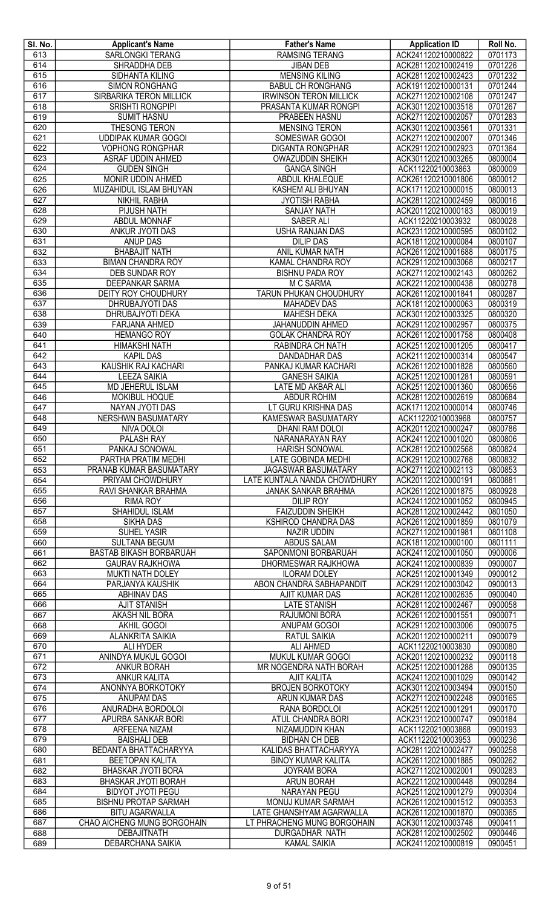| Sl. No. | Applicant's Name | Father's Name | Application ID | Roll No. |
|---|---|---|---|---|
| 613 | SARLONGKI TERANG | RAMSING TERANG | ACK241120210000822 | 0701173 |
| 614 | SHRADDHA DEB | JIBAN DEB | ACK281120210002419 | 0701226 |
| 615 | SIDHANTA KILING | MENSING KILING | ACK281120210002423 | 0701232 |
| 616 | SIMON RONGHANG | BABUL CH RONGHANG | ACK191120210000131 | 0701244 |
| 617 | SIRBARIKA TERON MILLICK | IRWINSON TERON MILLICK | ACK271120210002108 | 0701247 |
| 618 | SRISHTI RONGPIPI | PRASANTA KUMAR RONGPI | ACK301120210003518 | 0701267 |
| 619 | SUMIT HASNU | PRABEEN HASNU | ACK271120210002057 | 0701283 |
| 620 | THESONG TERON | MENSING TERON | ACK301120210003561 | 0701331 |
| 621 | UDDIPAK KUMAR GOGOI | SOMESWAR GOGOI | ACK271120210002007 | 0701346 |
| 622 | VOPHONG RONGPHAR | DIGANTA RONGPHAR | ACK291120210002923 | 0701364 |
| 623 | ASRAF UDDIN AHMED | OWAZUDDIN SHEIKH | ACK301120210003265 | 0800004 |
| 624 | GUDEN SINGH | GANGA SINGH | ACK11220210003863 | 0800009 |
| 625 | MONIR UDDIN AHMED | ABDUL KHALEQUE | ACK261120210001806 | 0800012 |
| 626 | MUZAHIDUL ISLAM BHUYAN | KASHEM ALI BHUYAN | ACK171120210000015 | 0800013 |
| 627 | NIKHIL RABHA | JYOTISH RABHA | ACK281120210002459 | 0800016 |
| 628 | PIJUSH NATH | SANJAY NATH | ACK201120210000183 | 0800019 |
| 629 | ABDUL MONNAF | SABER ALI | ACK11220210003932 | 0800028 |
| 630 | ANKUR JYOTI DAS | USHA RANJAN DAS | ACK231120210000595 | 0800102 |
| 631 | ANUP DAS | DILIP DAS | ACK181120210000084 | 0800107 |
| 632 | BHABAJIT NATH | ANIL KUMAR NATH | ACK261120210001688 | 0800175 |
| 633 | BIMAN CHANDRA ROY | KAMAL CHANDRA ROY | ACK291120210003068 | 0800217 |
| 634 | DEB SUNDAR ROY | BISHNU PADA ROY | ACK271120210002143 | 0800262 |
| 635 | DEEPANKAR SARMA | M C SARMA | ACK221120210000438 | 0800278 |
| 636 | DEITY ROY CHOUDHURY | TARUN PHUKAN CHOUDHURY | ACK261120210001841 | 0800287 |
| 637 | DHRUBAJYOTI DAS | MAHADEV DAS | ACK181120210000063 | 0800319 |
| 638 | DHRUBAJYOTI DEKA | MAHESH DEKA | ACK301120210003325 | 0800320 |
| 639 | FARJANA AHMED | JAHANUDDIN AHMED | ACK291120210002957 | 0800375 |
| 640 | HEMANGO ROY | GOLAK CHANDRA ROY | ACK261120210001758 | 0800408 |
| 641 | HIMAKSHI NATH | RABINDRA CH NATH | ACK251120210001205 | 0800417 |
| 642 | KAPIL DAS | DANDADHAR DAS | ACK211120210000314 | 0800547 |
| 643 | KAUSHIK RAJ KACHARI | PANKAJ KUMAR KACHARI | ACK261120210001828 | 0800560 |
| 644 | LEEZA SAIKIA | GANESH SAIKIA | ACK251120210001281 | 0800591 |
| 645 | MD JEHERUL ISLAM | LATE MD AKBAR ALI | ACK251120210001360 | 0800656 |
| 646 | MOKIBUL HOQUE | ABDUR ROHIM | ACK281120210002619 | 0800684 |
| 647 | NAYAN JYOTI DAS | LT GURU KRISHNA DAS | ACK171120210000014 | 0800746 |
| 648 | NERSHWN BASUMATARY | KAMESWAR BASUMATARY | ACK11220210003968 | 0800757 |
| 649 | NIVA DOLOI | DHANI RAM DOLOI | ACK201120210000247 | 0800786 |
| 650 | PALASH RAY | NARANARAYAN RAY | ACK241120210001020 | 0800806 |
| 651 | PANKAJ SONOWAL | HARISH SONOWAL | ACK281120210002568 | 0800824 |
| 652 | PARTHA PRATIM MEDHI | LATE GOBINDA MEDHI | ACK291120210002768 | 0800832 |
| 653 | PRANAB KUMAR BASUMATARY | JAGASWAR BASUMATARY | ACK271120210002113 | 0800853 |
| 654 | PRIYAM CHOWDHURY | LATE KUNTALA NANDA CHOWDHURY | ACK201120210000191 | 0800881 |
| 655 | RAVI SHANKAR BRAHMA | JANAK SANKAR BRAHMA | ACK261120210001875 | 0800928 |
| 656 | RIMA ROY | DILIP ROY | ACK241120210001052 | 0800945 |
| 657 | SHAHIDUL ISLAM | FAIZUDDIN SHEIKH | ACK281120210002442 | 0801050 |
| 658 | SIKHA DAS | KSHIROD CHANDRA DAS | ACK261120210001859 | 0801079 |
| 659 | SUHEL YASIR | NAZIR UDDIN | ACK271120210001981 | 0801108 |
| 660 | SULTANA BEGUM | ABDUS SALAM | ACK181120210000100 | 0801111 |
| 661 | BASTAB BIKASH BORBARUAH | SAPONMONI BORBARUAH | ACK241120210001050 | 0900006 |
| 662 | GAURAV RAJKHOWA | DHORMESWAR RAJKHOWA | ACK241120210000839 | 0900007 |
| 663 | MUKTI NATH DOLEY | ILORAM DOLEY | ACK251120210001349 | 0900012 |
| 664 | PARJANYA KAUSHIK | ABON CHANDRA SABHAPANDIT | ACK291120210003042 | 0900013 |
| 665 | ABHINAV DAS | AJIT KUMAR DAS | ACK281120210002635 | 0900040 |
| 666 | AJIT STANISH | LATE STANISH | ACK281120210002467 | 0900058 |
| 667 | AKASH NIL BORA | RAJUMONI BORA | ACK261120210001551 | 0900071 |
| 668 | AKHIL GOGOI | ANUPAM GOGOI | ACK291120210003006 | 0900075 |
| 669 | ALANKRITA SAIKIA | RATUL SAIKIA | ACK201120210000211 | 0900079 |
| 670 | ALI HYDER | ALI AHMED | ACK11220210003830 | 0900080 |
| 671 | ANINDYA MUKUL GOGOI | MUKUL KUMAR GOGOI | ACK201120210000232 | 0900118 |
| 672 | ANKUR BORAH | MR NOGENDRA NATH BORAH | ACK251120210001288 | 0900135 |
| 673 | ANKUR KALITA | AJIT KALITA | ACK241120210001029 | 0900142 |
| 674 | ANONNYA BORKOTOKY | BROJEN BORKOTOKY | ACK301120210003494 | 0900150 |
| 675 | ANUPAM DAS | ARUN KUMAR DAS | ACK271120210002248 | 0900165 |
| 676 | ANURADHA BORDOLOI | RANA BORDOLOI | ACK251120210001291 | 0900170 |
| 677 | APURBA SANKAR BORI | ATUL CHANDRA BORI | ACK231120210000747 | 0900184 |
| 678 | ARFEENA NIZAM | NIZAMUDDIN KHAN | ACK11220210003868 | 0900193 |
| 679 | BAISHALI DEB | BIDHAN CH DEB | ACK11220210003953 | 0900236 |
| 680 | BEDANTA BHATTACHARYYA | KALIDAS BHATTACHARYYA | ACK281120210002477 | 0900258 |
| 681 | BEETOPAN KALITA | BINOY KUMAR KALITA | ACK261120210001885 | 0900262 |
| 682 | BHASKAR JYOTI BORA | JOYRAM BORA | ACK271120210002001 | 0900283 |
| 683 | BHASKAR JYOTI BORAH | ARUN BORAH | ACK221120210000448 | 0900284 |
| 684 | BIDYOT JYOTI PEGU | NARAYAN PEGU | ACK251120210001279 | 0900304 |
| 685 | BISHNU PROTAP SARMAH | MONUJ KUMAR SARMAH | ACK261120210001512 | 0900353 |
| 686 | BITU AGARWALLA | LATE GHANSHYAM AGARWALLA | ACK261120210001870 | 0900365 |
| 687 | CHAO AICHENG MUNG BORGOHAIN | LT PHRACHENG MUNG BORGOHAIN | ACK301120210003748 | 0900411 |
| 688 | DEBAJITNATH | DURGADHAR NATH | ACK281120210002502 | 0900446 |
| 689 | DEBARCHANA SAIKIA | KAMAL SAIKIA | ACK241120210000819 | 0900451 |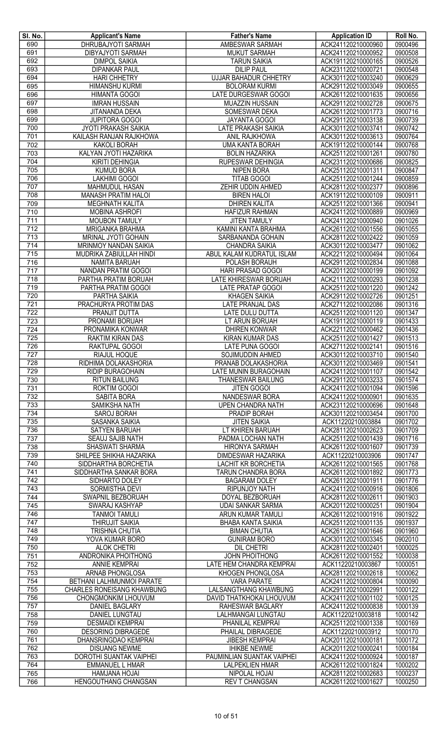| Sl. No. | Applicant's Name | Father's Name | Application ID | Roll No. |
|---|---|---|---|---|
| 690 | DHRUBAJYOTI SARMAH | AMBESWAR SARMAH | ACK241120210000960 | 0900496 |
| 691 | DIBYAJYOTI SARMAH | MUKUT SARMAH | ACK241120210000952 | 0900508 |
| 692 | DIMPOL SAIKIA | TARUN SAIKIA | ACK191120210000165 | 0900526 |
| 693 | DIPANKAR PAUL | DILIP PAUL | ACK231120210000721 | 0900548 |
| 694 | HARI CHHETRY | UJJAR BAHADUR CHHETRY | ACK301120210003240 | 0900629 |
| 695 | HIMANSHU KURMI | BOLORAM KURMI | ACK291120210003049 | 0900655 |
| 696 | HIMANTA GOGOI | LATE DURGESWAR GOGOI | ACK261120210001635 | 0900656 |
| 697 | IMRAN HUSSAIN | MUAZZIN HUSSAIN | ACK291120210002728 | 0900675 |
| 698 | JITANANDA DEKA | SOMESWAR DEKA | ACK261120210001773 | 0900716 |
| 699 | JUPITORA GOGOI | JAYANTA GOGOI | ACK291120210003138 | 0900739 |
| 700 | JYOTI PRAKASH SAIKIA | LATE PRAKASH SAIKIA | ACK301120210003741 | 0900742 |
| 701 | KAILASH RANJAN RAJKHOWA | ANIL RAJKHOWA | ACK301120210003613 | 0900764 |
| 702 | KAKOLI BORAH | UMA KANTA BORAH | ACK191120210000144 | 0900768 |
| 703 | KALYAN JYOTI HAZARIKA | BOLIN HAZARIKA | ACK251120210001261 | 0900780 |
| 704 | KIRITI DEHINGIA | RUPESWAR DEHINGIA | ACK231120210000686 | 0900825 |
| 705 | KUMUD BORA | NIPEN BORA | ACK251120210001311 | 0900847 |
| 706 | LAKHIMI GOGOI | TITAB GOGOI | ACK251120210001244 | 0900859 |
| 707 | MAHMUDUL HASAN | ZEHIR UDDIN AHMED | ACK281120210002377 | 0900896 |
| 708 | MANASH PRATIM HALOI | BIREN HALOI | ACK191120210000109 | 0900911 |
| 709 | MEGHNATH KALITA | DHIREN KALITA | ACK251120210001366 | 0900941 |
| 710 | MOBINA ASHROFI | HAFIZUR RAHMAN | ACK241120210000889 | 0900969 |
| 711 | MOUBON TAMULY | JITEN TAMULY | ACK241120210000940 | 0901026 |
| 712 | MRIGANKA BRAHMA | KAMINI KANTA BRAHMA | ACK261120210001556 | 0901055 |
| 713 | MRINAL JYOTI GOHAIN | SARBANANDA GOHAIN | ACK281120210002422 | 0901059 |
| 714 | MRINMOY NANDAN SAIKIA | CHANDRA SAIKIA | ACK301120210003477 | 0901062 |
| 715 | MUDRIKA ZABIULLAH HINDI | ABUL KALAM KUDRATUL ISLAM | ACK221120210000494 | 0901064 |
| 716 | NAMITA BARUAH | POLASH BORAUH | ACK291120210002834 | 0901088 |
| 717 | NANDAN PRATIM GOGOI | HARI PRASAD GOGOI | ACK201120210000199 | 0901092 |
| 718 | PARTHA PRATIM BORUAH | LATE KHIRESWAR BORUAH | ACK211120210000293 | 0901238 |
| 719 | PARTHA PRATIM GOGOI | LATE PRATAP GOGOI | ACK251120210001220 | 0901242 |
| 720 | PARTHA SAIKIA | KHAGEN SAIKIA | ACK291120210002726 | 0901251 |
| 721 | PRACHURYA PROTIM DAS | LATE PRANJAL DAS | ACK271120210002086 | 0901316 |
| 722 | PRANJIT DUTTA | LATE DULU DUTTA | ACK251120210001120 | 0901347 |
| 723 | PRONAMI BORUAH | LT ARUN BORUAH | ACK191120210000119 | 0901433 |
| 724 | PRONAMIKA KONWAR | DHIREN KONWAR | ACK221120210000462 | 0901436 |
| 725 | RAKTIM KIRAN DAS | KIRAN KUMAR DAS | ACK251120210001427 | 0901513 |
| 726 | RAKTUPAL GOGOI | LATE PUNA GOGOI | ACK271120210002141 | 0901516 |
| 727 | RIAJUL HOQUE | SOJIMUDDIN AHMED | ACK301120210003710 | 0901540 |
| 728 | RIDHIMA DOLAKASHORIA | PRANAB DOLAKASHORIA | ACK301120210003469 | 0901541 |
| 729 | RIDIP BURAGOHAIN | LATE MUNIN BURAGOHAIN | ACK241120210001107 | 0901542 |
| 730 | RITUN BAILUNG | THANESWAR BAILUNG | ACK291120210003233 | 0901574 |
| 731 | ROKTIM GOGOI | JITEN GOGOI | ACK241120210001094 | 0901596 |
| 732 | SABITA BORA | NANDESWAR BORA | ACK241120210000901 | 0901635 |
| 733 | SAMIKSHA NATH | UPEN CHANDRA NATH | ACK231120210000696 | 0901648 |
| 734 | SAROJ BORAH | PRADIP BORAH | ACK301120210003454 | 0901700 |
| 735 | SASANKA SAIKIA | JITEN SAIKIA | ACK11220210003884 | 0901702 |
| 736 | SATYEN BARUAH | LT KHIREN BARUAH | ACK281120210002623 | 0901709 |
| 737 | SEAUJ SAJIB NATH | PADMA LOCHAN NATH | ACK251120210001439 | 0901716 |
| 738 | SHASWATI SHARMA | HIRONYA SARMAH | ACK261120210001607 | 0901739 |
| 739 | SHILPEE SHIKHA HAZARIKA | DIMDESWAR HAZARIKA | ACK11220210003906 | 0901747 |
| 740 | SIDDHARTHA BORCHETIA | LACHIT KR BORCHETIA | ACK261120210001565 | 0901768 |
| 741 | SIDDHARTHA SANKAR BORA | TARUN CHANDRA BORA | ACK261120210001892 | 0901773 |
| 742 | SIDHARTO DOLEY | BAGARAM DOLEY | ACK261120210001911 | 0901776 |
| 743 | SORMISTHA DEVI | RIPUNJOY NATH | ACK241120210000916 | 0901806 |
| 744 | SWAPNIL BEZBORUAH | DOYAL BEZBORUAH | ACK281120210002611 | 0901903 |
| 745 | SWARAJ KASHYAP | UDAI SANKAR SARMA | ACK201120210000251 | 0901904 |
| 746 | TANMOI TAMULI | ARUN KUMAR TAMULI | ACK261120210001916 | 0901922 |
| 747 | THIRUJIT SAIKIA | BHABA KANTA SAIKIA | ACK251120210001135 | 0901937 |
| 748 | TRISHNA CHUTIA | BIMAN CHUTIA | ACK261120210001646 | 0901960 |
| 749 | YOVA KUMAR BORO | GUNIRAM BORO | ACK301120210003345 | 0902010 |
| 750 | ALOK CHETRI | DIL CHETRI | ACK281120210002401 | 1000025 |
| 751 | ANDRONIKA PHOITHONG | JOHN PHOITHONG | ACK261120210001552 | 1000038 |
| 752 | ANNIE KEMPRAI | LATE HEM CHANDRA KEMPRAI | ACK11220210003867 | 1000051 |
| 753 | ARNAB PHONGLOSA | KHOGEN PHONGLOSA | ACK281120210002618 | 1000062 |
| 754 | BETHANI LALHMUNMOI PARATE | VARA PARATE | ACK241120210000804 | 1000090 |
| 755 | CHARLES RONEISANG KHAWBUNG | LALSANGTHANG KHAWBUNG | ACK291120210002991 | 1000122 |
| 756 | CHONGMONKIM LHOUVUM | DAVID THATKHOKAI LHOUVUM | ACK241120210001102 | 1000125 |
| 757 | DANIEL BAGLARY | RAHESWAR BAGLARY | ACK241120210000838 | 1000139 |
| 758 | DANIEL LUNGTAU | LALHMANGAI LUNGTAU | ACK11220210003818 | 1000142 |
| 759 | DESMAIDI KEMPRAI | PHANILAL KEMPRAI | ACK251120210001338 | 1000169 |
| 760 | DESORING DIBRAGEDE | PHAILAL DIBRAGEDE | ACK11220210003912 | 1000170 |
| 761 | DHANSRINGDAO KEMPRAI | JIBESH KEMPRAI | ACK201120210000181 | 1000172 |
| 762 | DISUANG NEWME | IHIKBE NEWME | ACK201120210000241 | 1000184 |
| 763 | DOROTHI SUANTAK VAIPHEI | PAUMINLIAN SUANTAK VAIPHEI | ACK241120210000924 | 1000187 |
| 764 | EMMANUEL L HMAR | LALPEKLIEN HMAR | ACK261120210001824 | 1000202 |
| 765 | HAMJANA HOJAI | NIPOLAL HOJAI | ACK281120210002683 | 1000237 |
| 766 | HENGOUTHANG CHANGSAN | REV T CHANGSAN | ACK261120210001627 | 1000250 |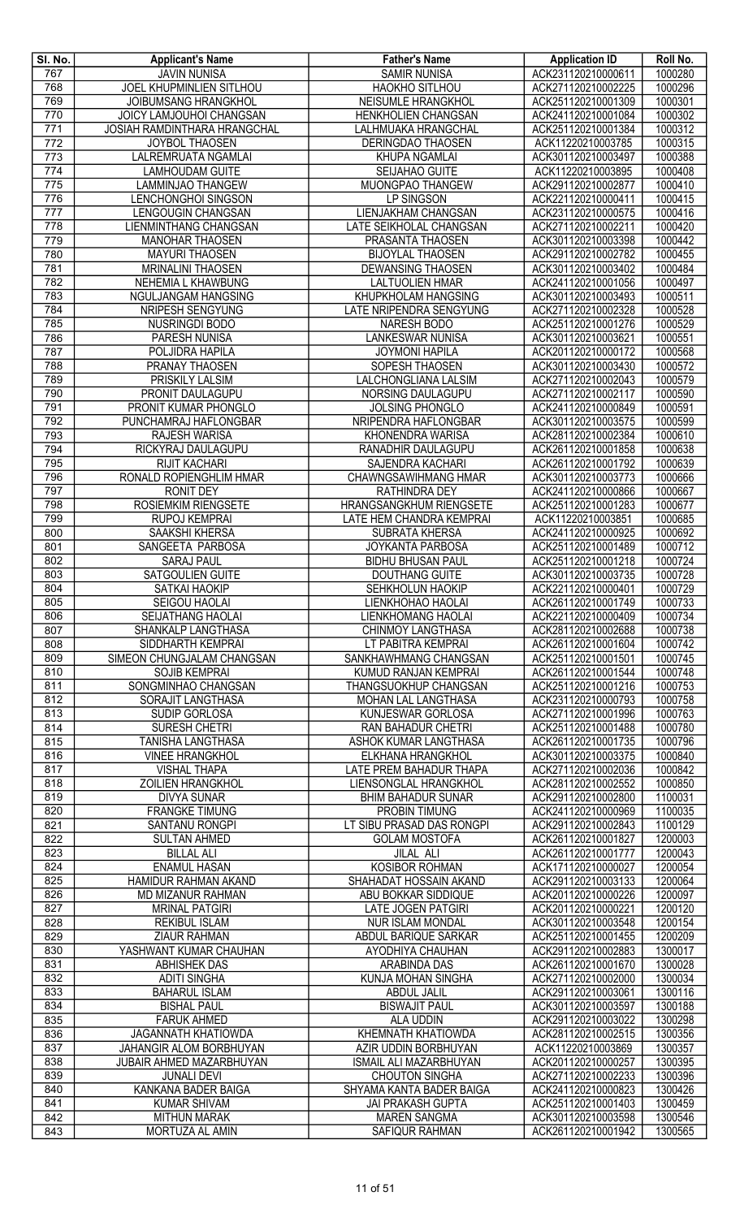| Sl. No. | Applicant's Name | Father's Name | Application ID | Roll No. |
|---|---|---|---|---|
| 767 | JAVIN NUNISA | SAMIR NUNISA | ACK231120210000611 | 1000280 |
| 768 | JOEL KHUPMINLIEN SITLHOU | HAOKHO SITLHOU | ACK271120210002225 | 1000296 |
| 769 | JOIBUMSANG HRANGKHOL | NEISUMLE HRANGKHOL | ACK251120210001309 | 1000301 |
| 770 | JOICY LAMJOUHOI CHANGSAN | HENKHOLIEN CHANGSAN | ACK241120210001084 | 1000302 |
| 771 | JOSIAH RAMDINTHARA HRANGCHAL | LALHMUAKA HRANGCHAL | ACK251120210001384 | 1000312 |
| 772 | JOYBOL THAOSEN | DERINGDAO THAOSEN | ACK11220210003785 | 1000315 |
| 773 | LALREMRUATA NGAMLAI | KHUPA NGAMLAI | ACK301120210003497 | 1000388 |
| 774 | LAMHOUDAM GUITE | SEIJAHAO GUITE | ACK11220210003895 | 1000408 |
| 775 | LAMMINJAO THANGEW | MUONGPAO THANGEW | ACK291120210002877 | 1000410 |
| 776 | LENCHONGHOI SINGSON | LP SINGSON | ACK221120210000411 | 1000415 |
| 777 | LENGOUGIN CHANGSAN | LIENJAKHAM CHANGSAN | ACK231120210000575 | 1000416 |
| 778 | LIENMINTHANG CHANGSAN | LATE SEIKHOLAL CHANGSAN | ACK271120210002211 | 1000420 |
| 779 | MANOHAR THAOSEN | PRASANTA THAOSEN | ACK301120210003398 | 1000442 |
| 780 | MAYURI THAOSEN | BIJOYLAL THAOSEN | ACK291120210002782 | 1000455 |
| 781 | MRINALINI THAOSEN | DEWANSING THAOSEN | ACK301120210003402 | 1000484 |
| 782 | NEHEMIA L KHAWBUNG | LALTUOLIEN HMAR | ACK241120210001056 | 1000497 |
| 783 | NGULJANGAM HANGSING | KHUPKHOLAM HANGSING | ACK301120210003493 | 1000511 |
| 784 | NRIPESH SENGYUNG | LATE NRIPENDRA SENGYUNG | ACK271120210002328 | 1000528 |
| 785 | NUSRINGDI BODO | NARESH BODO | ACK251120210001276 | 1000529 |
| 786 | PARESH NUNISA | LANKESWAR NUNISA | ACK301120210003621 | 1000551 |
| 787 | POLJIDRA HAPILA | JOYMONI HAPILA | ACK201120210000172 | 1000568 |
| 788 | PRANAY THAOSEN | SOPESH THAOSEN | ACK301120210003430 | 1000572 |
| 789 | PRISKILY LALSIM | LALCHONGLIANA LALSIM | ACK271120210002043 | 1000579 |
| 790 | PRONIT DAULAGUPU | NORSING DAULAGUPU | ACK271120210002117 | 1000590 |
| 791 | PRONIT KUMAR PHONGLO | JOLSING PHONGLO | ACK241120210000849 | 1000591 |
| 792 | PUNCHAMRAJ HAFLONGBAR | NRIPENDRA HAFLONGBAR | ACK301120210003575 | 1000599 |
| 793 | RAJESH WARISA | KHONENDRA WARISA | ACK281120210002384 | 1000610 |
| 794 | RICKYRAJ DAULAGUPU | RANADHIR DAULAGUPU | ACK261120210001858 | 1000638 |
| 795 | RIJIT KACHARI | SAJENDRA KACHARI | ACK261120210001792 | 1000639 |
| 796 | RONALD ROPIENGHLIM HMAR | CHAWNGSAWIHMANG HMAR | ACK301120210003773 | 1000666 |
| 797 | RONIT DEY | RATHINDRA DEY | ACK241120210000866 | 1000667 |
| 798 | ROSIEMKIM RIENGSETE | HRANGSANGKHUM RIENGSETE | ACK251120210001283 | 1000677 |
| 799 | RUPOJ KEMPRAI | LATE HEM CHANDRA KEMPRAI | ACK11220210003851 | 1000685 |
| 800 | SAAKSHI KHERSA | SUBRATA KHERSA | ACK241120210000925 | 1000692 |
| 801 | SANGEETA PARBOSA | JOYKANTA PARBOSA | ACK251120210001489 | 1000712 |
| 802 | SARAJ PAUL | BIDHU BHUSAN PAUL | ACK251120210001218 | 1000724 |
| 803 | SATGOULIEN GUITE | DOUTHANG GUITE | ACK301120210003735 | 1000728 |
| 804 | SATKAI HAOKIP | SEHKHOLUN HAOKIP | ACK221120210000401 | 1000729 |
| 805 | SEIGOU HAOLAI | LIENKHOHAO HAOLAI | ACK261120210001749 | 1000733 |
| 806 | SEIJATHANG HAOLAI | LIENKHOMANG HAOLAI | ACK221120210000409 | 1000734 |
| 807 | SHANKALP LANGTHASA | CHINMOY LANGTHASA | ACK281120210002688 | 1000738 |
| 808 | SIDDHARTH KEMPRAI | LT PABITRA KEMPRAI | ACK261120210001604 | 1000742 |
| 809 | SIMEON CHUNGJALAM CHANGSAN | SANKHAWHMANG CHANGSAN | ACK251120210001501 | 1000745 |
| 810 | SOJIB KEMPRAI | KUMUD RANJAN KEMPRAI | ACK261120210001544 | 1000748 |
| 811 | SONGMINHAO CHANGSAN | THANGSUOKHUP CHANGSAN | ACK251120210001216 | 1000753 |
| 812 | SORAJIT LANGTHASA | MOHAN LAL LANGTHASA | ACK231120210000793 | 1000758 |
| 813 | SUDIP GORLOSA | KUNJESWAR GORLOSA | ACK271120210001996 | 1000763 |
| 814 | SURESH CHETRI | RAN BAHADUR CHETRI | ACK251120210001488 | 1000780 |
| 815 | TANISHA LANGTHASA | ASHOK KUMAR LANGTHASA | ACK261120210001735 | 1000796 |
| 816 | VINEE HRANGKHOL | ELKHANA HRANGKHOL | ACK301120210003375 | 1000840 |
| 817 | VISHAL THAPA | LATE PREM BAHADUR THAPA | ACK271120210002036 | 1000842 |
| 818 | ZOILIEN HRANGKHOL | LIENSONGLAL HRANGKHOL | ACK281120210002552 | 1000850 |
| 819 | DIVYA SUNAR | BHIM BAHADUR SUNAR | ACK291120210002800 | 1100031 |
| 820 | FRANGKE TIMUNG | PROBIN TIMUNG | ACK241120210000969 | 1100035 |
| 821 | SANTANU RONGPI | LT SIBU PRASAD DAS RONGPI | ACK291120210002843 | 1100129 |
| 822 | SULTAN AHMED | GOLAM MOSTOFA | ACK261120210001827 | 1200003 |
| 823 | BILLAL ALI | JILAL ALI | ACK261120210001777 | 1200043 |
| 824 | ENAMUL HASAN | KOSIBOR ROHMAN | ACK171120210000027 | 1200054 |
| 825 | HAMIDUR RAHMAN AKAND | SHAHADAT HOSSAIN AKAND | ACK291120210003133 | 1200064 |
| 826 | MD MIZANUR RAHMAN | ABU BOKKAR SIDDIQUE | ACK201120210000226 | 1200097 |
| 827 | MRINAL PATGIRI | LATE JOGEN PATGIRI | ACK201120210000221 | 1200120 |
| 828 | REKIBUL ISLAM | NUR ISLAM MONDAL | ACK301120210003548 | 1200154 |
| 829 | ZIAUR RAHMAN | ABDUL BARIQUE SARKAR | ACK251120210001455 | 1200209 |
| 830 | YASHWANT KUMAR CHAUHAN | AYODHIYA CHAUHAN | ACK291120210002883 | 1300017 |
| 831 | ABHISHEK DAS | ARABINDA DAS | ACK261120210001670 | 1300028 |
| 832 | ADITI SINGHA | KUNJA MOHAN SINGHA | ACK271120210002000 | 1300034 |
| 833 | BAHARUL ISLAM | ABDUL JALIL | ACK291120210003061 | 1300116 |
| 834 | BISHAL PAUL | BISWAJIT PAUL | ACK301120210003597 | 1300188 |
| 835 | FARUK AHMED | ALA UDDIN | ACK291120210003022 | 1300298 |
| 836 | JAGANNATH KHATIOWDA | KHEMNATH KHATIOWDA | ACK281120210002515 | 1300356 |
| 837 | JAHANGIR ALOM BORBHUYAN | AZIR UDDIN BORBHUYAN | ACK11220210003869 | 1300357 |
| 838 | JUBAIR AHMED MAZARBHUYAN | ISMAIL ALI MAZARBHUYAN | ACK201120210000257 | 1300395 |
| 839 | JUNALI DEVI | CHOUTON SINGHA | ACK271120210002233 | 1300396 |
| 840 | KANKANA BADER BAIGA | SHYAMA KANTA BADER BAIGA | ACK241120210000823 | 1300426 |
| 841 | KUMAR SHIVAM | JAI PRAKASH GUPTA | ACK251120210001403 | 1300459 |
| 842 | MITHUN MARAK | MAREN SANGMA | ACK301120210003598 | 1300546 |
| 843 | MORTUZA AL AMIN | SAFIQUR RAHMAN | ACK261120210001942 | 1300565 |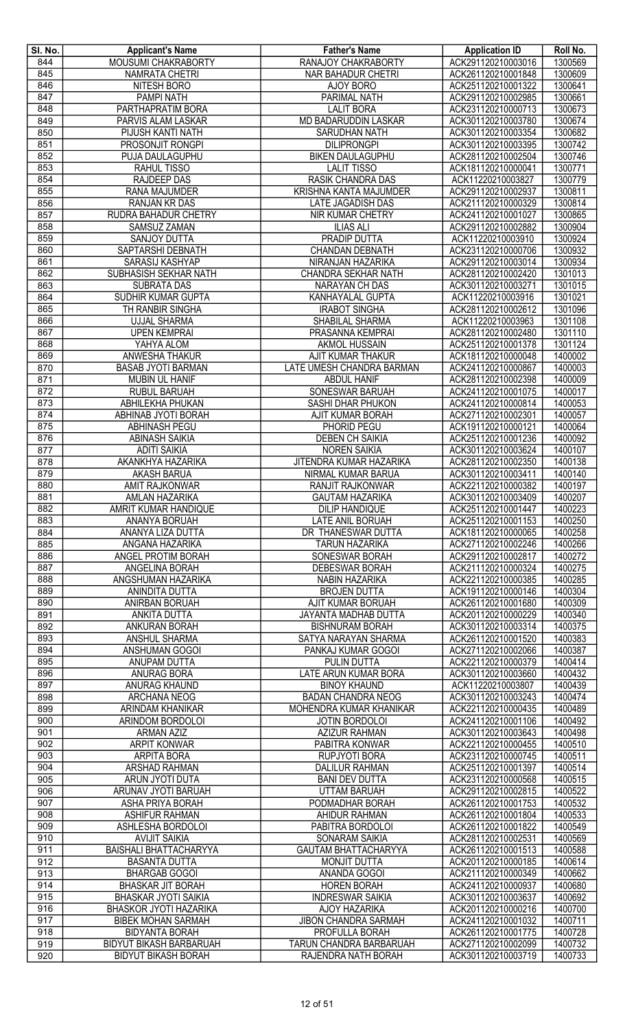| Sl. No. | Applicant's Name | Father's Name | Application ID | Roll No. |
|---|---|---|---|---|
| 844 | MOUSUMI CHAKRABORTY | RANAJOY CHAKRABORTY | ACK291120210003016 | 1300569 |
| 845 | NAMRATA CHETRI | NAR BAHADUR CHETRI | ACK261120210001848 | 1300609 |
| 846 | NITESH BORO | AJOY BORO | ACK251120210001322 | 1300641 |
| 847 | PAMPI NATH | PARIMAL NATH | ACK291120210002985 | 1300661 |
| 848 | PARTHAPRATIM BORA | LALIT BORA | ACK231120210000713 | 1300673 |
| 849 | PARVIS ALAM LASKAR | MD BADARUDDIN LASKAR | ACK301120210003780 | 1300674 |
| 850 | PIJUSH KANTI NATH | SARUDHAN NATH | ACK301120210003354 | 1300682 |
| 851 | PROSONJIT RONGPI | DILIPRONGPI | ACK301120210003395 | 1300742 |
| 852 | PUJA DAULAGUPHU | BIKEN DAULAGUPHU | ACK281120210002504 | 1300746 |
| 853 | RAHUL TISSO | LALIT TISSO | ACK181120210000041 | 1300771 |
| 854 | RAJDEEP DAS | RASIK CHANDRA DAS | ACK11220210003827 | 1300779 |
| 855 | RANA MAJUMDER | KRISHNA KANTA MAJUMDER | ACK291120210002937 | 1300811 |
| 856 | RANJAN KR DAS | LATE JAGADISH DAS | ACK211120210000329 | 1300814 |
| 857 | RUDRA BAHADUR CHETRY | NIR KUMAR CHETRY | ACK241120210001027 | 1300865 |
| 858 | SAMSUZ ZAMAN | ILIAS ALI | ACK291120210002882 | 1300904 |
| 859 | SANJOY DUTTA | PRADIP DUTTA | ACK11220210003910 | 1300924 |
| 860 | SAPTARSHI DEBNATH | CHANDAN DEBNATH | ACK231120210000706 | 1300932 |
| 861 | SARASIJ KASHYAP | NIRANJAN HAZARIKA | ACK291120210003014 | 1300934 |
| 862 | SUBHASISH SEKHAR NATH | CHANDRA SEKHAR NATH | ACK281120210002420 | 1301013 |
| 863 | SUBRATA DAS | NARAYAN CH DAS | ACK301120210003271 | 1301015 |
| 864 | SUDHIR KUMAR GUPTA | KANHAYALAL GUPTA | ACK11220210003916 | 1301021 |
| 865 | TH RANBIR SINGHA | IRABOT SINGHA | ACK281120210002612 | 1301096 |
| 866 | UJJAL SHARMA | SHABILAL SHARMA | ACK11220210003963 | 1301108 |
| 867 | UPEN KEMPRAI | PRASANNA KEMPRAI | ACK281120210002480 | 1301110 |
| 868 | YAHYA ALOM | AKMOL HUSSAIN | ACK251120210001378 | 1301124 |
| 869 | ANWESHA THAKUR | AJIT KUMAR THAKUR | ACK181120210000048 | 1400002 |
| 870 | BASAB JYOTI BARMAN | LATE UMESH CHANDRA BARMAN | ACK241120210000867 | 1400003 |
| 871 | MUBIN UL HANIF | ABDUL HANIF | ACK281120210002398 | 1400009 |
| 872 | RUBUL BARUAH | SONESWAR BARUAH | ACK241120210001075 | 1400017 |
| 873 | ABHILEKHA PHUKAN | SASHI DHAR PHUKON | ACK241120210000814 | 1400053 |
| 874 | ABHINAB JYOTI BORAH | AJIT KUMAR BORAH | ACK271120210002301 | 1400057 |
| 875 | ABHINASH PEGU | PHORID PEGU | ACK191120210000121 | 1400064 |
| 876 | ABINASH SAIKIA | DEBEN CH SAIKIA | ACK251120210001236 | 1400092 |
| 877 | ADITI SAIKIA | NOREN SAIKIA | ACK301120210003624 | 1400107 |
| 878 | AKANKHYA HAZARIKA | JITENDRA KUMAR HAZARIKA | ACK281120210002350 | 1400138 |
| 879 | AKASH BARUA | NIRMAL KUMAR BARUA | ACK301120210003411 | 1400140 |
| 880 | AMIT RAJKONWAR | RANJIT RAJKONWAR | ACK221120210000382 | 1400197 |
| 881 | AMLAN HAZARIKA | GAUTAM HAZARIKA | ACK301120210003409 | 1400207 |
| 882 | AMRIT KUMAR HANDIQUE | DILIP HANDIQUE | ACK251120210001447 | 1400223 |
| 883 | ANANYA BORUAH | LATE ANIL BORUAH | ACK251120210001153 | 1400250 |
| 884 | ANANYA LIZA DUTTA | DR THANESWAR DUTTA | ACK181120210000065 | 1400258 |
| 885 | ANGANA HAZARIKA | TARUN HAZARIKA | ACK271120210002246 | 1400266 |
| 886 | ANGEL PROTIM BORAH | SONESWAR BORAH | ACK291120210002817 | 1400272 |
| 887 | ANGELINA BORAH | DEBESWAR BORAH | ACK211120210000324 | 1400275 |
| 888 | ANGSHUMAN HAZARIKA | NABIN HAZARIKA | ACK221120210000385 | 1400285 |
| 889 | ANINDITA DUTTA | BROJEN DUTTA | ACK191120210000146 | 1400304 |
| 890 | ANIRBAN BORUAH | AJIT KUMAR BORUAH | ACK261120210001680 | 1400309 |
| 891 | ANKITA DUTTA | JAYANTA MADHAB DUTTA | ACK201120210000229 | 1400340 |
| 892 | ANKURAN BORAH | BISHNURAM BORAH | ACK301120210003314 | 1400375 |
| 893 | ANSHUL SHARMA | SATYA NARAYAN SHARMA | ACK261120210001520 | 1400383 |
| 894 | ANSHUMAN GOGOI | PANKAJ KUMAR GOGOI | ACK271120210002066 | 1400387 |
| 895 | ANUPAM DUTTA | PULIN DUTTA | ACK221120210000379 | 1400414 |
| 896 | ANURAG BORA | LATE ARUN KUMAR BORA | ACK301120210003660 | 1400432 |
| 897 | ANURAG KHAUND | BINOY KHAUND | ACK11220210003807 | 1400439 |
| 898 | ARCHANA NEOG | BADAN CHANDRA NEOG | ACK301120210003243 | 1400474 |
| 899 | ARINDAM KHANIKAR | MOHENDRA KUMAR KHANIKAR | ACK221120210000435 | 1400489 |
| 900 | ARINDOM BORDOLOI | JOTIN BORDOLOI | ACK241120210001106 | 1400492 |
| 901 | ARMAN AZIZ | AZIZUR RAHMAN | ACK301120210003643 | 1400498 |
| 902 | ARPIT KONWAR | PABITRA KONWAR | ACK221120210000455 | 1400510 |
| 903 | ARPITA BORA | RUPJYOTI BORA | ACK231120210000745 | 1400511 |
| 904 | ARSHAD RAHMAN | DALILUR RAHMAN | ACK251120210001397 | 1400514 |
| 905 | ARUN JYOTI DUTA | BANI DEV DUTTA | ACK231120210000568 | 1400515 |
| 906 | ARUNAV JYOTI BARUAH | UTTAM BARUAH | ACK291120210002815 | 1400522 |
| 907 | ASHA PRIYA BORAH | PODMADHAR BORAH | ACK261120210001753 | 1400532 |
| 908 | ASHIFUR RAHMAN | AHIDUR RAHMAN | ACK261120210001804 | 1400533 |
| 909 | ASHLESHA BORDOLOI | PABITRA BORDOLOI | ACK261120210001822 | 1400549 |
| 910 | AVIJIT SAIKIA | SONARAM SAIKIA | ACK281120210002531 | 1400569 |
| 911 | BAISHALI BHATTACHARYYA | GAUTAM BHATTACHARYYA | ACK261120210001513 | 1400588 |
| 912 | BASANTA DUTTA | MONJIT DUTTA | ACK201120210000185 | 1400614 |
| 913 | BHARGAB GOGOI | ANANDA GOGOI | ACK211120210000349 | 1400662 |
| 914 | BHASKAR JIT BORAH | HOREN BORAH | ACK241120210000937 | 1400680 |
| 915 | BHASKAR JYOTI SAIKIA | INDRESWAR SAIKIA | ACK301120210003637 | 1400692 |
| 916 | BHASKOR JYOTI HAZARIKA | AJOY HAZARIKA | ACK201120210000216 | 1400700 |
| 917 | BIBEK MOHAN SARMAH | JIBON CHANDRA SARMAH | ACK241120210001032 | 1400711 |
| 918 | BIDYANTA BORAH | PROFULLA BORAH | ACK261120210001775 | 1400728 |
| 919 | BIDYUT BIKASH BARBARUAH | TARUN CHANDRA BARBARUAH | ACK271120210002099 | 1400732 |
| 920 | BIDYUT BIKASH BORAH | RAJENDRA NATH BORAH | ACK301120210003719 | 1400733 |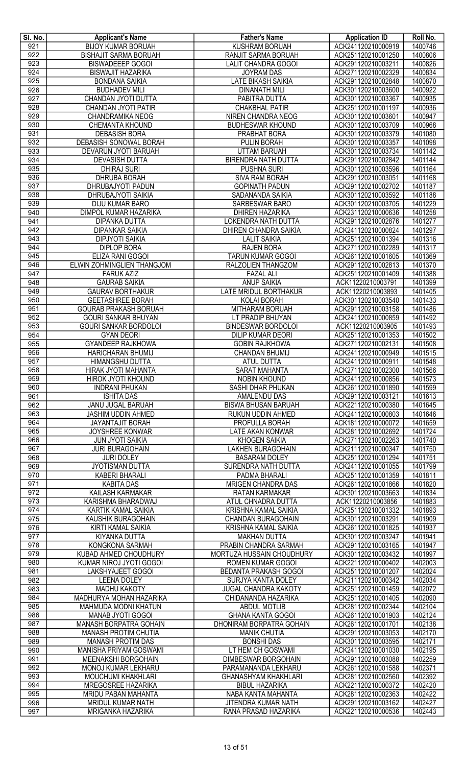| Sl. No. | Applicant's Name | Father's Name | Application ID | Roll No. |
|---|---|---|---|---|
| 921 | BIJOY KUMAR BORUAH | KUSHRAM BORUAH | ACK241120210000919 | 1400746 |
| 922 | BISHAJIT SARMA BORUAH | RANJIT SARMA BORUAH | ACK251120210001250 | 1400806 |
| 923 | BISWADEEEP GOGOI | LALIT CHANDRA GOGOI | ACK291120210003211 | 1400826 |
| 924 | BISWAJIT HAZARIKA | JOYRAM DAS | ACK271120210002329 | 1400834 |
| 925 | BONDANA SAIKIA | LATE BIKASH SAIKIA | ACK291120210002848 | 1400870 |
| 926 | BUDHADEV MILI | DINANATH MILI | ACK301120210003600 | 1400922 |
| 927 | CHANDAN JYOTI DUTTA | PABITRA DUTTA | ACK301120210003367 | 1400935 |
| 928 | CHANDAN JYOTI PATIR | CHAKBHAL PATIR | ACK251120210001197 | 1400936 |
| 929 | CHANDRAMIKA NEOG | NIREN CHANDRA NEOG | ACK301120210003601 | 1400947 |
| 930 | CHEMANTA KHOUND | BUDHESWAR KHOUND | ACK301120210003709 | 1400968 |
| 931 | DEBASISH BORA | PRABHAT BORA | ACK301120210003379 | 1401080 |
| 932 | DEBASISH SONOWAL BORAH | PULIN BORAH | ACK301120210003357 | 1401098 |
| 933 | DEVARUN JYOTI BARUAH | UTTAM BARUAH | ACK301120210003734 | 1401142 |
| 934 | DEVASISH DUTTA | BIRENDRA NATH DUTTA | ACK291120210002842 | 1401144 |
| 935 | DHIRAJ SURI | PUSHNA SURI | ACK301120210003596 | 1401164 |
| 936 | DHRUBA BORAH | SIVA RAM BORAH | ACK291120210003051 | 1401168 |
| 937 | DHRUBAJYOTI PADUN | GOPINATH PADUN | ACK291120210002702 | 1401187 |
| 938 | DHRUBAJYOTI SAIKIA | SADANANDA SAIKIA | ACK301120210003592 | 1401188 |
| 939 | DIJU KUMAR BARO | SARBESWAR BARO | ACK301120210003705 | 1401229 |
| 940 | DIMPOL KUMAR HAZARIKA | DHIREN HAZARIKA | ACK231120210000636 | 1401258 |
| 941 | DIPANKA DUTTA | LOKENDRA NATH DUTTA | ACK291120210002876 | 1401277 |
| 942 | DIPANKAR SAIKIA | DHIREN CHANDRA SAIKIA | ACK241120210000824 | 1401297 |
| 943 | DIPJYOTI SAIKIA | LALIT SAIKIA | ACK251120210001394 | 1401316 |
| 944 | DIPLOP BORA | RAJEN BORA | ACK271120210002289 | 1401317 |
| 945 | ELIZA RANI GOGOI | TARUN KUMAR GOGOI | ACK261120210001605 | 1401369 |
| 946 | ELWIN ZOHMINGLIEN THANGJOM | RALZOLIEN THANGZOM | ACK291120210002813 | 1401370 |
| 947 | FARUK AZIZ | FAZAL ALI | ACK251120210001409 | 1401388 |
| 948 | GAURAB SAIKIA | ANUP SAIKIA | ACK11220210003791 | 1401399 |
| 949 | GAURAV BORTHAKUR | LATE MRIDUL BORTHAKUR | ACK11220210003893 | 1401405 |
| 950 | GEETASHREE BORAH | KOLAI BORAH | ACK301120210003540 | 1401433 |
| 951 | GOURAB PRAKASH BORUAH | MITHARAM BORUAH | ACK291120210003158 | 1401486 |
| 952 | GOURI SANKAR BHUYAN | LT PRADIP BHUYAN | ACK241120210000859 | 1401492 |
| 953 | GOURI SANKAR BORDOLOI | BINDESWAR BORDOLOI | ACK11220210003905 | 1401493 |
| 954 | GYAN DEORI | DILIP KUMAR DEORI | ACK251120210001353 | 1401502 |
| 955 | GYANDEEP RAJKHOWA | GOBIN RAJKHOWA | ACK271120210002131 | 1401508 |
| 956 | HARICHARAN BHUMIJ | CHANDAN BHUMIJ | ACK241120210000949 | 1401515 |
| 957 | HIMANGSHU DUTTA | ATUL DUTTA | ACK241120210000911 | 1401548 |
| 958 | HIRAK JYOTI MAHANTA | SARAT MAHANTA | ACK271120210002300 | 1401566 |
| 959 | HIROK JYOTI KHOUND | NOBIN KHOUND | ACK241120210000856 | 1401573 |
| 960 | INDRANI PHUKAN | SASHI DHAR PHUKAN | ACK261120210001890 | 1401599 |
| 961 | ISHITA DAS | AMALENDU DAS | ACK291120210003121 | 1401613 |
| 962 | JANU JUGAL BARUAH | BISWA BHUSAN BARUAH | ACK221120210000380 | 1401645 |
| 963 | JASHIM UDDIN AHMED | RUKUN UDDIN AHMED | ACK241120210000803 | 1401646 |
| 964 | JAYANTAJIT BORAH | PROFULLA BORAH | ACK181120210000072 | 1401659 |
| 965 | JOYSHREE KONWAR | LATE AKAN KONWAR | ACK281120210002692 | 1401724 |
| 966 | JUN JYOTI SAIKIA | KHOGEN SAIKIA | ACK271120210002263 | 1401740 |
| 967 | JURI BURAGOHAIN | LAKHEN BURAGOHAIN | ACK211120210000347 | 1401750 |
| 968 | JURI DOLEY | BASARAM DOLEY | ACK251120210001294 | 1401751 |
| 969 | JYOTISMAN DUTTA | SURENDRA NATH DUTTA | ACK241120210001055 | 1401799 |
| 970 | KABERI BHARALI | PADMA BHARALI | ACK251120210001359 | 1401811 |
| 971 | KABITA DAS | MRIGEN CHANDRA DAS | ACK261120210001866 | 1401820 |
| 972 | KAILASH KARMAKAR | RATAN KARMAKAR | ACK301120210003663 | 1401834 |
| 973 | KARISHMA BHARADWAJ | ATUL CHNADRA DUTTA | ACK11220210003856 | 1401883 |
| 974 | KARTIK KAMAL SAIKIA | KRISHNA KAMAL SAIKIA | ACK251120210001332 | 1401893 |
| 975 | KAUSHIK BURAGOHAIN | CHANDAN BURAGOHAIN | ACK301120210003291 | 1401909 |
| 976 | KIRTI KAMAL SAIKIA | KRISHNA KAMAL SAIKIA | ACK261120210001825 | 1401937 |
| 977 | KIYANKA DUTTA | MAKHAN DUTTA | ACK301120210003247 | 1401941 |
| 978 | KONGKONA SARMAH | PRABIN CHANDRA SARMAH | ACK291120210003165 | 1401947 |
| 979 | KUBAD AHMED CHOUDHURY | MORTUZA HUSSAIN CHOUDHURY | ACK301120210003432 | 1401997 |
| 980 | KUMAR NIROJ JYOTI GOGOI | ROMEN KUMAR GOGOI | ACK221120210000402 | 1402003 |
| 981 | LAKSHYAJEET GOGOI | BEDANTA PRAKASH GOGOI | ACK251120210001207 | 1402024 |
| 982 | LEENA DOLEY | SURJYA KANTA DOLEY | ACK211120210000342 | 1402034 |
| 983 | MADHU KAKOTY | JUGAL CHANDRA KAKOTY | ACK251120210001459 | 1402072 |
| 984 | MADHURYA MOHAN HAZARIKA | CHIDANANDA HAZARIKA | ACK251120210001405 | 1402090 |
| 985 | MAHMUDA MODNI KHATUN | ABDUL MOTLIB | ACK281120210002344 | 1402104 |
| 986 | MANAB JYOTI GOGOI | GHANA KANTA GOGOI | ACK261120210001903 | 1402124 |
| 987 | MANASH BORPATRA GOHAIN | DHONIRAM BORPATRA GOHAIN | ACK261120210001701 | 1402138 |
| 988 | MANASH PROTIM CHUTIA | MANIK CHUTIA | ACK291120210003053 | 1402170 |
| 989 | MANASH PROTIM DAS | BONSHI DAS | ACK301120210003595 | 1402171 |
| 990 | MANISHA PRIYAM GOSWAMI | LT HEM CH GOSWAMI | ACK241120210001030 | 1402195 |
| 991 | MEENAKSHI BORGOHAIN | DIMBESWAR BORGOHAIN | ACK291120210003088 | 1402259 |
| 992 | MONOJ KUMAR LEKHARU | PARAMANANDA LEKHARU | ACK261120210001588 | 1402371 |
| 993 | MOUCHUMI KHAKHLARI | GHANASHYAM KHAKHLARI | ACK281120210002560 | 1402392 |
| 994 | MREGOSREE HAZARIKA | BIBUL HAZARIKA | ACK221120210000372 | 1402420 |
| 995 | MRIDU PABAN MAHANTA | NABA KANTA MAHANTA | ACK281120210002363 | 1402422 |
| 996 | MRIDUL KUMAR NATH | JITENDRA KUMAR NATH | ACK291120210003162 | 1402427 |
| 997 | MRIGANKA HAZARIKA | RANA PRASAD HAZARIKA | ACK221120210000536 | 1402443 |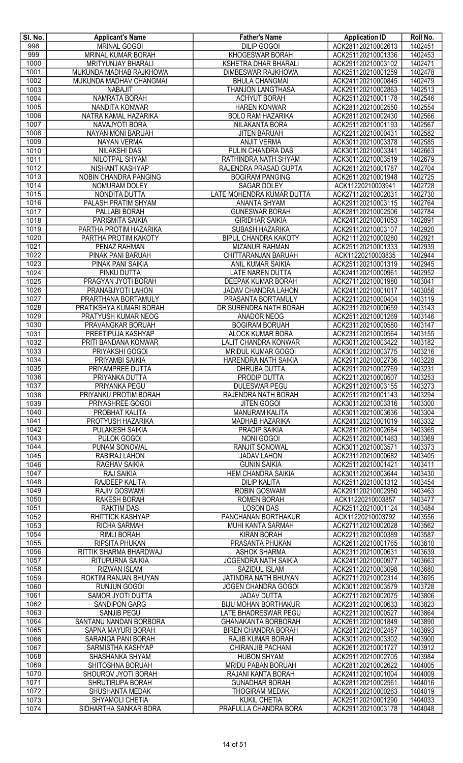| Sl. No. | Applicant's Name | Father's Name | Application ID | Roll No. |
|---|---|---|---|---|
| 998 | MRINAL GOGOI | DILIP GOGOI | ACK281120210002613 | 1402451 |
| 999 | MRINAL KUMAR BORAH | KHOGESWAR BORAH | ACK251120210001336 | 1402453 |
| 1000 | MRITYUNJAY BHARALI | KSHETRA DHAR BHARALI | ACK291120210003102 | 1402471 |
| 1001 | MUKUNDA MADHAB RAJKHOWA | DIMBESWAR RAJKHOWA | ACK251120210001259 | 1402478 |
| 1002 | MUKUNDA MADHAV CHANGMAI | BHULA CHANGMAI | ACK241120210000845 | 1402479 |
| 1003 | NABAJIT | THANJON LANGTHASA | ACK291120210002863 | 1402513 |
| 1004 | NAMRATA BORAH | ACHYUT BORAH | ACK251120210001178 | 1402546 |
| 1005 | NANDITA KONWAR | HAREN KONWAR | ACK281120210002550 | 1402554 |
| 1006 | NATRA KAMAL HAZARIKA | BOLO RAM HAZARIKA | ACK281120210002430 | 1402566 |
| 1007 | NAVAJYOTI BORA | NILAKANTA BORA | ACK251120210001193 | 1402567 |
| 1008 | NAYAN MONI BARUAH | JITEN BARUAH | ACK221120210000431 | 1402582 |
| 1009 | NAYAN VERMA | ANJIT VERMA | ACK301120210003378 | 1402585 |
| 1010 | NILAKSHI DAS | PULIN CHANDRA DAS | ACK301120210003341 | 1402663 |
| 1011 | NILOTPAL SHYAM | RATHINDRA NATH SHYAM | ACK301120210003519 | 1402679 |
| 1012 | NISHANT KASHYAP | RAJENDRA PRASAD GUPTA | ACK261120210001787 | 1402704 |
| 1013 | NOBIN CHANDRA PANGING | BOGIRAM PANGING | ACK261120210001948 | 1402725 |
| 1014 | NOMURAM DOLEY | SAGAR DOLEY | ACK11220210003941 | 1402728 |
| 1015 | NONDITA DUTTA | LATE MOHENDRA KUMAR DUTTA | ACK271120210002031 | 1402730 |
| 1016 | PALASH PRATIM SHYAM | ANANTA SHYAM | ACK291120210003115 | 1402764 |
| 1017 | PALLABI BORAH | GUNESWAR BORAH | ACK281120210002506 | 1402784 |
| 1018 | PARISMITA SAIKIA | GIRIDHAR SAIKIA | ACK241120210001053 | 1402891 |
| 1019 | PARTHA PROTIM HAZARIKA | SUBASH HAZARIKA | ACK291120210003107 | 1402920 |
| 1020 | PARTHA PROTIM KAKOTY | BIPUL CHANDRA KAKOTY | ACK211120210000280 | 1402921 |
| 1021 | PENAZ RAHMAN | MIZANUR RAHMAN | ACK251120210001333 | 1402939 |
| 1022 | PINAK PANI BARUAH | CHITTARANJAN BARUAH | ACK11220210003835 | 1402944 |
| 1023 | PINAK PANI SAIKIA | ANIL KUMAR SAIKIA | ACK251120210001319 | 1402945 |
| 1024 | PINKU DUTTA | LATE NAREN DUTTA | ACK241120210000961 | 1402952 |
| 1025 | PRAGYAN JYOTI BORAH | DEEPAK KUMAR BORAH | ACK271120210001980 | 1403041 |
| 1026 | PRANABJYOTI LAHON | JADAV CHANDRA LAHON | ACK241120210001017 | 1403056 |
| 1027 | PRARTHANA BORTAMULY | PRASANTA BORTAMULY | ACK221120210000404 | 1403119 |
| 1028 | PRATIKSHYA KUMARI BORAH | DR SURENDRA NATH BORAH | ACK231120210000659 | 1403143 |
| 1029 | PRATYUSH KUMAR NEOG | ANADOR NEOG | ACK251120210001269 | 1403146 |
| 1030 | PRAVANGKAR BORUAH | BOGIRAM BORUAH | ACK231120210000580 | 1403147 |
| 1031 | PREETIPUJA KASHYAP | ALOCK KUMAR BORA | ACK231120210000564 | 1403155 |
| 1032 | PRITI BANDANA KONWAR | LALIT CHANDRA KONWAR | ACK301120210003422 | 1403182 |
| 1033 | PRIYAKSHI GOGOI | MRIDUL KUMAR GOGOI | ACK301120210003775 | 1403216 |
| 1034 | PRIYAMBI SAIKIA | HARENDRA NATH SAIKIA | ACK291120210002736 | 1403228 |
| 1035 | PRIYAMPREE DUTTA | DHRUBA DUTTA | ACK291120210002769 | 1403231 |
| 1036 | PRIYANKA DUTTA | PRODIP DUTTA | ACK221120210000507 | 1403253 |
| 1037 | PRIYANKA PEGU | DULESWAR PEGU | ACK291120210003155 | 1403273 |
| 1038 | PRIYANKU PROTIM BORAH | RAJENDRA NATH BORAH | ACK251120210001143 | 1403294 |
| 1039 | PRIYASHREE GOGOI | JITEN GOGOI | ACK301120210003316 | 1403300 |
| 1040 | PROBHAT KALITA | MANURAM KALITA | ACK301120210003636 | 1403304 |
| 1041 | PROTYUSH HAZARIKA | MADHAB HAZARIKA | ACK241120210001019 | 1403332 |
| 1042 | PULAKESH SAIKIA | PRADIP SAIKIA | ACK281120210002684 | 1403365 |
| 1043 | PULOK GOGOI | NONI GOGOI | ACK251120210001463 | 1403369 |
| 1044 | PUNAM SONOWAL | RANJIT SONOWAL | ACK301120210003571 | 1403373 |
| 1045 | RABIRAJ LAHON | JADAV LAHON | ACK231120210000682 | 1403405 |
| 1046 | RAGHAV SAIKIA | GUNIN SAIKIA | ACK251120210001421 | 1403411 |
| 1047 | RAJ SAIKIA | HEM CHANDRA SAIKIA | ACK301120210003644 | 1403430 |
| 1048 | RAJDEEP KALITA | DILIP KALITA | ACK251120210001312 | 1403454 |
| 1049 | RAJIV GOSWAMI | ROBIN GOSWAMI | ACK291120210002980 | 1403463 |
| 1050 | RAKESH BORAH | ROMEN BORAH | ACK11220210003857 | 1403477 |
| 1051 | RAKTIM DAS | LOSON DAS | ACK251120210001124 | 1403484 |
| 1052 | RHITTICK KASHYAP | PANCHANAN BORTHAKUR | ACK11220210003792 | 1403556 |
| 1053 | RICHA SARMAH | MUHI KANTA SARMAH | ACK271120210002028 | 1403562 |
| 1054 | RIMLI BORAH | KIRAN BORAH | ACK221120210000389 | 1403587 |
| 1055 | RIPSITA PHUKAN | PRASANTA PHUKAN | ACK261120210001765 | 1403610 |
| 1056 | RITTIK SHARMA BHARDWAJ | ASHOK SHARMA | ACK231120210000631 | 1403639 |
| 1057 | RITUPURNA SAIKIA | JOGENDRA NATH SAIKIA | ACK241120210000977 | 1403663 |
| 1058 | RIZWAN ISLAM | SAZIDUL ISLAM | ACK291120210003098 | 1403680 |
| 1059 | ROKTIM RANJAN BHUYAN | JATINDRA NATH BHUYAN | ACK271120210002314 | 1403695 |
| 1060 | RUNJUN GOGOI | JOGEN CHANDRA GOGOI | ACK301120210003579 | 1403728 |
| 1061 | SAMOR JYOTI DUTTA | JADAV DUTTA | ACK271120210002075 | 1403806 |
| 1062 | SANDIPON GARG | BIJU MOHAN BORTHAKUR | ACK231120210000633 | 1403823 |
| 1063 | SANJIB PEGU | LATE BHADRESWAR PEGU | ACK221120210000527 | 1403864 |
| 1064 | SANTANU NANDAN BORBORA | GHANAKANTA BORBORAH | ACK261120210001849 | 1403890 |
| 1065 | SAPNA MAYURI BORAH | BIREN CHANDRA BORAH | ACK281120210002487 | 1403893 |
| 1066 | SARANGA PANI BORAH | RAJIB KUMAR BORAH | ACK301120210003302 | 1403900 |
| 1067 | SARMISTHA KASHYAP | CHIRANJIB PACHANI | ACK261120210001727 | 1403912 |
| 1068 | SHASHANKA SHYAM | HUBON SHYAM | ACK291120210002705 | 1403984 |
| 1069 | SHITOSHNA BORUAH | MRIDU PABAN BORUAH | ACK281120210002622 | 1404005 |
| 1070 | SHOUROV JYOTI BORAH | RAJANI KANTA BORAH | ACK241120210001004 | 1404009 |
| 1071 | SHRUTIRUPA BORAH | GUNADHAR BORAH | ACK281120210002561 | 1404016 |
| 1072 | SHUSHANTA MEDAK | THOGIRAM MEDAK | ACK201120210000263 | 1404019 |
| 1073 | SHYAMOLI CHETIA | KUKIL CHETIA | ACK251120210001290 | 1404033 |
| 1074 | SIDHARTHA SANKAR BORA | PRAFULLA CHANDRA BORA | ACK291120210003178 | 1404048 |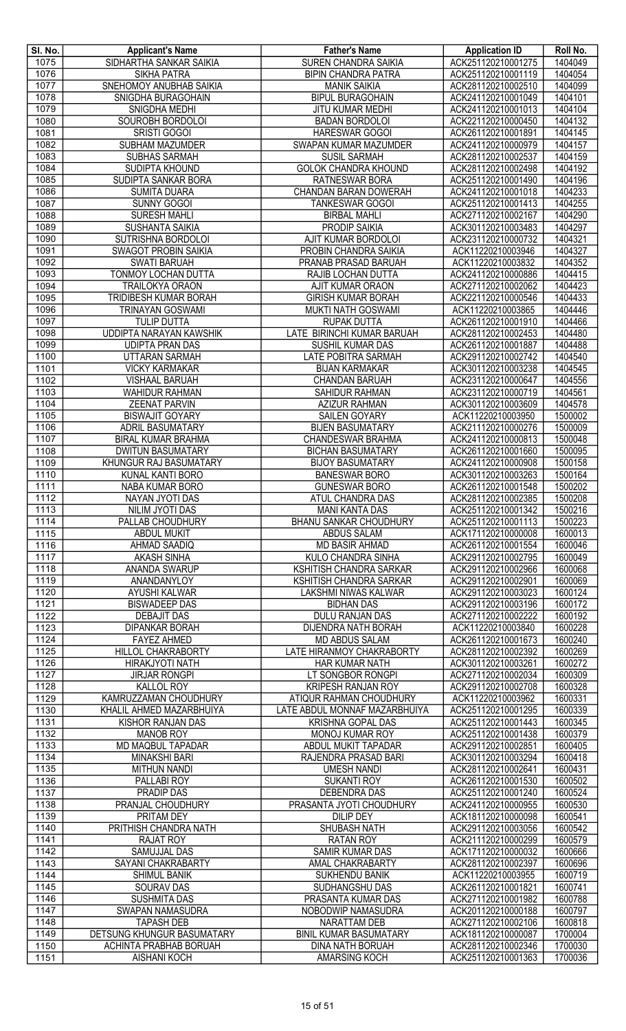| Sl. No. | Applicant's Name | Father's Name | Application ID | Roll No. |
|---|---|---|---|---|
| 1075 | SIDHARTHA SANKAR SAIKIA | SUREN CHANDRA SAIKIA | ACK251120210001275 | 1404049 |
| 1076 | SIKHA PATRA | BIPIN CHANDRA PATRA | ACK251120210001119 | 1404054 |
| 1077 | SNEHOMOY ANUBHAB SAIKIA | MANIK SAIKIA | ACK281120210002510 | 1404099 |
| 1078 | SNIGDHA BURAGOHAIN | BIPUL BURAGOHAIN | ACK241120210001049 | 1404101 |
| 1079 | SNIGDHA MEDHI | JITU KUMAR MEDHI | ACK241120210001013 | 1404104 |
| 1080 | SOUROBH BORDOLOI | BADAN BORDOLOI | ACK221120210000450 | 1404132 |
| 1081 | SRISTI GOGOI | HARESWAR GOGOI | ACK261120210001891 | 1404145 |
| 1082 | SUBHAM MAZUMDER | SWAPAN KUMAR MAZUMDER | ACK241120210000979 | 1404157 |
| 1083 | SUBHAS SARMAH | SUSIL SARMAH | ACK281120210002537 | 1404159 |
| 1084 | SUDIPTA KHOUND | GOLOK CHANDRA KHOUND | ACK281120210002498 | 1404192 |
| 1085 | SUDIPTA SANKAR BORA | RATNESWAR BORA | ACK251120210001490 | 1404196 |
| 1086 | SUMITA DUARA | CHANDAN BARAN DOWERAH | ACK241120210001018 | 1404233 |
| 1087 | SUNNY GOGOI | TANKESWAR GOGOI | ACK251120210001413 | 1404255 |
| 1088 | SURESH MAHLI | BIRBAL MAHLI | ACK271120210002167 | 1404290 |
| 1089 | SUSHANTA SAIKIA | PRODIP SAIKIA | ACK301120210003483 | 1404297 |
| 1090 | SUTRISHNA BORDOLOI | AJIT KUMAR BORDOLOI | ACK231120210000732 | 1404321 |
| 1091 | SWAGOT PROBIN SAIKIA | PROBIN CHANDRA SAIKIA | ACK11220210003946 | 1404327 |
| 1092 | SWATI BARUAH | PRANAB PRASAD BARUAH | ACK11220210003832 | 1404352 |
| 1093 | TONMOY LOCHAN DUTTA | RAJIB LOCHAN DUTTA | ACK241120210000886 | 1404415 |
| 1094 | TRAILOKYA ORAON | AJIT KUMAR ORAON | ACK271120210002062 | 1404423 |
| 1095 | TRIDIBESH KUMAR BORAH | GIRISH KUMAR BORAH | ACK221120210000546 | 1404433 |
| 1096 | TRINAYAN GOSWAMI | MUKTI NATH GOSWAMI | ACK11220210003865 | 1404446 |
| 1097 | TULIP DUTTA | RUPAK DUTTA | ACK261120210001910 | 1404466 |
| 1098 | UDDIPTA NARAYAN KAWSHIK | LATE BIRINCHI KUMAR BARUAH | ACK281120210002453 | 1404480 |
| 1099 | UDIPTA PRAN DAS | SUSHIL KUMAR DAS | ACK261120210001887 | 1404488 |
| 1100 | UTTARAN SARMAH | LATE POBITRA SARMAH | ACK291120210002742 | 1404540 |
| 1101 | VICKY KARMAKAR | BIJAN KARMAKAR | ACK301120210003238 | 1404545 |
| 1102 | VISHAAL BARUAH | CHANDAN BARUAH | ACK231120210000647 | 1404556 |
| 1103 | WAHIDUR RAHMAN | SAHIDUR RAHMAN | ACK231120210000719 | 1404561 |
| 1104 | ZEENAT PARVIN | AZIZUR RAHMAN | ACK301120210003609 | 1404578 |
| 1105 | BISWAJIT GOYARY | SAILEN GOYARY | ACK11220210003950 | 1500002 |
| 1106 | ADRIL BASUMATARY | BIJEN BASUMATARY | ACK211120210000276 | 1500009 |
| 1107 | BIRAL KUMAR BRAHMA | CHANDESWAR BRAHMA | ACK241120210000813 | 1500048 |
| 1108 | DWITUN BASUMATARY | BICHAN BASUMATARY | ACK261120210001660 | 1500095 |
| 1109 | KHUNGUR RAJ BASUMATARY | BIJOY BASUMATARY | ACK241120210000908 | 1500158 |
| 1110 | KUNAL KANTI BORO | BANESWAR BORO | ACK301120210003263 | 1500164 |
| 1111 | NABA KUMAR BORO | GUNESWAR BORO | ACK261120210001548 | 1500202 |
| 1112 | NAYAN JYOTI DAS | ATUL CHANDRA DAS | ACK281120210002385 | 1500208 |
| 1113 | NILIM JYOTI DAS | MANI KANTA DAS | ACK251120210001342 | 1500216 |
| 1114 | PALLAB CHOUDHURY | BHANU SANKAR CHOUDHURY | ACK251120210001113 | 1500223 |
| 1115 | ABDUL MUKIT | ABDUS SALAM | ACK171120210000008 | 1600013 |
| 1116 | AHMAD SAADIQ | MD BASIR AHMAD | ACK261120210001554 | 1600046 |
| 1117 | AKASH SINHA | KULO CHANDRA SINHA | ACK291120210002795 | 1600049 |
| 1118 | ANANDA SWARUP | KSHITISH CHANDRA SARKAR | ACK291120210002966 | 1600068 |
| 1119 | ANANDANYLOY | KSHITISH CHANDRA SARKAR | ACK291120210002901 | 1600069 |
| 1120 | AYUSHI KALWAR | LAKSHMI NIWAS KALWAR | ACK291120210003023 | 1600124 |
| 1121 | BISWADEEP DAS | BIDHAN DAS | ACK291120210003196 | 1600172 |
| 1122 | DEBAJIT DAS | DULU RANJAN DAS | ACK271120210002222 | 1600192 |
| 1123 | DIPANKAR BORAH | DIJENDRA NATH BORAH | ACK11220210003840 | 1600228 |
| 1124 | FAYEZ AHMED | MD ABDUS SALAM | ACK261120210001673 | 1600240 |
| 1125 | HILLOL CHAKRABORTY | LATE HIRANMOY CHAKRABORTY | ACK281120210002392 | 1600269 |
| 1126 | HIRAKJYOTI NATH | HAR KUMAR NATH | ACK301120210003261 | 1600272 |
| 1127 | JIRJAR RONGPI | LT SONGBOR RONGPI | ACK271120210002034 | 1600309 |
| 1128 | KALLOL ROY | KRIPESH RANJAN ROY | ACK291120210002708 | 1600328 |
| 1129 | KAMRUZZAMAN CHOUDHURY | ATIQUR RAHMAN CHOUDHURY | ACK11220210003962 | 1600331 |
| 1130 | KHALIL AHMED MAZARBHUIYA | LATE ABDUL MONNAF MAZARBHUIYA | ACK251120210001295 | 1600339 |
| 1131 | KISHOR RANJAN DAS | KRISHNA GOPAL DAS | ACK251120210001443 | 1600345 |
| 1132 | MANOB ROY | MONOJ KUMAR ROY | ACK251120210001438 | 1600379 |
| 1133 | MD MAQBUL TAPADAR | ABDUL MUKIT TAPADAR | ACK291120210002851 | 1600405 |
| 1134 | MINAKSHI BARI | RAJENDRA PRASAD BARI | ACK301120210003294 | 1600418 |
| 1135 | MITHUN NANDI | UMESH NANDI | ACK281120210002641 | 1600431 |
| 1136 | PALLABI ROY | SUKANTI ROY | ACK261120210001530 | 1600502 |
| 1137 | PRADIP DAS | DEBENDRA DAS | ACK251120210001240 | 1600524 |
| 1138 | PRANJAL CHOUDHURY | PRASANTA JYOTI CHOUDHURY | ACK241120210000955 | 1600530 |
| 1139 | PRITAM DEY | DILIP DEY | ACK181120210000098 | 1600541 |
| 1140 | PRITHISH CHANDRA NATH | SHUBASH NATH | ACK291120210003056 | 1600542 |
| 1141 | RAJAT ROY | RATAN ROY | ACK211120210000299 | 1600579 |
| 1142 | SAMUJJAL DAS | SAMIR KUMAR DAS | ACK171120210000032 | 1600666 |
| 1143 | SAYANI CHAKRABARTY | AMAL CHAKRABARTY | ACK281120210002397 | 1600696 |
| 1144 | SHIMUL BANIK | SUKHENDU BANIK | ACK11220210003955 | 1600719 |
| 1145 | SOURAV DAS | SUDHANGSHU DAS | ACK261120210001821 | 1600741 |
| 1146 | SUSHMITA DAS | PRASANTA KUMAR DAS | ACK271120210001982 | 1600788 |
| 1147 | SWAPAN NAMASUDRA | NOBODWIP NAMASUDRA | ACK201120210000188 | 1600797 |
| 1148 | TAPASH DEB | NARATTAM DEB | ACK271120210002106 | 1600818 |
| 1149 | DETSUNG KHUNGUR BASUMATARY | BINIL KUMAR BASUMATARY | ACK181120210000087 | 1700004 |
| 1150 | ACHINTA PRABHAB BORUAH | DINA NATH BORUAH | ACK281120210002346 | 1700030 |
| 1151 | AISHANI KOCH | AMARSING KOCH | ACK251120210001363 | 1700036 |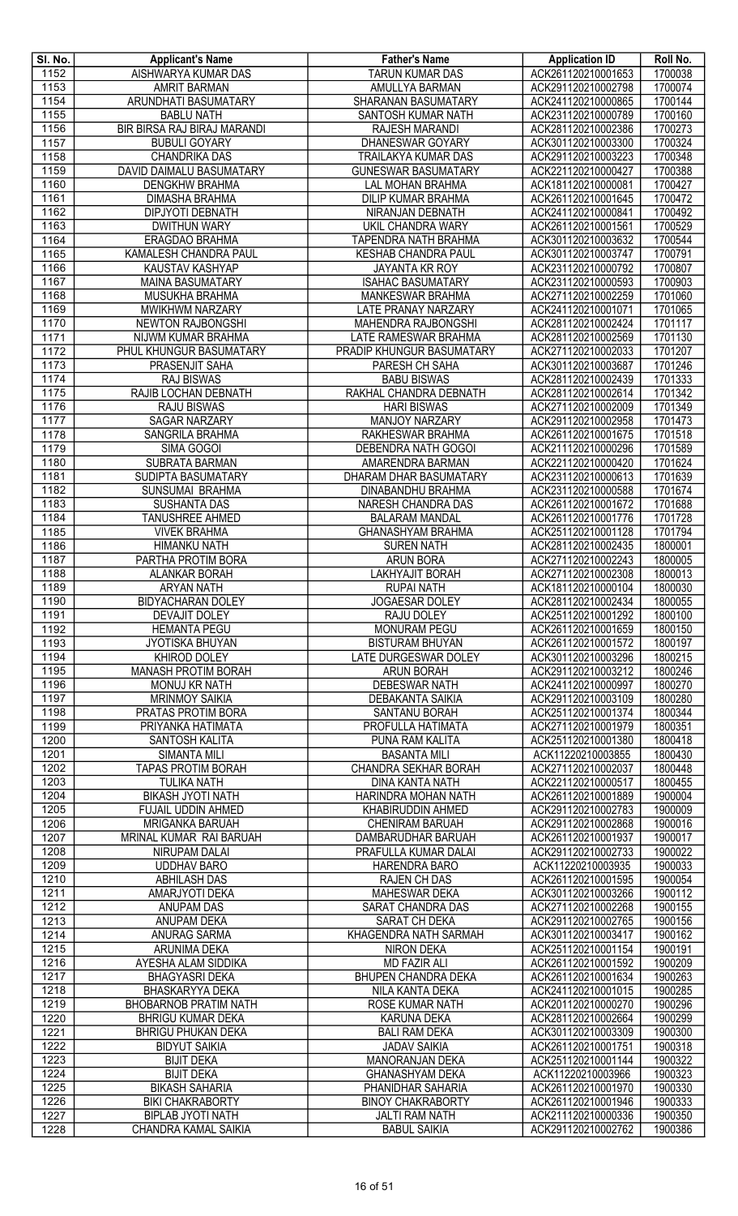| Sl. No. | Applicant's Name | Father's Name | Application ID | Roll No. |
|---|---|---|---|---|
| 1152 | AISHWARYA KUMAR DAS | TARUN KUMAR DAS | ACK261120210001653 | 1700038 |
| 1153 | AMRIT BARMAN | AMULLYA BARMAN | ACK291120210002798 | 1700074 |
| 1154 | ARUNDHATI BASUMATARY | SHARANAN BASUMATARY | ACK241120210000865 | 1700144 |
| 1155 | BABLU NATH | SANTOSH KUMAR NATH | ACK231120210000789 | 1700160 |
| 1156 | BIR BIRSA RAJ BIRAJ MARANDI | RAJESH MARANDI | ACK281120210002386 | 1700273 |
| 1157 | BUBULI GOYARY | DHANESWAR GOYARY | ACK301120210003300 | 1700324 |
| 1158 | CHANDRIKA DAS | TRAILAKYA KUMAR DAS | ACK291120210003223 | 1700348 |
| 1159 | DAVID DAIMALU BASUMATARY | GUNESWAR BASUMATARY | ACK221120210000427 | 1700388 |
| 1160 | DENGKHW BRAHMA | LAL MOHAN BRAHMA | ACK181120210000081 | 1700427 |
| 1161 | DIMASHA BRAHMA | DILIP KUMAR BRAHMA | ACK261120210001645 | 1700472 |
| 1162 | DIPJYOTI DEBNATH | NIRANJAN DEBNATH | ACK241120210000841 | 1700492 |
| 1163 | DWITHUN WARY | UKIL CHANDRA WARY | ACK261120210001561 | 1700529 |
| 1164 | ERAGDAO BRAHMA | TAPENDRA NATH BRAHMA | ACK301120210003632 | 1700544 |
| 1165 | KAMALESH CHANDRA PAUL | KESHAB CHANDRA PAUL | ACK301120210003747 | 1700791 |
| 1166 | KAUSTAV KASHYAP | JAYANTA KR ROY | ACK231120210000792 | 1700807 |
| 1167 | MAINA BASUMATARY | ISAHAC BASUMATARY | ACK231120210000593 | 1700903 |
| 1168 | MUSUKHA BRAHMA | MANKESWAR BRAHMA | ACK271120210002259 | 1701060 |
| 1169 | MWIKHWM NARZARY | LATE PRANAY NARZARY | ACK241120210001071 | 1701065 |
| 1170 | NEWTON RAJBONGSHI | MAHENDRA RAJBONGSHI | ACK281120210002424 | 1701117 |
| 1171 | NIJWM KUMAR BRAHMA | LATE RAMESWAR BRAHMA | ACK281120210002569 | 1701130 |
| 1172 | PHUL KHUNGUR BASUMATARY | PRADIP KHUNGUR BASUMATARY | ACK271120210002033 | 1701207 |
| 1173 | PRASENJIT SAHA | PARESH CH SAHA | ACK301120210003687 | 1701246 |
| 1174 | RAJ BISWAS | BABU BISWAS | ACK281120210002439 | 1701333 |
| 1175 | RAJIB LOCHAN DEBNATH | RAKHAL CHANDRA DEBNATH | ACK281120210002614 | 1701342 |
| 1176 | RAJU BISWAS | HARI BISWAS | ACK271120210002009 | 1701349 |
| 1177 | SAGAR NARZARY | MANJOY NARZARY | ACK291120210002958 | 1701473 |
| 1178 | SANGRILA BRAHMA | RAKHESWAR BRAHMA | ACK261120210001675 | 1701518 |
| 1179 | SIMA GOGOI | DEBENDRA NATH GOGOI | ACK211120210000296 | 1701589 |
| 1180 | SUBRATA BARMAN | AMARENDRA BARMAN | ACK221120210000420 | 1701624 |
| 1181 | SUDIPTA BASUMATARY | DHARAM DHAR BASUMATARY | ACK231120210000613 | 1701639 |
| 1182 | SUNSUMAI BRAHMA | DINABANDHU BRAHMA | ACK231120210000588 | 1701674 |
| 1183 | SUSHANTA DAS | NARESH CHANDRA DAS | ACK261120210001672 | 1701688 |
| 1184 | TANUSHREE AHMED | BALARAM MANDAL | ACK261120210001776 | 1701728 |
| 1185 | VIVEK BRAHMA | GHANASHYAM BRAHMA | ACK251120210001128 | 1701794 |
| 1186 | HIMANKU NATH | SUREN NATH | ACK281120210002435 | 1800001 |
| 1187 | PARTHA PROTIM BORA | ARUN BORA | ACK271120210002243 | 1800005 |
| 1188 | ALANKAR BORAH | LAKHYAJIT BORAH | ACK271120210002308 | 1800013 |
| 1189 | ARYAN NATH | RUPAI NATH | ACK181120210000104 | 1800030 |
| 1190 | BIDYACHARAN DOLEY | JOGAESAR DOLEY | ACK281120210002434 | 1800055 |
| 1191 | DEVAJIT DOLEY | RAJU DOLEY | ACK251120210001292 | 1800100 |
| 1192 | HEMANTA PEGU | MONURAM PEGU | ACK261120210001659 | 1800150 |
| 1193 | JYOTISKA BHUYAN | BISTURAM BHUYAN | ACK261120210001572 | 1800197 |
| 1194 | KHIROD DOLEY | LATE DURGESWAR DOLEY | ACK301120210003296 | 1800215 |
| 1195 | MANASH PROTIM BORAH | ARUN BORAH | ACK291120210003212 | 1800246 |
| 1196 | MONUJ KR NATH | DEBESWAR NATH | ACK241120210000997 | 1800270 |
| 1197 | MRINMOY SAIKIA | DEBAKANTA SAIKIA | ACK291120210003109 | 1800280 |
| 1198 | PRATAS PROTIM BORA | SANTANU BORAH | ACK251120210001374 | 1800344 |
| 1199 | PRIYANKA HATIMATA | PROFULLA HATIMATA | ACK271120210001979 | 1800351 |
| 1200 | SANTOSH KALITA | PUNA RAM KALITA | ACK251120210001380 | 1800418 |
| 1201 | SIMANTA MILI | BASANTA MILI | ACK11220210003855 | 1800430 |
| 1202 | TAPAS PROTIM BORAH | CHANDRA SEKHAR BORAH | ACK271120210002037 | 1800448 |
| 1203 | TULIKA NATH | DINA KANTA NATH | ACK221120210000517 | 1800455 |
| 1204 | BIKASH JYOTI NATH | HARINDRA MOHAN NATH | ACK261120210001889 | 1900004 |
| 1205 | FUJAIL UDDIN AHMED | KHABIRUDDIN AHMED | ACK291120210002783 | 1900009 |
| 1206 | MRIGANKA BARUAH | CHENIRAM BARUAH | ACK291120210002868 | 1900016 |
| 1207 | MRINAL KUMAR RAI BARUAH | DAMBARUDHAR BARUAH | ACK261120210001937 | 1900017 |
| 1208 | NIRUPAM DALAI | PRAFULLA KUMAR DALAI | ACK291120210002733 | 1900022 |
| 1209 | UDDHAV BARO | HARENDRA BARO | ACK11220210003935 | 1900033 |
| 1210 | ABHILASH DAS | RAJEN CH DAS | ACK261120210001595 | 1900054 |
| 1211 | AMARJYOTI DEKA | MAHESWAR DEKA | ACK301120210003266 | 1900112 |
| 1212 | ANUPAM DAS | SARAT CHANDRA DAS | ACK271120210002268 | 1900155 |
| 1213 | ANUPAM DEKA | SARAT CH DEKA | ACK291120210002765 | 1900156 |
| 1214 | ANURAG SARMA | KHAGENDRA NATH SARMAH | ACK301120210003417 | 1900162 |
| 1215 | ARUNIMA DEKA | NIRON DEKA | ACK251120210001154 | 1900191 |
| 1216 | AYESHA ALAM SIDDIKA | MD FAZIR ALI | ACK261120210001592 | 1900209 |
| 1217 | BHAGYASRI DEKA | BHUPEN CHANDRA DEKA | ACK261120210001634 | 1900263 |
| 1218 | BHASKARYYA DEKA | NILA KANTA DEKA | ACK241120210001015 | 1900285 |
| 1219 | BHOBARNOB PRATIM NATH | ROSE KUMAR NATH | ACK201120210000270 | 1900296 |
| 1220 | BHRIGU KUMAR DEKA | KARUNA DEKA | ACK281120210002664 | 1900299 |
| 1221 | BHRIGU PHUKAN DEKA | BALI RAM DEKA | ACK301120210003309 | 1900300 |
| 1222 | BIDYUT SAIKIA | JADAV SAIKIA | ACK261120210001751 | 1900318 |
| 1223 | BIJIT DEKA | MANORANJAN DEKA | ACK251120210001144 | 1900322 |
| 1224 | BIJIT DEKA | GHANASHYAM DEKA | ACK11220210003966 | 1900323 |
| 1225 | BIKASH SAHARIA | PHANIDHAR SAHARIA | ACK261120210001970 | 1900330 |
| 1226 | BIKI CHAKRABORTY | BINOY CHAKRABORTY | ACK261120210001946 | 1900333 |
| 1227 | BIPLAB JYOTI NATH | JALTI RAM NATH | ACK211120210000336 | 1900350 |
| 1228 | CHANDRA KAMAL SAIKIA | BABUL SAIKIA | ACK291120210002762 | 1900386 |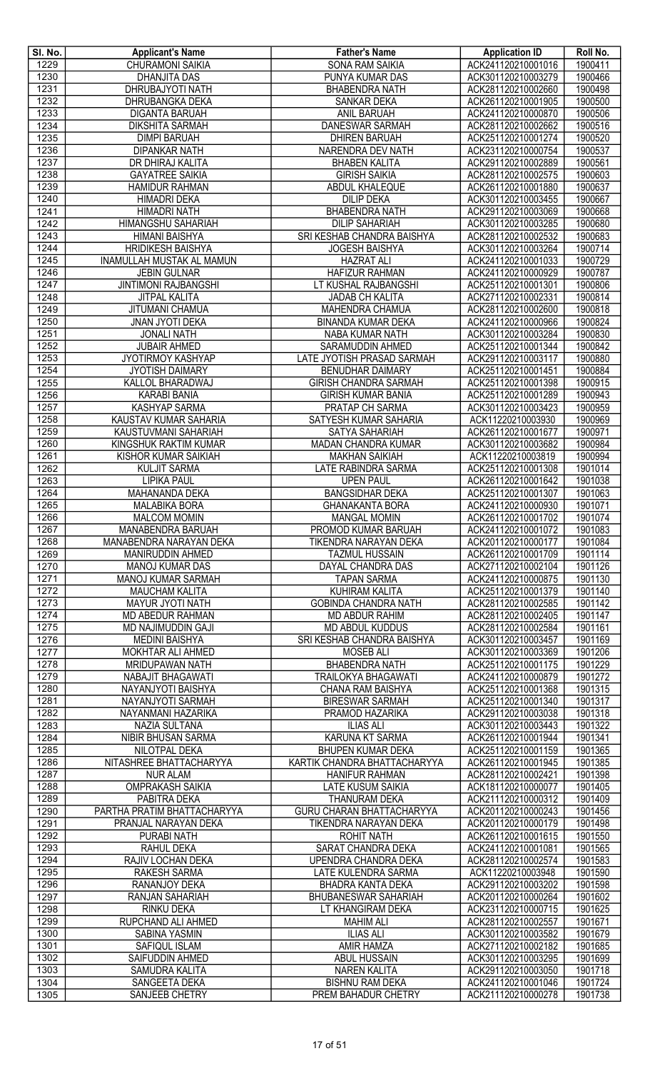| Sl. No. | Applicant's Name | Father's Name | Application ID | Roll No. |
|---|---|---|---|---|
| 1229 | CHURAMONI SAIKIA | SONA RAM SAIKIA | ACK241120210001016 | 1900411 |
| 1230 | DHANJITA DAS | PUNYA KUMAR DAS | ACK301120210003279 | 1900466 |
| 1231 | DHRUBAJYOTI NATH | BHABENDRA NATH | ACK281120210002660 | 1900498 |
| 1232 | DHRUBANGKA DEKA | SANKAR DEKA | ACK261120210001905 | 1900500 |
| 1233 | DIGANTA BARUAH | ANIL BARUAH | ACK241120210000870 | 1900506 |
| 1234 | DIKSHITA SARMAH | DANESWAR SARMAH | ACK281120210002662 | 1900516 |
| 1235 | DIMPI BARUAH | DHIREN BARUAH | ACK251120210001274 | 1900520 |
| 1236 | DIPANKAR NATH | NARENDRA DEV NATH | ACK231120210000754 | 1900537 |
| 1237 | DR DHIRAJ KALITA | BHABEN KALITA | ACK291120210002889 | 1900561 |
| 1238 | GAYATREE SAIKIA | GIRISH SAIKIA | ACK281120210002575 | 1900603 |
| 1239 | HAMIDUR RAHMAN | ABDUL KHALEQUE | ACK261120210001880 | 1900637 |
| 1240 | HIMADRI DEKA | DILIP DEKA | ACK301120210003455 | 1900667 |
| 1241 | HIMADRI NATH | BHABENDRA NATH | ACK291120210003069 | 1900668 |
| 1242 | HIMANGSHU SAHARIAH | DILIP SAHARIAH | ACK301120210003285 | 1900680 |
| 1243 | HIMANI BAISHYA | SRI KESHAB CHANDRA BAISHYA | ACK281120210002532 | 1900683 |
| 1244 | HRIDIKESH BAISHYA | JOGESH BAISHYA | ACK301120210003264 | 1900714 |
| 1245 | INAMULLAH MUSTAK AL MAMUN | HAZRAT ALI | ACK241120210001033 | 1900729 |
| 1246 | JEBIN GULNAR | HAFIZUR RAHMAN | ACK241120210000929 | 1900787 |
| 1247 | JINTIMONI RAJBANGSHI | LT KUSHAL RAJBANGSHI | ACK251120210001301 | 1900806 |
| 1248 | JITPAL KALITA | JADAB CH KALITA | ACK271120210002331 | 1900814 |
| 1249 | JITUMANI CHAMUA | MAHENDRA CHAMUA | ACK281120210002600 | 1900818 |
| 1250 | JNAN JYOTI DEKA | BINANDA KUMAR DEKA | ACK241120210000966 | 1900824 |
| 1251 | JONALI NATH | NABA KUMAR NATH | ACK301120210003284 | 1900830 |
| 1252 | JUBAIR AHMED | SARAMUDDIN AHMED | ACK251120210001344 | 1900842 |
| 1253 | JYOTIRMOY KASHYAP | LATE JYOTISH PRASAD SARMAH | ACK291120210003117 | 1900880 |
| 1254 | JYOTISH DAIMARY | BENUDHAR DAIMARY | ACK251120210001451 | 1900884 |
| 1255 | KALLOL BHARADWAJ | GIRISH CHANDRA SARMAH | ACK251120210001398 | 1900915 |
| 1256 | KARABI BANIA | GIRISH KUMAR BANIA | ACK251120210001289 | 1900943 |
| 1257 | KASHYAP SARMA | PRATAP CH SARMA | ACK301120210003423 | 1900959 |
| 1258 | KAUSTAV KUMAR SAHARIA | SATYESH KUMAR SAHARIA | ACK11220210003930 | 1900969 |
| 1259 | KAUSTUVMANI SAHARIAH | SATYA SAHARIAH | ACK261120210001677 | 1900971 |
| 1260 | KINGSHUK RAKTIM KUMAR | MADAN CHANDRA KUMAR | ACK301120210003682 | 1900984 |
| 1261 | KISHOR KUMAR SAIKIAH | MAKHAN SAIKIAH | ACK11220210003819 | 1900994 |
| 1262 | KULJIT SARMA | LATE RABINDRA SARMA | ACK251120210001308 | 1901014 |
| 1263 | LIPIKA PAUL | UPEN PAUL | ACK261120210001642 | 1901038 |
| 1264 | MAHANANDA DEKA | BANGSIDHAR DEKA | ACK251120210001307 | 1901063 |
| 1265 | MALABIKA BORA | GHANAKANTA BORA | ACK241120210000930 | 1901071 |
| 1266 | MALCOM MOMIN | MANGAL MOMIN | ACK261120210001702 | 1901074 |
| 1267 | MANABENDRA BARUAH | PROMOD KUMAR BARUAH | ACK241120210001072 | 1901083 |
| 1268 | MANABENDRA NARAYAN DEKA | TIKENDRA NARAYAN DEKA | ACK201120210000177 | 1901084 |
| 1269 | MANIRUDDIN AHMED | TAZMUL HUSSAIN | ACK261120210001709 | 1901114 |
| 1270 | MANOJ KUMAR DAS | DAYAL CHANDRA DAS | ACK271120210002104 | 1901126 |
| 1271 | MANOJ KUMAR SARMAH | TAPAN SARMA | ACK241120210000875 | 1901130 |
| 1272 | MAUCHAM KALITA | KUHIRAM KALITA | ACK251120210001379 | 1901140 |
| 1273 | MAYUR JYOTI NATH | GOBINDA CHANDRA NATH | ACK281120210002585 | 1901142 |
| 1274 | MD ABEDUR RAHMAN | MD ABDUR RAHIM | ACK281120210002405 | 1901147 |
| 1275 | MD NAJIMUDDIN GAJI | MD ABDUL KUDDUS | ACK281120210002584 | 1901161 |
| 1276 | MEDINI BAISHYA | SRI KESHAB CHANDRA BAISHYA | ACK301120210003457 | 1901169 |
| 1277 | MOKHTAR ALI AHMED | MOSEB ALI | ACK301120210003369 | 1901206 |
| 1278 | MRIDUPAWAN NATH | BHABENDRA NATH | ACK251120210001175 | 1901229 |
| 1279 | NABAJIT BHAGAWATI | TRAILOKYA BHAGAWATI | ACK241120210000879 | 1901272 |
| 1280 | NAYANJYOTI BAISHYA | CHANA RAM BAISHYA | ACK251120210001368 | 1901315 |
| 1281 | NAYANJYOTI SARMAH | BIRESWAR SARMAH | ACK251120210001340 | 1901317 |
| 1282 | NAYANMANI HAZARIKA | PRAMOD HAZARIKA | ACK291120210003038 | 1901318 |
| 1283 | NAZIA SULTANA | ILIAS ALI | ACK301120210003443 | 1901322 |
| 1284 | NIBIR BHUSAN SARMA | KARUNA KT SARMA | ACK261120210001944 | 1901341 |
| 1285 | NILOTPAL DEKA | BHUPEN KUMAR DEKA | ACK251120210001159 | 1901365 |
| 1286 | NITASHREE BHATTACHARYYA | KARTIK CHANDRA BHATTACHARYYA | ACK261120210001945 | 1901385 |
| 1287 | NUR ALAM | HANIFUR RAHMAN | ACK281120210002421 | 1901398 |
| 1288 | OMPRAKASH SAIKIA | LATE KUSUM SAIKIA | ACK181120210000077 | 1901405 |
| 1289 | PABITRA DEKA | THANURAM DEKA | ACK211120210000312 | 1901409 |
| 1290 | PARTHA PRATIM BHATTACHARYYA | GURU CHARAN BHATTACHARYYA | ACK201120210000243 | 1901456 |
| 1291 | PRANJAL NARAYAN DEKA | TIKENDRA NARAYAN DEKA | ACK201120210000179 | 1901498 |
| 1292 | PURABI NATH | ROHIT NATH | ACK261120210001615 | 1901550 |
| 1293 | RAHUL DEKA | SARAT CHANDRA DEKA | ACK241120210001081 | 1901565 |
| 1294 | RAJIV LOCHAN DEKA | UPENDRA CHANDRA DEKA | ACK281120210002574 | 1901583 |
| 1295 | RAKESH SARMA | LATE KULENDRA SARMA | ACK11220210003948 | 1901590 |
| 1296 | RANANJOY DEKA | BHADRA KANTA DEKA | ACK291120210003202 | 1901598 |
| 1297 | RANJAN SAHARIAH | BHUBANESWAR SAHARIAH | ACK201120210000264 | 1901602 |
| 1298 | RINKU DEKA | LT KHANGIRAM DEKA | ACK231120210000715 | 1901625 |
| 1299 | RUPCHAND ALI AHMED | MAHIM ALI | ACK281120210002557 | 1901671 |
| 1300 | SABINA YASMIN | ILIAS ALI | ACK301120210003582 | 1901679 |
| 1301 | SAFIQUL ISLAM | AMIR HAMZA | ACK271120210002182 | 1901685 |
| 1302 | SAIFUDDIN AHMED | ABUL HUSSAIN | ACK301120210003295 | 1901699 |
| 1303 | SAMUDRA KALITA | NAREN KALITA | ACK291120210003050 | 1901718 |
| 1304 | SANGEETA DEKA | BISHNU RAM DEKA | ACK241120210001046 | 1901724 |
| 1305 | SANJEEB CHETRY | PREM BAHADUR CHETRY | ACK211120210000278 | 1901738 |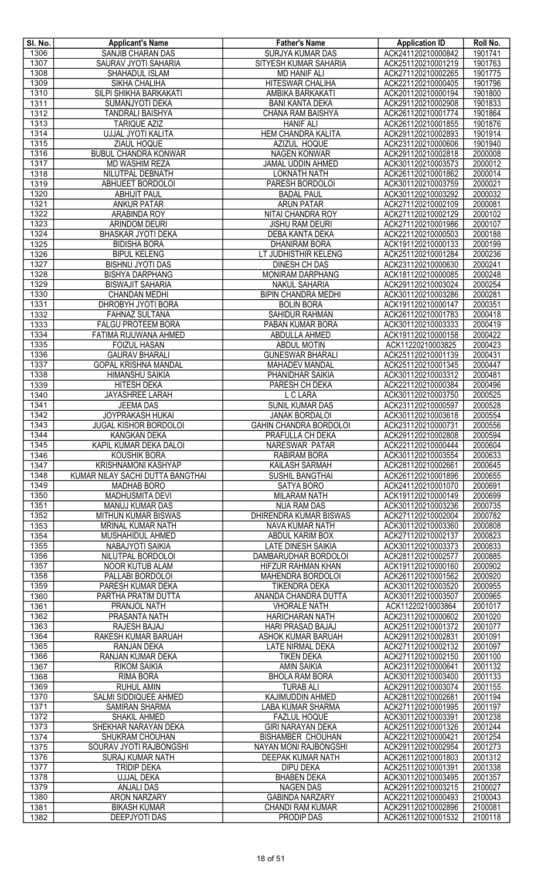| Sl. No. | Applicant's Name | Father's Name | Application ID | Roll No. |
|---|---|---|---|---|
| 1306 | SANJIB CHARAN DAS | SURJYA KUMAR DAS | ACK241120210000842 | 1901741 |
| 1307 | SAURAV JYOTI SAHARIA | SITYESH KUMAR SAHARIA | ACK251120210001219 | 1901763 |
| 1308 | SHAHADUL ISLAM | MD HANIF ALI | ACK271120210002265 | 1901775 |
| 1309 | SIKHA CHALIHA | HITESWAR CHALIHA | ACK221120210000405 | 1901796 |
| 1310 | SILPI SHIKHA BARKAKATI | AMBIKA BARKAKATI | ACK201120210000194 | 1901800 |
| 1311 | SUMANJYOTI DEKA | BANI KANTA DEKA | ACK291120210002908 | 1901833 |
| 1312 | TANDRALI BAISHYA | CHANA RAM BAISHYA | ACK261120210001774 | 1901864 |
| 1313 | TARIQUE AZIZ | HANIF ALI | ACK261120210001855 | 1901876 |
| 1314 | UJJAL JYOTI KALITA | HEM CHANDRA KALITA | ACK291120210002893 | 1901914 |
| 1315 | ZIAUL HOQUE | AZIZUL HOQUE | ACK231120210000606 | 1901940 |
| 1316 | BUBUL CHANDRA KONWAR | NAGEN KONWAR | ACK291120210002818 | 2000008 |
| 1317 | MD WASHIM REZA | JAMAL UDDIN AHMED | ACK301120210003573 | 2000012 |
| 1318 | NILUTPAL DEBNATH | LOKNATH NATH | ACK261120210001862 | 2000014 |
| 1319 | ABHIJEET BORDOLOI | PARESH BORDOLOI | ACK301120210003759 | 2000021 |
| 1320 | ABHIJIT PAUL | BADAL PAUL | ACK301120210003292 | 2000032 |
| 1321 | ANKUR PATAR | ARUN PATAR | ACK271120210002109 | 2000081 |
| 1322 | ARABINDA ROY | NITAI CHANDRA ROY | ACK271120210002129 | 2000102 |
| 1323 | ARINDOM DEURI | JISHU RAM DEURI | ACK271120210001986 | 2000107 |
| 1324 | BHASKAR JYOTI DEKA | DEBA KANTA DEKA | ACK221120210000503 | 2000188 |
| 1325 | BIDISHA BORA | DHANIRAM BORA | ACK191120210000133 | 2000199 |
| 1326 | BIPUL KELENG | LT JUDHISTHIR KELENG | ACK251120210001284 | 2000236 |
| 1327 | BISHNU JYOTI DAS | DINESH CH DAS | ACK231120210000630 | 2000241 |
| 1328 | BISHYA DARPHANG | MONIRAM DARPHANG | ACK181120210000085 | 2000248 |
| 1329 | BISWAJIT SAHARIA | NAKUL SAHARIA | ACK291120210003024 | 2000254 |
| 1330 | CHANDAN MEDHI | BIPIN CHANDRA MEDHI | ACK301120210003286 | 2000281 |
| 1331 | DHROBYH JYOTI BORA | BOLIN BORA | ACK191120210000147 | 2000351 |
| 1332 | FAHNAZ SULTANA | SAHIDUR RAHMAN | ACK261120210001783 | 2000418 |
| 1333 | FALGU PROTEEM BORA | PABAN KUMAR BORA | ACK301120210003333 | 2000419 |
| 1334 | FATIMA RIJUWANA AHMED | ABDULLA AHMED | ACK191120210000158 | 2000422 |
| 1335 | FOIZUL HASAN | ABDUL MOTIN | ACK11220210003825 | 2000423 |
| 1336 | GAURAV BHARALI | GUNESWAR BHARALI | ACK251120210001139 | 2000431 |
| 1337 | GOPAL KRISHNA MANDAL | MAHADEV MANDAL | ACK251120210001345 | 2000447 |
| 1338 | HIMANSHU SAIKIA | PHANIDHAR SAIKIA | ACK301120210003312 | 2000481 |
| 1339 | HITESH DEKA | PARESH CH DEKA | ACK221120210000384 | 2000496 |
| 1340 | JAYASHREE LARAH | L C LARA | ACK301120210003750 | 2000525 |
| 1341 | JEEMA DAS | SUNIL KUMAR DAS | ACK231120210000597 | 2000528 |
| 1342 | JOYPRAKASH HUKAI | JANAK BORDALOI | ACK301120210003618 | 2000554 |
| 1343 | JUGAL KISHOR BORDOLOI | GAHIN CHANDRA BORDOLOI | ACK231120210000731 | 2000556 |
| 1344 | KANGKAN DEKA | PRAFULLA CH DEKA | ACK291120210002808 | 2000594 |
| 1345 | KAPIL KUMAR DEKA DALOI | NARESWAR PATAR | ACK221120210000444 | 2000604 |
| 1346 | KOUSHIK BORA | RABIRAM BORA | ACK301120210003554 | 2000633 |
| 1347 | KRISHNAMONI KASHYAP | KAILASH SARMAH | ACK281120210002661 | 2000645 |
| 1348 | KUMAR NILAY SACHI DUTTA BANGTHAI | SUSHIL BANGTHAI | ACK261120210001896 | 2000655 |
| 1349 | MADHAB BORO | SATYA BORO | ACK241120210001070 | 2000691 |
| 1350 | MADHUSMITA DEVI | MILARAM NATH | ACK191120210000149 | 2000699 |
| 1351 | MANUJ KUMAR DAS | NUA RAM DAS | ACK301120210003236 | 2000735 |
| 1352 | MITHUN KUMAR BISWAS | DHIRENDRA KUMAR BISWAS | ACK271120210002004 | 2000782 |
| 1353 | MRINAL KUMAR NATH | NAVA KUMAR NATH | ACK301120210003360 | 2000808 |
| 1354 | MUSHAHIDUL AHMED | ABDUL KARIM BOX | ACK271120210002137 | 2000823 |
| 1355 | NABAJYOTI SAIKIA | LATE DINESH SAIKIA | ACK301120210003373 | 2000833 |
| 1356 | NILUTPAL BORDOLOI | DAMBARUDHAR BORDOLOI | ACK281120210002577 | 2000885 |
| 1357 | NOOR KUTUB ALAM | HIFZUR RAHMAN KHAN | ACK191120210000160 | 2000902 |
| 1358 | PALLABI BORDOLOI | MAHENDRA BORDOLOI | ACK261120210001562 | 2000920 |
| 1359 | PARESH KUMAR DEKA | TIKENDRA DEKA | ACK301120210003520 | 2000955 |
| 1360 | PARTHA PRATIM DUTTA | ANANDA CHANDRA DUTTA | ACK301120210003507 | 2000965 |
| 1361 | PRANJOL NATH | VHORALE NATH | ACK11220210003864 | 2001017 |
| 1362 | PRASANTA NATH | HARICHARAN NATH | ACK231120210000602 | 2001020 |
| 1363 | RAJESH BAJAJ | HARI PRASAD BAJAJ | ACK251120210001372 | 2001077 |
| 1364 | RAKESH KUMAR BARUAH | ASHOK KUMAR BARUAH | ACK291120210002831 | 2001091 |
| 1365 | RANJAN DEKA | LATE NIRMAL DEKA | ACK271120210002132 | 2001097 |
| 1366 | RANJAN KUMAR DEKA | TIKEN DEKA | ACK271120210002150 | 2001100 |
| 1367 | RIKOM SAIKIA | AMIN SAIKIA | ACK231120210000641 | 2001132 |
| 1368 | RIMA BORA | BHOLA RAM BORA | ACK301120210003400 | 2001133 |
| 1369 | RUHUL AMIN | TURAB ALI | ACK291120210003074 | 2001155 |
| 1370 | SALMI SIDDIQUEE AHMED | KAJIMUDDIN AHMED | ACK281120210002681 | 2001194 |
| 1371 | SAMIRAN SHARMA | LABA KUMAR SHARMA | ACK271120210001995 | 2001197 |
| 1372 | SHAKIL AHMED | FAZLUL HOQUE | ACK301120210003391 | 2001238 |
| 1373 | SHEKHAR NARAYAN DEKA | GIRI NARAYAN DEKA | ACK251120210001326 | 2001244 |
| 1374 | SHUKRAM CHOUHAN | BISHAMBER CHOUHAN | ACK221120210000421 | 2001254 |
| 1375 | SOURAV JYOTI RAJBONGSHI | NAYAN MONI RAJBONGSHI | ACK291120210002954 | 2001273 |
| 1376 | SURAJ KUMAR NATH | DEEPAK KUMAR NATH | ACK261120210001803 | 2001312 |
| 1377 | TRIDIP DEKA | DIPU DEKA | ACK251120210001391 | 2001338 |
| 1378 | UJJAL DEKA | BHABEN DEKA | ACK301120210003495 | 2001357 |
| 1379 | ANJALI DAS | NAGEN DAS | ACK291120210003215 | 2100027 |
| 1380 | ARON NARZARY | GABINDA NARZARY | ACK221120210000493 | 2100043 |
| 1381 | BIKASH KUMAR | CHANDI RAM KUMAR | ACK291120210002896 | 2100081 |
| 1382 | DEEPJYOTI DAS | PRODIP DAS | ACK261120210001532 | 2100118 |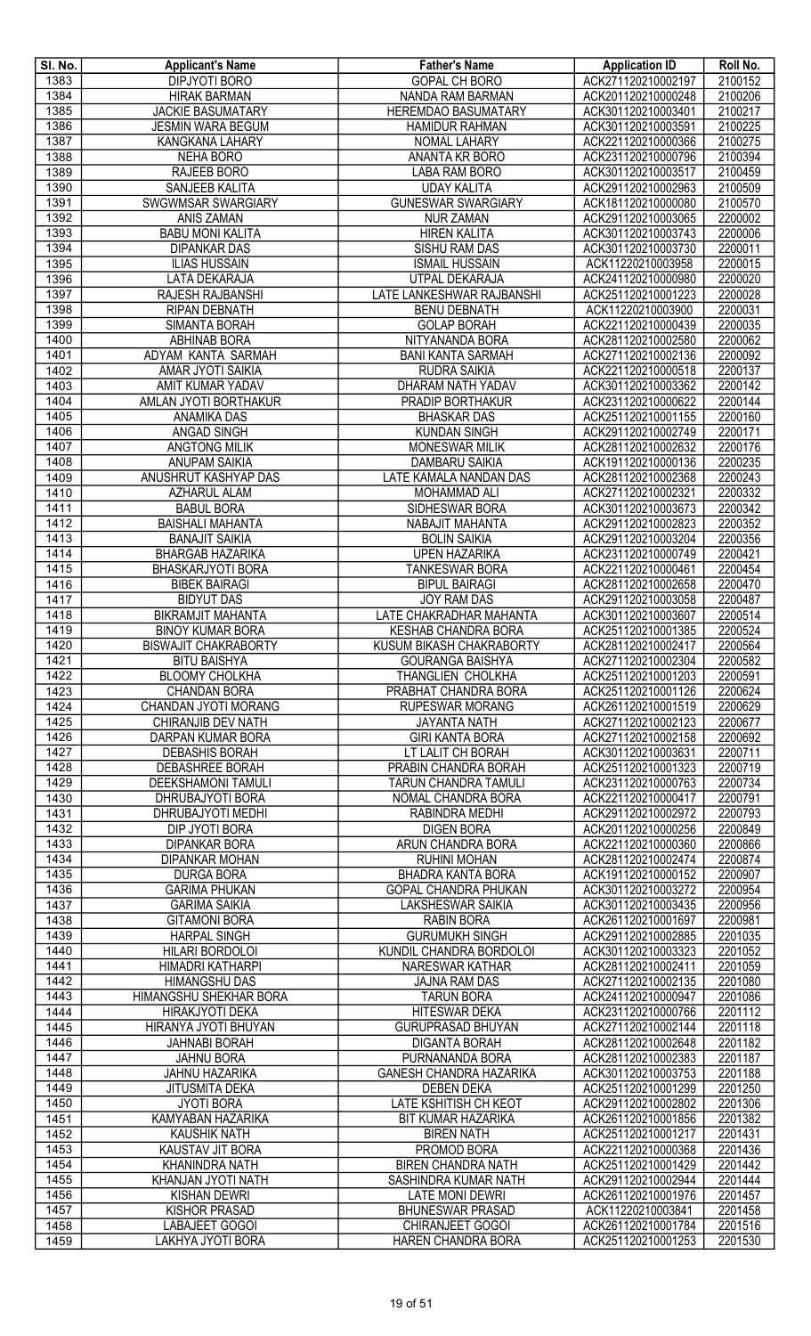| Sl. No. | Applicant's Name | Father's Name | Application ID | Roll No. |
|---|---|---|---|---|
| 1383 | DIPJYOTI BORO | GOPAL CH BORO | ACK271120210002197 | 2100152 |
| 1384 | HIRAK BARMAN | NANDA RAM BARMAN | ACK201120210000248 | 2100206 |
| 1385 | JACKIE BASUMATARY | HEREMDAO BASUMATARY | ACK301120210003401 | 2100217 |
| 1386 | JESMIN WARA BEGUM | HAMIDUR RAHMAN | ACK301120210003591 | 2100225 |
| 1387 | KANGKANA LAHARY | NOMAL LAHARY | ACK221120210000366 | 2100275 |
| 1388 | NEHA BORO | ANANTA KR BORO | ACK231120210000796 | 2100394 |
| 1389 | RAJEEB BORO | LABA RAM BORO | ACK301120210003517 | 2100459 |
| 1390 | SANJEEB KALITA | UDAY KALITA | ACK291120210002963 | 2100509 |
| 1391 | SWGWMSAR SWARGIARY | GUNESWAR SWARGIARY | ACK181120210000080 | 2100570 |
| 1392 | ANIS ZAMAN | NUR ZAMAN | ACK291120210003065 | 2200002 |
| 1393 | BABU MONI KALITA | HIREN KALITA | ACK301120210003743 | 2200006 |
| 1394 | DIPANKAR DAS | SISHU RAM DAS | ACK301120210003730 | 2200011 |
| 1395 | ILIAS HUSSAIN | ISMAIL HUSSAIN | ACK11220210003958 | 2200015 |
| 1396 | LATA DEKARAJA | UTPAL DEKARAJA | ACK241120210000980 | 2200020 |
| 1397 | RAJESH RAJBANSHI | LATE LANKESHWAR RAJBANSHI | ACK251120210001223 | 2200028 |
| 1398 | RIPAN DEBNATH | BENU DEBNATH | ACK11220210003900 | 2200031 |
| 1399 | SIMANTA BORAH | GOLAP BORAH | ACK221120210000439 | 2200035 |
| 1400 | ABHINAB BORA | NITYANANDA BORA | ACK281120210002580 | 2200062 |
| 1401 | ADYAM KANTA SARMAH | BANI KANTA SARMAH | ACK271120210002136 | 2200092 |
| 1402 | AMAR JYOTI SAIKIA | RUDRA SAIKIA | ACK221120210000518 | 2200137 |
| 1403 | AMIT KUMAR YADAV | DHARAM NATH YADAV | ACK301120210003362 | 2200142 |
| 1404 | AMLAN JYOTI BORTHAKUR | PRADIP BORTHAKUR | ACK231120210000622 | 2200144 |
| 1405 | ANAMIKA DAS | BHASKAR DAS | ACK251120210001155 | 2200160 |
| 1406 | ANGAD SINGH | KUNDAN SINGH | ACK291120210002749 | 2200171 |
| 1407 | ANGTONG MILIK | MONESWAR MILIK | ACK281120210002632 | 2200176 |
| 1408 | ANUPAM SAIKIA | DAMBARU SAIKIA | ACK191120210000136 | 2200235 |
| 1409 | ANUSHRUT KASHYAP DAS | LATE KAMALA NANDAN DAS | ACK281120210002368 | 2200243 |
| 1410 | AZHARUL ALAM | MOHAMMAD ALI | ACK271120210002321 | 2200332 |
| 1411 | BABUL BORA | SIDHESWAR BORA | ACK301120210003673 | 2200342 |
| 1412 | BAISHALI MAHANTA | NABAJIT MAHANTA | ACK291120210002823 | 2200352 |
| 1413 | BANAJIT SAIKIA | BOLIN SAIKIA | ACK291120210003204 | 2200356 |
| 1414 | BHARGAB HAZARIKA | UPEN HAZARIKA | ACK231120210000749 | 2200421 |
| 1415 | BHASKARJYOTI BORA | TANKESWAR BORA | ACK221120210000461 | 2200454 |
| 1416 | BIBEK BAIRAGI | BIPUL BAIRAGI | ACK281120210002658 | 2200470 |
| 1417 | BIDYUT DAS | JOY RAM DAS | ACK291120210003058 | 2200487 |
| 1418 | BIKRAMJIT MAHANTA | LATE CHAKRADHAR MAHANTA | ACK301120210003607 | 2200514 |
| 1419 | BINOY KUMAR BORA | KESHAB CHANDRA BORA | ACK251120210001385 | 2200524 |
| 1420 | BISWAJIT CHAKRABORTY | KUSUM BIKASH CHAKRABORTY | ACK281120210002417 | 2200564 |
| 1421 | BITU BAISHYA | GOURANGA BAISHYA | ACK271120210002304 | 2200582 |
| 1422 | BLOOMY CHOLKHA | THANGLIEN CHOLKHA | ACK251120210001203 | 2200591 |
| 1423 | CHANDAN BORA | PRABHAT CHANDRA BORA | ACK251120210001126 | 2200624 |
| 1424 | CHANDAN JYOTI MORANG | RUPESWAR MORANG | ACK261120210001519 | 2200629 |
| 1425 | CHIRANJIB DEV NATH | JAYANTA NATH | ACK271120210002123 | 2200677 |
| 1426 | DARPAN KUMAR BORA | GIRI KANTA BORA | ACK271120210002158 | 2200692 |
| 1427 | DEBASHIS BORAH | LT LALIT CH BORAH | ACK301120210003631 | 2200711 |
| 1428 | DEBASHREE BORAH | PRABIN CHANDRA BORAH | ACK251120210001323 | 2200719 |
| 1429 | DEEKSHAMONI TAMULI | TARUN CHANDRA TAMULI | ACK231120210000763 | 2200734 |
| 1430 | DHRUBAJYOTI BORA | NOMAL CHANDRA BORA | ACK221120210000417 | 2200791 |
| 1431 | DHRUBAJYOTI MEDHI | RABINDRA MEDHI | ACK291120210002972 | 2200793 |
| 1432 | DIP JYOTI BORA | DIGEN BORA | ACK201120210000256 | 2200849 |
| 1433 | DIPANKAR BORA | ARUN CHANDRA BORA | ACK221120210000360 | 2200866 |
| 1434 | DIPANKAR MOHAN | RUHINI MOHAN | ACK281120210002474 | 2200874 |
| 1435 | DURGA BORA | BHADRA KANTA BORA | ACK191120210000152 | 2200907 |
| 1436 | GARIMA PHUKAN | GOPAL CHANDRA PHUKAN | ACK301120210003272 | 2200954 |
| 1437 | GARIMA SAIKIA | LAKSHESWAR SAIKIA | ACK301120210003435 | 2200956 |
| 1438 | GITAMONI BORA | RABIN BORA | ACK261120210001697 | 2200981 |
| 1439 | HARPAL SINGH | GURUMUKH SINGH | ACK291120210002885 | 2201035 |
| 1440 | HILARI BORDOLOI | KUNDIL CHANDRA BORDOLOI | ACK301120210003323 | 2201052 |
| 1441 | HIMADRI KATHARPI | NARESWAR KATHAR | ACK281120210002411 | 2201059 |
| 1442 | HIMANGSHU DAS | JAJNA RAM DAS | ACK271120210002135 | 2201080 |
| 1443 | HIMANGSHU SHEKHAR BORA | TARUN BORA | ACK241120210000947 | 2201086 |
| 1444 | HIRAKJYOTI DEKA | HITESWAR DEKA | ACK231120210000766 | 2201112 |
| 1445 | HIRANYA JYOTI BHUYAN | GURUPRASAD BHUYAN | ACK271120210002144 | 2201118 |
| 1446 | JAHNABI BORAH | DIGANTA BORAH | ACK281120210002648 | 2201182 |
| 1447 | JAHNU BORA | PURNANANDA BORA | ACK281120210002383 | 2201187 |
| 1448 | JAHNU HAZARIKA | GANESH CHANDRA HAZARIKA | ACK301120210003753 | 2201188 |
| 1449 | JITUSMITA DEKA | DEBEN DEKA | ACK251120210001299 | 2201250 |
| 1450 | JYOTI BORA | LATE KSHITISH CH KEOT | ACK291120210002802 | 2201306 |
| 1451 | KAMYABAN HAZARIKA | BIT KUMAR HAZARIKA | ACK261120210001856 | 2201382 |
| 1452 | KAUSHIK NATH | BIREN NATH | ACK251120210001217 | 2201431 |
| 1453 | KAUSTAV JIT BORA | PROMOD BORA | ACK221120210000368 | 2201436 |
| 1454 | KHANINDRA NATH | BIREN CHANDRA NATH | ACK251120210001429 | 2201442 |
| 1455 | KHANJAN JYOTI NATH | SASHINDRA KUMAR NATH | ACK291120210002944 | 2201444 |
| 1456 | KISHAN DEWRI | LATE MONI DEWRI | ACK261120210001976 | 2201457 |
| 1457 | KISHOR PRASAD | BHUNESWAR PRASAD | ACK11220210003841 | 2201458 |
| 1458 | LABAJEET GOGOI | CHIRANJEET GOGOI | ACK261120210001784 | 2201516 |
| 1459 | LAKHYA JYOTI BORA | HAREN CHANDRA BORA | ACK251120210001253 | 2201530 |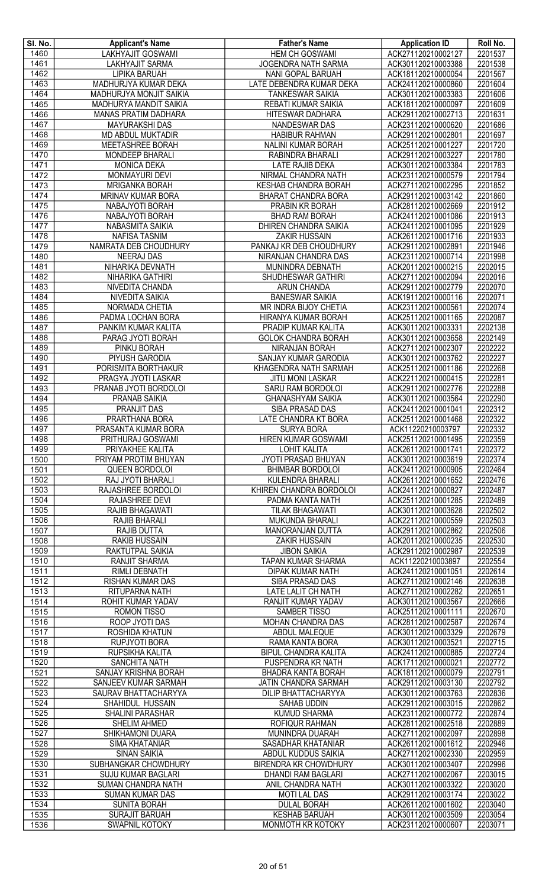| Sl. No. | Applicant's Name | Father's Name | Application ID | Roll No. |
|---|---|---|---|---|
| 1460 | LAKHYAJIT GOSWAMI | HEM CH GOSWAMI | ACK271120210002127 | 2201537 |
| 1461 | LAKHYAJIT SARMA | JOGENDRA NATH SARMA | ACK301120210003388 | 2201538 |
| 1462 | LIPIKA BARUAH | NANI GOPAL BARUAH | ACK181120210000054 | 2201567 |
| 1463 | MADHURJYA KUMAR DEKA | LATE DEBENDRA KUMAR DEKA | ACK241120210000860 | 2201604 |
| 1464 | MADHURJYA MONJIT SAIKIA | TANKESWAR SAIKIA | ACK301120210003383 | 2201606 |
| 1465 | MADHURYA MANDIT SAIKIA | REBATI KUMAR SAIKIA | ACK181120210000097 | 2201609 |
| 1466 | MANAS PRATIM DADHARA | HITESWAR DADHARA | ACK291120210002713 | 2201631 |
| 1467 | MAYURAKSHI DAS | NANDESWAR DAS | ACK231120210000620 | 2201686 |
| 1468 | MD ABDUL MUKTADIR | HABIBUR RAHMAN | ACK291120210002801 | 2201697 |
| 1469 | MEETASHREE BORAH | NALINI KUMAR BORAH | ACK251120210001227 | 2201720 |
| 1470 | MONDEEP BHARALI | RABINDRA BHARALI | ACK291120210003227 | 2201780 |
| 1471 | MONICA DEKA | LATE RAJIB DEKA | ACK301120210003384 | 2201783 |
| 1472 | MONMAYURI DEVI | NIRMAL CHANDRA NATH | ACK231120210000579 | 2201794 |
| 1473 | MRIGANKA BORAH | KESHAB CHANDRA BORAH | ACK271120210002295 | 2201852 |
| 1474 | MRINAV KUMAR BORA | BHARAT CHANDRA BORA | ACK291120210003142 | 2201860 |
| 1475 | NABAJYOTI BORAH | PRABIN KR BORAH | ACK281120210002669 | 2201912 |
| 1476 | NABAJYOTI BORAH | BHAD RAM BORAH | ACK241120210001086 | 2201913 |
| 1477 | NABASMITA SAIKIA | DHIREN CHANDRA SAIKIA | ACK241120210001095 | 2201929 |
| 1478 | NAFISA TASNIM | ZAKIR HUSSAIN | ACK261120210001716 | 2201933 |
| 1479 | NAMRATA DEB CHOUDHURY | PANKAJ KR DEB CHOUDHURY | ACK291120210002891 | 2201946 |
| 1480 | NEERAJ DAS | NIRANJAN CHANDRA DAS | ACK231120210000714 | 2201998 |
| 1481 | NIHARIKA DEVNATH | MUNINDRA DEBNATH | ACK201120210000215 | 2202015 |
| 1482 | NIHARIKA GATHIRI | SHUDHESWAR GATHIRI | ACK271120210002094 | 2202016 |
| 1483 | NIVEDITA CHANDA | ARUN CHANDA | ACK291120210002779 | 2202070 |
| 1484 | NIVEDITA SAIKIA | BANESWAR SAIKIA | ACK191120210000116 | 2202071 |
| 1485 | NORMADA CHETIA | MR INDRA BIJOY CHETIA | ACK231120210000561 | 2202074 |
| 1486 | PADMA LOCHAN BORA | HIRANYA KUMAR BORAH | ACK251120210001165 | 2202087 |
| 1487 | PANKIM KUMAR KALITA | PRADIP KUMAR KALITA | ACK301120210003331 | 2202138 |
| 1488 | PARAG JYOTI BORAH | GOLOK CHANDRA BORAH | ACK301120210003658 | 2202149 |
| 1489 | PINKU BORAH | NIRANJAN BORAH | ACK271120210002307 | 2202222 |
| 1490 | PIYUSH GARODIA | SANJAY KUMAR GARODIA | ACK301120210003762 | 2202227 |
| 1491 | PORISMITA BORTHAKUR | KHAGENDRA NATH SARMAH | ACK251120210001186 | 2202268 |
| 1492 | PRAGYA JYOTI LASKAR | JITU MONI LASKAR | ACK221120210000415 | 2202281 |
| 1493 | PRANAB JYOTI BORDOLOI | SARU RAM BORDOLOI | ACK291120210002776 | 2202288 |
| 1494 | PRANAB SAIKIA | GHANASHYAM SAIKIA | ACK301120210003564 | 2202290 |
| 1495 | PRANJIT DAS | SIBA PRASAD DAS | ACK241120210001041 | 2202312 |
| 1496 | PRARTHANA BORA | LATE CHANDRA KT BORA | ACK251120210001468 | 2202322 |
| 1497 | PRASANTA KUMAR BORA | SURYA BORA | ACK11220210003797 | 2202332 |
| 1498 | PRITHURAJ GOSWAMI | HIREN KUMAR GOSWAMI | ACK251120210001495 | 2202359 |
| 1499 | PRIYAKHEE KALITA | LOHIT KALITA | ACK261120210001741 | 2202372 |
| 1500 | PRIYAM PROTIM BHUYAN | JYOTI PRASAD BHUYAN | ACK301120210003619 | 2202374 |
| 1501 | QUEEN BORDOLOI | BHIMBAR BORDOLOI | ACK241120210000905 | 2202464 |
| 1502 | RAJ JYOTI BHARALI | KULENDRA BHARALI | ACK261120210001652 | 2202476 |
| 1503 | RAJASHREE BORDOLOI | KHIREN CHANDRA BORDOLOI | ACK241120210000827 | 2202487 |
| 1504 | RAJASHREE DEVI | PADMA KANTA NATH | ACK251120210001285 | 2202489 |
| 1505 | RAJIB BHAGAWATI | TILAK BHAGAWATI | ACK301120210003628 | 2202502 |
| 1506 | RAJIB BHARALI | MUKUNDA BHARALI | ACK221120210000559 | 2202503 |
| 1507 | RAJIB DUTTA | MANORANJAN DUTTA | ACK291120210002862 | 2202506 |
| 1508 | RAKIB HUSSAIN | ZAKIR HUSSAIN | ACK201120210000235 | 2202530 |
| 1509 | RAKTUTPAL SAIKIA | JIBON SAIKIA | ACK291120210002987 | 2202539 |
| 1510 | RANJIT SHARMA | TAPAN KUMAR SHARMA | ACK11220210003897 | 2202554 |
| 1511 | RIMLI DEBNATH | DIPAK KUMAR NATH | ACK241120210001051 | 2202614 |
| 1512 | RISHAN KUMAR DAS | SIBA PRASAD DAS | ACK271120210002146 | 2202638 |
| 1513 | RITUPARNA NATH | LATE LALIT CH NATH | ACK271120210002282 | 2202651 |
| 1514 | ROHIT KUMAR YADAV | RANJIT KUMAR YADAV | ACK301120210003567 | 2202666 |
| 1515 | ROMON TISSO | SAMBER TISSO | ACK251120210001111 | 2202670 |
| 1516 | ROOP JYOTI DAS | MOHAN CHANDRA DAS | ACK281120210002587 | 2202674 |
| 1517 | ROSHIDA KHATUN | ABDUL MALEQUE | ACK301120210003329 | 2202679 |
| 1518 | RUPJYOTI BORA | RAMA KANTA BORA | ACK301120210003521 | 2202715 |
| 1519 | RUPSIKHA KALITA | BIPUL CHANDRA KALITA | ACK241120210000885 | 2202724 |
| 1520 | SANCHITA NATH | PUSPENDRA KR NATH | ACK171120210000021 | 2202772 |
| 1521 | SANJAY KRISHNA BORAH | BHADRA KANTA BORAH | ACK181120210000079 | 2202791 |
| 1522 | SANJEEV KUMAR SARMAH | JATIN CHANDRA SARMAH | ACK291120210003130 | 2202792 |
| 1523 | SAURAV BHATTACHARYYA | DILIP BHATTACHARYYA | ACK301120210003763 | 2202836 |
| 1524 | SHAHIDUL HUSSAIN | SAHAB UDDIN | ACK291120210003015 | 2202862 |
| 1525 | SHALINI PARASHAR | KUMUD SHARMA | ACK231120210000772 | 2202874 |
| 1526 | SHELIM AHMED | ROFIQUR RAHMAN | ACK281120210002518 | 2202889 |
| 1527 | SHIKHAMONI DUARA | MUNINDRA DUARAH | ACK271120210002097 | 2202898 |
| 1528 | SIMA KHATANIAR | SASADHAR KHATANIAR | ACK261120210001612 | 2202946 |
| 1529 | SINAN SAIKIA | ABDUL KUDDUS SAIKIA | ACK271120210002330 | 2202959 |
| 1530 | SUBHANGKAR CHOWDHURY | BIRENDRA KR CHOWDHURY | ACK301120210003407 | 2202996 |
| 1531 | SUJU KUMAR BAGLARI | DHANDI RAM BAGLARI | ACK271120210002067 | 2203015 |
| 1532 | SUMAN CHANDRA NATH | ANIL CHANDRA NATH | ACK301120210003322 | 2203020 |
| 1533 | SUMAN KUMAR DAS | MOTI LAL DAS | ACK291120210003174 | 2203022 |
| 1534 | SUNITA BORAH | DULAL BORAH | ACK261120210001602 | 2203040 |
| 1535 | SURAJIT BARUAH | KESHAB BARUAH | ACK301120210003509 | 2203054 |
| 1536 | SWAPNIL KOTOKY | MONMOTH KR KOTOKY | ACK231120210000607 | 2203071 |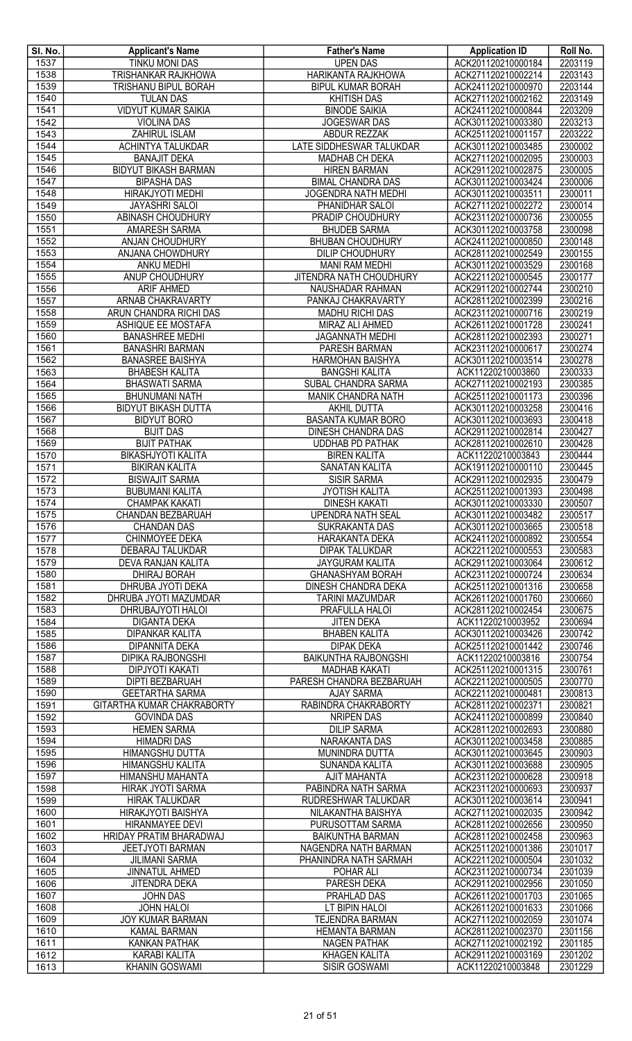| Sl. No. | Applicant's Name | Father's Name | Application ID | Roll No. |
|---|---|---|---|---|
| 1537 | TINKU MONI DAS | UPEN DAS | ACK201120210000184 | 2203119 |
| 1538 | TRISHANKAR RAJKHOWA | HARIKANTA RAJKHOWA | ACK271120210002214 | 2203143 |
| 1539 | TRISHANU BIPUL BORAH | BIPUL KUMAR BORAH | ACK241120210000970 | 2203144 |
| 1540 | TULAN DAS | KHITISH DAS | ACK271120210002162 | 2203149 |
| 1541 | VIDYUT KUMAR SAIKIA | BINODE SAIKIA | ACK241120210000844 | 2203209 |
| 1542 | VIOLINA DAS | JOGESWAR DAS | ACK301120210003380 | 2203213 |
| 1543 | ZAHIRUL ISLAM | ABDUR REZZAK | ACK251120210001157 | 2203222 |
| 1544 | ACHINTYA TALUKDAR | LATE SIDDHESWAR TALUKDAR | ACK301120210003485 | 2300002 |
| 1545 | BANAJIT DEKA | MADHAB CH DEKA | ACK271120210002095 | 2300003 |
| 1546 | BIDYUT BIKASH BARMAN | HIREN BARMAN | ACK291120210002875 | 2300005 |
| 1547 | BIPASHA DAS | BIMAL CHANDRA DAS | ACK301120210003424 | 2300006 |
| 1548 | HIRAKJYOTI MEDHI | JOGENDRA NATH MEDHI | ACK301120210003511 | 2300011 |
| 1549 | JAYASHRI SALOI | PHANIDHAR SALOI | ACK271120210002272 | 2300014 |
| 1550 | ABINASH CHOUDHURY | PRADIP CHOUDHURY | ACK231120210000736 | 2300055 |
| 1551 | AMARESH SARMA | BHUDEB SARMA | ACK301120210003758 | 2300098 |
| 1552 | ANJAN CHOUDHURY | BHUBAN CHOUDHURY | ACK241120210000850 | 2300148 |
| 1553 | ANJANA CHOWDHURY | DILIP CHOUDHURY | ACK281120210002549 | 2300155 |
| 1554 | ANKU MEDHI | MANI RAM MEDHI | ACK301120210003529 | 2300168 |
| 1555 | ANUP CHOUDHURY | JITENDRA NATH CHOUDHURY | ACK221120210000545 | 2300177 |
| 1556 | ARIF AHMED | NAUSHADAR RAHMAN | ACK291120210002744 | 2300210 |
| 1557 | ARNAB CHAKRAVARTY | PANKAJ CHAKRAVARTY | ACK281120210002399 | 2300216 |
| 1558 | ARUN CHANDRA RICHI DAS | MADHU RICHI DAS | ACK231120210000716 | 2300219 |
| 1559 | ASHIQUE EE MOSTAFA | MIRAZ ALI AHMED | ACK261120210001728 | 2300241 |
| 1560 | BANASHREE MEDHI | JAGANNATH MEDHI | ACK281120210002393 | 2300271 |
| 1561 | BANASHRI BARMAN | PARESH BARMAN | ACK231120210000617 | 2300274 |
| 1562 | BANASREE BAISHYA | HARMOHAN BAISHYA | ACK301120210003514 | 2300278 |
| 1563 | BHABESH KALITA | BANGSHI KALITA | ACK11220210003860 | 2300333 |
| 1564 | BHASWATI SARMA | SUBAL CHANDRA SARMA | ACK271120210002193 | 2300385 |
| 1565 | BHUNUMANI NATH | MANIK CHANDRA NATH | ACK251120210001173 | 2300396 |
| 1566 | BIDYUT BIKASH DUTTA | AKHIL DUTTA | ACK301120210003258 | 2300416 |
| 1567 | BIDYUT BORO | BASANTA KUMAR BORO | ACK301120210003693 | 2300418 |
| 1568 | BIJIT DAS | DINESH CHANDRA DAS | ACK291120210002814 | 2300427 |
| 1569 | BIJIT PATHAK | UDDHAB PD PATHAK | ACK281120210002610 | 2300428 |
| 1570 | BIKASHJYOTI KALITA | BIREN KALITA | ACK11220210003843 | 2300444 |
| 1571 | BIKIRAN KALITA | SANATAN KALITA | ACK191120210000110 | 2300445 |
| 1572 | BISWAJIT SARMA | SISIR SARMA | ACK291120210002935 | 2300479 |
| 1573 | BUBUMANI KALITA | JYOTISH KALITA | ACK251120210001393 | 2300498 |
| 1574 | CHAMPAK KAKATI | DINESH KAKATI | ACK301120210003330 | 2300507 |
| 1575 | CHANDAN BEZBARUAH | UPENDRA NATH SEAL | ACK301120210003482 | 2300517 |
| 1576 | CHANDAN DAS | SUKRAKANTA DAS | ACK301120210003665 | 2300518 |
| 1577 | CHINMOYEE DEKA | HARAKANTA DEKA | ACK241120210000892 | 2300554 |
| 1578 | DEBARAJ TALUKDAR | DIPAK TALUKDAR | ACK221120210000553 | 2300583 |
| 1579 | DEVA RANJAN KALITA | JAYGURAM KALITA | ACK291120210003064 | 2300612 |
| 1580 | DHIRAJ BORAH | GHANASHYAM BORAH | ACK231120210000724 | 2300634 |
| 1581 | DHRUBA JYOTI DEKA | DINESH CHANDRA DEKA | ACK251120210001316 | 2300658 |
| 1582 | DHRUBA JYOTI MAZUMDAR | TARINI MAZUMDAR | ACK261120210001760 | 2300660 |
| 1583 | DHRUBAJYOTI HALOI | PRAFULLA HALOI | ACK281120210002454 | 2300675 |
| 1584 | DIGANTA DEKA | JITEN DEKA | ACK11220210003952 | 2300694 |
| 1585 | DIPANKAR KALITA | BHABEN KALITA | ACK301120210003426 | 2300742 |
| 1586 | DIPANNITA DEKA | DIPAK DEKA | ACK251120210001442 | 2300746 |
| 1587 | DIPIKA RAJBONGSHI | BAIKUNTHA RAJBONGSHI | ACK11220210003816 | 2300754 |
| 1588 | DIPJYOTI KAKATI | MADHAB KAKATI | ACK251120210001315 | 2300761 |
| 1589 | DIPTI BEZBARUAH | PARESH CHANDRA BEZBARUAH | ACK221120210000505 | 2300770 |
| 1590 | GEETARTHA SARMA | AJAY SARMA | ACK221120210000481 | 2300813 |
| 1591 | GITARTHA KUMAR CHAKRABORTY | RABINDRA CHAKRABORTY | ACK281120210002371 | 2300821 |
| 1592 | GOVINDA DAS | NRIPEN DAS | ACK241120210000899 | 2300840 |
| 1593 | HEMEN SARMA | DILIP SARMA | ACK281120210002693 | 2300880 |
| 1594 | HIMADRI DAS | NARAKANTA DAS | ACK301120210003458 | 2300885 |
| 1595 | HIMANGSHU DUTTA | MUNINDRA DUTTA | ACK301120210003645 | 2300903 |
| 1596 | HIMANGSHU KALITA | SUNANDA KALITA | ACK301120210003688 | 2300905 |
| 1597 | HIMANSHU MAHANTA | AJIT MAHANTA | ACK231120210000628 | 2300918 |
| 1598 | HIRAK JYOTI SARMA | PABINDRA NATH SARMA | ACK231120210000693 | 2300937 |
| 1599 | HIRAK TALUKDAR | RUDRESHWAR TALUKDAR | ACK301120210003614 | 2300941 |
| 1600 | HIRAKJYOTI BAISHYA | NILAKANTHA BAISHYA | ACK271120210002035 | 2300942 |
| 1601 | HIRANMAYEE DEVI | PURUSOTTAM SARMA | ACK281120210002656 | 2300950 |
| 1602 | HRIDAY PRATIM BHARADWAJ | BAIKUNTHA BARMAN | ACK281120210002458 | 2300963 |
| 1603 | JEETJYOTI BARMAN | NAGENDRA NATH BARMAN | ACK251120210001386 | 2301017 |
| 1604 | JILIMANI SARMA | PHANINDRA NATH SARMAH | ACK221120210000504 | 2301032 |
| 1605 | JINNATUL AHMED | POHAR ALI | ACK231120210000734 | 2301039 |
| 1606 | JITENDRA DEKA | PARESH DEKA | ACK291120210002956 | 2301050 |
| 1607 | JOHN DAS | PRAHLAD DAS | ACK261120210001703 | 2301065 |
| 1608 | JOHN HALOI | LT BIPIN HALOI | ACK261120210001633 | 2301066 |
| 1609 | JOY KUMAR BARMAN | TEJENDRA BARMAN | ACK271120210002059 | 2301074 |
| 1610 | KAMAL BARMAN | HEMANTA BARMAN | ACK281120210002370 | 2301156 |
| 1611 | KANKAN PATHAK | NAGEN PATHAK | ACK271120210002192 | 2301185 |
| 1612 | KARABI KALITA | KHAGEN KALITA | ACK291120210003169 | 2301202 |
| 1613 | KHANIN GOSWAMI | SISIR GOSWAMI | ACK11220210003848 | 2301229 |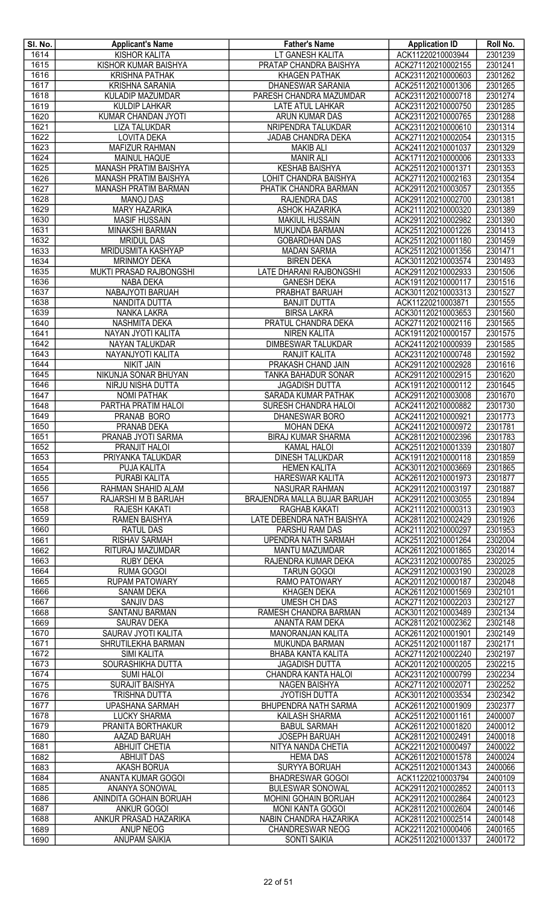| Sl. No. | Applicant's Name | Father's Name | Application ID | Roll No. |
|---|---|---|---|---|
| 1614 | KISHOR KALITA | LT GANESH KALITA | ACK11220210003944 | 2301239 |
| 1615 | KISHOR KUMAR BAISHYA | PRATAP CHANDRA BAISHYA | ACK271120210002155 | 2301241 |
| 1616 | KRISHNA PATHAK | KHAGEN PATHAK | ACK231120210000603 | 2301262 |
| 1617 | KRISHNA SARANIA | DHANESWAR SARANIA | ACK251120210001306 | 2301265 |
| 1618 | KULADIP MAZUMDAR | PARESH CHANDRA MAZUMDAR | ACK231120210000718 | 2301274 |
| 1619 | KULDIP LAHKAR | LATE ATUL LAHKAR | ACK231120210000750 | 2301285 |
| 1620 | KUMAR CHANDAN JYOTI | ARUN KUMAR DAS | ACK231120210000765 | 2301288 |
| 1621 | LIZA TALUKDAR | NRIPENDRA TALUKDAR | ACK231120210000610 | 2301314 |
| 1622 | LOVITA DEKA | JADAB CHANDRA DEKA | ACK271120210002054 | 2301315 |
| 1623 | MAFIZUR RAHMAN | MAKIB ALI | ACK241120210001037 | 2301329 |
| 1624 | MAINUL HAQUE | MANIR ALI | ACK171120210000006 | 2301333 |
| 1625 | MANASH PRATIM BAISHYA | KESHAB BAISHYA | ACK251120210001371 | 2301353 |
| 1626 | MANASH PRATIM BAISHYA | LOHIT CHANDRA BAISHYA | ACK271120210002163 | 2301354 |
| 1627 | MANASH PRATIM BARMAN | PHATIK CHANDRA BARMAN | ACK291120210003057 | 2301355 |
| 1628 | MANOJ DAS | RAJENDRA DAS | ACK291120210002700 | 2301381 |
| 1629 | MARY HAZARIKA | ASHOK HAZARIKA | ACK211120210000320 | 2301389 |
| 1630 | MASIF HUSSAIN | MAKIUL HUSSAIN | ACK291120210002982 | 2301390 |
| 1631 | MINAKSHI BARMAN | MUKUNDA BARMAN | ACK251120210001226 | 2301413 |
| 1632 | MRIDUL DAS | GOBARDHAN DAS | ACK251120210001180 | 2301459 |
| 1633 | MRIDUSMITA KASHYAP | MADAN SARMA | ACK251120210001356 | 2301471 |
| 1634 | MRINMOY DEKA | BIREN DEKA | ACK301120210003574 | 2301493 |
| 1635 | MUKTI PRASAD RAJBONGSHI | LATE DHARANI RAJBONGSHI | ACK291120210002933 | 2301506 |
| 1636 | NABA DEKA | GANESH DEKA | ACK191120210000117 | 2301516 |
| 1637 | NABAJYOTI BARUAH | PRABHAT BARUAH | ACK301120210003313 | 2301527 |
| 1638 | NANDITA DUTTA | BANJIT DUTTA | ACK11220210003871 | 2301555 |
| 1639 | NANKA LAKRA | BIRSA LAKRA | ACK301120210003653 | 2301560 |
| 1640 | NASHMITA DEKA | PRATUL CHANDRA DEKA | ACK271120210002116 | 2301565 |
| 1641 | NAYAN JYOTI KALITA | NIREN KALITA | ACK191120210000157 | 2301575 |
| 1642 | NAYAN TALUKDAR | DIMBESWAR TALUKDAR | ACK241120210000939 | 2301585 |
| 1643 | NAYANJYOTI KALITA | RANJIT KALITA | ACK231120210000748 | 2301592 |
| 1644 | NIKIT JAIN | PRAKASH CHAND JAIN | ACK291120210002928 | 2301616 |
| 1645 | NIKUNJA SONAR BHUYAN | TANKA BAHADUR SONAR | ACK291120210002915 | 2301620 |
| 1646 | NIRJU NISHA DUTTA | JAGADISH DUTTA | ACK191120210000112 | 2301645 |
| 1647 | NOMI PATHAK | SARADA KUMAR PATHAK | ACK291120210003008 | 2301670 |
| 1648 | PARTHA PRATIM HALOI | SURESH CHANDRA HALOI | ACK241120210000882 | 2301730 |
| 1649 | PRANAB BORO | DHANESWAR BORO | ACK241120210000921 | 2301773 |
| 1650 | PRANAB DEKA | MOHAN DEKA | ACK241120210000972 | 2301781 |
| 1651 | PRANAB JYOTI SARMA | BIRAJ KUMAR SHARMA | ACK281120210002396 | 2301783 |
| 1652 | PRANJIT HALOI | KAMAL HALOI | ACK251120210001339 | 2301807 |
| 1653 | PRIYANKA TALUKDAR | DINESH TALUKDAR | ACK191120210000118 | 2301859 |
| 1654 | PUJA KALITA | HEMEN KALITA | ACK301120210003669 | 2301865 |
| 1655 | PURABI KALITA | HARESWAR KALITA | ACK261120210001973 | 2301877 |
| 1656 | RAHMAN SHAHID ALAM | NASURAR RAHMAN | ACK291120210003197 | 2301887 |
| 1657 | RAJARSHI M B BARUAH | BRAJENDRA MALLA BUJAR BARUAH | ACK291120210003055 | 2301894 |
| 1658 | RAJESH KAKATI | RAGHAB KAKATI | ACK211120210000313 | 2301903 |
| 1659 | RAMEN BAISHYA | LATE DEBENDRA NATH BAISHYA | ACK281120210002429 | 2301926 |
| 1660 | RATUL DAS | PARSHU RAM DAS | ACK211120210000297 | 2301953 |
| 1661 | RISHAV SARMAH | UPENDRA NATH SARMAH | ACK251120210001264 | 2302004 |
| 1662 | RITURAJ MAZUMDAR | MANTU MAZUMDAR | ACK261120210001865 | 2302014 |
| 1663 | RUBY DEKA | RAJENDRA KUMAR DEKA | ACK231120210000785 | 2302025 |
| 1664 | RUMA GOGOI | TARUN GOGOI | ACK291120210003190 | 2302028 |
| 1665 | RUPAM PATOWARY | RAMO PATOWARY | ACK201120210000187 | 2302048 |
| 1666 | SANAM DEKA | KHAGEN DEKA | ACK261120210001569 | 2302101 |
| 1667 | SANJIV DAS | UMESH CH DAS | ACK271120210002203 | 2302127 |
| 1668 | SANTANU BARMAN | RAMESH CHANDRA BARMAN | ACK301120210003489 | 2302134 |
| 1669 | SAURAV DEKA | ANANTA RAM DEKA | ACK281120210002362 | 2302148 |
| 1670 | SAURAV JYOTI KALITA | MANORANJAN KALITA | ACK261120210001901 | 2302149 |
| 1671 | SHRUTILEKHA BARMAN | MUKUNDA BARMAN | ACK251120210001187 | 2302171 |
| 1672 | SIMI KALITA | BHABA KANTA KALITA | ACK271120210002240 | 2302197 |
| 1673 | SOURASHIKHA DUTTA | JAGADISH DUTTA | ACK201120210000205 | 2302215 |
| 1674 | SUMI HALOI | CHANDRA KANTA HALOI | ACK231120210000799 | 2302234 |
| 1675 | SURAJIT BAISHYA | NAGEN BAISHYA | ACK271120210002071 | 2302252 |
| 1676 | TRISHNA DUTTA | JYOTISH DUTTA | ACK301120210003534 | 2302342 |
| 1677 | UPASHANA SARMAH | BHUPENDRA NATH SARMA | ACK261120210001909 | 2302377 |
| 1678 | LUCKY SHARMA | KAILASH SHARMA | ACK251120210001161 | 2400007 |
| 1679 | PRANITA BORTHAKUR | BABUL SARMAH | ACK261120210001820 | 2400012 |
| 1680 | AAZAD BARUAH | JOSEPH BARUAH | ACK281120210002491 | 2400018 |
| 1681 | ABHIJIT CHETIA | NITYA NANDA CHETIA | ACK221120210000497 | 2400022 |
| 1682 | ABHIJIT DAS | HEMA DAS | ACK261120210001578 | 2400024 |
| 1683 | AKASH BORUA | SURYYA BORUAH | ACK251120210001343 | 2400066 |
| 1684 | ANANTA KUMAR GOGOI | BHADRESWAR GOGOI | ACK11220210003794 | 2400109 |
| 1685 | ANANYA SONOWAL | BULESWAR SONOWAL | ACK291120210002852 | 2400113 |
| 1686 | ANINDITA GOHAIN BORUAH | MOHINI GOHAIN BORUAH | ACK291120210002864 | 2400123 |
| 1687 | ANKUR GOGOI | MONI KANTA GOGOI | ACK281120210002604 | 2400146 |
| 1688 | ANKUR PRASAD HAZARIKA | NABIN CHANDRA HAZARIKA | ACK281120210002514 | 2400148 |
| 1689 | ANUP NEOG | CHANDRESWAR NEOG | ACK221120210000406 | 2400165 |
| 1690 | ANUPAM SAIKIA | SONTI SAIKIA | ACK251120210001337 | 2400172 |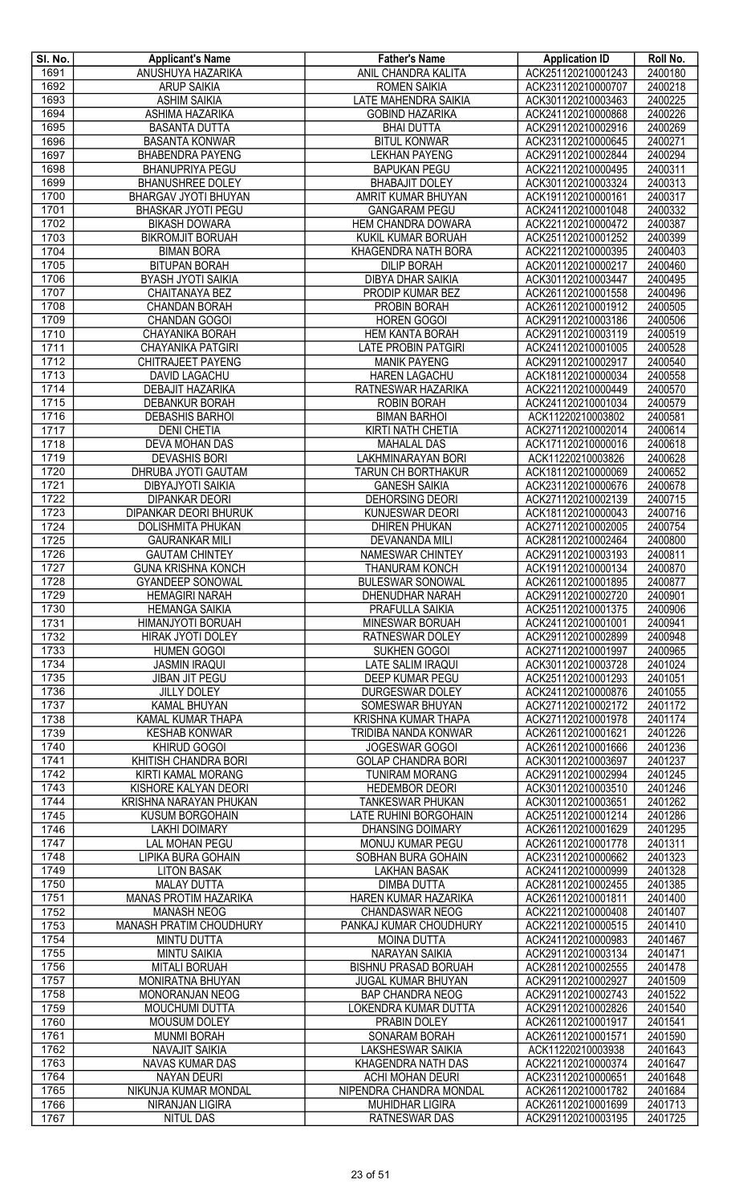| Sl. No. | Applicant's Name | Father's Name | Application ID | Roll No. |
|---|---|---|---|---|
| 1691 | ANUSHUYA HAZARIKA | ANIL CHANDRA KALITA | ACK251120210001243 | 2400180 |
| 1692 | ARUP SAIKIA | ROMEN SAIKIA | ACK231120210000707 | 2400218 |
| 1693 | ASHIM SAIKIA | LATE MAHENDRA SAIKIA | ACK301120210003463 | 2400225 |
| 1694 | ASHIMA HAZARIKA | GOBIND HAZARIKA | ACK241120210000868 | 2400226 |
| 1695 | BASANTA DUTTA | BHAI DUTTA | ACK291120210002916 | 2400269 |
| 1696 | BASANTA KONWAR | BITUL KONWAR | ACK231120210000645 | 2400271 |
| 1697 | BHABENDRA PAYENG | LEKHAN PAYENG | ACK291120210002844 | 2400294 |
| 1698 | BHANUPRIYA PEGU | BAPUKAN PEGU | ACK221120210000495 | 2400311 |
| 1699 | BHANUSHREE DOLEY | BHABAJIT DOLEY | ACK301120210003324 | 2400313 |
| 1700 | BHARGAV JYOTI BHUYAN | AMRIT KUMAR BHUYAN | ACK191120210000161 | 2400317 |
| 1701 | BHASKAR JYOTI PEGU | GANGARAM PEGU | ACK241120210001048 | 2400332 |
| 1702 | BIKASH DOWARA | HEM CHANDRA DOWARA | ACK221120210000472 | 2400387 |
| 1703 | BIKROMJIT BORUAH | KUKIL KUMAR BORUAH | ACK251120210001252 | 2400399 |
| 1704 | BIMAN BORA | KHAGENDRA NATH BORA | ACK221120210000395 | 2400403 |
| 1705 | BITUPAN BORAH | DILIP BORAH | ACK201120210000217 | 2400460 |
| 1706 | BYASH JYOTI SAIKIA | DIBYA DHAR SAIKIA | ACK301120210003447 | 2400495 |
| 1707 | CHAITANAYA BEZ | PRODIP KUMAR BEZ | ACK261120210001558 | 2400496 |
| 1708 | CHANDAN BORAH | PROBIN BORAH | ACK261120210001912 | 2400505 |
| 1709 | CHANDAN GOGOI | HOREN GOGOI | ACK291120210003186 | 2400506 |
| 1710 | CHAYANIKA BORAH | HEM KANTA BORAH | ACK291120210003119 | 2400519 |
| 1711 | CHAYANIKA PATGIRI | LATE PROBIN PATGIRI | ACK241120210001005 | 2400528 |
| 1712 | CHITRAJEET PAYENG | MANIK PAYENG | ACK291120210002917 | 2400540 |
| 1713 | DAVID LAGACHU | HAREN LAGACHU | ACK181120210000034 | 2400558 |
| 1714 | DEBAJIT HAZARIKA | RATNESWAR HAZARIKA | ACK221120210000449 | 2400570 |
| 1715 | DEBANKUR BORAH | ROBIN BORAH | ACK241120210001034 | 2400579 |
| 1716 | DEBASHIS BARHOI | BIMAN BARHOI | ACK11220210003802 | 2400581 |
| 1717 | DENI CHETIA | KIRTI NATH CHETIA | ACK271120210002014 | 2400614 |
| 1718 | DEVA MOHAN DAS | MAHALAL DAS | ACK171120210000016 | 2400618 |
| 1719 | DEVASHIS BORI | LAKHMINARAYAN BORI | ACK11220210003826 | 2400628 |
| 1720 | DHRUBA JYOTI GAUTAM | TARUN CH BORTHAKUR | ACK181120210000069 | 2400652 |
| 1721 | DIBYAJYOTI SAIKIA | GANESH SAIKIA | ACK231120210000676 | 2400678 |
| 1722 | DIPANKAR DEORI | DEHORSING DEORI | ACK271120210002139 | 2400715 |
| 1723 | DIPANKAR DEORI BHURUK | KUNJESWAR DEORI | ACK181120210000043 | 2400716 |
| 1724 | DOLISHMITA PHUKAN | DHIREN PHUKAN | ACK271120210002005 | 2400754 |
| 1725 | GAURANKAR MILI | DEVANANDA MILI | ACK281120210002464 | 2400800 |
| 1726 | GAUTAM CHINTEY | NAMESWAR CHINTEY | ACK291120210003193 | 2400811 |
| 1727 | GUNA KRISHNA KONCH | THANURAM KONCH | ACK191120210000134 | 2400870 |
| 1728 | GYANDEEP SONOWAL | BULESWAR SONOWAL | ACK261120210001895 | 2400877 |
| 1729 | HEMAGIRI NARAH | DHENUDHAR NARAH | ACK291120210002720 | 2400901 |
| 1730 | HEMANGA SAIKIA | PRAFULLA SAIKIA | ACK251120210001375 | 2400906 |
| 1731 | HIMANJYOTI BORUAH | MINESWAR BORUAH | ACK241120210001001 | 2400941 |
| 1732 | HIRAK JYOTI DOLEY | RATNESWAR DOLEY | ACK291120210002899 | 2400948 |
| 1733 | HUMEN GOGOI | SUKHEN GOGOI | ACK271120210001997 | 2400965 |
| 1734 | JASMIN IRAQUI | LATE SALIM IRAQUI | ACK301120210003728 | 2401024 |
| 1735 | JIBAN JIT PEGU | DEEP KUMAR PEGU | ACK251120210001293 | 2401051 |
| 1736 | JILLY DOLEY | DURGESWAR DOLEY | ACK241120210000876 | 2401055 |
| 1737 | KAMAL BHUYAN | SOMESWAR BHUYAN | ACK271120210002172 | 2401172 |
| 1738 | KAMAL KUMAR THAPA | KRISHNA KUMAR THAPA | ACK271120210001978 | 2401174 |
| 1739 | KESHAB KONWAR | TRIDIBA NANDA KONWAR | ACK261120210001621 | 2401226 |
| 1740 | KHIRUD GOGOI | JOGESWAR GOGOI | ACK261120210001666 | 2401236 |
| 1741 | KHITISH CHANDRA BORI | GOLAP CHANDRA BORI | ACK301120210003697 | 2401237 |
| 1742 | KIRTI KAMAL MORANG | TUNIRAM MORANG | ACK291120210002994 | 2401245 |
| 1743 | KISHORE KALYAN DEORI | HEDEMBOR DEORI | ACK301120210003510 | 2401246 |
| 1744 | KRISHNA NARAYAN PHUKAN | TANKESWAR PHUKAN | ACK301120210003651 | 2401262 |
| 1745 | KUSUM BORGOHAIN | LATE RUHINI BORGOHAIN | ACK251120210001214 | 2401286 |
| 1746 | LAKHI DOIMARY | DHANSING DOIMARY | ACK261120210001629 | 2401295 |
| 1747 | LAL MOHAN PEGU | MONUJ KUMAR PEGU | ACK261120210001778 | 2401311 |
| 1748 | LIPIKA BURA GOHAIN | SOBHAN BURA GOHAIN | ACK231120210000662 | 2401323 |
| 1749 | LITON BASAK | LAKHAN BASAK | ACK241120210000999 | 2401328 |
| 1750 | MALAY DUTTA | DIMBA DUTTA | ACK281120210002455 | 2401385 |
| 1751 | MANAS PROTIM HAZARIKA | HAREN KUMAR HAZARIKA | ACK261120210001811 | 2401400 |
| 1752 | MANASH NEOG | CHANDASWAR NEOG | ACK221120210000408 | 2401407 |
| 1753 | MANASH PRATIM CHOUDHURY | PANKAJ KUMAR CHOUDHURY | ACK221120210000515 | 2401410 |
| 1754 | MINTU DUTTA | MOINA DUTTA | ACK241120210000983 | 2401467 |
| 1755 | MINTU SAIKIA | NARAYAN SAIKIA | ACK291120210003134 | 2401471 |
| 1756 | MITALI BORUAH | BISHNU PRASAD BORUAH | ACK281120210002555 | 2401478 |
| 1757 | MONIRATNA BHUYAN | JUGAL KUMAR BHUYAN | ACK291120210002927 | 2401509 |
| 1758 | MONORANJAN NEOG | BAP CHANDRA NEOG | ACK291120210002743 | 2401522 |
| 1759 | MOUCHUMI DUTTA | LOKENDRA KUMAR DUTTA | ACK291120210002826 | 2401540 |
| 1760 | MOUSUM DOLEY | PRABIN DOLEY | ACK261120210001917 | 2401541 |
| 1761 | MUNMI BORAH | SONARAM BORAH | ACK261120210001571 | 2401590 |
| 1762 | NAVAJIT SAIKIA | LAKSHESWAR SAIKIA | ACK11220210003938 | 2401643 |
| 1763 | NAVAS KUMAR DAS | KHAGENDRA NATH DAS | ACK221120210000374 | 2401647 |
| 1764 | NAYAN DEURI | ACHI MOHAN DEURI | ACK231120210000651 | 2401648 |
| 1765 | NIKUNJA KUMAR MONDAL | NIPENDRA CHANDRA MONDAL | ACK261120210001782 | 2401684 |
| 1766 | NIRANJAN LIGIRA | MUHIDHAR LIGIRA | ACK261120210001699 | 2401713 |
| 1767 | NITUL DAS | RATNESWAR DAS | ACK291120210003195 | 2401725 |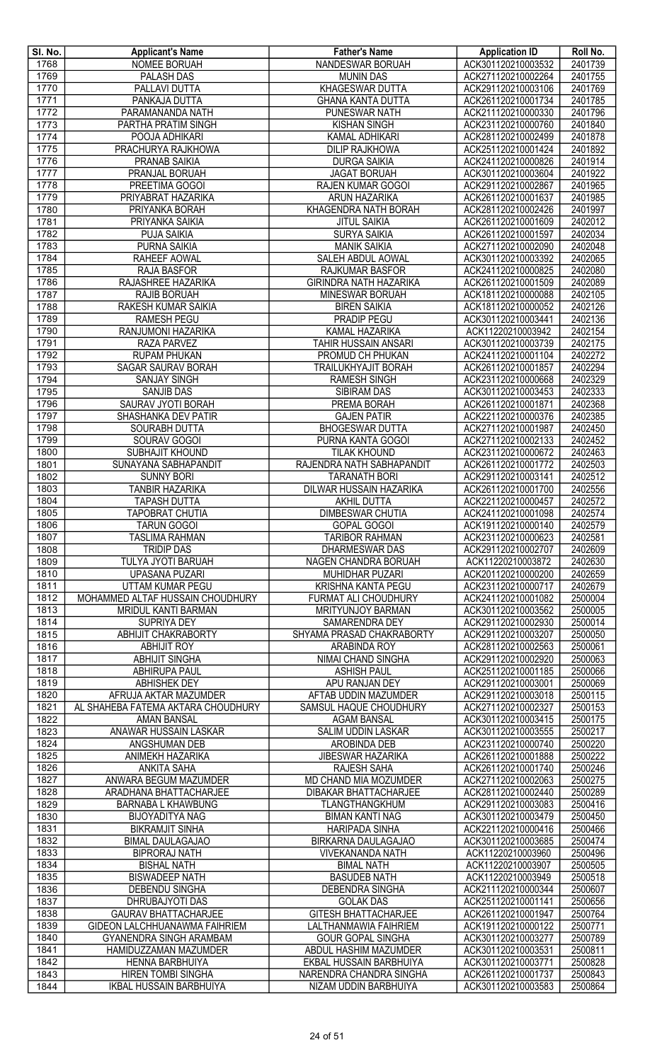| Sl. No. | Applicant's Name | Father's Name | Application ID | Roll No. |
|---|---|---|---|---|
| 1768 | NOMEE BORUAH | NANDESWAR BORUAH | ACK301120210003532 | 2401739 |
| 1769 | PALASH DAS | MUNIN DAS | ACK271120210002264 | 2401755 |
| 1770 | PALLAVI DUTTA | KHAGESWAR DUTTA | ACK291120210003106 | 2401769 |
| 1771 | PANKAJA DUTTA | GHANA KANTA DUTTA | ACK261120210001734 | 2401785 |
| 1772 | PARAMANANDA NATH | PUNESWAR NATH | ACK211120210000330 | 2401796 |
| 1773 | PARTHA PRATIM SINGH | KISHAN SINGH | ACK231120210000760 | 2401840 |
| 1774 | POOJA ADHIKARI | KAMAL ADHIKARI | ACK281120210002499 | 2401878 |
| 1775 | PRACHURYA RAJKHOWA | DILIP RAJKHOWA | ACK251120210001424 | 2401892 |
| 1776 | PRANAB SAIKIA | DURGA SAIKIA | ACK241120210000826 | 2401914 |
| 1777 | PRANJAL BORUAH | JAGAT BORUAH | ACK301120210003604 | 2401922 |
| 1778 | PREETIMA GOGOI | RAJEN KUMAR GOGOI | ACK291120210002867 | 2401965 |
| 1779 | PRIYABRAT HAZARIKA | ARUN HAZARIKA | ACK261120210001637 | 2401985 |
| 1780 | PRIYANKA BORAH | KHAGENDRA NATH BORAH | ACK281120210002426 | 2401997 |
| 1781 | PRIYANKA SAIKIA | JITUL SAIKIA | ACK261120210001609 | 2402012 |
| 1782 | PUJA SAIKIA | SURYA SAIKIA | ACK261120210001597 | 2402034 |
| 1783 | PURNA SAIKIA | MANIK SAIKIA | ACK271120210002090 | 2402048 |
| 1784 | RAHEEF AOWAL | SALEH ABDUL AOWAL | ACK301120210003392 | 2402065 |
| 1785 | RAJA BASFOR | RAJKUMAR BASFOR | ACK241120210000825 | 2402080 |
| 1786 | RAJASHREE HAZARIKA | GIRINDRA NATH HAZARIKA | ACK261120210001509 | 2402089 |
| 1787 | RAJIB BORUAH | MINESWAR BORUAH | ACK181120210000088 | 2402105 |
| 1788 | RAKESH KUMAR SAIKIA | BIREN SAIKIA | ACK181120210000052 | 2402126 |
| 1789 | RAMESH PEGU | PRADIP PEGU | ACK301120210003441 | 2402136 |
| 1790 | RANJUMONI HAZARIKA | KAMAL HAZARIKA | ACK11220210003942 | 2402154 |
| 1791 | RAZA PARVEZ | TAHIR HUSSAIN ANSARI | ACK301120210003739 | 2402175 |
| 1792 | RUPAM PHUKAN | PROMUD CH PHUKAN | ACK241120210001104 | 2402272 |
| 1793 | SAGAR SAURAV BORAH | TRAILUKHYAJIT BORAH | ACK261120210001857 | 2402294 |
| 1794 | SANJAY SINGH | RAMESH SINGH | ACK231120210000668 | 2402329 |
| 1795 | SANJIB DAS | SIBIRAM DAS | ACK301120210003453 | 2402333 |
| 1796 | SAURAV JYOTI BORAH | PREMA BORAH | ACK261120210001871 | 2402368 |
| 1797 | SHASHANKA DEV PATIR | GAJEN PATIR | ACK221120210000376 | 2402385 |
| 1798 | SOURABH DUTTA | BHOGESWAR DUTTA | ACK271120210001987 | 2402450 |
| 1799 | SOURAV GOGOI | PURNA KANTA GOGOI | ACK271120210002133 | 2402452 |
| 1800 | SUBHAJIT KHOUND | TILAK KHOUND | ACK231120210000672 | 2402463 |
| 1801 | SUNAYANA SABHAPANDIT | RAJENDRA NATH SABHAPANDIT | ACK261120210001772 | 2402503 |
| 1802 | SUNNY BORI | TARANATH BORI | ACK291120210003141 | 2402512 |
| 1803 | TANBIR HAZARIKA | DILWAR HUSSAIN HAZARIKA | ACK261120210001700 | 2402556 |
| 1804 | TAPASH DUTTA | AKHIL DUTTA | ACK221120210000457 | 2402572 |
| 1805 | TAPOBRAT CHUTIA | DIMBESWAR CHUTIA | ACK241120210001098 | 2402574 |
| 1806 | TARUN GOGOI | GOPAL GOGOI | ACK191120210000140 | 2402579 |
| 1807 | TASLIMA RAHMAN | TARIBOR RAHMAN | ACK231120210000623 | 2402581 |
| 1808 | TRIDIP DAS | DHARMESWAR DAS | ACK291120210002707 | 2402609 |
| 1809 | TULYA JYOTI BARUAH | NAGEN CHANDRA BORUAH | ACK11220210003872 | 2402630 |
| 1810 | UPASANA PUZARI | MUHIDHAR PUZARI | ACK201120210000200 | 2402659 |
| 1811 | UTTAM KUMAR PEGU | KRISHNA KANTA PEGU | ACK231120210000717 | 2402679 |
| 1812 | MOHAMMED ALTAF HUSSAIN CHOUDHURY | FURMAT ALI CHOUDHURY | ACK241120210001082 | 2500004 |
| 1813 | MRIDUL KANTI BARMAN | MRITYUNJOY BARMAN | ACK301120210003562 | 2500005 |
| 1814 | SUPRIYA DEY | SAMARENDRA DEY | ACK291120210002930 | 2500014 |
| 1815 | ABHIJIT CHAKRABORTY | SHYAMA PRASAD CHAKRABORTY | ACK291120210003207 | 2500050 |
| 1816 | ABHIJIT ROY | ARABINDA ROY | ACK281120210002563 | 2500061 |
| 1817 | ABHIJIT SINGHA | NIMAI CHAND SINGHA | ACK291120210002920 | 2500063 |
| 1818 | ABHIRUPA PAUL | ASHISH PAUL | ACK251120210001185 | 2500066 |
| 1819 | ABHISHEK DEY | APU RANJAN DEY | ACK291120210003001 | 2500069 |
| 1820 | AFRUJA AKTAR MAZUMDER | AFTAB UDDIN MAZUMDER | ACK291120210003018 | 2500115 |
| 1821 | AL SHAHEBA FATEMA AKTARA CHOUDHURY | SAMSUL HAQUE CHOUDHURY | ACK271120210002327 | 2500153 |
| 1822 | AMAN BANSAL | AGAM BANSAL | ACK301120210003415 | 2500175 |
| 1823 | ANAWAR HUSSAIN LASKAR | SALIM UDDIN LASKAR | ACK301120210003555 | 2500217 |
| 1824 | ANGSHUMAN DEB | AROBINDA DEB | ACK231120210000740 | 2500220 |
| 1825 | ANIMEKH HAZARIKA | JIBESWAR HAZARIKA | ACK261120210001888 | 2500222 |
| 1826 | ANKITA SAHA | RAJESH SAHA | ACK261120210001740 | 2500246 |
| 1827 | ANWARA BEGUM MAZUMDER | MD CHAND MIA MOZUMDER | ACK271120210002063 | 2500275 |
| 1828 | ARADHANA BHATTACHARJEE | DIBAKAR BHATTACHARJEE | ACK281120210002440 | 2500289 |
| 1829 | BARNABA L KHAWBUNG | TLANGTHANGKHUM | ACK291120210003083 | 2500416 |
| 1830 | BIJOYADITYA NAG | BIMAN KANTI NAG | ACK301120210003479 | 2500450 |
| 1831 | BIKRAMJIT SINHA | HARIPADA SINHA | ACK221120210000416 | 2500466 |
| 1832 | BIMAL DAULAGAJAO | BIRKARNA DAULAGAJAO | ACK301120210003685 | 2500474 |
| 1833 | BIPRORAJ NATH | VIVEKANANDA NATH | ACK11220210003960 | 2500496 |
| 1834 | BISHAL NATH | BIMAL NATH | ACK11220210003907 | 2500505 |
| 1835 | BISWADEEP NATH | BASUDEB NATH | ACK11220210003949 | 2500518 |
| 1836 | DEBENDU SINGHA | DEBENDRA SINGHA | ACK211120210000344 | 2500607 |
| 1837 | DHRUBAJYOTI DAS | GOLAK DAS | ACK251120210001141 | 2500656 |
| 1838 | GAURAV BHATTACHARJEE | GITESH BHATTACHARJEE | ACK261120210001947 | 2500764 |
| 1839 | GIDEON LALCHHUANAWMA FAIHRIEM | LALTHANMAWIA FAIHRIEM | ACK191120210000122 | 2500771 |
| 1840 | GYANENDRA SINGH ARAMBAM | GOUR GOPAL SINGHA | ACK301120210003277 | 2500789 |
| 1841 | HAMIDUZZAMAN MAZUMDER | ABDUL HASHIM MAZUMDER | ACK301120210003531 | 2500811 |
| 1842 | HENNA BARBHUIYA | EKBAL HUSSAIN BARBHUIYA | ACK301120210003771 | 2500828 |
| 1843 | HIREN TOMBI SINGHA | NARENDRA CHANDRA SINGHA | ACK261120210001737 | 2500843 |
| 1844 | IKBAL HUSSAIN BARBHUIYA | NIZAM UDDIN BARBHUIYA | ACK301120210003583 | 2500864 |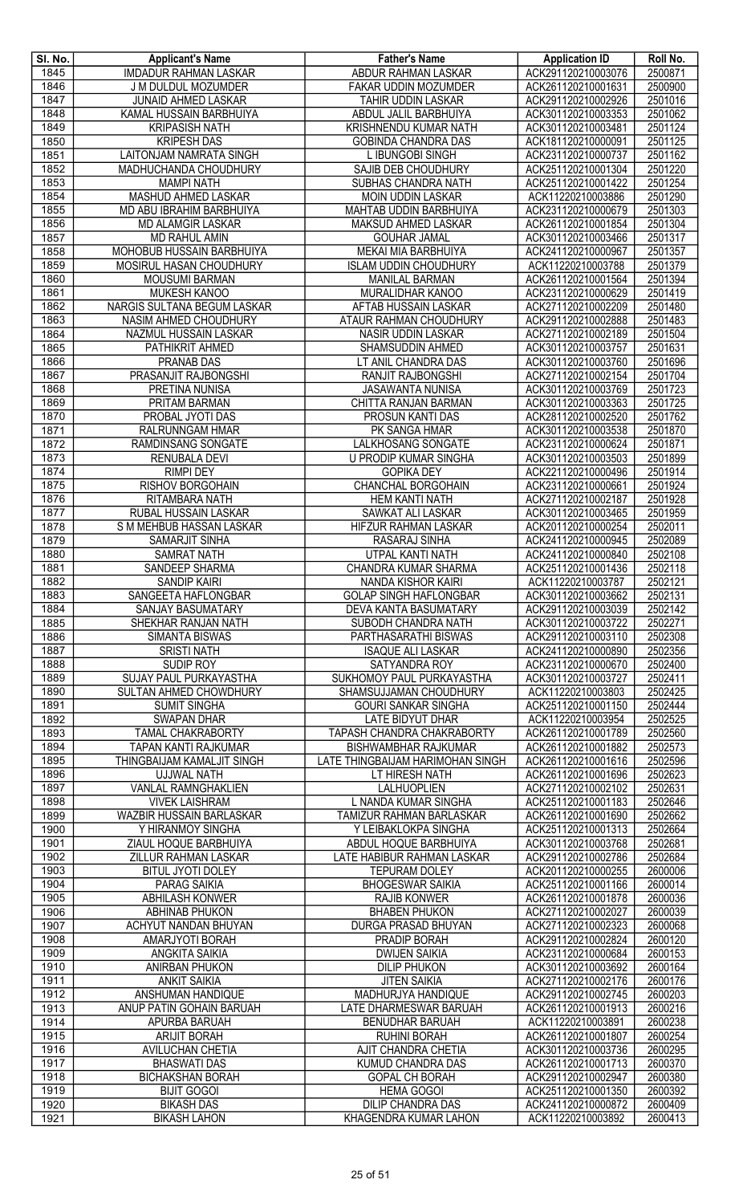| Sl. No. | Applicant's Name | Father's Name | Application ID | Roll No. |
|---|---|---|---|---|
| 1845 | IMDADUR RAHMAN LASKAR | ABDUR RAHMAN LASKAR | ACK291120210003076 | 2500871 |
| 1846 | J M DULDUL MOZUMDER | FAKAR UDDIN MOZUMDER | ACK261120210001631 | 2500900 |
| 1847 | JUNAID AHMED LASKAR | TAHIR UDDIN LASKAR | ACK291120210002926 | 2501016 |
| 1848 | KAMAL HUSSAIN BARBHUIYA | ABDUL JALIL BARBHUIYA | ACK301120210003353 | 2501062 |
| 1849 | KRIPASISH NATH | KRISHNENDU KUMAR NATH | ACK301120210003481 | 2501124 |
| 1850 | KRIPESH DAS | GOBINDA CHANDRA DAS | ACK181120210000091 | 2501125 |
| 1851 | LAITONJAM NAMRATA SINGH | L IBUNGOBI SINGH | ACK231120210000737 | 2501162 |
| 1852 | MADHUCHANDA CHOUDHURY | SAJIB DEB CHOUDHURY | ACK251120210001304 | 2501220 |
| 1853 | MAMPI NATH | SUBHAS CHANDRA NATH | ACK251120210001422 | 2501254 |
| 1854 | MASHUD AHMED LASKAR | MOIN UDDIN LASKAR | ACK11220210003886 | 2501290 |
| 1855 | MD ABU IBRAHIM BARBHUIYA | MAHTAB UDDIN BARBHUIYA | ACK231120210000679 | 2501303 |
| 1856 | MD ALAMGIR LASKAR | MAKSUD AHMED LASKAR | ACK261120210001854 | 2501304 |
| 1857 | MD RAHUL AMIN | GOUHAR JAMAL | ACK301120210003466 | 2501317 |
| 1858 | MOHOBUB HUSSAIN BARBHUIYA | MEKAI MIA BARBHUIYA | ACK241120210000967 | 2501357 |
| 1859 | MOSIRUL HASAN CHOUDHURY | ISLAM UDDIN CHOUDHURY | ACK11220210003788 | 2501379 |
| 1860 | MOUSUMI BARMAN | MANILAL BARMAN | ACK261120210001564 | 2501394 |
| 1861 | MUKESH KANOO | MURALIDHAR KANOO | ACK231120210000629 | 2501419 |
| 1862 | NARGIS SULTANA BEGUM LASKAR | AFTAB HUSSAIN LASKAR | ACK271120210002209 | 2501480 |
| 1863 | NASIM AHMED CHOUDHURY | ATAUR RAHMAN CHOUDHURY | ACK291120210002888 | 2501483 |
| 1864 | NAZMUL HUSSAIN LASKAR | NASIR UDDIN LASKAR | ACK271120210002189 | 2501504 |
| 1865 | PATHIKRIT AHMED | SHAMSUDDIN AHMED | ACK301120210003757 | 2501631 |
| 1866 | PRANAB DAS | LT ANIL CHANDRA DAS | ACK301120210003760 | 2501696 |
| 1867 | PRASANJIT RAJBONGSHI | RANJIT RAJBONGSHI | ACK271120210002154 | 2501704 |
| 1868 | PRETINA NUNISA | JASAWANTA NUNISA | ACK301120210003769 | 2501723 |
| 1869 | PRITAM BARMAN | CHITTA RANJAN BARMAN | ACK301120210003363 | 2501725 |
| 1870 | PROBAL JYOTI DAS | PROSUN KANTI DAS | ACK281120210002520 | 2501762 |
| 1871 | RALRUNNGAM HMAR | PK SANGA HMAR | ACK301120210003538 | 2501870 |
| 1872 | RAMDINSANG SONGATE | LALKHOSANG SONGATE | ACK231120210000624 | 2501871 |
| 1873 | RENUBALA DEVI | U PRODIP KUMAR SINGHA | ACK301120210003503 | 2501899 |
| 1874 | RIMPI DEY | GOPIKA DEY | ACK221120210000496 | 2501914 |
| 1875 | RISHOV BORGOHAIN | CHANCHAL BORGOHAIN | ACK231120210000661 | 2501924 |
| 1876 | RITAMBARA NATH | HEM KANTI NATH | ACK271120210002187 | 2501928 |
| 1877 | RUBAL HUSSAIN LASKAR | SAWKAT ALI LASKAR | ACK301120210003465 | 2501959 |
| 1878 | S M MEHBUB HASSAN LASKAR | HIFZUR RAHMAN LASKAR | ACK201120210000254 | 2502011 |
| 1879 | SAMARJIT SINHA | RASARAJ SINHA | ACK241120210000945 | 2502089 |
| 1880 | SAMRAT NATH | UTPAL KANTI NATH | ACK241120210000840 | 2502108 |
| 1881 | SANDEEP SHARMA | CHANDRA KUMAR SHARMA | ACK251120210001436 | 2502118 |
| 1882 | SANDIP KAIRI | NANDA KISHOR KAIRI | ACK11220210003787 | 2502121 |
| 1883 | SANGEETA HAFLONGBAR | GOLAP SINGH HAFLONGBAR | ACK301120210003662 | 2502131 |
| 1884 | SANJAY BASUMATARY | DEVA KANTA BASUMATARY | ACK291120210003039 | 2502142 |
| 1885 | SHEKHAR RANJAN NATH | SUBODH CHANDRA NATH | ACK301120210003722 | 2502271 |
| 1886 | SIMANTA BISWAS | PARTHASARATHI BISWAS | ACK291120210003110 | 2502308 |
| 1887 | SRISTI NATH | ISAQUE ALI LASKAR | ACK241120210000890 | 2502356 |
| 1888 | SUDIP ROY | SATYANDRA ROY | ACK231120210000670 | 2502400 |
| 1889 | SUJAY PAUL PURKAYASTHA | SUKHOMOY PAUL PURKAYASTHA | ACK301120210003727 | 2502411 |
| 1890 | SULTAN AHMED CHOWDHURY | SHAMSUJJAMAN CHOUDHURY | ACK11220210003803 | 2502425 |
| 1891 | SUMIT SINGHA | GOURI SANKAR SINGHA | ACK251120210001150 | 2502444 |
| 1892 | SWAPAN DHAR | LATE BIDYUT DHAR | ACK11220210003954 | 2502525 |
| 1893 | TAMAL CHAKRABORTY | TAPASH CHANDRA CHAKRABORTY | ACK261120210001789 | 2502560 |
| 1894 | TAPAN KANTI RAJKUMAR | BISHWAMBHAR RAJKUMAR | ACK261120210001882 | 2502573 |
| 1895 | THINGBAIJAM KAMALJIT SINGH | LATE THINGBAIJAM HARIMOHAN SINGH | ACK261120210001616 | 2502596 |
| 1896 | UJJWAL NATH | LT HIRESH NATH | ACK261120210001696 | 2502623 |
| 1897 | VANLAL RAMNGHAKLIEN | LALHUOPLIEN | ACK271120210002102 | 2502631 |
| 1898 | VIVEK LAISHRAM | L NANDA KUMAR SINGHA | ACK251120210001183 | 2502646 |
| 1899 | WAZBIR HUSSAIN BARLASKAR | TAMIZUR RAHMAN BARLASKAR | ACK261120210001690 | 2502662 |
| 1900 | Y HIRANMOY SINGHA | Y LEIBAKLOKPA SINGHA | ACK251120210001313 | 2502664 |
| 1901 | ZIAUL HOQUE BARBHUIYA | ABDUL HOQUE BARBHUIYA | ACK301120210003768 | 2502681 |
| 1902 | ZILLUR RAHMAN LASKAR | LATE HABIBUR RAHMAN LASKAR | ACK291120210002786 | 2502684 |
| 1903 | BITUL JYOTI DOLEY | TEPURAM DOLEY | ACK201120210000255 | 2600006 |
| 1904 | PARAG SAIKIA | BHOGESWAR SAIKIA | ACK251120210001166 | 2600014 |
| 1905 | ABHILASH KONWER | RAJIB KONWER | ACK261120210001878 | 2600036 |
| 1906 | ABHINAB PHUKON | BHABEN PHUKON | ACK271120210002027 | 2600039 |
| 1907 | ACHYUT NANDAN BHUYAN | DURGA PRASAD BHUYAN | ACK271120210002323 | 2600068 |
| 1908 | AMARJYOTI BORAH | PRADIP BORAH | ACK291120210002824 | 2600120 |
| 1909 | ANGKITA SAIKIA | DWIJEN SAIKIA | ACK231120210000684 | 2600153 |
| 1910 | ANIRBAN PHUKON | DILIP PHUKON | ACK301120210003692 | 2600164 |
| 1911 | ANKIT SAIKIA | JITEN SAIKIA | ACK271120210002176 | 2600176 |
| 1912 | ANSHUMAN HANDIQUE | MADHURJYA HANDIQUE | ACK291120210002745 | 2600203 |
| 1913 | ANUP PATIN GOHAIN BARUAH | LATE DHARMESWAR BARUAH | ACK261120210001913 | 2600216 |
| 1914 | APURBA BARUAH | BENUDHAR BARUAH | ACK11220210003891 | 2600238 |
| 1915 | ARIJIT BORAH | RUHINI BORAH | ACK261120210001807 | 2600254 |
| 1916 | AVILUCHAN CHETIA | AJIT CHANDRA CHETIA | ACK301120210003736 | 2600295 |
| 1917 | BHASWATI DAS | KUMUD CHANDRA DAS | ACK261120210001713 | 2600370 |
| 1918 | BICHAKSHAN BORAH | GOPAL CH BORAH | ACK291120210002947 | 2600380 |
| 1919 | BIJIT GOGOI | HEMA GOGOI | ACK251120210001350 | 2600392 |
| 1920 | BIKASH DAS | DILIP CHANDRA DAS | ACK241120210000872 | 2600409 |
| 1921 | BIKASH LAHON | KHAGENDRA KUMAR LAHON | ACK11220210003892 | 2600413 |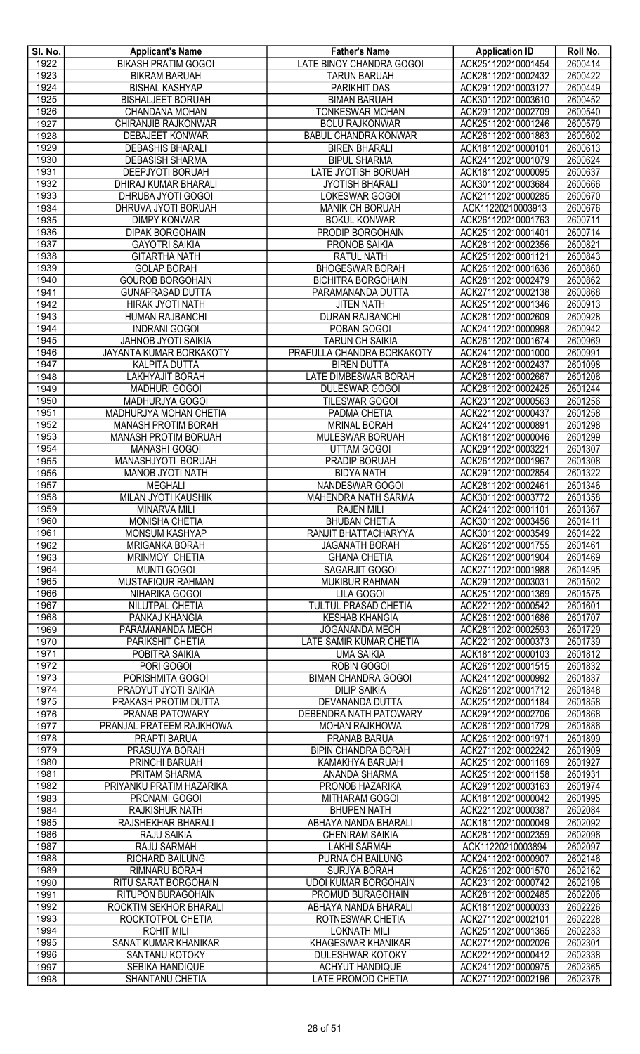| Sl. No. | Applicant's Name | Father's Name | Application ID | Roll No. |
|---|---|---|---|---|
| 1922 | BIKASH PRATIM GOGOI | LATE BINOY CHANDRA GOGOI | ACK251120210001454 | 2600414 |
| 1923 | BIKRAM BARUAH | TARUN BARUAH | ACK281120210002432 | 2600422 |
| 1924 | BISHAL KASHYAP | PARIKHIT DAS | ACK291120210003127 | 2600449 |
| 1925 | BISHALJEET BORUAH | BIMAN BARUAH | ACK301120210003610 | 2600452 |
| 1926 | CHANDANA MOHAN | TONKESWAR MOHAN | ACK291120210002709 | 2600540 |
| 1927 | CHIRANJIB RAJKONWAR | BOLU RAJKONWAR | ACK251120210001246 | 2600579 |
| 1928 | DEBAJEET KONWAR | BABUL CHANDRA KONWAR | ACK261120210001863 | 2600602 |
| 1929 | DEBASHIS BHARALI | BIREN BHARALI | ACK181120210000101 | 2600613 |
| 1930 | DEBASISH SHARMA | BIPUL SHARMA | ACK241120210001079 | 2600624 |
| 1931 | DEEPJYOTI BORUAH | LATE JYOTISH BORUAH | ACK181120210000095 | 2600637 |
| 1932 | DHIRAJ KUMAR BHARALI | JYOTISH BHARALI | ACK301120210003684 | 2600666 |
| 1933 | DHRUBA JYOTI GOGOI | LOKESWAR GOGOI | ACK211120210000285 | 2600670 |
| 1934 | DHRUVA JYOTI BORUAH | MANIK CH BORUAH | ACK11220210003913 | 2600676 |
| 1935 | DIMPY KONWAR | BOKUL KONWAR | ACK261120210001763 | 2600711 |
| 1936 | DIPAK BORGOHAIN | PRODIP BORGOHAIN | ACK251120210001401 | 2600714 |
| 1937 | GAYOTRI SAIKIA | PRONOB SAIKIA | ACK281120210002356 | 2600821 |
| 1938 | GITARTHA NATH | RATUL NATH | ACK251120210001121 | 2600843 |
| 1939 | GOLAP BORAH | BHOGESWAR BORAH | ACK261120210001636 | 2600860 |
| 1940 | GOUROB BORGOHAIN | BICHITRA BORGOHAIN | ACK281120210002479 | 2600862 |
| 1941 | GUNAPRASAD DUTTA | PARAMANANDA DUTTA | ACK271120210002138 | 2600868 |
| 1942 | HIRAK JYOTI NATH | JITEN NATH | ACK251120210001346 | 2600913 |
| 1943 | HUMAN RAJBANCHI | DURAN RAJBANCHI | ACK281120210002609 | 2600928 |
| 1944 | INDRANI GOGOI | POBAN GOGOI | ACK241120210000998 | 2600942 |
| 1945 | JAHNOB JYOTI SAIKIA | TARUN CH SAIKIA | ACK261120210001674 | 2600969 |
| 1946 | JAYANTA KUMAR BORKAKOTY | PRAFULLA CHANDRA BORKAKOTY | ACK241120210001000 | 2600991 |
| 1947 | KALPITA DUTTA | BIREN DUTTA | ACK281120210002437 | 2601098 |
| 1948 | LAKHYAJIT BORAH | LATE DIMBESWAR BORAH | ACK281120210002667 | 2601206 |
| 1949 | MADHURI GOGOI | DULESWAR GOGOI | ACK281120210002425 | 2601244 |
| 1950 | MADHURJYA GOGOI | TILESWAR GOGOI | ACK231120210000563 | 2601256 |
| 1951 | MADHURJYA MOHAN CHETIA | PADMA CHETIA | ACK221120210000437 | 2601258 |
| 1952 | MANASH PROTIM BORAH | MRINAL BORAH | ACK241120210000891 | 2601298 |
| 1953 | MANASH PROTIM BORUAH | MULESWAR BORUAH | ACK181120210000046 | 2601299 |
| 1954 | MANASHI GOGOI | UTTAM GOGOI | ACK291120210003221 | 2601307 |
| 1955 | MANASHJYOTI BORUAH | PRADIP BORUAH | ACK261120210001967 | 2601308 |
| 1956 | MANOB JYOTI NATH | BIDYA NATH | ACK291120210002854 | 2601322 |
| 1957 | MEGHALI | NANDESWAR GOGOI | ACK281120210002461 | 2601346 |
| 1958 | MILAN JYOTI KAUSHIK | MAHENDRA NATH SARMA | ACK301120210003772 | 2601358 |
| 1959 | MINARVA MILI | RAJEN MILI | ACK241120210001101 | 2601367 |
| 1960 | MONISHA CHETIA | BHUBAN CHETIA | ACK301120210003456 | 2601411 |
| 1961 | MONSUM KASHYAP | RANJIT BHATTACHARYYA | ACK301120210003549 | 2601422 |
| 1962 | MRIGANKA BORAH | JAGANATH BORAH | ACK261120210001755 | 2601461 |
| 1963 | MRINMOY CHETIA | GHANA CHETIA | ACK261120210001904 | 2601469 |
| 1964 | MUNTI GOGOI | SAGARJIT GOGOI | ACK271120210001988 | 2601495 |
| 1965 | MUSTAFIQUR RAHMAN | MUKIBUR RAHMAN | ACK291120210003031 | 2601502 |
| 1966 | NIHARIKA GOGOI | LILA GOGOI | ACK251120210001369 | 2601575 |
| 1967 | NILUTPAL CHETIA | TULTUL PRASAD CHETIA | ACK221120210000542 | 2601601 |
| 1968 | PANKAJ KHANGIA | KESHAB KHANGIA | ACK261120210001686 | 2601707 |
| 1969 | PARAMANANDA MECH | JOGANANDA MECH | ACK281120210002593 | 2601729 |
| 1970 | PARIKSHIT CHETIA | LATE SAMIR KUMAR CHETIA | ACK221120210000373 | 2601739 |
| 1971 | POBITRA SAIKIA | UMA SAIKIA | ACK181120210000103 | 2601812 |
| 1972 | PORI GOGOI | ROBIN GOGOI | ACK261120210001515 | 2601832 |
| 1973 | PORISHMITA GOGOI | BIMAN CHANDRA GOGOI | ACK241120210000992 | 2601837 |
| 1974 | PRADYUT JYOTI SAIKIA | DILIP SAIKIA | ACK261120210001712 | 2601848 |
| 1975 | PRAKASH PROTIM DUTTA | DEVANANDA DUTTA | ACK251120210001184 | 2601858 |
| 1976 | PRANAB PATOWARY | DEBENDRA NATH PATOWARY | ACK291120210002706 | 2601868 |
| 1977 | PRANJAL PRATEEM RAJKHOWA | MOHAN RAJKHOWA | ACK261120210001729 | 2601886 |
| 1978 | PRAPTI BARUA | PRANAB BARUA | ACK261120210001971 | 2601899 |
| 1979 | PRASUJYA BORAH | BIPIN CHANDRA BORAH | ACK271120210002242 | 2601909 |
| 1980 | PRINCHI BARUAH | KAMAKHYA BARUAH | ACK251120210001169 | 2601927 |
| 1981 | PRITAM SHARMA | ANANDA SHARMA | ACK251120210001158 | 2601931 |
| 1982 | PRIYANKU PRATIM HAZARIKA | PRONOB HAZARIKA | ACK291120210003163 | 2601974 |
| 1983 | PRONAMI GOGOI | MITHARAM GOGOI | ACK181120210000042 | 2601995 |
| 1984 | RAJKISHUR NATH | BHUPEN NATH | ACK221120210000387 | 2602084 |
| 1985 | RAJSHEKHAR BHARALI | ABHAYA NANDA BHARALI | ACK181120210000049 | 2602092 |
| 1986 | RAJU SAIKIA | CHENIRAM SAIKIA | ACK281120210002359 | 2602096 |
| 1987 | RAJU SARMAH | LAKHI SARMAH | ACK11220210003894 | 2602097 |
| 1988 | RICHARD BAILUNG | PURNA CH BAILUNG | ACK241120210000907 | 2602146 |
| 1989 | RIMNARU BORAH | SURJYA BORAH | ACK261120210001570 | 2602162 |
| 1990 | RITU SARAT BORGOHAIN | UDOI KUMAR BORGOHAIN | ACK231120210000742 | 2602198 |
| 1991 | RITUPON BURAGOHAIN | PROMUD BURAGOHAIN | ACK281120210002485 | 2602206 |
| 1992 | ROCKTIM SEKHOR BHARALI | ABHAYA NANDA BHARALI | ACK181120210000033 | 2602226 |
| 1993 | ROCKTOTPOL CHETIA | ROTNESWAR CHETIA | ACK271120210002101 | 2602228 |
| 1994 | ROHIT MILI | LOKNATH MILI | ACK251120210001365 | 2602233 |
| 1995 | SANAT KUMAR KHANIKAR | KHAGESWAR KHANIKAR | ACK271120210002026 | 2602301 |
| 1996 | SANTANU KOTOKY | DULESHWAR KOTOKY | ACK221120210000412 | 2602338 |
| 1997 | SEBIKA HANDIQUE | ACHYUT HANDIQUE | ACK241120210000975 | 2602365 |
| 1998 | SHANTANU CHETIA | LATE PROMOD CHETIA | ACK271120210002196 | 2602378 |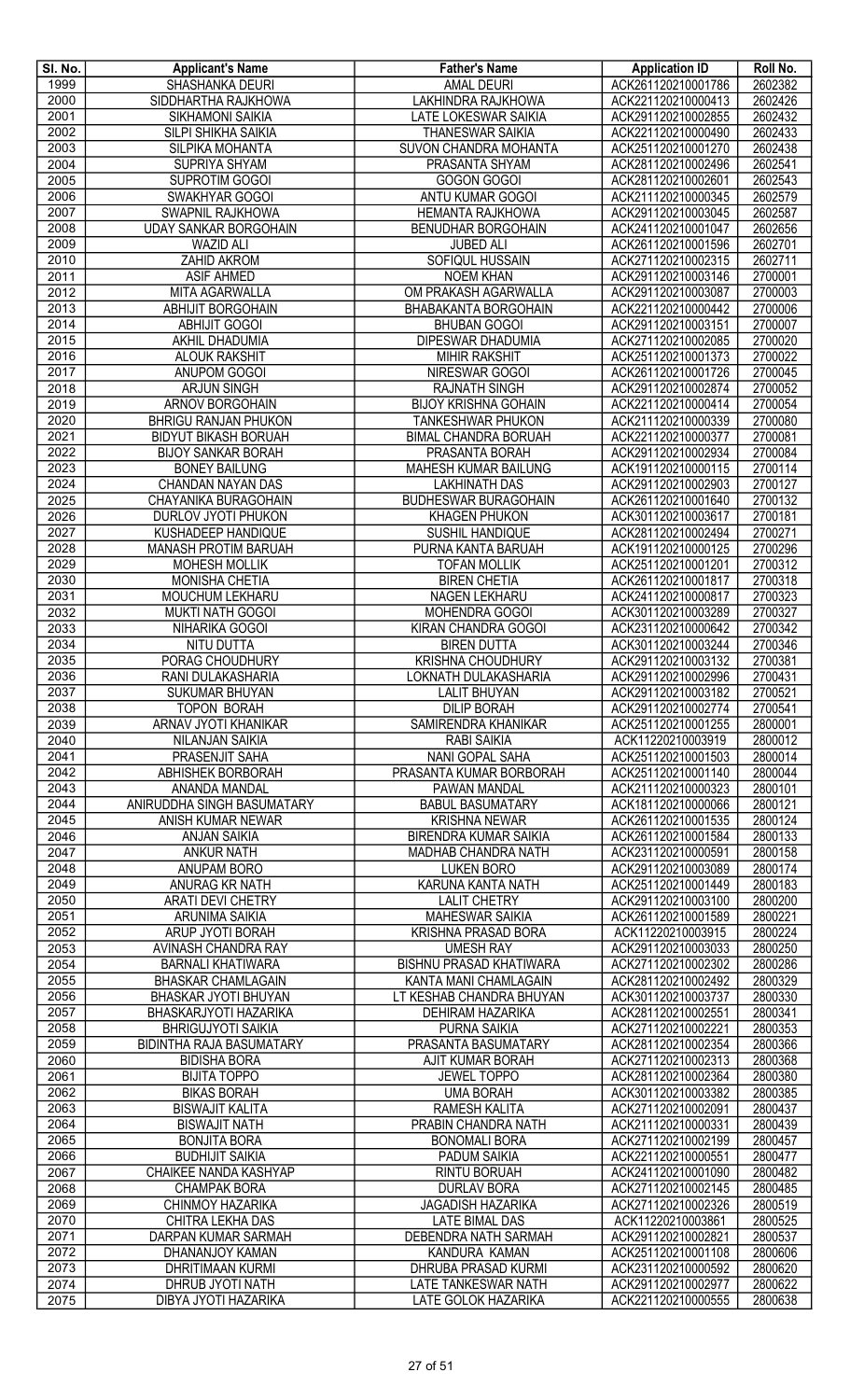| Sl. No. | Applicant's Name | Father's Name | Application ID | Roll No. |
|---|---|---|---|---|
| 1999 | SHASHANKA DEURI | AMAL DEURI | ACK261120210001786 | 2602382 |
| 2000 | SIDDHARTHA RAJKHOWA | LAKHINDRA RAJKHOWA | ACK221120210000413 | 2602426 |
| 2001 | SIKHAMONI SAIKIA | LATE LOKESWAR SAIKIA | ACK291120210002855 | 2602432 |
| 2002 | SILPI SHIKHA SAIKIA | THANESWAR SAIKIA | ACK221120210000490 | 2602433 |
| 2003 | SILPIKA MOHANTA | SUVON CHANDRA MOHANTA | ACK251120210001270 | 2602438 |
| 2004 | SUPRIYA SHYAM | PRASANTA SHYAM | ACK281120210002496 | 2602541 |
| 2005 | SUPROTIM GOGOI | GOGON GOGOI | ACK281120210002601 | 2602543 |
| 2006 | SWAKHYAR GOGOI | ANTU KUMAR GOGOI | ACK211120210000345 | 2602579 |
| 2007 | SWAPNIL RAJKHOWA | HEMANTA RAJKHOWA | ACK291120210003045 | 2602587 |
| 2008 | UDAY SANKAR BORGOHAIN | BENUDHAR BORGOHAIN | ACK241120210001047 | 2602656 |
| 2009 | WAZID ALI | JUBED ALI | ACK261120210001596 | 2602701 |
| 2010 | ZAHID AKROM | SOFIQUL HUSSAIN | ACK271120210002315 | 2602711 |
| 2011 | ASIF AHMED | NOEM KHAN | ACK291120210003146 | 2700001 |
| 2012 | MITA AGARWALLA | OM PRAKASH AGARWALLA | ACK291120210003087 | 2700003 |
| 2013 | ABHIJIT BORGOHAIN | BHABAKANTA BORGOHAIN | ACK221120210000442 | 2700006 |
| 2014 | ABHIJIT GOGOI | BHUBAN GOGOI | ACK291120210003151 | 2700007 |
| 2015 | AKHIL DHADUMIA | DIPESWAR DHADUMIA | ACK271120210002085 | 2700020 |
| 2016 | ALOUK RAKSHIT | MIHIR RAKSHIT | ACK251120210001373 | 2700022 |
| 2017 | ANUPOM GOGOI | NIRESWAR GOGOI | ACK261120210001726 | 2700045 |
| 2018 | ARJUN SINGH | RAJNATH SINGH | ACK291120210002874 | 2700052 |
| 2019 | ARNOV BORGOHAIN | BIJOY KRISHNA GOHAIN | ACK221120210000414 | 2700054 |
| 2020 | BHRIGU RANJAN PHUKON | TANKESHWAR PHUKON | ACK211120210000339 | 2700080 |
| 2021 | BIDYUT BIKASH BORUAH | BIMAL CHANDRA BORUAH | ACK221120210000377 | 2700081 |
| 2022 | BIJOY SANKAR BORAH | PRASANTA BORAH | ACK291120210002934 | 2700084 |
| 2023 | BONEY BAILUNG | MAHESH KUMAR BAILUNG | ACK191120210000115 | 2700114 |
| 2024 | CHANDAN NAYAN DAS | LAKHINATH DAS | ACK291120210002903 | 2700127 |
| 2025 | CHAYANIKA BURAGOHAIN | BUDHESWAR BURAGOHAIN | ACK261120210001640 | 2700132 |
| 2026 | DURLOV JYOTI PHUKON | KHAGEN PHUKON | ACK301120210003617 | 2700181 |
| 2027 | KUSHADEEP HANDIQUE | SUSHIL HANDIQUE | ACK281120210002494 | 2700271 |
| 2028 | MANASH PROTIM BARUAH | PURNA KANTA BARUAH | ACK191120210000125 | 2700296 |
| 2029 | MOHESH MOLLIK | TOFAN MOLLIK | ACK251120210001201 | 2700312 |
| 2030 | MONISHA CHETIA | BIREN CHETIA | ACK261120210001817 | 2700318 |
| 2031 | MOUCHUM LEKHARU | NAGEN LEKHARU | ACK241120210000817 | 2700323 |
| 2032 | MUKTI NATH GOGOI | MOHENDRA GOGOI | ACK301120210003289 | 2700327 |
| 2033 | NIHARIKA GOGOI | KIRAN CHANDRA GOGOI | ACK231120210000642 | 2700342 |
| 2034 | NITU DUTTA | BIREN DUTTA | ACK301120210003244 | 2700346 |
| 2035 | PORAG CHOUDHURY | KRISHNA CHOUDHURY | ACK291120210003132 | 2700381 |
| 2036 | RANI DULAKASHARIA | LOKNATH DULAKASHARIA | ACK291120210002996 | 2700431 |
| 2037 | SUKUMAR BHUYAN | LALIT BHUYAN | ACK291120210003182 | 2700521 |
| 2038 | TOPON BORAH | DILIP BORAH | ACK291120210002774 | 2700541 |
| 2039 | ARNAV JYOTI KHANIKAR | SAMIRENDRA KHANIKAR | ACK251120210001255 | 2800001 |
| 2040 | NILANJAN SAIKIA | RABI SAIKIA | ACK11220210003919 | 2800012 |
| 2041 | PRASENJIT SAHA | NANI GOPAL SAHA | ACK251120210001503 | 2800014 |
| 2042 | ABHISHEK BORBORAH | PRASANTA KUMAR BORBORAH | ACK251120210001140 | 2800044 |
| 2043 | ANANDA MANDAL | PAWAN MANDAL | ACK211120210000323 | 2800101 |
| 2044 | ANIRUDDHA SINGH BASUMATARY | BABUL BASUMATARY | ACK181120210000066 | 2800121 |
| 2045 | ANISH KUMAR NEWAR | KRISHNA NEWAR | ACK261120210001535 | 2800124 |
| 2046 | ANJAN SAIKIA | BIRENDRA KUMAR SAIKIA | ACK261120210001584 | 2800133 |
| 2047 | ANKUR NATH | MADHAB CHANDRA NATH | ACK231120210000591 | 2800158 |
| 2048 | ANUPAM BORO | LUKEN BORO | ACK291120210003089 | 2800174 |
| 2049 | ANURAG KR NATH | KARUNA KANTA NATH | ACK251120210001449 | 2800183 |
| 2050 | ARATI DEVI CHETRY | LALIT CHETRY | ACK291120210003100 | 2800200 |
| 2051 | ARUNIMA SAIKIA | MAHESWAR SAIKIA | ACK261120210001589 | 2800221 |
| 2052 | ARUP JYOTI BORAH | KRISHNA PRASAD BORA | ACK11220210003915 | 2800224 |
| 2053 | AVINASH CHANDRA RAY | UMESH RAY | ACK291120210003033 | 2800250 |
| 2054 | BARNALI KHATIWARA | BISHNU PRASAD KHATIWARA | ACK271120210002302 | 2800286 |
| 2055 | BHASKAR CHAMLAGAIN | KANTA MANI CHAMLAGAIN | ACK281120210002492 | 2800329 |
| 2056 | BHASKAR JYOTI BHUYAN | LT KESHAB CHANDRA BHUYAN | ACK301120210003737 | 2800330 |
| 2057 | BHASKARJYOTI HAZARIKA | DEHIRAM HAZARIKA | ACK281120210002551 | 2800341 |
| 2058 | BHRIGUJYOTI SAIKIA | PURNA SAIKIA | ACK271120210002221 | 2800353 |
| 2059 | BIDINTHA RAJA BASUMATARY | PRASANTA BASUMATARY | ACK281120210002354 | 2800366 |
| 2060 | BIDISHA BORA | AJIT KUMAR BORAH | ACK271120210002313 | 2800368 |
| 2061 | BIJITA TOPPO | JEWEL TOPPO | ACK281120210002364 | 2800380 |
| 2062 | BIKAS BORAH | UMA BORAH | ACK301120210003382 | 2800385 |
| 2063 | BISWAJIT KALITA | RAMESH KALITA | ACK271120210002091 | 2800437 |
| 2064 | BISWAJIT NATH | PRABIN CHANDRA NATH | ACK211120210000331 | 2800439 |
| 2065 | BONJITA BORA | BONOMALI BORA | ACK271120210002199 | 2800457 |
| 2066 | BUDHIJIT SAIKIA | PADUM SAIKIA | ACK221120210000551 | 2800477 |
| 2067 | CHAIKEE NANDA KASHYAP | RINTU BORUAH | ACK241120210001090 | 2800482 |
| 2068 | CHAMPAK BORA | DURLAV BORA | ACK271120210002145 | 2800485 |
| 2069 | CHINMOY HAZARIKA | JAGADISH HAZARIKA | ACK271120210002326 | 2800519 |
| 2070 | CHITRA LEKHA DAS | LATE BIMAL DAS | ACK11220210003861 | 2800525 |
| 2071 | DARPAN KUMAR SARMAH | DEBENDRA NATH SARMAH | ACK291120210002821 | 2800537 |
| 2072 | DHANANJOY KAMAN | KANDURA KAMAN | ACK251120210001108 | 2800606 |
| 2073 | DHRITIMAAN KURMI | DHRUBA PRASAD KURMI | ACK231120210000592 | 2800620 |
| 2074 | DHRUB JYOTI NATH | LATE TANKESWAR NATH | ACK291120210002977 | 2800622 |
| 2075 | DIBYA JYOTI HAZARIKA | LATE GOLOK HAZARIKA | ACK221120210000555 | 2800638 |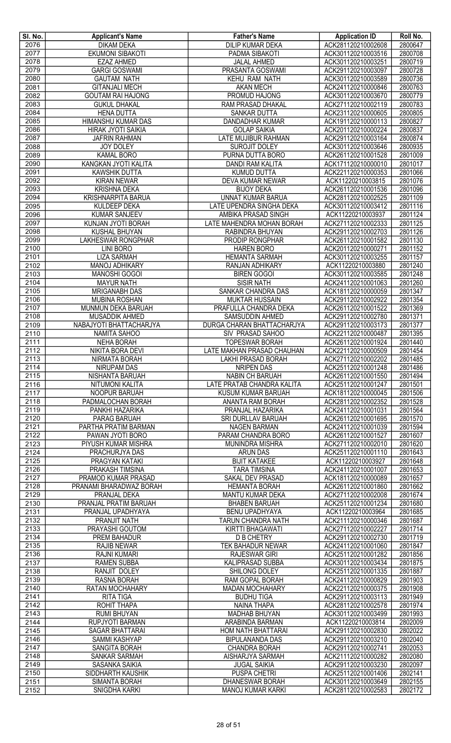| Sl. No. | Applicant's Name | Father's Name | Application ID | Roll No. |
|---|---|---|---|---|
| 2076 | DIKAM DEKA | DILIP KUMAR DEKA | ACK281120210002608 | 2800647 |
| 2077 | EKUMONI SIBAKOTI | PADMA SIBAKOTI | ACK301120210003516 | 2800708 |
| 2078 | EZAZ AHMED | JALAL AHMED | ACK301120210003251 | 2800719 |
| 2079 | GARGI GOSWAMI | PRASANTA GOSWAMI | ACK291120210003097 | 2800728 |
| 2080 | GAUTAM NATH | KEHU RAM NATH | ACK301120210003589 | 2800736 |
| 2081 | GITANJALI MECH | AKAN MECH | ACK241120210000846 | 2800763 |
| 2082 | GOUTAM RAI HAJONG | PROMUD HAJONG | ACK301120210003670 | 2800779 |
| 2083 | GUKUL DHAKAL | RAM PRASAD DHAKAL | ACK271120210002119 | 2800783 |
| 2084 | HENA DUTTA | SANKAR DUTTA | ACK231120210000605 | 2800805 |
| 2085 | HIMANSHU KUMAR DAS | DANDADHAR KUMAR | ACK191120210000113 | 2800827 |
| 2086 | HIRAK JYOTI SAIKIA | GOLAP SAIKIA | ACK201120210000224 | 2800837 |
| 2087 | JAFRIN RAHMAN | LATE MUJIBUR RAHMAN | ACK291120210003164 | 2800874 |
| 2088 | JOY DOLEY | SUROJIT DOLEY | ACK301120210003646 | 2800935 |
| 2089 | KAMAL BORO | PURNA DUTTA BORO | ACK261120210001528 | 2801009 |
| 2090 | KANGKAN JYOTI KALITA | DANDI RAM KALITA | ACK171120210000010 | 2801017 |
| 2091 | KAWSHIK DUTTA | KUMUD DUTTA | ACK221120210000353 | 2801066 |
| 2092 | KIRAN NEWAR | DEVA KUMAR NEWAR | ACK11220210003815 | 2801076 |
| 2093 | KRISHNA DEKA | BIJOY DEKA | ACK261120210001536 | 2801096 |
| 2094 | KRISHNARPITA BARUA | UNNAT KUMAR BARUA | ACK281120210002525 | 2801109 |
| 2095 | KULDEEP DEKA | LATE UPENDRA SINGHA DEKA | ACK301120210003412 | 2801116 |
| 2096 | KUMAR SANJEEV | AMBIKA PRASAD SINGH | ACK11220210003937 | 2801124 |
| 2097 | KUNJAN JYOTI BORAH | LATE MAHENDRA MOHAN BORAH | ACK271120210002333 | 2801125 |
| 2098 | KUSHAL BHUYAN | RABINDRA BHUYAN | ACK291120210002703 | 2801126 |
| 2099 | LAKHESWAR RONGPHAR | PRODIP RONGPHAR | ACK261120210001582 | 2801130 |
| 2100 | LINI BORO | HAREN BORO | ACK201120210000271 | 2801152 |
| 2101 | LIZA SARMAH | HEMANTA SARMAH | ACK301120210003255 | 2801157 |
| 2102 | MANOJ ADHIKARY | RANJAN ADHIKARY | ACK11220210003880 | 2801240 |
| 2103 | MANOSHI GOGOI | BIREN GOGOI | ACK301120210003585 | 2801248 |
| 2104 | MAYUR NATH | SISIR NATH | ACK241120210001063 | 2801260 |
| 2105 | MRIGANABH DAS | SANKAR CHANDRA DAS | ACK181120210000059 | 2801347 |
| 2106 | MUBINA ROSHAN | MUKTAR HUSSAIN | ACK291120210002922 | 2801354 |
| 2107 | MUNMUN DEKA BARUAH | PRAFULLA CHANDRA DEKA | ACK261120210001522 | 2801369 |
| 2108 | MUSADDIK AHMED | SAMSUDDIN AHMED | ACK291120210002780 | 2801371 |
| 2109 | NABAJYOTI BHATTACHARJYA | DURGA CHARAN BHATTACHARJYA | ACK291120210003173 | 2801377 |
| 2110 | NAMITA SAHOO | SIV PRASAD SAHOO | ACK221120210000487 | 2801395 |
| 2111 | NEHA BORAH | TOPESWAR BORAH | ACK261120210001924 | 2801440 |
| 2112 | NIKITA BORA DEVI | LATE MAKHAN PRASAD CHAUHAN | ACK221120210000509 | 2801454 |
| 2113 | NIRMATA BORAH | LAKHI PRASAD BORAH | ACK271120210002202 | 2801485 |
| 2114 | NIRUPAM DAS | NRIPEN DAS | ACK251120210001248 | 2801486 |
| 2115 | NISHANTA BARUAH | NABIN CH BARUAH | ACK261120210001550 | 2801494 |
| 2116 | NITUMONI KALITA | LATE PRATAB CHANDRA KALITA | ACK251120210001247 | 2801501 |
| 2117 | NOOPUR BARUAH | KUSUM KUMAR BARUAH | ACK181120210000045 | 2801506 |
| 2118 | PADMALOCHAN BORAH | ANANTA RAM BORAH | ACK281120210002352 | 2801528 |
| 2119 | PANKHI HAZARIKA | PRANJAL HAZARIKA | ACK241120210001031 | 2801564 |
| 2120 | PARAG BARUAH | SRI DURLLAV BARUAH | ACK261120210001695 | 2801570 |
| 2121 | PARTHA PRATIM BARMAN | NAGEN BARMAN | ACK241120210001039 | 2801594 |
| 2122 | PAWAN JYOTI BORO | PARAM CHANDRA BORO | ACK261120210001527 | 2801607 |
| 2123 | PIYUSH KUMAR MISHRA | MUNINDRA MISHRA | ACK271120210002010 | 2801620 |
| 2124 | PRACHURJYA DAS | ARUN DAS | ACK251120210001110 | 2801643 |
| 2125 | PRAGYAN KATAKI | BIJIT KATAKEE | ACK11220210003927 | 2801648 |
| 2126 | PRAKASH TIMSINA | TARA TIMSINA | ACK241120210001007 | 2801653 |
| 2127 | PRAMOD KUMAR PRASAD | SAKAL DEV PRASAD | ACK181120210000089 | 2801657 |
| 2128 | PRANAMI BHARADWAZ BORAH | HEMANTA BORAH | ACK261120210001860 | 2801662 |
| 2129 | PRANJAL DEKA | MANTU KUMAR DEKA | ACK271120210002008 | 2801674 |
| 2130 | PRANJAL PRATIM BARUAH | BHABEN BARUAH | ACK251120210001234 | 2801680 |
| 2131 | PRANJAL UPADHYAYA | BENU UPADHYAYA | ACK11220210003964 | 2801685 |
| 2132 | PRANJIT NATH | TARUN CHANDRA NATH | ACK211120210000346 | 2801687 |
| 2133 | PRAYASHI GOUTOM | KIRTTI BHAGAWATI | ACK271120210002227 | 2801714 |
| 2134 | PREM BAHADUR | D B CHETRY | ACK291120210002730 | 2801719 |
| 2135 | RAJIB NEWAR | TEK BAHADUR NEWAR | ACK241120210001060 | 2801847 |
| 2136 | RAJNI KUMARI | RAJESWAR GIRI | ACK251120210001282 | 2801856 |
| 2137 | RAMEN SUBBA | KALIPRASAD SUBBA | ACK301120210003434 | 2801875 |
| 2138 | RANJIT DOLEY | SHILONG DOLEY | ACK251120210001335 | 2801887 |
| 2139 | RASNA BORAH | RAM GOPAL BORAH | ACK241120210000829 | 2801903 |
| 2140 | RATAN MOCHAHARY | MADAN MOCHAHARY | ACK221120210000375 | 2801908 |
| 2141 | RITA TIGA | BUDHU TIGA | ACK291120210003113 | 2801949 |
| 2142 | ROHIT THAPA | NAINA THAPA | ACK281120210002578 | 2801974 |
| 2143 | RUMI BHUYAN | MADHAB BHUYAN | ACK301120210003499 | 2801993 |
| 2144 | RUPJYOTI BARMAN | ARABINDA BARMAN | ACK11220210003814 | 2802009 |
| 2145 | SAGAR BHATTARAI | HOM NATH BHATTARAI | ACK291120210002830 | 2802022 |
| 2146 | SAMMI KASHYAP | BIPULANANDA DAS | ACK291120210003210 | 2802040 |
| 2147 | SANGITA BORAH | CHANDRA BORAH | ACK291120210002741 | 2802053 |
| 2148 | SANKAR SARMAH | AISHARJYA SARMAH | ACK211120210000282 | 2802080 |
| 2149 | SASANKA SAIKIA | JUGAL SAIKIA | ACK291120210003230 | 2802097 |
| 2150 | SIDDHARTH KAUSHIK | PUSPA CHETRI | ACK251120210001406 | 2802141 |
| 2151 | SIMANTA BORAH | DHANESWAR BORAH | ACK301120210003649 | 2802155 |
| 2152 | SNIGDHA KARKI | MANOJ KUMAR KARKI | ACK281120210002583 | 2802172 |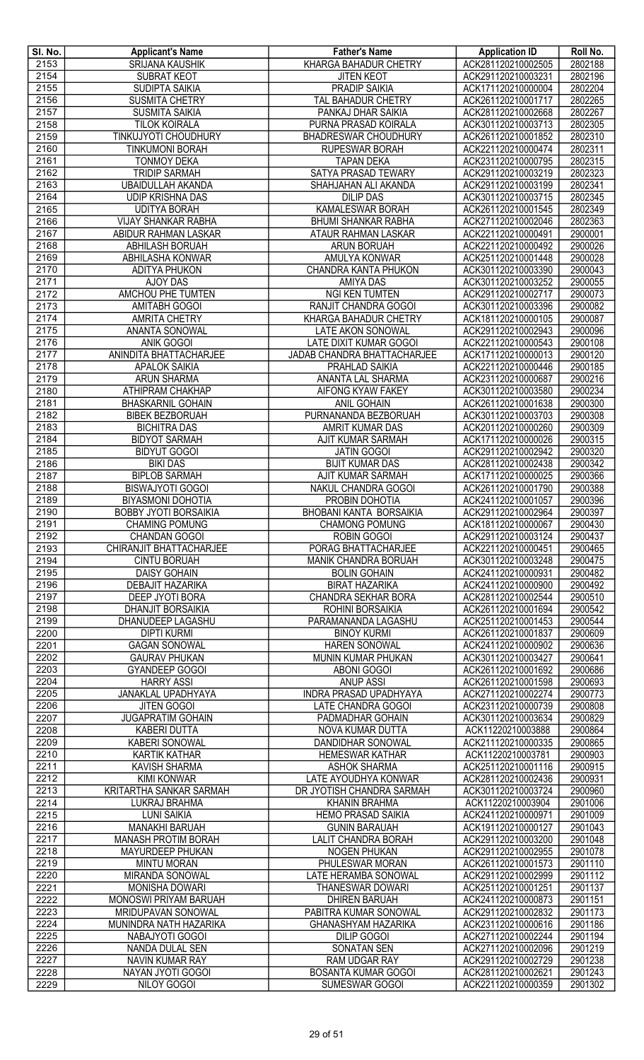| Sl. No. | Applicant's Name | Father's Name | Application ID | Roll No. |
|---|---|---|---|---|
| 2153 | SRIJANA KAUSHIK | KHARGA BAHADUR CHETRY | ACK281120210002505 | 2802188 |
| 2154 | SUBRAT KEOT | JITEN KEOT | ACK291120210003231 | 2802196 |
| 2155 | SUDIPTA SAIKIA | PRADIP SAIKIA | ACK171120210000004 | 2802204 |
| 2156 | SUSMITA CHETRY | TAL BAHADUR CHETRY | ACK261120210001717 | 2802265 |
| 2157 | SUSMITA SAIKIA | PANKAJ DHAR SAIKIA | ACK281120210002668 | 2802267 |
| 2158 | TILOK KOIRALA | PURNA PRASAD KOIRALA | ACK301120210003713 | 2802305 |
| 2159 | TINKUJYOTI CHOUDHURY | BHADRESWAR CHOUDHURY | ACK261120210001852 | 2802310 |
| 2160 | TINKUMONI BORAH | RUPESWAR BORAH | ACK221120210000474 | 2802311 |
| 2161 | TONMOY DEKA | TAPAN DEKA | ACK231120210000795 | 2802315 |
| 2162 | TRIDIP SARMAH | SATYA PRASAD TEWARY | ACK291120210003219 | 2802323 |
| 2163 | UBAIDULLAH AKANDA | SHAHJAHAN ALI AKANDA | ACK291120210003199 | 2802341 |
| 2164 | UDIP KRISHNA DAS | DILIP DAS | ACK301120210003715 | 2802345 |
| 2165 | UDITYA BORAH | KAMALESWAR BORAH | ACK261120210001545 | 2802349 |
| 2166 | VIJAY SHANKAR RABHA | BHUMI SHANKAR RABHA | ACK271120210002046 | 2802363 |
| 2167 | ABIDUR RAHMAN LASKAR | ATAUR RAHMAN LASKAR | ACK221120210000491 | 2900001 |
| 2168 | ABHILASH BORUAH | ARUN BORUAH | ACK221120210000492 | 2900026 |
| 2169 | ABHILASHA KONWAR | AMULYA KONWAR | ACK251120210001448 | 2900028 |
| 2170 | ADITYA PHUKON | CHANDRA KANTA PHUKON | ACK301120210003390 | 2900043 |
| 2171 | AJOY DAS | AMIYA DAS | ACK301120210003252 | 2900055 |
| 2172 | AMCHOU PHE TUMTEN | NGI KEN TUMTEN | ACK291120210002717 | 2900073 |
| 2173 | AMITABH GOGOI | RANJIT CHANDRA GOGOI | ACK301120210003396 | 2900082 |
| 2174 | AMRITA CHETRY | KHARGA BAHADUR CHETRY | ACK181120210000105 | 2900087 |
| 2175 | ANANTA SONOWAL | LATE AKON SONOWAL | ACK291120210002943 | 2900096 |
| 2176 | ANIK GOGOI | LATE DIXIT KUMAR GOGOI | ACK221120210000543 | 2900108 |
| 2177 | ANINDITA BHATTACHARJEE | JADAB CHANDRA BHATTACHARJEE | ACK171120210000013 | 2900120 |
| 2178 | APALOK SAIKIA | PRAHLAD SAIKIA | ACK221120210000446 | 2900185 |
| 2179 | ARUN SHARMA | ANANTA LAL SHARMA | ACK231120210000687 | 2900216 |
| 2180 | ATHIPRAM CHAKHAP | AIFONG KYAW FAKEY | ACK301120210003580 | 2900234 |
| 2181 | BHASKARNIL GOHAIN | ANIL GOHAIN | ACK261120210001638 | 2900300 |
| 2182 | BIBEK BEZBORUAH | PURNANANDA BEZBORUAH | ACK301120210003703 | 2900308 |
| 2183 | BICHITRA DAS | AMRIT KUMAR DAS | ACK201120210000260 | 2900309 |
| 2184 | BIDYOT SARMAH | AJIT KUMAR SARMAH | ACK171120210000026 | 2900315 |
| 2185 | BIDYUT GOGOI | JATIN GOGOI | ACK291120210002942 | 2900320 |
| 2186 | BIKI DAS | BIJIT KUMAR DAS | ACK281120210002438 | 2900342 |
| 2187 | BIPLOB SARMAH | AJIT KUMAR SARMAH | ACK171120210000025 | 2900366 |
| 2188 | BISWAJYOTI GOGOI | NAKUL CHANDRA GOGOI | ACK261120210001790 | 2900388 |
| 2189 | BIYASMONI DOHOTIA | PROBIN DOHOTIA | ACK241120210001057 | 2900396 |
| 2190 | BOBBY JYOTI BORSAIKIA | BHOBANI KANTA BORSAIKIA | ACK291120210002964 | 2900397 |
| 2191 | CHAMING POMUNG | CHAMONG POMUNG | ACK181120210000067 | 2900430 |
| 2192 | CHANDAN GOGOI | ROBIN GOGOI | ACK291120210003124 | 2900437 |
| 2193 | CHIRANJIT BHATTACHARJEE | PORAG BHATTACHARJEE | ACK221120210000451 | 2900465 |
| 2194 | CINTU BORUAH | MANIK CHANDRA BORUAH | ACK301120210003248 | 2900475 |
| 2195 | DAISY GOHAIN | BOLIN GOHAIN | ACK241120210000931 | 2900482 |
| 2196 | DEBAJIT HAZARIKA | BIRAT HAZARIKA | ACK241120210000900 | 2900492 |
| 2197 | DEEP JYOTI BORA | CHANDRA SEKHAR BORA | ACK281120210002544 | 2900510 |
| 2198 | DHANJIT BORSAIKIA | ROHINI BORSAIKIA | ACK261120210001694 | 2900542 |
| 2199 | DHANUDEEP LAGASHU | PARAMANANDA LAGASHU | ACK251120210001453 | 2900544 |
| 2200 | DIPTI KURMI | BINOY KURMI | ACK261120210001837 | 2900609 |
| 2201 | GAGAN SONOWAL | HAREN SONOWAL | ACK241120210000902 | 2900636 |
| 2202 | GAURAV PHUKAN | MUNIN KUMAR PHUKAN | ACK301120210003427 | 2900641 |
| 2203 | GYANDEEP GOGOI | ABONI GOGOI | ACK261120210001692 | 2900686 |
| 2204 | HARRY ASSI | ANUP ASSI | ACK261120210001598 | 2900693 |
| 2205 | JANAKLAL UPADHYAYA | INDRA PRASAD UPADHYAYA | ACK271120210002274 | 2900773 |
| 2206 | JITEN GOGOI | LATE CHANDRA GOGOI | ACK231120210000739 | 2900808 |
| 2207 | JUGAPRATIM GOHAIN | PADMADHAR GOHAIN | ACK301120210003634 | 2900829 |
| 2208 | KABERI DUTTA | NOVA KUMAR DUTTA | ACK11220210003888 | 2900864 |
| 2209 | KABERI SONOWAL | DANDIDHAR SONOWAL | ACK211120210000335 | 2900865 |
| 2210 | KARTIK KATHAR | HEMESWAR KATHAR | ACK11220210003781 | 2900903 |
| 2211 | KAVISH SHARMA | ASHOK SHARMA | ACK251120210001116 | 2900915 |
| 2212 | KIMI KONWAR | LATE AYOUDHYA KONWAR | ACK281120210002436 | 2900931 |
| 2213 | KRITARTHA SANKAR SARMAH | DR JYOTISH CHANDRA SARMAH | ACK301120210003724 | 2900960 |
| 2214 | LUKRAJ BRAHMA | KHANIN BRAHMA | ACK11220210003904 | 2901006 |
| 2215 | LUNI SAIKIA | HEMO PRASAD SAIKIA | ACK241120210000971 | 2901009 |
| 2216 | MANAKHI BARUAH | GUNIN BARAUAH | ACK191120210000127 | 2901043 |
| 2217 | MANASH PROTIM BORAH | LALIT CHANDRA BORAH | ACK291120210003200 | 2901048 |
| 2218 | MAYURDEEP PHUKAN | NOGEN PHUKAN | ACK291120210002955 | 2901078 |
| 2219 | MINTU MORAN | PHULESWAR MORAN | ACK261120210001573 | 2901110 |
| 2220 | MIRANDA SONOWAL | LATE HERAMBA SONOWAL | ACK291120210002999 | 2901112 |
| 2221 | MONISHA DOWARI | THANESWAR DOWARI | ACK251120210001251 | 2901137 |
| 2222 | MONOSWI PRIYAM BARUAH | DHIREN BARUAH | ACK241120210000873 | 2901151 |
| 2223 | MRIDUPAVAN SONOWAL | PABITRA KUMAR SONOWAL | ACK291120210002832 | 2901173 |
| 2224 | MUNINDRA NATH HAZARIKA | GHANASHYAM HAZARIKA | ACK231120210000616 | 2901186 |
| 2225 | NABAJYOTI GOGOI | DILIP GOGOI | ACK271120210002244 | 2901194 |
| 2226 | NANDA DULAL SEN | SONATAN SEN | ACK271120210002096 | 2901219 |
| 2227 | NAVIN KUMAR RAY | RAM UDGAR RAY | ACK291120210002729 | 2901238 |
| 2228 | NAYAN JYOTI GOGOI | BOSANTA KUMAR GOGOI | ACK281120210002621 | 2901243 |
| 2229 | NILOY GOGOI | SUMESWAR GOGOI | ACK221120210000359 | 2901302 |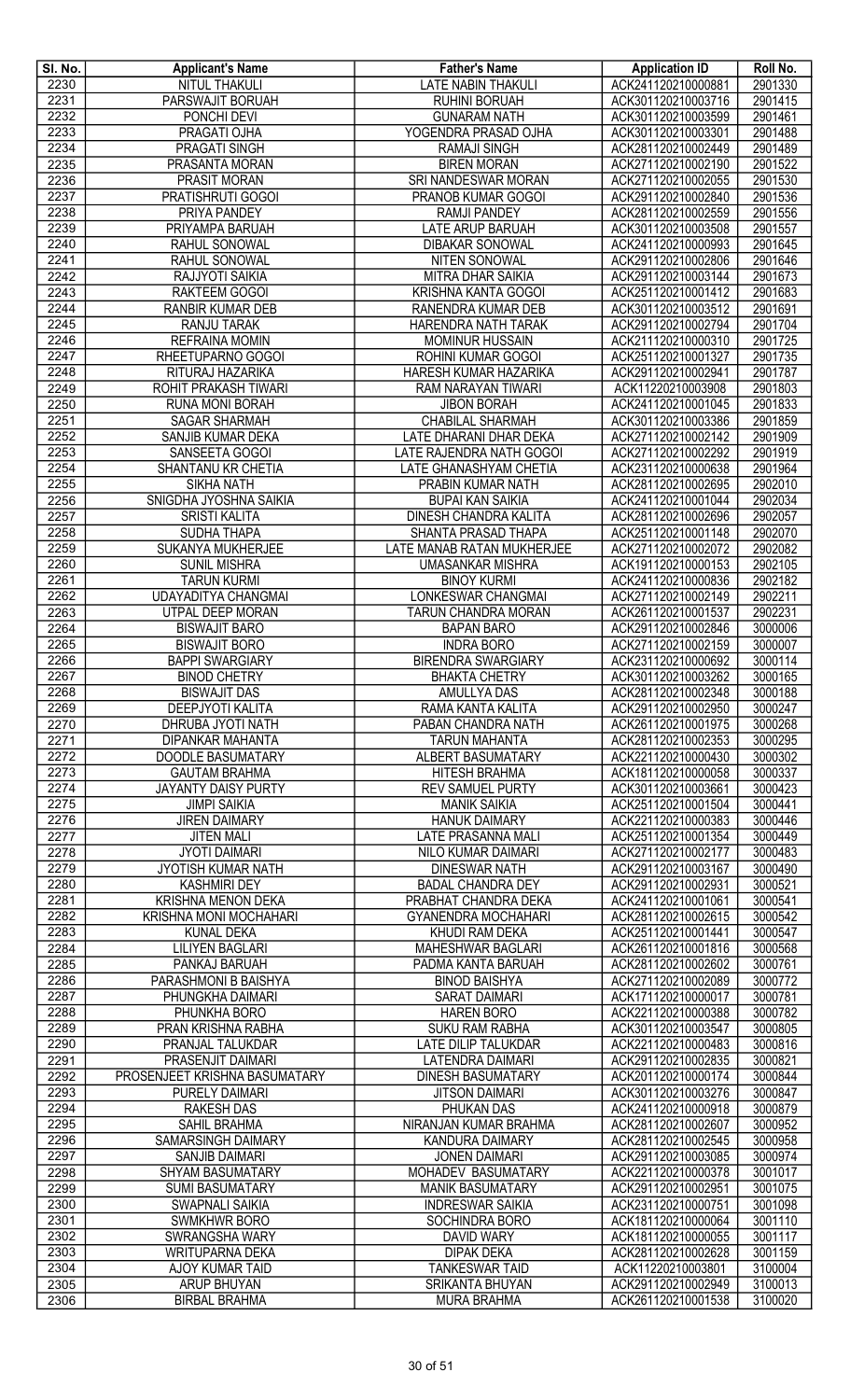| Sl. No. | Applicant's Name | Father's Name | Application ID | Roll No. |
|---|---|---|---|---|
| 2230 | NITUL THAKULI | LATE NABIN THAKULI | ACK241120210000881 | 2901330 |
| 2231 | PARSWAJIT BORUAH | RUHINI BORUAH | ACK301120210003716 | 2901415 |
| 2232 | PONCHI DEVI | GUNARAM NATH | ACK301120210003599 | 2901461 |
| 2233 | PRAGATI OJHA | YOGENDRA PRASAD OJHA | ACK301120210003301 | 2901488 |
| 2234 | PRAGATI SINGH | RAMAJI SINGH | ACK281120210002449 | 2901489 |
| 2235 | PRASANTA MORAN | BIREN MORAN | ACK271120210002190 | 2901522 |
| 2236 | PRASIT MORAN | SRI NANDESWAR MORAN | ACK271120210002055 | 2901530 |
| 2237 | PRATISHRUTI GOGOI | PRANOB KUMAR GOGOI | ACK291120210002840 | 2901536 |
| 2238 | PRIYA PANDEY | RAMJI PANDEY | ACK281120210002559 | 2901556 |
| 2239 | PRIYAMPA BARUAH | LATE ARUP BARUAH | ACK301120210003508 | 2901557 |
| 2240 | RAHUL SONOWAL | DIBAKAR SONOWAL | ACK241120210000993 | 2901645 |
| 2241 | RAHUL SONOWAL | NITEN SONOWAL | ACK291120210002806 | 2901646 |
| 2242 | RAJJYOTI SAIKIA | MITRA DHAR SAIKIA | ACK291120210003144 | 2901673 |
| 2243 | RAKTEEM GOGOI | KRISHNA KANTA GOGOI | ACK251120210001412 | 2901683 |
| 2244 | RANBIR KUMAR DEB | RANENDRA KUMAR DEB | ACK301120210003512 | 2901691 |
| 2245 | RANJU TARAK | HARENDRA NATH TARAK | ACK291120210002794 | 2901704 |
| 2246 | REFRAINA MOMIN | MOMINUR HUSSAIN | ACK211120210000310 | 2901725 |
| 2247 | RHEETUPARNO GOGOI | ROHINI KUMAR GOGOI | ACK251120210001327 | 2901735 |
| 2248 | RITURAJ HAZARIKA | HARESH KUMAR HAZARIKA | ACK291120210002941 | 2901787 |
| 2249 | ROHIT PRAKASH TIWARI | RAM NARAYAN TIWARI | ACK11220210003908 | 2901803 |
| 2250 | RUNA MONI BORAH | JIBON BORAH | ACK241120210001045 | 2901833 |
| 2251 | SAGAR SHARMAH | CHABILAL SHARMAH | ACK301120210003386 | 2901859 |
| 2252 | SANJIB KUMAR DEKA | LATE DHARANI DHAR DEKA | ACK271120210002142 | 2901909 |
| 2253 | SANSEETA GOGOI | LATE RAJENDRA NATH GOGOI | ACK271120210002292 | 2901919 |
| 2254 | SHANTANU KR CHETIA | LATE GHANASHYAM CHETIA | ACK231120210000638 | 2901964 |
| 2255 | SIKHA NATH | PRABIN KUMAR NATH | ACK281120210002695 | 2902010 |
| 2256 | SNIGDHA JYOSHNA SAIKIA | BUPAI KAN SAIKIA | ACK241120210001044 | 2902034 |
| 2257 | SRISTI KALITA | DINESH CHANDRA KALITA | ACK281120210002696 | 2902057 |
| 2258 | SUDHA THAPA | SHANTA PRASAD THAPA | ACK251120210001148 | 2902070 |
| 2259 | SUKANYA MUKHERJEE | LATE MANAB RATAN MUKHERJEE | ACK271120210002072 | 2902082 |
| 2260 | SUNIL MISHRA | UMASANKAR MISHRA | ACK191120210000153 | 2902105 |
| 2261 | TARUN KURMI | BINOY KURMI | ACK241120210000836 | 2902182 |
| 2262 | UDAYADITYA CHANGMAI | LONKESWAR CHANGMAI | ACK271120210002149 | 2902211 |
| 2263 | UTPAL DEEP MORAN | TARUN CHANDRA MORAN | ACK261120210001537 | 2902231 |
| 2264 | BISWAJIT BARO | BAPAN BARO | ACK291120210002846 | 3000006 |
| 2265 | BISWAJIT BORO | INDRA BORO | ACK271120210002159 | 3000007 |
| 2266 | BAPPI SWARGIARY | BIRENDRA SWARGIARY | ACK231120210000692 | 3000114 |
| 2267 | BINOD CHETRY | BHAKTA CHETRY | ACK301120210003262 | 3000165 |
| 2268 | BISWAJIT DAS | AMULLYA DAS | ACK281120210002348 | 3000188 |
| 2269 | DEEPJYOTI KALITA | RAMA KANTA KALITA | ACK291120210002950 | 3000247 |
| 2270 | DHRUBA JYOTI NATH | PABAN CHANDRA NATH | ACK261120210001975 | 3000268 |
| 2271 | DIPANKAR MAHANTA | TARUN MAHANTA | ACK281120210002353 | 3000295 |
| 2272 | DOODLE BASUMATARY | ALBERT BASUMATARY | ACK221120210000430 | 3000302 |
| 2273 | GAUTAM BRAHMA | HITESH BRAHMA | ACK181120210000058 | 3000337 |
| 2274 | JAYANTY DAISY PURTY | REV SAMUEL PURTY | ACK301120210003661 | 3000423 |
| 2275 | JIMPI SAIKIA | MANIK SAIKIA | ACK251120210001504 | 3000441 |
| 2276 | JIREN DAIMARY | HANUK DAIMARY | ACK221120210000383 | 3000446 |
| 2277 | JITEN MALI | LATE PRASANNA MALI | ACK251120210001354 | 3000449 |
| 2278 | JYOTI DAIMARI | NILO KUMAR DAIMARI | ACK271120210002177 | 3000483 |
| 2279 | JYOTISH KUMAR NATH | DINESWAR NATH | ACK291120210003167 | 3000490 |
| 2280 | KASHMIRI DEY | BADAL CHANDRA DEY | ACK291120210002931 | 3000521 |
| 2281 | KRISHNA MENON DEKA | PRABHAT CHANDRA DEKA | ACK241120210001061 | 3000541 |
| 2282 | KRISHNA MONI MOCHAHARI | GYANENDRA MOCHAHARI | ACK281120210002615 | 3000542 |
| 2283 | KUNAL DEKA | KHUDI RAM DEKA | ACK251120210001441 | 3000547 |
| 2284 | LILIYEN BAGLARI | MAHESHWAR BAGLARI | ACK261120210001816 | 3000568 |
| 2285 | PANKAJ BARUAH | PADMA KANTA BARUAH | ACK281120210002602 | 3000761 |
| 2286 | PARASHMONI B BAISHYA | BINOD BAISHYA | ACK271120210002089 | 3000772 |
| 2287 | PHUNGKHA DAIMARI | SARAT DAIMARI | ACK171120210000017 | 3000781 |
| 2288 | PHUNKHA BORO | HAREN BORO | ACK221120210000388 | 3000782 |
| 2289 | PRAN KRISHNA RABHA | SUKU RAM RABHA | ACK301120210003547 | 3000805 |
| 2290 | PRANJAL TALUKDAR | LATE DILIP TALUKDAR | ACK221120210000483 | 3000816 |
| 2291 | PRASENJIT DAIMARI | LATENDRA DAIMARI | ACK291120210002835 | 3000821 |
| 2292 | PROSENJEET KRISHNA BASUMATARY | DINESH BASUMATARY | ACK201120210000174 | 3000844 |
| 2293 | PURELY DAIMARI | JITSON DAIMARI | ACK301120210003276 | 3000847 |
| 2294 | RAKESH DAS | PHUKAN DAS | ACK241120210000918 | 3000879 |
| 2295 | SAHIL BRAHMA | NIRANJAN KUMAR BRAHMA | ACK281120210002607 | 3000952 |
| 2296 | SAMARSINGH DAIMARY | KANDURA DAIMARY | ACK281120210002545 | 3000958 |
| 2297 | SANJIB DAIMARI | JONEN DAIMARI | ACK291120210003085 | 3000974 |
| 2298 | SHYAM BASUMATARY | MOHADEV BASUMATARY | ACK221120210000378 | 3001017 |
| 2299 | SUMI BASUMATARY | MANIK BASUMATARY | ACK291120210002951 | 3001075 |
| 2300 | SWAPNALI SAIKIA | INDRESWAR SAIKIA | ACK231120210000751 | 3001098 |
| 2301 | SWMKHWR BORO | SOCHINDRA BORO | ACK181120210000064 | 3001110 |
| 2302 | SWRANGSHA WARY | DAVID WARY | ACK181120210000055 | 3001117 |
| 2303 | WRITUPARNA DEKA | DIPAK DEKA | ACK281120210002628 | 3001159 |
| 2304 | AJOY KUMAR TAID | TANKESWAR TAID | ACK11220210003801 | 3100004 |
| 2305 | ARUP BHUYAN | SRIKANTA BHUYAN | ACK291120210002949 | 3100013 |
| 2306 | BIRBAL BRAHMA | MURA BRAHMA | ACK261120210001538 | 3100020 |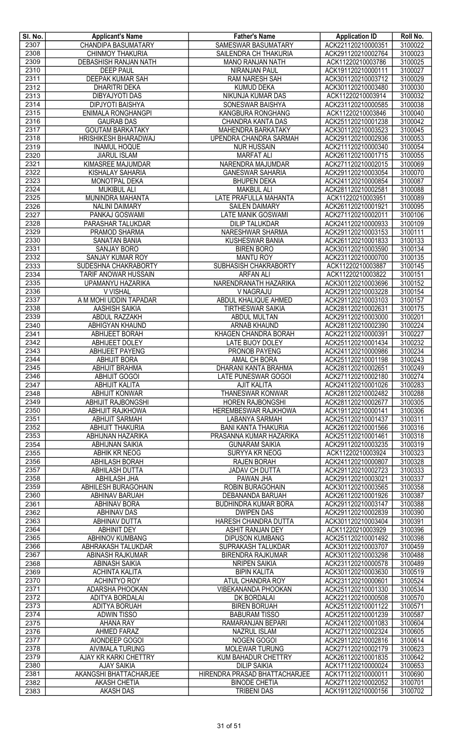| Sl. No. | Applicant's Name | Father's Name | Application ID | Roll No. |
|---|---|---|---|---|
| 2307 | CHANDIPA BASUMATARY | SAMESWAR BASUMATARY | ACK221120210000351 | 3100022 |
| 2308 | CHINMOY THAKURIA | SAILENDRA CH THAKURIA | ACK291120210002764 | 3100023 |
| 2309 | DEBASHISH RANJAN NATH | MANO RANJAN NATH | ACK11220210003786 | 3100025 |
| 2310 | DEEP PAUL | NIRANJAN PAUL | ACK191120210000111 | 3100027 |
| 2311 | DEEPAK KUMAR SAH | RAM NARESH SAH | ACK301120210003712 | 3100029 |
| 2312 | DHARITRI DEKA | KUMUD DEKA | ACK301120210003480 | 3100030 |
| 2313 | DIBYAJYOTI DAS | NIKUNJA KUMAR DAS | ACK11220210003914 | 3100032 |
| 2314 | DIPJYOTI BAISHYA | SONESWAR BAISHYA | ACK231120210000585 | 3100038 |
| 2315 | ENIMALA RONGHANGPI | KANGBURA RONGHANG | ACK11220210003846 | 3100040 |
| 2316 | GAURAB DAS | CHANDRA KANTA DAS | ACK251120210001238 | 3100042 |
| 2317 | GOUTAM BARKATAKY | MAHENDRA BARKATAKY | ACK301120210003523 | 3100045 |
| 2318 | HRISHIKESH BHARADWAJ | UPENDRA CHANDRA SARMAH | ACK291120210002936 | 3100053 |
| 2319 | INAMUL HOQUE | NUR HUSSAIN | ACK211120210000340 | 3100054 |
| 2320 | JIARUL ISLAM | MARFAT ALI | ACK261120210001715 | 3100055 |
| 2321 | KIMASREE MAJUMDAR | NARENDRA MAJUMDAR | ACK271120210002015 | 3100069 |
| 2322 | KISHALAY SAHARIA | GANESWAR SAHARIA | ACK291120210003054 | 3100070 |
| 2323 | MONOTPAL DEKA | BHUPEN DEKA | ACK241120210000854 | 3100087 |
| 2324 | MUKIBUL ALI | MAKBUL ALI | ACK281120210002581 | 3100088 |
| 2325 | MUNINDRA MAHANTA | LATE PRAFULLA MAHANTA | ACK11220210003951 | 3100089 |
| 2326 | NALINI DAIMARY | SAILEN DAIMARY | ACK261120210001921 | 3100095 |
| 2327 | PANKAJ GOSWAMI | LATE MANIK GOSWAMI | ACK271120210002011 | 3100106 |
| 2328 | PARASHAR TALUKDAR | DILIP TALUKDAR | ACK241120210000933 | 3100109 |
| 2329 | PRAMOD SHARMA | NARESHWAR SHARMA | ACK291120210003153 | 3100111 |
| 2330 | SANATAN BANIA | KUSHESWAR BANIA | ACK261120210001833 | 3100133 |
| 2331 | SANJAY BORO | BIREN BORO | ACK301120210003590 | 3100134 |
| 2332 | SANJAY KUMAR ROY | MANTU ROY | ACK231120210000700 | 3100135 |
| 2333 | SUDESHNA CHAKRABORTY | SUBHASISH CHAKRABORTY | ACK11220210003887 | 3100145 |
| 2334 | TARIF ANOWAR HUSSAIN | ARFAN ALI | ACK11220210003822 | 3100151 |
| 2335 | UPAMANYU HAZARIKA | NARENDRANATH HAZARIKA | ACK301120210003696 | 3100152 |
| 2336 | V VISHAL | V NAGRAJU | ACK291120210003228 | 3100154 |
| 2337 | A M MOHI UDDIN TAPADAR | ABDUL KHALIQUE AHMED | ACK291120210003103 | 3100157 |
| 2338 | AASHISH SAIKIA | TIRTHESWAR SAIKIA | ACK281120210002631 | 3100175 |
| 2339 | ABDUL RAZZAKH | ABDUL MULTAN | ACK291120210003000 | 3100201 |
| 2340 | ABHIGYAN KHAUND | ARNAB KHAUND | ACK281120210002390 | 3100224 |
| 2341 | ABHIJEET BORAH | KHAGEN CHANDRA BORAH | ACK221120210000391 | 3100227 |
| 2342 | ABHIJEET DOLEY | LATE BIJOY DOLEY | ACK251120210001434 | 3100232 |
| 2343 | ABHIJEET PAYENG | PRONOB PAYENG | ACK241120210000986 | 3100234 |
| 2344 | ABHIJIT BORA | AMAL CH BORA | ACK251120210001198 | 3100243 |
| 2345 | ABHIJIT BRAHMA | DHARANI KANTA BRAHMA | ACK281120210002651 | 3100249 |
| 2346 | ABHIJIT GOGOI | LATE PUNESWAR GOGOI | ACK271120210002180 | 3100274 |
| 2347 | ABHIJIT KALITA | AJIT KALITA | ACK241120210001026 | 3100283 |
| 2348 | ABHIJIT KONWAR | THANESWAR KONWAR | ACK281120210002482 | 3100288 |
| 2349 | ABHIJIT RAJBONGSHI | HOREN RAJBONGSHI | ACK281120210002677 | 3100305 |
| 2350 | ABHIJIT RAJKHOWA | HEREMBESWAR RAJKHOWA | ACK191120210000141 | 3100306 |
| 2351 | ABHIJIT SARMAH | LABANYA SARMAH | ACK251120210001437 | 3100311 |
| 2352 | ABHIJIT THAKURIA | BANI KANTA THAKURIA | ACK261120210001566 | 3100316 |
| 2353 | ABHIJNAN HAZARIKA | PRASANNA KUMAR HAZARIKA | ACK251120210001461 | 3100318 |
| 2354 | ABHIJNAN SAIKIA | GUNARAM SAIKIA | ACK291120210003235 | 3100319 |
| 2355 | ABHIK KR NEOG | SURYYA KR NEOG | ACK11220210003924 | 3100323 |
| 2356 | ABHILASH BORAH | RAJEN BORAH | ACK241120210000807 | 3100328 |
| 2357 | ABHILASH DUTTA | JADAV CH DUTTA | ACK291120210002723 | 3100333 |
| 2358 | ABHILASH JHA | PAWAN JHA | ACK291120210003021 | 3100337 |
| 2359 | ABHILESH BURAGOHAIN | ROBIN BURAGOHAIN | ACK301120210003565 | 3100358 |
| 2360 | ABHINAV BARUAH | DEBANANDA BARUAH | ACK261120210001926 | 3100387 |
| 2361 | ABHINAV BORA | BUDHINDRA KUMAR BORA | ACK291120210003147 | 3100388 |
| 2362 | ABHINAV DAS | DWIPEN DAS | ACK291120210002839 | 3100390 |
| 2363 | ABHINAV DUTTA | HARESH CHANDRA DUTTA | ACK301120210003404 | 3100391 |
| 2364 | ABHINIT DEY | ASHIT RANJAN DEY | ACK11220210003929 | 3100396 |
| 2365 | ABHINOV KUMBANG | DIPUSON KUMBANG | ACK251120210001492 | 3100398 |
| 2366 | ABHRAKASH TALUKDAR | SUPRAKASH TALUKDAR | ACK301120210003707 | 3100459 |
| 2367 | ABINASH RAJKUMAR | BIRENDRA RAJKUMAR | ACK301120210003298 | 3100488 |
| 2368 | ABINASH SAIKIA | NRIPEN SAIKIA | ACK231120210000578 | 3100489 |
| 2369 | ACHINTA KALITA | BIPIN KALITA | ACK301120210003630 | 3100519 |
| 2370 | ACHINTYO ROY | ATUL CHANDRA ROY | ACK231120210000601 | 3100524 |
| 2371 | ADARSHA PHOOKAN | VIBEKANANDA PHOOKAN | ACK251120210001330 | 3100534 |
| 2372 | ADITYA BORDALAI | DK BORDALAI | ACK221120210000508 | 3100570 |
| 2373 | ADITYA BORUAH | BIREN BORUAH | ACK251120210001122 | 3100571 |
| 2374 | ADWIN TISSO | BABURAM TISSO | ACK251120210001239 | 3100587 |
| 2375 | AHANA RAY | RAMARANJAN BEPARI | ACK241120210001083 | 3100604 |
| 2376 | AHMED FARAZ | NAZRUL ISLAM | ACK271120210002324 | 3100605 |
| 2377 | AIONDEEP GOGOI | NOGEN GOGOI | ACK291120210002816 | 3100614 |
| 2378 | AIVIMALA TURUNG | MOLEWAR TURUNG | ACK271120210002179 | 3100623 |
| 2379 | AJAY KR KARKI CHETTRY | KUM BAHADUR CHETTRY | ACK261120210001835 | 3100642 |
| 2380 | AJAY SAIKIA | DILIP SAIKIA | ACK171120210000024 | 3100653 |
| 2381 | AKANGSHI BHATTACHARJEE | HIRENDRA PRASAD BHATTACHARJEE | ACK171120210000011 | 3100690 |
| 2382 | AKASH CHETIA | BINODE CHETIA | ACK271120210002052 | 3100701 |
| 2383 | AKASH DAS | TRIBENI DAS | ACK191120210000156 | 3100702 |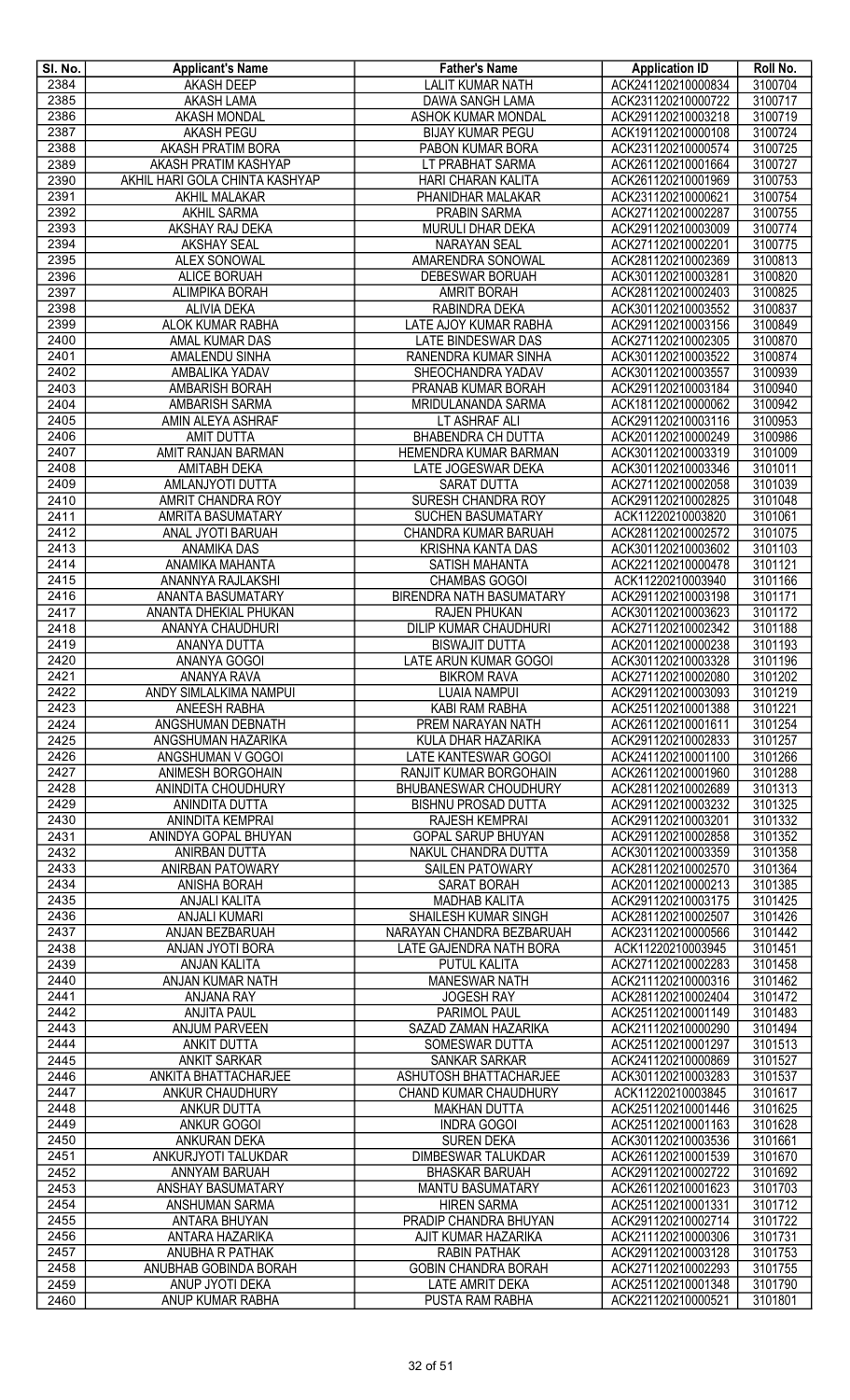| Sl. No. | Applicant's Name | Father's Name | Application ID | Roll No. |
|---|---|---|---|---|
| 2384 | AKASH DEEP | LALIT KUMAR NATH | ACK241120210000834 | 3100704 |
| 2385 | AKASH LAMA | DAWA SANGH LAMA | ACK231120210000722 | 3100717 |
| 2386 | AKASH MONDAL | ASHOK KUMAR MONDAL | ACK291120210003218 | 3100719 |
| 2387 | AKASH PEGU | BIJAY KUMAR PEGU | ACK191120210000108 | 3100724 |
| 2388 | AKASH PRATIM BORA | PABON KUMAR BORA | ACK231120210000574 | 3100725 |
| 2389 | AKASH PRATIM KASHYAP | LT PRABHAT SARMA | ACK261120210001664 | 3100727 |
| 2390 | AKHIL HARI GOLA CHINTA KASHYAP | HARI CHARAN KALITA | ACK261120210001969 | 3100753 |
| 2391 | AKHIL MALAKAR | PHANIDHAR MALAKAR | ACK231120210000621 | 3100754 |
| 2392 | AKHIL SARMA | PRABIN SARMA | ACK271120210002287 | 3100755 |
| 2393 | AKSHAY RAJ DEKA | MURULI DHAR DEKA | ACK291120210003009 | 3100774 |
| 2394 | AKSHAY SEAL | NARAYAN SEAL | ACK271120210002201 | 3100775 |
| 2395 | ALEX SONOWAL | AMARENDRA SONOWAL | ACK281120210002369 | 3100813 |
| 2396 | ALICE BORUAH | DEBESWAR BORUAH | ACK301120210003281 | 3100820 |
| 2397 | ALIMPIKA BORAH | AMRIT BORAH | ACK281120210002403 | 3100825 |
| 2398 | ALIVIA DEKA | RABINDRA DEKA | ACK301120210003552 | 3100837 |
| 2399 | ALOK KUMAR RABHA | LATE AJOY KUMAR RABHA | ACK291120210003156 | 3100849 |
| 2400 | AMAL KUMAR DAS | LATE BINDESWAR DAS | ACK271120210002305 | 3100870 |
| 2401 | AMALENDU SINHA | RANENDRA KUMAR SINHA | ACK301120210003522 | 3100874 |
| 2402 | AMBALIKA YADAV | SHEOCHANDRA YADAV | ACK301120210003557 | 3100939 |
| 2403 | AMBARISH BORAH | PRANAB KUMAR BORAH | ACK291120210003184 | 3100940 |
| 2404 | AMBARISH SARMA | MRIDULANANDA SARMA | ACK181120210000062 | 3100942 |
| 2405 | AMIN ALEYA ASHRAF | LT ASHRAF ALI | ACK291120210003116 | 3100953 |
| 2406 | AMIT DUTTA | BHABENDRA CH DUTTA | ACK201120210000249 | 3100986 |
| 2407 | AMIT RANJAN BARMAN | HEMENDRA KUMAR BARMAN | ACK301120210003319 | 3101009 |
| 2408 | AMITABH DEKA | LATE JOGESWAR DEKA | ACK301120210003346 | 3101011 |
| 2409 | AMLANJYOTI DUTTA | SARAT DUTTA | ACK271120210002058 | 3101039 |
| 2410 | AMRIT CHANDRA ROY | SURESH CHANDRA ROY | ACK291120210002825 | 3101048 |
| 2411 | AMRITA BASUMATARY | SUCHEN BASUMATARY | ACK11220210003820 | 3101061 |
| 2412 | ANAL JYOTI BARUAH | CHANDRA KUMAR BARUAH | ACK281120210002572 | 3101075 |
| 2413 | ANAMIKA DAS | KRISHNA KANTA DAS | ACK301120210003602 | 3101103 |
| 2414 | ANAMIKA MAHANTA | SATISH MAHANTA | ACK221120210000478 | 3101121 |
| 2415 | ANANNYA RAJLAKSHI | CHAMBAS GOGOI | ACK11220210003940 | 3101166 |
| 2416 | ANANTA BASUMATARY | BIRENDRA NATH BASUMATARY | ACK291120210003198 | 3101171 |
| 2417 | ANANTA DHEKIAL PHUKAN | RAJEN PHUKAN | ACK301120210003623 | 3101172 |
| 2418 | ANANYA CHAUDHURI | DILIP KUMAR CHAUDHURI | ACK271120210002342 | 3101188 |
| 2419 | ANANYA DUTTA | BISWAJIT DUTTA | ACK201120210000238 | 3101193 |
| 2420 | ANANYA GOGOI | LATE ARUN KUMAR GOGOI | ACK301120210003328 | 3101196 |
| 2421 | ANANYA RAVA | BIKROM RAVA | ACK271120210002080 | 3101202 |
| 2422 | ANDY SIMLALKIMA NAMPUI | LUAIA NAMPUI | ACK291120210003093 | 3101219 |
| 2423 | ANEESH RABHA | KABI RAM RABHA | ACK251120210001388 | 3101221 |
| 2424 | ANGSHUMAN DEBNATH | PREM NARAYAN NATH | ACK261120210001611 | 3101254 |
| 2425 | ANGSHUMAN HAZARIKA | KULA DHAR HAZARIKA | ACK291120210002833 | 3101257 |
| 2426 | ANGSHUMAN V GOGOI | LATE KANTESWAR GOGOI | ACK241120210001100 | 3101266 |
| 2427 | ANIMESH BORGOHAIN | RANJIT KUMAR BORGOHAIN | ACK261120210001960 | 3101288 |
| 2428 | ANINDITA CHOUDHURY | BHUBANESWAR CHOUDHURY | ACK281120210002689 | 3101313 |
| 2429 | ANINDITA DUTTA | BISHNU PROSAD DUTTA | ACK291120210003232 | 3101325 |
| 2430 | ANINDITA KEMPRAI | RAJESH KEMPRAI | ACK291120210003201 | 3101332 |
| 2431 | ANINDYA GOPAL BHUYAN | GOPAL SARUP BHUYAN | ACK291120210002858 | 3101352 |
| 2432 | ANIRBAN DUTTA | NAKUL CHANDRA DUTTA | ACK301120210003359 | 3101358 |
| 2433 | ANIRBAN PATOWARY | SAILEN PATOWARY | ACK281120210002570 | 3101364 |
| 2434 | ANISHA BORAH | SARAT BORAH | ACK201120210000213 | 3101385 |
| 2435 | ANJALI KALITA | MADHAB KALITA | ACK291120210003175 | 3101425 |
| 2436 | ANJALI KUMARI | SHAILESH KUMAR SINGH | ACK281120210002507 | 3101426 |
| 2437 | ANJAN BEZBARUAH | NARAYAN CHANDRA BEZBARUAH | ACK231120210000566 | 3101442 |
| 2438 | ANJAN JYOTI BORA | LATE GAJENDRA NATH BORA | ACK11220210003945 | 3101451 |
| 2439 | ANJAN KALITA | PUTUL KALITA | ACK271120210002283 | 3101458 |
| 2440 | ANJAN KUMAR NATH | MANESWAR NATH | ACK211120210000316 | 3101462 |
| 2441 | ANJANA RAY | JOGESH RAY | ACK281120210002404 | 3101472 |
| 2442 | ANJITA PAUL | PARIMOL PAUL | ACK251120210001149 | 3101483 |
| 2443 | ANJUM PARVEEN | SAZAD ZAMAN HAZARIKA | ACK211120210000290 | 3101494 |
| 2444 | ANKIT DUTTA | SOMESWAR DUTTA | ACK251120210001297 | 3101513 |
| 2445 | ANKIT SARKAR | SANKAR SARKAR | ACK241120210000869 | 3101527 |
| 2446 | ANKITA BHATTACHARJEE | ASHUTOSH BHATTACHARJEE | ACK301120210003283 | 3101537 |
| 2447 | ANKUR CHAUDHURY | CHAND KUMAR CHAUDHURY | ACK11220210003845 | 3101617 |
| 2448 | ANKUR DUTTA | MAKHAN DUTTA | ACK251120210001446 | 3101625 |
| 2449 | ANKUR GOGOI | INDRA GOGOI | ACK251120210001163 | 3101628 |
| 2450 | ANKURAN DEKA | SUREN DEKA | ACK301120210003536 | 3101661 |
| 2451 | ANKURJYOTI TALUKDAR | DIMBESWAR TALUKDAR | ACK261120210001539 | 3101670 |
| 2452 | ANNYAM BARUAH | BHASKAR BARUAH | ACK291120210002722 | 3101692 |
| 2453 | ANSHAY BASUMATARY | MANTU BASUMATARY | ACK261120210001623 | 3101703 |
| 2454 | ANSHUMAN SARMA | HIREN SARMA | ACK251120210001331 | 3101712 |
| 2455 | ANTARA BHUYAN | PRADIP CHANDRA BHUYAN | ACK291120210002714 | 3101722 |
| 2456 | ANTARA HAZARIKA | AJIT KUMAR HAZARIKA | ACK211120210000306 | 3101731 |
| 2457 | ANUBHA R PATHAK | RABIN PATHAK | ACK291120210003128 | 3101753 |
| 2458 | ANUBHAB GOBINDA BORAH | GOBIN CHANDRA BORAH | ACK271120210002293 | 3101755 |
| 2459 | ANUP JYOTI DEKA | LATE AMRIT DEKA | ACK251120210001348 | 3101790 |
| 2460 | ANUP KUMAR RABHA | PUSTA RAM RABHA | ACK221120210000521 | 3101801 |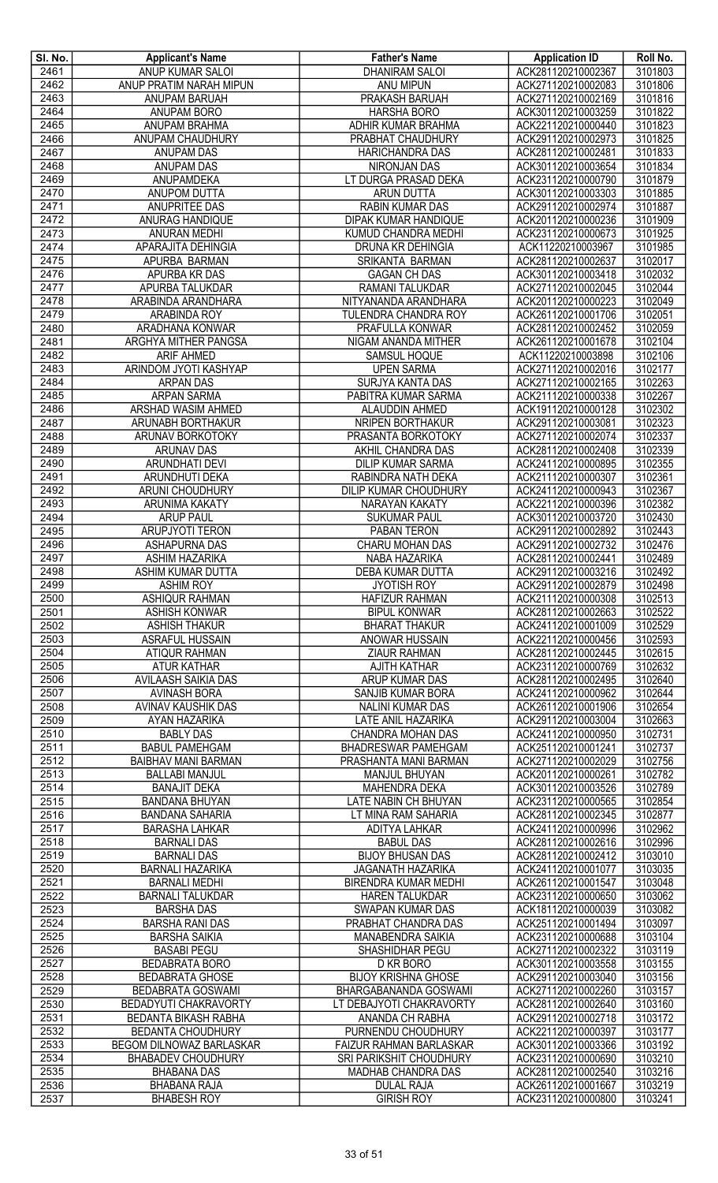| Sl. No. | Applicant's Name | Father's Name | Application ID | Roll No. |
|---|---|---|---|---|
| 2461 | ANUP KUMAR SALOI | DHANIRAM SALOI | ACK281120210002367 | 3101803 |
| 2462 | ANUP PRATIM NARAH MIPUN | ANU MIPUN | ACK271120210002083 | 3101806 |
| 2463 | ANUPAM BARUAH | PRAKASH BARUAH | ACK271120210002169 | 3101816 |
| 2464 | ANUPAM BORO | HARSHA BORO | ACK301120210003259 | 3101822 |
| 2465 | ANUPAM BRAHMA | ADHIR KUMAR BRAHMA | ACK221120210000440 | 3101823 |
| 2466 | ANUPAM CHAUDHURY | PRABHAT CHAUDHURY | ACK291120210002973 | 3101825 |
| 2467 | ANUPAM DAS | HARICHANDRA DAS | ACK281120210002481 | 3101833 |
| 2468 | ANUPAM DAS | NIRONJAN DAS | ACK301120210003654 | 3101834 |
| 2469 | ANUPAMDEKA | LT DURGA PRASAD DEKA | ACK231120210000790 | 3101879 |
| 2470 | ANUPOM DUTTA | ARUN DUTTA | ACK301120210003303 | 3101885 |
| 2471 | ANUPRITEE DAS | RABIN KUMAR DAS | ACK291120210002974 | 3101887 |
| 2472 | ANURAG HANDIQUE | DIPAK KUMAR HANDIQUE | ACK201120210000236 | 3101909 |
| 2473 | ANURAN MEDHI | KUMUD CHANDRA MEDHI | ACK231120210000673 | 3101925 |
| 2474 | APARAJITA DEHINGIA | DRUNA KR DEHINGIA | ACK11220210003967 | 3101985 |
| 2475 | APURBA BARMAN | SRIKANTA BARMAN | ACK281120210002637 | 3102017 |
| 2476 | APURBA KR DAS | GAGAN CH DAS | ACK301120210003418 | 3102032 |
| 2477 | APURBA TALUKDAR | RAMANI TALUKDAR | ACK271120210002045 | 3102044 |
| 2478 | ARABINDA ARANDHARA | NITYANANDA ARANDHARA | ACK201120210000223 | 3102049 |
| 2479 | ARABINDA ROY | TULENDRA CHANDRA ROY | ACK261120210001706 | 3102051 |
| 2480 | ARADHANA KONWAR | PRAFULLA KONWAR | ACK281120210002452 | 3102059 |
| 2481 | ARGHYA MITHER PANGSA | NIGAM ANANDA MITHER | ACK261120210001678 | 3102104 |
| 2482 | ARIF AHMED | SAMSUL HOQUE | ACK11220210003898 | 3102106 |
| 2483 | ARINDOM JYOTI KASHYAP | UPEN SARMA | ACK271120210002016 | 3102177 |
| 2484 | ARPAN DAS | SURJYA KANTA DAS | ACK271120210002165 | 3102263 |
| 2485 | ARPAN SARMA | PABITRA KUMAR SARMA | ACK211120210000338 | 3102267 |
| 2486 | ARSHAD WASIM AHMED | ALAUDDIN AHMED | ACK191120210000128 | 3102302 |
| 2487 | ARUNABH BORTHAKUR | NRIPEN BORTHAKUR | ACK291120210003081 | 3102323 |
| 2488 | ARUNAV BORKOTOKY | PRASANTA BORKOTOKY | ACK271120210002074 | 3102337 |
| 2489 | ARUNAV DAS | AKHIL CHANDRA DAS | ACK281120210002408 | 3102339 |
| 2490 | ARUNDHATI DEVI | DILIP KUMAR SARMA | ACK241120210000895 | 3102355 |
| 2491 | ARUNDHUTI DEKA | RABINDRA NATH DEKA | ACK211120210000307 | 3102361 |
| 2492 | ARUNI CHOUDHURY | DILIP KUMAR CHOUDHURY | ACK241120210000943 | 3102367 |
| 2493 | ARUNIMA KAKATY | NARAYAN KAKATY | ACK221120210000396 | 3102382 |
| 2494 | ARUP PAUL | SUKUMAR PAUL | ACK301120210003720 | 3102430 |
| 2495 | ARUPJYOTI TERON | PABAN TERON | ACK291120210002892 | 3102443 |
| 2496 | ASHAPURNA DAS | CHARU MOHAN DAS | ACK291120210002732 | 3102476 |
| 2497 | ASHIM HAZARIKA | NABA HAZARIKA | ACK281120210002441 | 3102489 |
| 2498 | ASHIM KUMAR DUTTA | DEBA KUMAR DUTTA | ACK291120210003216 | 3102492 |
| 2499 | ASHIM ROY | JYOTISH ROY | ACK291120210002879 | 3102498 |
| 2500 | ASHIQUR RAHMAN | HAFIZUR RAHMAN | ACK211120210000308 | 3102513 |
| 2501 | ASHISH KONWAR | BIPUL KONWAR | ACK281120210002663 | 3102522 |
| 2502 | ASHISH THAKUR | BHARAT THAKUR | ACK241120210001009 | 3102529 |
| 2503 | ASRAFUL HUSSAIN | ANOWAR HUSSAIN | ACK221120210000456 | 3102593 |
| 2504 | ATIQUR RAHMAN | ZIAUR RAHMAN | ACK281120210002445 | 3102615 |
| 2505 | ATUR KATHAR | AJITH KATHAR | ACK231120210000769 | 3102632 |
| 2506 | AVILAASH SAIKIA DAS | ARUP KUMAR DAS | ACK281120210002495 | 3102640 |
| 2507 | AVINASH BORA | SANJIB KUMAR BORA | ACK241120210000962 | 3102644 |
| 2508 | AVINAV KAUSHIK DAS | NALINI KUMAR DAS | ACK261120210001906 | 3102654 |
| 2509 | AYAN HAZARIKA | LATE ANIL HAZARIKA | ACK291120210003004 | 3102663 |
| 2510 | BABLY DAS | CHANDRA MOHAN DAS | ACK241120210000950 | 3102731 |
| 2511 | BABUL PAMEHGAM | BHADRESWAR PAMEHGAM | ACK251120210001241 | 3102737 |
| 2512 | BAIBHAV MANI BARMAN | PRASHANTA MANI BARMAN | ACK271120210002029 | 3102756 |
| 2513 | BALLABI MANJUL | MANJUL BHUYAN | ACK201120210000261 | 3102782 |
| 2514 | BANAJIT DEKA | MAHENDRA DEKA | ACK301120210003526 | 3102789 |
| 2515 | BANDANA BHUYAN | LATE NABIN CH BHUYAN | ACK231120210000565 | 3102854 |
| 2516 | BANDANA SAHARIA | LT MINA RAM SAHARIA | ACK281120210002345 | 3102877 |
| 2517 | BARASHA LAHKAR | ADITYA LAHKAR | ACK241120210000996 | 3102962 |
| 2518 | BARNALI DAS | BABUL DAS | ACK281120210002616 | 3102996 |
| 2519 | BARNALI DAS | BIJOY BHUSAN DAS | ACK281120210002412 | 3103010 |
| 2520 | BARNALI HAZARIKA | JAGANATH HAZARIKA | ACK241120210001077 | 3103035 |
| 2521 | BARNALI MEDHI | BIRENDRA KUMAR MEDHI | ACK261120210001547 | 3103048 |
| 2522 | BARNALI TALUKDAR | HAREN TALUKDAR | ACK231120210000650 | 3103062 |
| 2523 | BARSHA DAS | SWAPAN KUMAR DAS | ACK181120210000039 | 3103082 |
| 2524 | BARSHA RANI DAS | PRABHAT CHANDRA DAS | ACK251120210001494 | 3103097 |
| 2525 | BARSHA SAIKIA | MANABENDRA SAIKIA | ACK231120210000688 | 3103104 |
| 2526 | BASABI PEGU | SHASHIDHAR PEGU | ACK271120210002322 | 3103119 |
| 2527 | BEDABRATA BORO | D KR BORO | ACK301120210003558 | 3103155 |
| 2528 | BEDABRATA GHOSE | BIJOY KRISHNA GHOSE | ACK291120210003040 | 3103156 |
| 2529 | BEDABRATA GOSWAMI | BHARGABANANDA GOSWAMI | ACK271120210002260 | 3103157 |
| 2530 | BEDADYUTI CHAKRAVORTY | LT DEBAJYOTI CHAKRAVORTY | ACK281120210002640 | 3103160 |
| 2531 | BEDANTA BIKASH RABHA | ANANDA CH RABHA | ACK291120210002718 | 3103172 |
| 2532 | BEDANTA CHOUDHURY | PURNENDU CHOUDHURY | ACK221120210000397 | 3103177 |
| 2533 | BEGOM DILNOWAZ BARLASKAR | FAIZUR RAHMAN BARLASKAR | ACK301120210003366 | 3103192 |
| 2534 | BHABADEV CHOUDHURY | SRI PARIKSHIT CHOUDHURY | ACK231120210000690 | 3103210 |
| 2535 | BHABANA DAS | MADHAB CHANDRA DAS | ACK281120210002540 | 3103216 |
| 2536 | BHABANA RAJA | DULAL RAJA | ACK261120210001667 | 3103219 |
| 2537 | BHABESH ROY | GIRISH ROY | ACK231120210000800 | 3103241 |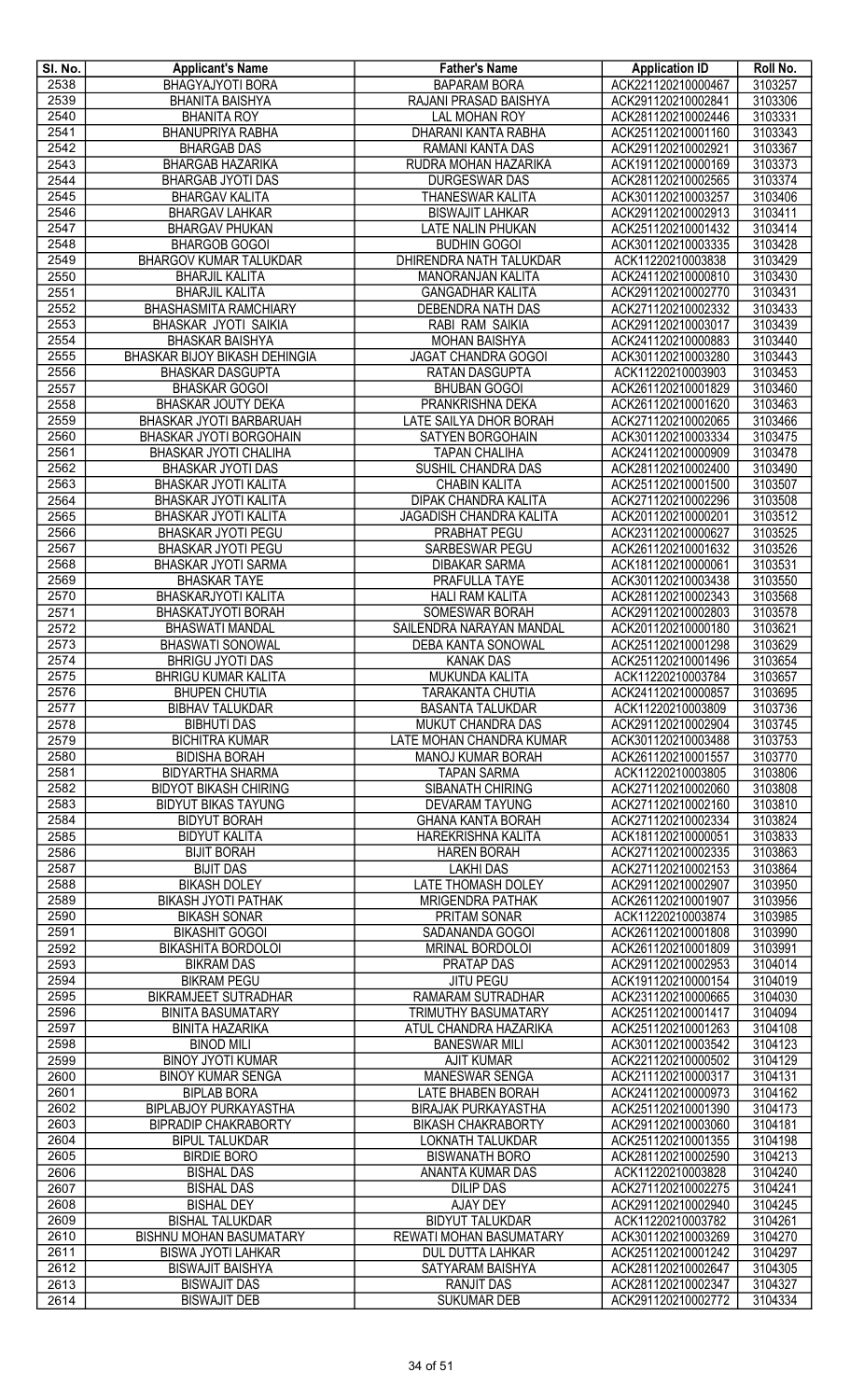| Sl. No. | Applicant's Name | Father's Name | Application ID | Roll No. |
| --- | --- | --- | --- | --- |
| 2538 | BHAGYAJYOTI BORA | BAPARAM BORA | ACK221120210000467 | 3103257 |
| 2539 | BHANITA BAISHYA | RAJANI PRASAD BAISHYA | ACK291120210002841 | 3103306 |
| 2540 | BHANITA ROY | LAL MOHAN ROY | ACK281120210002446 | 3103331 |
| 2541 | BHANUPRIYA RABHA | DHARANI KANTA RABHA | ACK251120210001160 | 3103343 |
| 2542 | BHARGAB DAS | RAMANI KANTA DAS | ACK291120210002921 | 3103367 |
| 2543 | BHARGAB HAZARIKA | RUDRA MOHAN HAZARIKA | ACK191120210000169 | 3103373 |
| 2544 | BHARGAB JYOTI DAS | DURGESWAR DAS | ACK281120210002565 | 3103374 |
| 2545 | BHARGAV KALITA | THANESWAR KALITA | ACK301120210003257 | 3103406 |
| 2546 | BHARGAV LAHKAR | BISWAJIT LAHKAR | ACK291120210002913 | 3103411 |
| 2547 | BHARGAV PHUKAN | LATE NALIN PHUKAN | ACK251120210001432 | 3103414 |
| 2548 | BHARGOB GOGOI | BUDHIN GOGOI | ACK301120210003335 | 3103428 |
| 2549 | BHARGOV KUMAR TALUKDAR | DHIRENDRA NATH TALUKDAR | ACK11220210003838 | 3103429 |
| 2550 | BHARJIL KALITA | MANORANJAN KALITA | ACK241120210000810 | 3103430 |
| 2551 | BHARJIL KALITA | GANGADHAR KALITA | ACK291120210002770 | 3103431 |
| 2552 | BHASHASMITA RAMCHIARY | DEBENDRA NATH DAS | ACK271120210002332 | 3103433 |
| 2553 | BHASKAR JYOTI SAIKIA | RABI RAM SAIKIA | ACK291120210003017 | 3103439 |
| 2554 | BHASKAR BAISHYA | MOHAN BAISHYA | ACK241120210000883 | 3103440 |
| 2555 | BHASKAR BIJOY BIKASH DEHINGIA | JAGAT CHANDRA GOGOI | ACK301120210003280 | 3103443 |
| 2556 | BHASKAR DASGUPTA | RATAN DASGUPTA | ACK11220210003903 | 3103453 |
| 2557 | BHASKAR GOGOI | BHUBAN GOGOI | ACK261120210001829 | 3103460 |
| 2558 | BHASKAR JOUTY DEKA | PRANKRISHNA DEKA | ACK261120210001620 | 3103463 |
| 2559 | BHASKAR JYOTI BARBARUAH | LATE SAILYA DHOR BORAH | ACK271120210002065 | 3103466 |
| 2560 | BHASKAR JYOTI BORGOHAIN | SATYEN BORGOHAIN | ACK301120210003334 | 3103475 |
| 2561 | BHASKAR JYOTI CHALIHA | TAPAN CHALIHA | ACK241120210000909 | 3103478 |
| 2562 | BHASKAR JYOTI DAS | SUSHIL CHANDRA DAS | ACK281120210002400 | 3103490 |
| 2563 | BHASKAR JYOTI KALITA | CHABIN KALITA | ACK251120210001500 | 3103507 |
| 2564 | BHASKAR JYOTI KALITA | DIPAK CHANDRA KALITA | ACK271120210002296 | 3103508 |
| 2565 | BHASKAR JYOTI KALITA | JAGADISH CHANDRA KALITA | ACK201120210000201 | 3103512 |
| 2566 | BHASKAR JYOTI PEGU | PRABHAT PEGU | ACK231120210000627 | 3103525 |
| 2567 | BHASKAR JYOTI PEGU | SARBESWAR PEGU | ACK261120210001632 | 3103526 |
| 2568 | BHASKAR JYOTI SARMA | DIBAKAR SARMA | ACK181120210000061 | 3103531 |
| 2569 | BHASKAR TAYE | PRAFULLA TAYE | ACK301120210003438 | 3103550 |
| 2570 | BHASKARJYOTI KALITA | HALI RAM KALITA | ACK281120210002343 | 3103568 |
| 2571 | BHASKATJYOTI BORAH | SOMESWAR BORAH | ACK291120210002803 | 3103578 |
| 2572 | BHASWATI MANDAL | SAILENDRA NARAYAN MANDAL | ACK201120210000180 | 3103621 |
| 2573 | BHASWATI SONOWAL | DEBA KANTA SONOWAL | ACK251120210001298 | 3103629 |
| 2574 | BHRIGU JYOTI DAS | KANAK DAS | ACK251120210001496 | 3103654 |
| 2575 | BHRIGU KUMAR KALITA | MUKUNDA KALITA | ACK11220210003784 | 3103657 |
| 2576 | BHUPEN CHUTIA | TARAKANTA CHUTIA | ACK241120210000857 | 3103695 |
| 2577 | BIBHAV TALUKDAR | BASANTA TALUKDAR | ACK11220210003809 | 3103736 |
| 2578 | BIBHUTI DAS | MUKUT CHANDRA DAS | ACK291120210002904 | 3103745 |
| 2579 | BICHITRA KUMAR | LATE MOHAN CHANDRA KUMAR | ACK301120210003488 | 3103753 |
| 2580 | BIDISHA BORAH | MANOJ KUMAR BORAH | ACK261120210001557 | 3103770 |
| 2581 | BIDYARTHA SHARMA | TAPAN SARMA | ACK11220210003805 | 3103806 |
| 2582 | BIDYOT BIKASH CHIRING | SIBANATH CHIRING | ACK271120210002060 | 3103808 |
| 2583 | BIDYUT BIKAS TAYUNG | DEVARAM TAYUNG | ACK271120210002160 | 3103810 |
| 2584 | BIDYUT BORAH | GHANA KANTA BORAH | ACK271120210002334 | 3103824 |
| 2585 | BIDYUT KALITA | HAREKRISHNA KALITA | ACK181120210000051 | 3103833 |
| 2586 | BIJIT BORAH | HAREN BORAH | ACK271120210002335 | 3103863 |
| 2587 | BIJIT DAS | LAKHI DAS | ACK271120210002153 | 3103864 |
| 2588 | BIKASH DOLEY | LATE THOMASH DOLEY | ACK291120210002907 | 3103950 |
| 2589 | BIKASH JYOTI PATHAK | MRIGENDRA PATHAK | ACK261120210001907 | 3103956 |
| 2590 | BIKASH SONAR | PRITAM SONAR | ACK11220210003874 | 3103985 |
| 2591 | BIKASHIT GOGOI | SADANANDA GOGOI | ACK261120210001808 | 3103990 |
| 2592 | BIKASHITA BORDOLOI | MRINAL BORDOLOI | ACK261120210001809 | 3103991 |
| 2593 | BIKRAM DAS | PRATAP DAS | ACK291120210002953 | 3104014 |
| 2594 | BIKRAM PEGU | JITU PEGU | ACK191120210000154 | 3104019 |
| 2595 | BIKRAMJEET SUTRADHAR | RAMARAM SUTRADHAR | ACK231120210000665 | 3104030 |
| 2596 | BINITA BASUMATARY | TRIMUTHY BASUMATARY | ACK251120210001417 | 3104094 |
| 2597 | BINITA HAZARIKA | ATUL CHANDRA HAZARIKA | ACK251120210001263 | 3104108 |
| 2598 | BINOD MILI | BANESWAR MILI | ACK301120210003542 | 3104123 |
| 2599 | BINOY JYOTI KUMAR | AJIT KUMAR | ACK221120210000502 | 3104129 |
| 2600 | BINOY KUMAR SENGA | MANESWAR SENGA | ACK211120210000317 | 3104131 |
| 2601 | BIPLAB BORA | LATE BHABEN BORAH | ACK241120210000973 | 3104162 |
| 2602 | BIPLABJOY PURKAYASTHA | BIRAJAK PURKAYASTHA | ACK251120210001390 | 3104173 |
| 2603 | BIPRADIP CHAKRABORTY | BIKASH CHAKRABORTY | ACK291120210003060 | 3104181 |
| 2604 | BIPUL TALUKDAR | LOKNATH TALUKDAR | ACK251120210001355 | 3104198 |
| 2605 | BIRDIE BORO | BISWANATH BORO | ACK281120210002590 | 3104213 |
| 2606 | BISHAL DAS | ANANTA KUMAR DAS | ACK11220210003828 | 3104240 |
| 2607 | BISHAL DAS | DILIP DAS | ACK271120210002275 | 3104241 |
| 2608 | BISHAL DEY | AJAY DEY | ACK291120210002940 | 3104245 |
| 2609 | BISHAL TALUKDAR | BIDYUT TALUKDAR | ACK11220210003782 | 3104261 |
| 2610 | BISHNU MOHAN BASUMATARY | REWATI MOHAN BASUMATARY | ACK301120210003269 | 3104270 |
| 2611 | BISWA JYOTI LAHKAR | DUL DUTTA LAHKAR | ACK251120210001242 | 3104297 |
| 2612 | BISWAJIT BAISHYA | SATYARAM BAISHYA | ACK281120210002647 | 3104305 |
| 2613 | BISWAJIT DAS | RANJIT DAS | ACK281120210002347 | 3104327 |
| 2614 | BISWAJIT DEB | SUKUMAR DEB | ACK291120210002772 | 3104334 |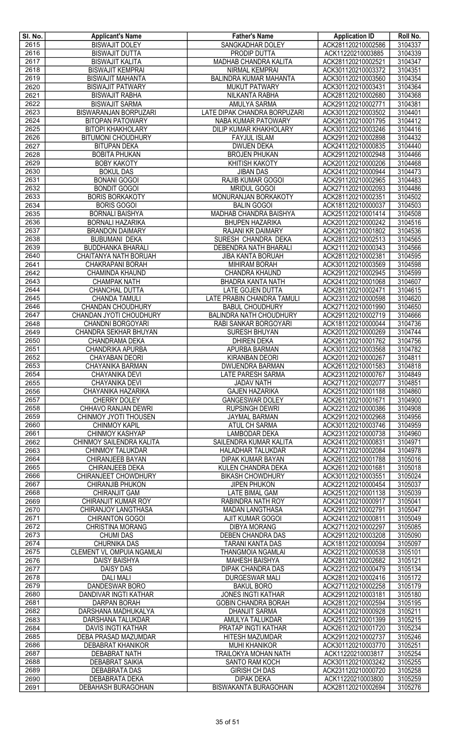| Sl. No. | Applicant's Name | Father's Name | Application ID | Roll No. |
|---|---|---|---|---|
| 2615 | BISWAJIT DOLEY | SANGKADHAR DOLEY | ACK281120210002586 | 3104337 |
| 2616 | BISWAJIT DUTTA | PRODIP DUTTA | ACK11220210003885 | 3104339 |
| 2617 | BISWAJIT KALITA | MADHAB CHANDRA KALITA | ACK281120210002521 | 3104347 |
| 2618 | BISWAJIT KEMPRAI | NIRMAL KEMPRAI | ACK301120210003372 | 3104351 |
| 2619 | BISWAJIT MAHANTA | BALINDRA KUMAR MAHANTA | ACK301120210003560 | 3104354 |
| 2620 | BISWAJIT PATWARY | MUKUT PATWARY | ACK301120210003431 | 3104364 |
| 2621 | BISWAJIT RABHA | NILKANTA RABHA | ACK281120210002680 | 3104368 |
| 2622 | BISWAJIT SARMA | AMULYA SARMA | ACK291120210002771 | 3104381 |
| 2623 | BISWARANJAN BORPUZARI | LATE DIPAK CHANDRA BORPUZARI | ACK301120210003502 | 3104401 |
| 2624 | BITOPAN PATOWARY | NABA KUMAR PATOWARY | ACK261120210001795 | 3104412 |
| 2625 | BITOPI KHAKHOLARY | DILIP KUMAR KHAKHOLARY | ACK301120210003246 | 3104416 |
| 2626 | BITUMONI CHOUDHURY | FAYJUL ISLAM | ACK291120210002898 | 3104432 |
| 2627 | BITUPAN DEKA | DWIJEN DEKA | ACK241120210000835 | 3104440 |
| 2628 | BOBITA PHUKAN | BROJEN PHUKAN | ACK291120210002948 | 3104466 |
| 2629 | BOBY KAKOTY | KHITISH KAKOTY | ACK201120210000206 | 3104468 |
| 2630 | BOKUL DAS | JIBAN DAS | ACK241120210000944 | 3104473 |
| 2631 | BONANI GOGOI | RAJIB KUMAR GOGOI | ACK291120210002965 | 3104483 |
| 2632 | BONDIT GOGOI | MRIDUL GOGOI | ACK271120210002093 | 3104486 |
| 2633 | BORIS BORKAKOTY | MONURANJAN BORKAKOTY | ACK281120210002351 | 3104502 |
| 2634 | BORIS GOGOI | BALIN GOGOI | ACK181120210000037 | 3104503 |
| 2635 | BORNALI BAISHYA | MADHAB CHANDRA BAISHYA | ACK251120210001414 | 3104508 |
| 2636 | BORNALI HAZARIKA | BHUPEN HAZARIKA | ACK201120210000242 | 3104516 |
| 2637 | BRANDON DAIMARY | RAJANI KR DAIMARY | ACK261120210001802 | 3104536 |
| 2638 | BUBUMANI DEKA | SURESH CHANDRA DEKA | ACK281120210002513 | 3104565 |
| 2639 | BUDDHANKA BHARALI | DEBENDRA NATH BHARALI | ACK211120210000343 | 3104566 |
| 2640 | CHAITANYA NATH BORUAH | JIBA KANTA BORUAH | ACK281120210002381 | 3104595 |
| 2641 | CHAKRAPANI BORAH | MIHIRAM BORAH | ACK301120210003569 | 3104598 |
| 2642 | CHAMINDA KHAUND | CHANDRA KHAUND | ACK291120210002945 | 3104599 |
| 2643 | CHAMPAK NATH | BHADRA KANTA NATH | ACK241120210001068 | 3104607 |
| 2644 | CHANCHAL DUTTA | LATE GOJEN DUTTA | ACK281120210002471 | 3104615 |
| 2645 | CHANDA TAMULI | LATE PRABIN CHANDRA TAMULI | ACK231120210000598 | 3104620 |
| 2646 | CHANDAN CHOUDHURY | BABUL CHOUDHURY | ACK271120210001990 | 3104650 |
| 2647 | CHANDAN JYOTI CHOUDHURY | BALINDRA NATH CHOUDHURY | ACK291120210002719 | 3104666 |
| 2648 | CHANDNI BORGOYARI | RABI SANKAR BORGOYARI | ACK181120210000044 | 3104736 |
| 2649 | CHANDRA SEKHAR BHUYAN | SURESH BHUYAN | ACK201120210000269 | 3104744 |
| 2650 | CHANDRAMA DEKA | DHIREN DEKA | ACK261120210001762 | 3104756 |
| 2651 | CHANDRIKA APURBA | APURBA BARMAN | ACK301120210003568 | 3104782 |
| 2652 | CHAYABAN DEORI | KIRANBAN DEORI | ACK201120210000267 | 3104811 |
| 2653 | CHAYANIKA BARMAN | DWIJENDRA BARMAN | ACK261120210001583 | 3104818 |
| 2654 | CHAYANIKA DEVI | LATE PARESH SARMA | ACK231120210000767 | 3104849 |
| 2655 | CHAYANIKA DEVI | JADAV NATH | ACK271120210002077 | 3104851 |
| 2656 | CHAYANIKA HAZARIKA | GAJEN HAZARIKA | ACK251120210001188 | 3104860 |
| 2657 | CHERRY DOLEY | GANGESWAR DOLEY | ACK261120210001671 | 3104900 |
| 2658 | CHHAVO RANJAN DEWRI | RUPSINGH DEWRI | ACK221120210000386 | 3104908 |
| 2659 | CHINMOY JYOTI THOUSEN | JAYMAL BARMAN | ACK291120210002968 | 3104956 |
| 2660 | CHINMOY KAPIL | ATUL CH SARMA | ACK301120210003746 | 3104959 |
| 2661 | CHINMOY KASHYAP | LAMBODAR DEKA | ACK231120210000738 | 3104960 |
| 2662 | CHINMOY SAILENDRA KALITA | SAILENDRA KUMAR KALITA | ACK241120210000831 | 3104971 |
| 2663 | CHINMOY TALUKDAR | HALADHAR TALUKDAR | ACK271120210002084 | 3104978 |
| 2664 | CHIRANJEEB BAYAN | DIPAK KUMAR BAYAN | ACK261120210001788 | 3105016 |
| 2665 | CHIRANJEEB DEKA | KULEN CHANDRA DEKA | ACK261120210001681 | 3105018 |
| 2666 | CHIRANJEET CHOWDHURY | BIKASH CHOWDHURY | ACK301120210003551 | 3105024 |
| 2667 | CHIRANJIB PHUKON | JIPEN PHUKON | ACK221120210000454 | 3105037 |
| 2668 | CHIRANJIT GAM | LATE BIMAL GAM | ACK251120210001138 | 3105039 |
| 2669 | CHIRANJIT KUMAR ROY | RABINDRA NATH ROY | ACK241120210000917 | 3105041 |
| 2670 | CHIRANJOY LANGTHASA | MADAN LANGTHASA | ACK291120210002791 | 3105047 |
| 2671 | CHIRANTON GOGOI | AJIT KUMAR GOGOI | ACK241120210000811 | 3105049 |
| 2672 | CHRISTINA MORANG | DIBYA MORANG | ACK271120210002297 | 3105085 |
| 2673 | CHUMI DAS | DEBEN CHANDRA DAS | ACK291120210003208 | 3105090 |
| 2674 | CHURNIKA DAS | TARANI KANTA DAS | ACK181120210000094 | 3105097 |
| 2675 | CLEMENT VL OMPUIA NGAMLAI | THANGMOIA NGAMLAI | ACK221120210000538 | 3105101 |
| 2676 | DAISY BAISHYA | MAHESH BAISHYA | ACK281120210002682 | 3105121 |
| 2677 | DAISY DAS | DIPAK CHANDRA DAS | ACK221120210000479 | 3105134 |
| 2678 | DALI MALI | DURGESWAR MALI | ACK281120210002416 | 3105172 |
| 2679 | DANDESWAR BORO | BAKUL BORO | ACK271120210002258 | 3105179 |
| 2680 | DANDIVAR INGTI KATHAR | JONES INGTI KATHAR | ACK291120210003181 | 3105180 |
| 2681 | DARPAN BORAH | GOBIN CHANDRA BORAH | ACK281120210002594 | 3105195 |
| 2682 | DARSHANA MADHUKALYA | DHANJIT SARMA | ACK241120210000928 | 3105211 |
| 2683 | DARSHANA TALUKDAR | AMULYA TALUKDAR | ACK251120210001399 | 3105215 |
| 2684 | DAVIS INGTI KATHAR | PRATAP INGTI KATHAR | ACK261120210001720 | 3105234 |
| 2685 | DEBA PRASAD MAZUMDAR | HITESH MAZUMDAR | ACK291120210002737 | 3105246 |
| 2686 | DEBABRAT KHANIKOR | MUHI KHANIKOR | ACK301120210003770 | 3105251 |
| 2687 | DEBABRAT NATH | TRAILOKYA MOHAN NATH | ACK11220210003817 | 3105254 |
| 2688 | DEBABRAT SAIKIA | SANTO RAM KOCH | ACK301120210003242 | 3105255 |
| 2689 | DEBABRATA DAS | GIRISH CH DAS | ACK231120210000720 | 3105258 |
| 2690 | DEBABRATA DEKA | DIPAK DEKA | ACK11220210003800 | 3105259 |
| 2691 | DEBAHASH BURAGOHAIN | BISWAKANTA BURAGOHAIN | ACK281120210002694 | 3105276 |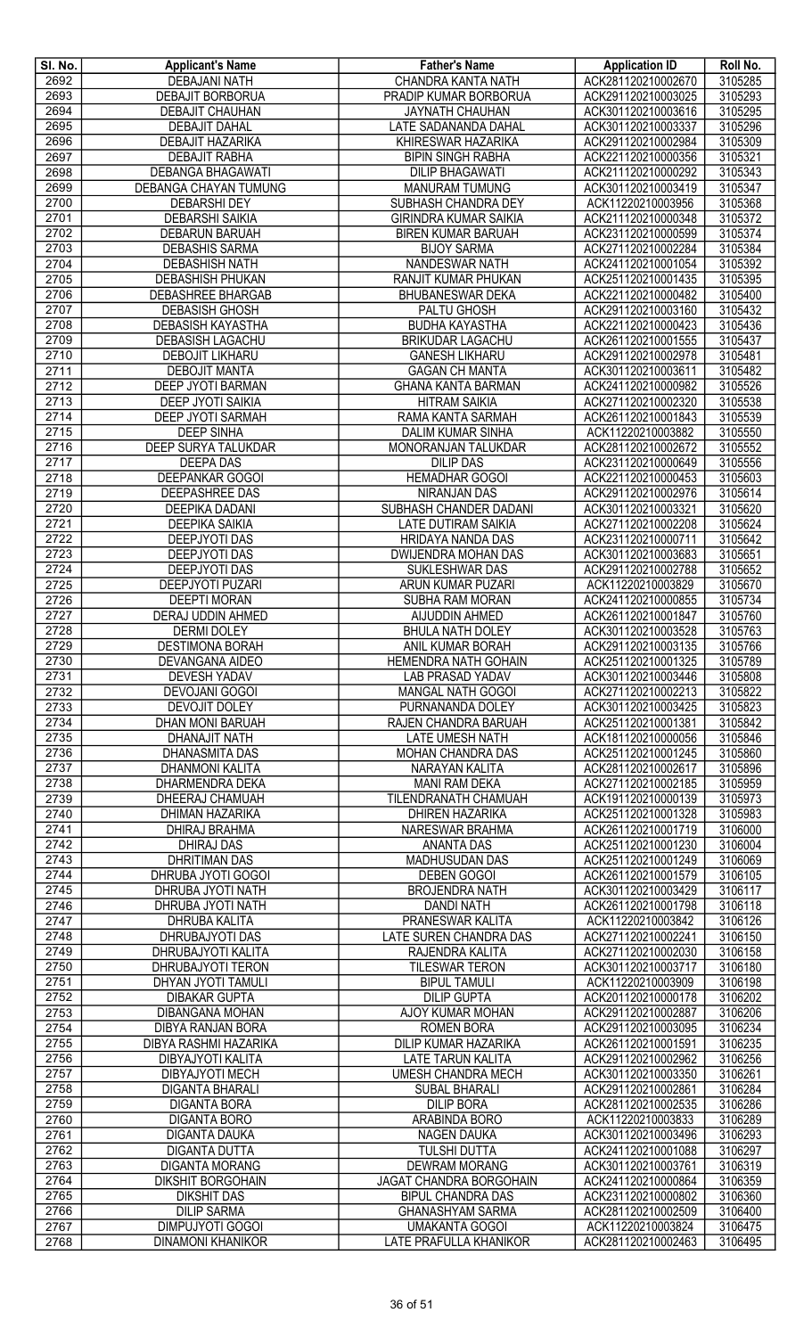| Sl. No. | Applicant's Name | Father's Name | Application ID | Roll No. |
|---|---|---|---|---|
| 2692 | DEBAJANI NATH | CHANDRA KANTA NATH | ACK281120210002670 | 3105285 |
| 2693 | DEBAJIT BORBORUA | PRADIP KUMAR BORBORUA | ACK291120210003025 | 3105293 |
| 2694 | DEBAJIT CHAUHAN | JAYNATH CHAUHAN | ACK301120210003616 | 3105295 |
| 2695 | DEBAJIT DAHAL | LATE SADANANDA DAHAL | ACK301120210003337 | 3105296 |
| 2696 | DEBAJIT HAZARIKA | KHIRESWAR HAZARIKA | ACK291120210002984 | 3105309 |
| 2697 | DEBAJIT RABHA | BIPIN SINGH RABHA | ACK221120210000356 | 3105321 |
| 2698 | DEBANGA BHAGAWATI | DILIP BHAGAWATI | ACK211120210000292 | 3105343 |
| 2699 | DEBANGA CHAYAN TUMUNG | MANURAM TUMUNG | ACK301120210003419 | 3105347 |
| 2700 | DEBARSHI DEY | SUBHASH CHANDRA DEY | ACK11220210003956 | 3105368 |
| 2701 | DEBARSHI SAIKIA | GIRINDRA KUMAR SAIKIA | ACK211120210000348 | 3105372 |
| 2702 | DEBARUN BARUAH | BIREN KUMAR BARUAH | ACK231120210000599 | 3105374 |
| 2703 | DEBASHIS SARMA | BIJOY SARMA | ACK271120210002284 | 3105384 |
| 2704 | DEBASHISH NATH | NANDESWAR NATH | ACK241120210001054 | 3105392 |
| 2705 | DEBASHISH PHUKAN | RANJIT KUMAR PHUKAN | ACK251120210001435 | 3105395 |
| 2706 | DEBASHREE BHARGAB | BHUBANESWAR DEKA | ACK221120210000482 | 3105400 |
| 2707 | DEBASISH GHOSH | PALTU GHOSH | ACK291120210003160 | 3105432 |
| 2708 | DEBASISH KAYASTHA | BUDHA KAYASTHA | ACK221120210000423 | 3105436 |
| 2709 | DEBASISH LAGACHU | BRIKUDAR LAGACHU | ACK261120210001555 | 3105437 |
| 2710 | DEBOJIT LIKHARU | GANESH LIKHARU | ACK291120210002978 | 3105481 |
| 2711 | DEBOJIT MANTA | GAGAN CH MANTA | ACK301120210003611 | 3105482 |
| 2712 | DEEP JYOTI BARMAN | GHANA KANTA BARMAN | ACK241120210000982 | 3105526 |
| 2713 | DEEP JYOTI SAIKIA | HITRAM SAIKIA | ACK271120210002320 | 3105538 |
| 2714 | DEEP JYOTI SARMAH | RAMA KANTA SARMAH | ACK261120210001843 | 3105539 |
| 2715 | DEEP SINHA | DALIM KUMAR SINHA | ACK11220210003882 | 3105550 |
| 2716 | DEEP SURYA TALUKDAR | MONORANJAN TALUKDAR | ACK281120210002672 | 3105552 |
| 2717 | DEEPA DAS | DILIP DAS | ACK231120210000649 | 3105556 |
| 2718 | DEEPANKAR GOGOI | HEMADHAR GOGOI | ACK221120210000453 | 3105603 |
| 2719 | DEEPASHREE DAS | NIRANJAN DAS | ACK291120210002976 | 3105614 |
| 2720 | DEEPIKA DADANI | SUBHASH CHANDER DADANI | ACK301120210003321 | 3105620 |
| 2721 | DEEPIKA SAIKIA | LATE DUTIRAM SAIKIA | ACK271120210002208 | 3105624 |
| 2722 | DEEPJYOTI DAS | HRIDAYA NANDA DAS | ACK231120210000711 | 3105642 |
| 2723 | DEEPJYOTI DAS | DWIJENDRA MOHAN DAS | ACK301120210003683 | 3105651 |
| 2724 | DEEPJYOTI DAS | SUKLESHWAR DAS | ACK291120210002788 | 3105652 |
| 2725 | DEEPJYOTI PUZARI | ARUN KUMAR PUZARI | ACK11220210003829 | 3105670 |
| 2726 | DEEPTI MORAN | SUBHA RAM MORAN | ACK241120210000855 | 3105734 |
| 2727 | DERAJ UDDIN AHMED | AIJUDDIN AHMED | ACK261120210001847 | 3105760 |
| 2728 | DERMI DOLEY | BHULA NATH DOLEY | ACK301120210003528 | 3105763 |
| 2729 | DESTIMONA BORAH | ANIL KUMAR BORAH | ACK291120210003135 | 3105766 |
| 2730 | DEVANGANA AIDEO | HEMENDRA NATH GOHAIN | ACK251120210001325 | 3105789 |
| 2731 | DEVESH YADAV | LAB PRASAD YADAV | ACK301120210003446 | 3105808 |
| 2732 | DEVOJANI GOGOI | MANGAL NATH GOGOI | ACK271120210002213 | 3105822 |
| 2733 | DEVOJIT DOLEY | PURNANANDA DOLEY | ACK301120210003425 | 3105823 |
| 2734 | DHAN MONI BARUAH | RAJEN CHANDRA BARUAH | ACK251120210001381 | 3105842 |
| 2735 | DHANAJIT NATH | LATE UMESH NATH | ACK181120210000056 | 3105846 |
| 2736 | DHANASMITA DAS | MOHAN CHANDRA DAS | ACK251120210001245 | 3105860 |
| 2737 | DHANMONI KALITA | NARAYAN KALITA | ACK281120210002617 | 3105896 |
| 2738 | DHARMENDRA DEKA | MANI RAM DEKA | ACK271120210002185 | 3105959 |
| 2739 | DHEERAJ CHAMUAH | TILENDRANATH CHAMUAH | ACK191120210000139 | 3105973 |
| 2740 | DHIMAN HAZARIKA | DHIREN HAZARIKA | ACK251120210001328 | 3105983 |
| 2741 | DHIRAJ BRAHMA | NARESWAR BRAHMA | ACK261120210001719 | 3106000 |
| 2742 | DHIRAJ DAS | ANANTA DAS | ACK251120210001230 | 3106004 |
| 2743 | DHRITIMAN DAS | MADHUSUDAN DAS | ACK251120210001249 | 3106069 |
| 2744 | DHRUBA JYOTI GOGOI | DEBEN GOGOI | ACK261120210001579 | 3106105 |
| 2745 | DHRUBA JYOTI NATH | BROJENDRA NATH | ACK301120210003429 | 3106117 |
| 2746 | DHRUBA JYOTI NATH | DANDI NATH | ACK261120210001798 | 3106118 |
| 2747 | DHRUBA KALITA | PRANESWAR KALITA | ACK11220210003842 | 3106126 |
| 2748 | DHRUBAJYOTI DAS | LATE SUREN CHANDRA DAS | ACK271120210002241 | 3106150 |
| 2749 | DHRUBAJYOTI KALITA | RAJENDRA KALITA | ACK271120210002030 | 3106158 |
| 2750 | DHRUBAJYOTI TERON | TILESWAR TERON | ACK301120210003717 | 3106180 |
| 2751 | DHYAN JYOTI TAMULI | BIPUL TAMULI | ACK11220210003909 | 3106198 |
| 2752 | DIBAKAR GUPTA | DILIP GUPTA | ACK201120210000178 | 3106202 |
| 2753 | DIBANGANA MOHAN | AJOY KUMAR MOHAN | ACK291120210002887 | 3106206 |
| 2754 | DIBYA RANJAN BORA | ROMEN BORA | ACK291120210003095 | 3106234 |
| 2755 | DIBYA RASHMI HAZARIKA | DILIP KUMAR HAZARIKA | ACK261120210001591 | 3106235 |
| 2756 | DIBYAJYOTI KALITA | LATE TARUN KALITA | ACK291120210002962 | 3106256 |
| 2757 | DIBYAJYOTI MECH | UMESH CHANDRA MECH | ACK301120210003350 | 3106261 |
| 2758 | DIGANTA BHARALI | SUBAL BHARALI | ACK291120210002861 | 3106284 |
| 2759 | DIGANTA BORA | DILIP BORA | ACK281120210002535 | 3106286 |
| 2760 | DIGANTA BORO | ARABINDA BORO | ACK11220210003833 | 3106289 |
| 2761 | DIGANTA DAUKA | NAGEN DAUKA | ACK301120210003496 | 3106293 |
| 2762 | DIGANTA DUTTA | TULSHI DUTTA | ACK241120210001088 | 3106297 |
| 2763 | DIGANTA MORANG | DEWRAM MORANG | ACK301120210003761 | 3106319 |
| 2764 | DIKSHIT BORGOHAIN | JAGAT CHANDRA BORGOHAIN | ACK241120210000864 | 3106359 |
| 2765 | DIKSHIT DAS | BIPUL CHANDRA DAS | ACK231120210000802 | 3106360 |
| 2766 | DILIP SARMA | GHANASHYAM SARMA | ACK281120210002509 | 3106400 |
| 2767 | DIMPUJYOTI GOGOI | UMAKANTA GOGOI | ACK11220210003824 | 3106475 |
| 2768 | DINAMONI KHANIKOR | LATE PRAFULLA KHANIKOR | ACK281120210002463 | 3106495 |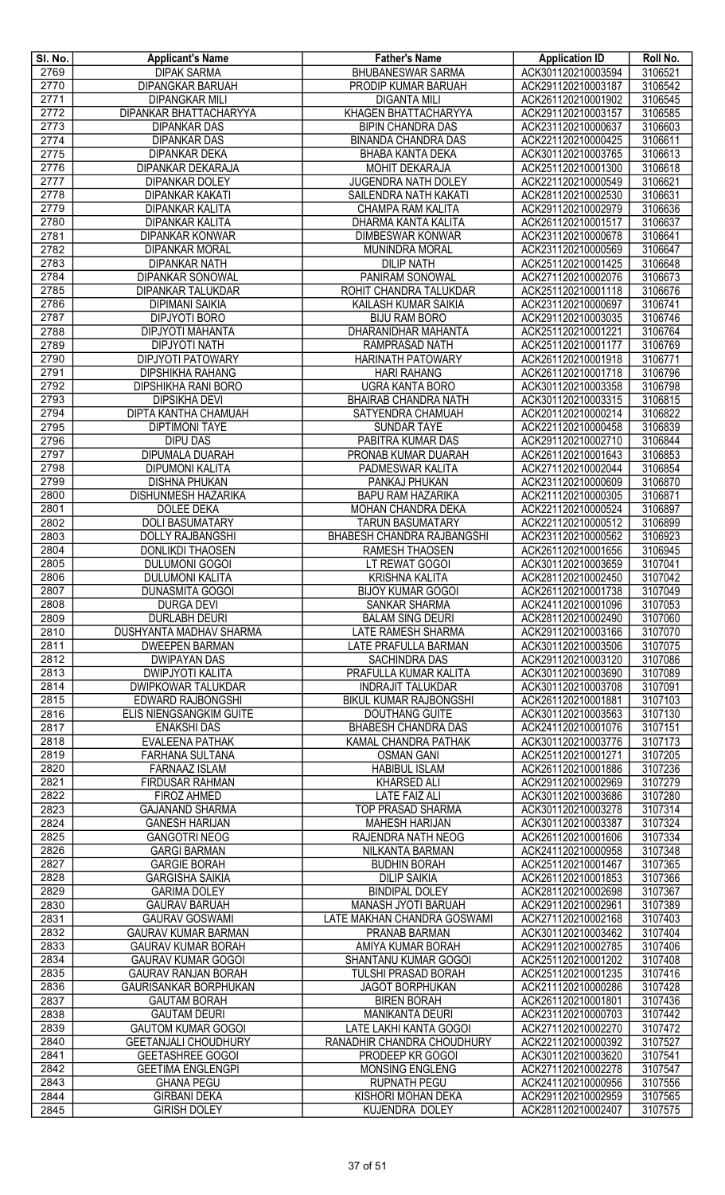| Sl. No. | Applicant's Name | Father's Name | Application ID | Roll No. |
|---|---|---|---|---|
| 2769 | DIPAK SARMA | BHUBANESWAR SARMA | ACK301120210003594 | 3106521 |
| 2770 | DIPANGKAR BARUAH | PRODIP KUMAR BARUAH | ACK291120210003187 | 3106542 |
| 2771 | DIPANGKAR MILI | DIGANTA MILI | ACK261120210001902 | 3106545 |
| 2772 | DIPANKAR BHATTACHARYYA | KHAGEN BHATTACHARYYA | ACK291120210003157 | 3106585 |
| 2773 | DIPANKAR DAS | BIPIN CHANDRA DAS | ACK231120210000637 | 3106603 |
| 2774 | DIPANKAR DAS | BINANDA CHANDRA DAS | ACK221120210000425 | 3106611 |
| 2775 | DIPANKAR DEKA | BHABA KANTA DEKA | ACK301120210003765 | 3106613 |
| 2776 | DIPANKAR DEKARAJA | MOHIT DEKARAJA | ACK251120210001300 | 3106618 |
| 2777 | DIPANKAR DOLEY | JUGENDRA NATH DOLEY | ACK221120210000549 | 3106621 |
| 2778 | DIPANKAR KAKATI | SAILENDRA NATH KAKATI | ACK281120210002530 | 3106631 |
| 2779 | DIPANKAR KALITA | CHAMPA RAM KALITA | ACK291120210002979 | 3106636 |
| 2780 | DIPANKAR KALITA | DHARMA KANTA KALITA | ACK261120210001517 | 3106637 |
| 2781 | DIPANKAR KONWAR | DIMBESWAR KONWAR | ACK231120210000678 | 3106641 |
| 2782 | DIPANKAR MORAL | MUNINDRA MORAL | ACK231120210000569 | 3106647 |
| 2783 | DIPANKAR NATH | DILIP NATH | ACK251120210001425 | 3106648 |
| 2784 | DIPANKAR SONOWAL | PANIRAM SONOWAL | ACK271120210002076 | 3106673 |
| 2785 | DIPANKAR TALUKDAR | ROHIT CHANDRA TALUKDAR | ACK251120210001118 | 3106676 |
| 2786 | DIPIMANI SAIKIA | KAILASH KUMAR SAIKIA | ACK231120210000697 | 3106741 |
| 2787 | DIPJYOTI BORO | BIJU RAM BORO | ACK291120210003035 | 3106746 |
| 2788 | DIPJYOTI MAHANTA | DHARANIDHAR MAHANTA | ACK251120210001221 | 3106764 |
| 2789 | DIPJYOTI NATH | RAMPRASAD NATH | ACK251120210001177 | 3106769 |
| 2790 | DIPJYOTI PATOWARY | HARINATH PATOWARY | ACK261120210001918 | 3106771 |
| 2791 | DIPSHIKHA RAHANG | HARI RAHANG | ACK261120210001718 | 3106796 |
| 2792 | DIPSHIKHA RANI BORO | UGRA KANTA BORO | ACK301120210003358 | 3106798 |
| 2793 | DIPSIKHA DEVI | BHAIRAB CHANDRA NATH | ACK301120210003315 | 3106815 |
| 2794 | DIPTA KANTHA CHAMUAH | SATYENDRA CHAMUAH | ACK201120210000214 | 3106822 |
| 2795 | DIPTIMONI TAYE | SUNDAR TAYE | ACK221120210000458 | 3106839 |
| 2796 | DIPU DAS | PABITRA KUMAR DAS | ACK291120210002710 | 3106844 |
| 2797 | DIPUMALA DUARAH | PRONAB KUMAR DUARAH | ACK261120210001643 | 3106853 |
| 2798 | DIPUMONI KALITA | PADMESWAR KALITA | ACK271120210002044 | 3106854 |
| 2799 | DISHNA PHUKAN | PANKAJ PHUKAN | ACK231120210000609 | 3106870 |
| 2800 | DISHUNMESH HAZARIKA | BAPU RAM HAZARIKA | ACK211120210000305 | 3106871 |
| 2801 | DOLEE DEKA | MOHAN CHANDRA DEKA | ACK221120210000524 | 3106897 |
| 2802 | DOLI BASUMATARY | TARUN BASUMATARY | ACK221120210000512 | 3106899 |
| 2803 | DOLLY RAJBANGSHI | BHABESH CHANDRA RAJBANGSHI | ACK231120210000562 | 3106923 |
| 2804 | DONLIKDI THAOSEN | RAMESH THAOSEN | ACK261120210001656 | 3106945 |
| 2805 | DULUMONI GOGOI | LT REWAT GOGOI | ACK301120210003659 | 3107041 |
| 2806 | DULUMONI KALITA | KRISHNA KALITA | ACK281120210002450 | 3107042 |
| 2807 | DUNASMITA GOGOI | BIJOY KUMAR GOGOI | ACK261120210001738 | 3107049 |
| 2808 | DURGA DEVI | SANKAR SHARMA | ACK241120210001096 | 3107053 |
| 2809 | DURLABH DEURI | BALAM SING DEURI | ACK281120210002490 | 3107060 |
| 2810 | DUSHYANTA MADHAV SHARMA | LATE RAMESH SHARMA | ACK291120210003166 | 3107070 |
| 2811 | DWEEPEN BARMAN | LATE PRAFULLA BARMAN | ACK301120210003506 | 3107075 |
| 2812 | DWIPAYAN DAS | SACHINDRA DAS | ACK291120210003120 | 3107086 |
| 2813 | DWIPJYOTI KALITA | PRAFULLA KUMAR KALITA | ACK301120210003690 | 3107089 |
| 2814 | DWIPKOWAR TALUKDAR | INDRAJIT TALUKDAR | ACK301120210003708 | 3107091 |
| 2815 | EDWARD RAJBONGSHI | BIKUL KUMAR RAJBONGSHI | ACK261120210001881 | 3107103 |
| 2816 | ELIS NIENGSANGKIM GUITE | DOUTHANG GUITE | ACK301120210003563 | 3107130 |
| 2817 | ENAKSHI DAS | BHABESH CHANDRA DAS | ACK241120210001076 | 3107151 |
| 2818 | EVALEENA PATHAK | KAMAL CHANDRA PATHAK | ACK301120210003776 | 3107173 |
| 2819 | FARHANA SULTANA | OSMAN GANI | ACK251120210001271 | 3107205 |
| 2820 | FARNAAZ ISLAM | HABIBUL ISLAM | ACK261120210001886 | 3107236 |
| 2821 | FIRDUSAR RAHMAN | KHARSED ALI | ACK291120210002969 | 3107279 |
| 2822 | FIROZ AHMED | LATE FAIZ ALI | ACK301120210003686 | 3107280 |
| 2823 | GAJANAND SHARMA | TOP PRASAD SHARMA | ACK301120210003278 | 3107314 |
| 2824 | GANESH HARIJAN | MAHESH HARIJAN | ACK301120210003387 | 3107324 |
| 2825 | GANGOTRI NEOG | RAJENDRA NATH NEOG | ACK261120210001606 | 3107334 |
| 2826 | GARGI BARMAN | NILKANTA BARMAN | ACK241120210000958 | 3107348 |
| 2827 | GARGIE BORAH | BUDHIN BORAH | ACK251120210001467 | 3107365 |
| 2828 | GARGISHA SAIKIA | DILIP SAIKIA | ACK261120210001853 | 3107366 |
| 2829 | GARIMA DOLEY | BINDIPAL DOLEY | ACK281120210002698 | 3107367 |
| 2830 | GAURAV BARUAH | MANASH JYOTI BARUAH | ACK291120210002961 | 3107389 |
| 2831 | GAURAV GOSWAMI | LATE MAKHAN CHANDRA GOSWAMI | ACK271120210002168 | 3107403 |
| 2832 | GAURAV KUMAR BARMAN | PRANAB BARMAN | ACK301120210003462 | 3107404 |
| 2833 | GAURAV KUMAR BORAH | AMIYA KUMAR BORAH | ACK291120210002785 | 3107406 |
| 2834 | GAURAV KUMAR GOGOI | SHANTANU KUMAR GOGOI | ACK251120210001202 | 3107408 |
| 2835 | GAURAV RANJAN BORAH | TULSHI PRASAD BORAH | ACK251120210001235 | 3107416 |
| 2836 | GAURISANKAR BORPHUKAN | JAGOT BORPHUKAN | ACK211120210000286 | 3107428 |
| 2837 | GAUTAM BORAH | BIREN BORAH | ACK261120210001801 | 3107436 |
| 2838 | GAUTAM DEURI | MANIKANTA DEURI | ACK231120210000703 | 3107442 |
| 2839 | GAUTOM KUMAR GOGOI | LATE LAKHI KANTA GOGOI | ACK271120210002270 | 3107472 |
| 2840 | GEETANJALI CHOUDHURY | RANADHIR CHANDRA CHOUDHURY | ACK221120210000392 | 3107527 |
| 2841 | GEETASHREE GOGOI | PRODEEP KR GOGOI | ACK301120210003620 | 3107541 |
| 2842 | GEETIMA ENGLENGPI | MONSING ENGLENG | ACK271120210002278 | 3107547 |
| 2843 | GHANA PEGU | RUPNATH PEGU | ACK241120210000956 | 3107556 |
| 2844 | GIRBANI DEKA | KISHORI MOHAN DEKA | ACK291120210002959 | 3107565 |
| 2845 | GIRISH DOLEY | KUJENDRA DOLEY | ACK281120210002407 | 3107575 |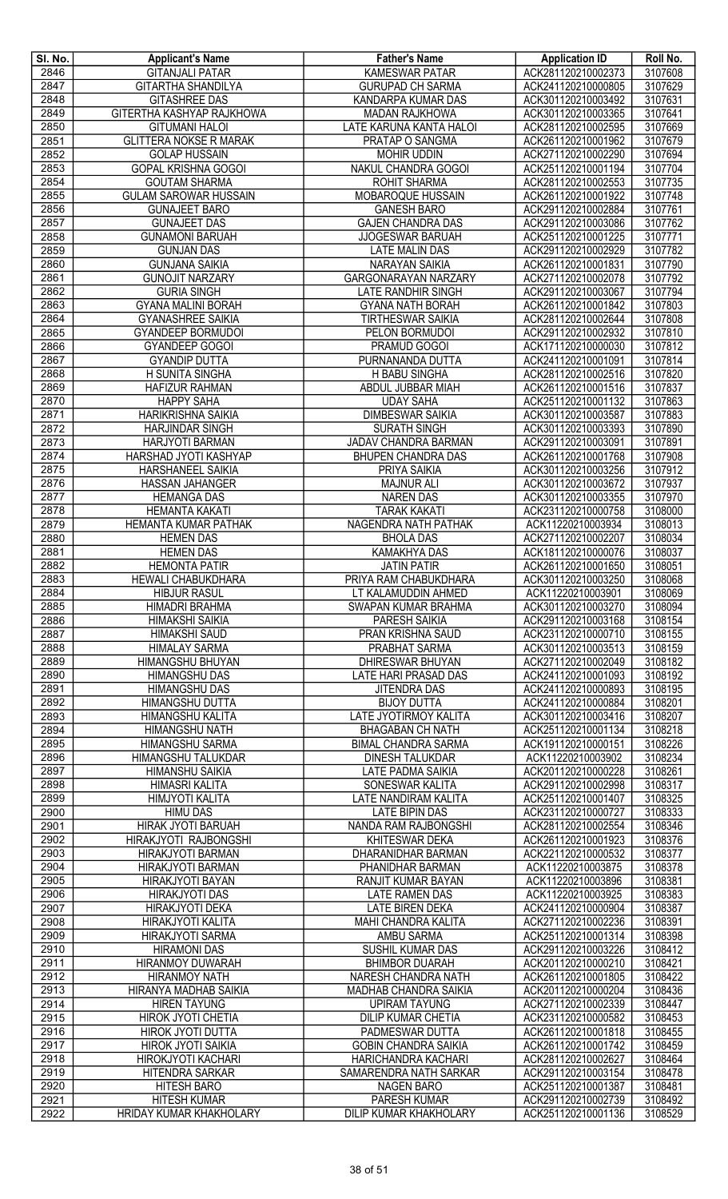| Sl. No. | Applicant's Name | Father's Name | Application ID | Roll No. |
| --- | --- | --- | --- | --- |
| 2846 | GITANJALI PATAR | KAMESWAR PATAR | ACK281120210002373 | 3107608 |
| 2847 | GITARTHA SHANDILYA | GURUPAD CH SARMA | ACK241120210000805 | 3107629 |
| 2848 | GITASHREE DAS | KANDARPA KUMAR DAS | ACK301120210003492 | 3107631 |
| 2849 | GITERTHA KASHYAP RAJKHOWA | MADAN RAJKHOWA | ACK301120210003365 | 3107641 |
| 2850 | GITUMANI HALOI | LATE KARUNA KANTA HALOI | ACK281120210002595 | 3107669 |
| 2851 | GLITTERA NOKSE R MARAK | PRATAP O SANGMA | ACK261120210001962 | 3107679 |
| 2852 | GOLAP HUSSAIN | MOHIR UDDIN | ACK271120210002290 | 3107694 |
| 2853 | GOPAL KRISHNA GOGOI | NAKUL CHANDRA GOGOI | ACK251120210001194 | 3107704 |
| 2854 | GOUTAM SHARMA | ROHIT SHARMA | ACK281120210002553 | 3107735 |
| 2855 | GULAM SAROWAR HUSSAIN | MOBAROQUE HUSSAIN | ACK261120210001922 | 3107748 |
| 2856 | GUNAJEET BARO | GANESH BARO | ACK291120210002884 | 3107761 |
| 2857 | GUNAJEET DAS | GAJEN CHANDRA DAS | ACK291120210003086 | 3107762 |
| 2858 | GUNAMONI BARUAH | JJOGESWAR BARUAH | ACK251120210001225 | 3107771 |
| 2859 | GUNJAN DAS | LATE MALIN DAS | ACK291120210002929 | 3107782 |
| 2860 | GUNJANA SAIKIA | NARAYAN SAIKIA | ACK261120210001831 | 3107790 |
| 2861 | GUNOJIT NARZARY | GARGONARAYAN NARZARY | ACK271120210002078 | 3107792 |
| 2862 | GURIA SINGH | LATE RANDHIR SINGH | ACK291120210003067 | 3107794 |
| 2863 | GYANA MALINI BORAH | GYANA NATH BORAH | ACK261120210001842 | 3107803 |
| 2864 | GYANASHREE SAIKIA | TIRTHESWAR SAIKIA | ACK281120210002644 | 3107808 |
| 2865 | GYANDEEP BORMUDOI | PELON BORMUDOI | ACK291120210002932 | 3107810 |
| 2866 | GYANDEEP GOGOI | PRAMUD GOGOI | ACK171120210000030 | 3107812 |
| 2867 | GYANDIP DUTTA | PURNANANDA DUTTA | ACK241120210001091 | 3107814 |
| 2868 | H SUNITA SINGHA | H BABU SINGHA | ACK281120210002516 | 3107820 |
| 2869 | HAFIZUR RAHMAN | ABDUL JUBBAR MIAH | ACK261120210001516 | 3107837 |
| 2870 | HAPPY SAHA | UDAY SAHA | ACK251120210001132 | 3107863 |
| 2871 | HARIKRISHNA SAIKIA | DIMBESWAR SAIKIA | ACK301120210003587 | 3107883 |
| 2872 | HARJINDAR SINGH | SURATH SINGH | ACK301120210003393 | 3107890 |
| 2873 | HARJYOTI BARMAN | JADAV CHANDRA BARMAN | ACK291120210003091 | 3107891 |
| 2874 | HARSHAD JYOTI KASHYAP | BHUPEN CHANDRA DAS | ACK261120210001768 | 3107908 |
| 2875 | HARSHANEEL SAIKIA | PRIYA SAIKIA | ACK301120210003256 | 3107912 |
| 2876 | HASSAN JAHANGER | MAJNUR ALI | ACK301120210003672 | 3107937 |
| 2877 | HEMANGA DAS | NAREN DAS | ACK301120210003355 | 3107970 |
| 2878 | HEMANTA KAKATI | TARAK KAKATI | ACK231120210000758 | 3108000 |
| 2879 | HEMANTA KUMAR PATHAK | NAGENDRA NATH PATHAK | ACK11220210003934 | 3108013 |
| 2880 | HEMEN DAS | BHOLA DAS | ACK271120210002207 | 3108034 |
| 2881 | HEMEN DAS | KAMAKHYA DAS | ACK181120210000076 | 3108037 |
| 2882 | HEMONTA PATIR | JATIN PATIR | ACK261120210001650 | 3108051 |
| 2883 | HEWALI CHABUKDHARA | PRIYA RAM CHABUKDHARA | ACK301120210003250 | 3108068 |
| 2884 | HIBJUR RASUL | LT KALAMUDDIN AHMED | ACK11220210003901 | 3108069 |
| 2885 | HIMADRI BRAHMA | SWAPAN KUMAR BRAHMA | ACK301120210003270 | 3108094 |
| 2886 | HIMAKSHI SAIKIA | PARESH SAIKIA | ACK291120210003168 | 3108154 |
| 2887 | HIMAKSHI SAUD | PRAN KRISHNA SAUD | ACK231120210000710 | 3108155 |
| 2888 | HIMALAY SARMA | PRABHAT SARMA | ACK301120210003513 | 3108159 |
| 2889 | HIMANGSHU BHUYAN | DHIRESWAR BHUYAN | ACK271120210002049 | 3108182 |
| 2890 | HIMANGSHU DAS | LATE HARI PRASAD DAS | ACK241120210001093 | 3108192 |
| 2891 | HIMANGSHU DAS | JITENDRA DAS | ACK241120210000893 | 3108195 |
| 2892 | HIMANGSHU DUTTA | BIJOY DUTTA | ACK241120210000884 | 3108201 |
| 2893 | HIMANGSHU KALITA | LATE JYOTIRMOY KALITA | ACK301120210003416 | 3108207 |
| 2894 | HIMANGSHU NATH | BHAGABAN CH NATH | ACK251120210001134 | 3108218 |
| 2895 | HIMANGSHU SARMA | BIMAL CHANDRA SARMA | ACK191120210000151 | 3108226 |
| 2896 | HIMANGSHU TALUKDAR | DINESH TALUKDAR | ACK11220210003902 | 3108234 |
| 2897 | HIMANSHU SAIKIA | LATE PADMA SAIKIA | ACK201120210000228 | 3108261 |
| 2898 | HIMASRI KALITA | SONESWAR KALITA | ACK291120210002998 | 3108317 |
| 2899 | HIMJYOTI KALITA | LATE NANDIRAM KALITA | ACK251120210001407 | 3108325 |
| 2900 | HIMU DAS | LATE BIPIN DAS | ACK231120210000727 | 3108333 |
| 2901 | HIRAK JYOTI BARUAH | NANDA RAM RAJBONGSHI | ACK281120210002554 | 3108346 |
| 2902 | HIRAKJYOTI RAJBONGSHI | KHITESWAR DEKA | ACK261120210001923 | 3108376 |
| 2903 | HIRAKJYOTI BARMAN | DHARANIDHAR BARMAN | ACK221120210000532 | 3108377 |
| 2904 | HIRAKJYOTI BARMAN | PHANIDHAR BARMAN | ACK11220210003875 | 3108378 |
| 2905 | HIRAKJYOTI BAYAN | RANJIT KUMAR BAYAN | ACK11220210003896 | 3108381 |
| 2906 | HIRAKJYOTI DAS | LATE RAMEN DAS | ACK11220210003925 | 3108383 |
| 2907 | HIRAKJYOTI DEKA | LATE BIREN DEKA | ACK241120210000904 | 3108387 |
| 2908 | HIRAKJYOTI KALITA | MAHI CHANDRA KALITA | ACK271120210002236 | 3108391 |
| 2909 | HIRAKJYOTI SARMA | AMBU SARMA | ACK251120210001314 | 3108398 |
| 2910 | HIRAMONI DAS | SUSHIL KUMAR DAS | ACK291120210003226 | 3108412 |
| 2911 | HIRANMOY DUWARAH | BHIMBOR DUARAH | ACK201120210000210 | 3108421 |
| 2912 | HIRANMOY NATH | NARESH CHANDRA NATH | ACK261120210001805 | 3108422 |
| 2913 | HIRANYA MADHAB SAIKIA | MADHAB CHANDRA SAIKIA | ACK201120210000204 | 3108436 |
| 2914 | HIREN TAYUNG | UPIRAM TAYUNG | ACK271120210002339 | 3108447 |
| 2915 | HIROK JYOTI CHETIA | DILIP KUMAR CHETIA | ACK231120210000582 | 3108453 |
| 2916 | HIROK JYOTI DUTTA | PADMESWAR DUTTA | ACK261120210001818 | 3108455 |
| 2917 | HIROK JYOTI SAIKIA | GOBIN CHANDRA SAIKIA | ACK261120210001742 | 3108459 |
| 2918 | HIROKJYOTI KACHARI | HARICHANDRA KACHARI | ACK281120210002627 | 3108464 |
| 2919 | HITENDRA SARKAR | SAMARENDRA NATH SARKAR | ACK291120210003154 | 3108478 |
| 2920 | HITESH BARO | NAGEN BARO | ACK251120210001387 | 3108481 |
| 2921 | HITESH KUMAR | PARESH KUMAR | ACK291120210002739 | 3108492 |
| 2922 | HRIDAY KUMAR KHAKHOLARY | DILIP KUMAR KHAKHOLARY | ACK251120210001136 | 3108529 |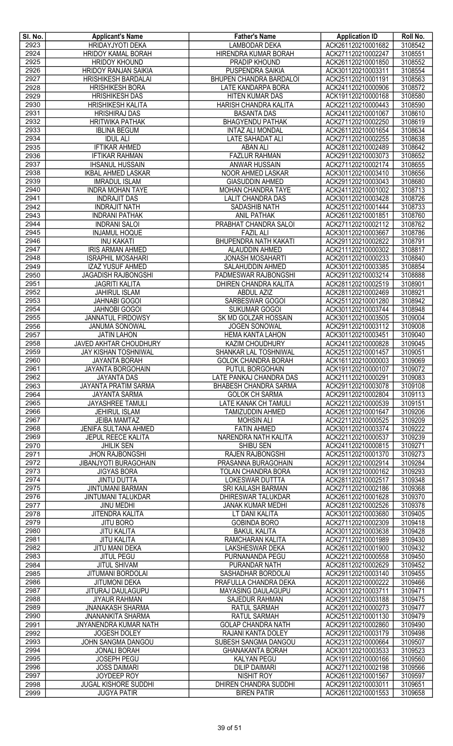| Sl. No. | Applicant's Name | Father's Name | Application ID | Roll No. |
|---|---|---|---|---|
| 2923 | HRIDAYJYOTI DEKA | LAMBODAR DEKA | ACK261120210001682 | 3108542 |
| 2924 | HRIDOY KAMAL BORAH | HIRENDRA KUMAR BORAH | ACK271120210002247 | 3108551 |
| 2925 | HRIDOY KHOUND | PRADIP KHOUND | ACK261120210001850 | 3108552 |
| 2926 | HRIDOY RANJAN SAIKIA | PUSPENDRA SAIKIA | ACK301120210003311 | 3108554 |
| 2927 | HRISHIKESH BARDALAI | BHUPEN CHANDRA BARDALOI | ACK251120210001191 | 3108563 |
| 2928 | HRISHIKESH BORA | LATE KANDARPA BORA | ACK241120210000906 | 3108572 |
| 2929 | HRISHIKESH DAS | HITEN KUMAR DAS | ACK191120210000168 | 3108580 |
| 2930 | HRISHIKESH KALITA | HARISH CHANDRA KALITA | ACK221120210000443 | 3108590 |
| 2931 | HRISHIRAJ DAS | BASANTA DAS | ACK241120210001067 | 3108610 |
| 2932 | HRITWIKA PATHAK | BHAGYENDU PATHAK | ACK271120210002250 | 3108619 |
| 2933 | IBLINA BEGUM | INTAZ ALI MONDAL | ACK261120210001654 | 3108634 |
| 2934 | IDUL ALI | LATE SAHADAT ALI | ACK271120210002255 | 3108638 |
| 2935 | IFTIKAR AHMED | ABAN ALI | ACK281120210002489 | 3108642 |
| 2936 | IFTIKAR RAHMAN | FAZLUR RAHMAN | ACK291120210003073 | 3108652 |
| 2937 | IHSANUL HUSSAIN | ANWAR HUSSAIN | ACK271120210002174 | 3108655 |
| 2938 | IKBAL AHMED LASKAR | NOOR AHMED LASKAR | ACK301120210003410 | 3108656 |
| 2939 | IMRADUL ISLAM | GIASUDDIN AHMED | ACK291120210003043 | 3108680 |
| 2940 | INDRA MOHAN TAYE | MOHAN CHANDRA TAYE | ACK241120210001002 | 3108713 |
| 2941 | INDRAJIT DAS | LALIT CHANDRA DAS | ACK301120210003428 | 3108726 |
| 2942 | INDRAJIT NATH | SADASHIB NATH | ACK251120210001444 | 3108733 |
| 2943 | INDRANI PATHAK | ANIL PATHAK | ACK261120210001851 | 3108760 |
| 2944 | INDRANI SALOI | PRABHAT CHANDRA SALOI | ACK271120210002112 | 3108762 |
| 2945 | INJAMUL HOQUE | FAZIL ALI | ACK301120210003667 | 3108786 |
| 2946 | INU KAKATI | BHUPENDRA NATH KAKATI | ACK291120210002822 | 3108791 |
| 2947 | IRIS ARMAN AHMED | ALAUDDIN AHMED | ACK211120210000302 | 3108817 |
| 2948 | ISRAPHIL MOSAHARI | JONASH MOSAHARTI | ACK201120210000233 | 3108840 |
| 2949 | IZAZ YUSUF AHMED | SALAHUDDIN AHMED | ACK301120210003385 | 3108854 |
| 2950 | JAGADISH RAJBONGSHI | PADMESWAR RAJBONGSHI | ACK291120210003214 | 3108888 |
| 2951 | JAGRITI KALITA | DHIREN CHANDRA KALITA | ACK281120210002519 | 3108901 |
| 2952 | JAHIRUL ISLAM | ABDUL AZIZ | ACK281120210002469 | 3108921 |
| 2953 | JAHNABI GOGOI | SARBESWAR GOGOI | ACK251120210001280 | 3108942 |
| 2954 | JAHNOBI GOGOI | SUKUMAR GOGOI | ACK301120210003744 | 3108948 |
| 2955 | JANNATUL FIRDOWSY | SK MD GOLZAR HOSSAIN | ACK301120210003505 | 3109004 |
| 2956 | JANUMA SONOWAL | JOGEN SONOWAL | ACK291120210003112 | 3109008 |
| 2957 | JATIN LAHON | HEMA KANTA LAHON | ACK301120210003451 | 3109040 |
| 2958 | JAVED AKHTAR CHOUDHURY | KAZIM CHOUDHURY | ACK241120210000828 | 3109045 |
| 2959 | JAY KISHAN TOSHNIWAL | SHANKAR LAL TOSHNIWAL | ACK251120210001457 | 3109051 |
| 2960 | JAYANTA BORAH | GOLOK CHANDRA BORAH | ACK161120210000003 | 3109069 |
| 2961 | JAYANTA BORGOHAIN | PUTUL BORGOHAIN | ACK191120210000107 | 3109072 |
| 2962 | JAYANTA DAS | LATE PANKAJ CHANDRA DAS | ACK211120210000291 | 3109083 |
| 2963 | JAYANTA PRATIM SARMA | BHABESH CHANDRA SARMA | ACK291120210003078 | 3109108 |
| 2964 | JAYANTA SARMA | GOLOK CH SARMA | ACK291120210002804 | 3109113 |
| 2965 | JAYASHREE TAMULI | LATE KANAK CH TAMULI | ACK221120210000539 | 3109151 |
| 2966 | JEHIRUL ISLAM | TAMIZUDDIN AHMED | ACK261120210001647 | 3109206 |
| 2967 | JEIBA MAMTAZ | MOHSIN ALI | ACK221120210000525 | 3109209 |
| 2968 | JENIFA SULTANA AHMED | FATIN AHMED | ACK301120210003374 | 3109222 |
| 2969 | JEPUL REECE KALITA | NARENDRA NATH KALITA | ACK221120210000537 | 3109239 |
| 2970 | JHILIK SEN | SHIBU SEN | ACK241120210000815 | 3109271 |
| 2971 | JHON RAJBONGSHI | RAJEN RAJBONGSHI | ACK251120210001370 | 3109273 |
| 2972 | JIBANJYOTI BURAGOHAIN | PRASANNA BURAGOHAIN | ACK291120210002914 | 3109284 |
| 2973 | JIGYAS BORA | TOLAN CHANDRA BORA | ACK191120210000162 | 3109293 |
| 2974 | JINTU DUTTA | LOKESWAR DUTTTA | ACK281120210002517 | 3109348 |
| 2975 | JINTUMANI BARMAN | SRI KAILASH BARMAN | ACK271120210002186 | 3109368 |
| 2976 | JINTUMANI TALUKDAR | DHIRESWAR TALUKDAR | ACK261120210001628 | 3109370 |
| 2977 | JINU MEDHI | JANAK KUMAR MEDHI | ACK281120210002526 | 3109378 |
| 2978 | JITENDRA KALITA | LT DANI KALITA | ACK301120210003680 | 3109405 |
| 2979 | JITU BORO | GOBINDA BORO | ACK271120210002309 | 3109418 |
| 2980 | JITU KALITA | BAKUL KALITA | ACK301120210003638 | 3109428 |
| 2981 | JITU KALITA | RAMCHARAN KALITA | ACK271120210001989 | 3109430 |
| 2982 | JITU MANI DEKA | LAKSHESWAR DEKA | ACK261120210001900 | 3109432 |
| 2983 | JITUL PEGU | PURNANANDA PEGU | ACK221120210000558 | 3109450 |
| 2984 | JITUL SHIVAM | PURANDAR NATH | ACK281120210002629 | 3109452 |
| 2985 | JITUMANI BORDOLAI | SASHADHAR BORDOLAI | ACK291120210003140 | 3109455 |
| 2986 | JITUMONI DEKA | PRAFULLA CHANDRA DEKA | ACK201120210000222 | 3109466 |
| 2987 | JITURAJ DAULAGUPU | MAYASING DAULAGUPU | ACK301120210003711 | 3109471 |
| 2988 | JIYAUR RAHMAN | SAJEDUR RAHMAN | ACK291120210003188 | 3109475 |
| 2989 | JNANAKASH SHARMA | RATUL SARMAH | ACK201120210000273 | 3109477 |
| 2990 | JNANANKITA SHARMA | RATUL SARMAH | ACK251120210001130 | 3109479 |
| 2991 | JNYANENDRA KUMAR NATH | GOLAP CHANDRA NATH | ACK291120210002860 | 3109490 |
| 2992 | JOGESH DOLEY | RAJANI KANTA DOLEY | ACK291120210003179 | 3109498 |
| 2993 | JOHN SANGMA DANGOU | SUBESH SANGMA DANGOU | ACK231120210000664 | 3109507 |
| 2994 | JONALI BORAH | GHANAKANTA BORAH | ACK301120210003533 | 3109523 |
| 2995 | JOSEPH PEGU | KALYAN PEGU | ACK191120210000166 | 3109560 |
| 2996 | JOSS DAIMARI | DILIP DAIMARI | ACK271120210002198 | 3109566 |
| 2997 | JOYDEEP ROY | NISHIT ROY | ACK261120210001567 | 3109597 |
| 2998 | JUGAL KISHORE SUDDHI | DHIREN CHANDRA SUDDHI | ACK291120210003011 | 3109651 |
| 2999 | JUGYA PATIR | BIREN PATIR | ACK261120210001553 | 3109658 |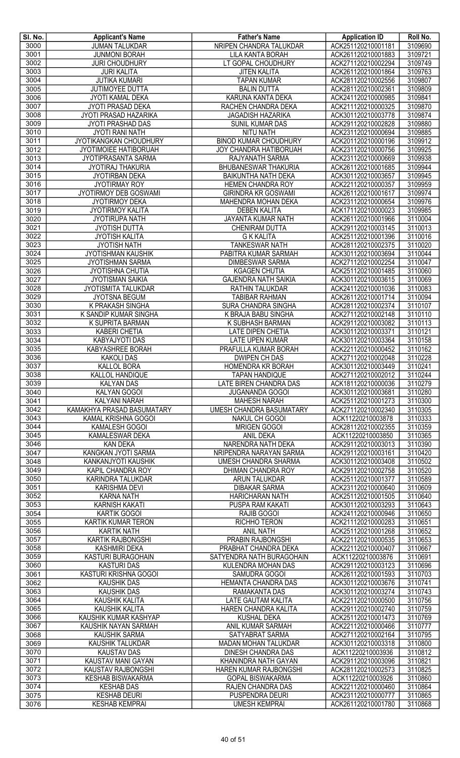| Sl. No. | Applicant's Name | Father's Name | Application ID | Roll No. |
|---|---|---|---|---|
| 3000 | JUMAN TALUKDAR | NRIPEN CHANDRA TALUKDAR | ACK251120210001181 | 3109690 |
| 3001 | JUNMONI BORAH | LILA KANTA BORAH | ACK261120210001883 | 3109721 |
| 3002 | JURI CHOUDHURY | LT GOPAL CHOUDHURY | ACK271120210002294 | 3109749 |
| 3003 | JURI KALITA | JITEN KALITA | ACK261120210001864 | 3109763 |
| 3004 | JUTIKA KUMARI | TAPAN KUMAR | ACK281120210002556 | 3109807 |
| 3005 | JUTIMOYEE DUTTA | BALIN DUTTA | ACK281120210002361 | 3109809 |
| 3006 | JYOTI KAMAL DEKA | KARUNA KANTA DEKA | ACK241120210000985 | 3109841 |
| 3007 | JYOTI PRASAD DEKA | RACHEN CHANDRA DEKA | ACK211120210000325 | 3109870 |
| 3008 | JYOTI PRASAD HAZARIKA | JAGADISH HAZARIKA | ACK301120210003778 | 3109874 |
| 3009 | JYOTI PRASHAD DAS | SUNIL KUMAR DAS | ACK291120210002828 | 3109880 |
| 3010 | JYOTI RANI NATH | NITU NATH | ACK231120210000694 | 3109885 |
| 3011 | JYOTIKANGKAN CHOUDHURY | BINOD KUMAR CHOUDHURY | ACK201120210000196 | 3109912 |
| 3012 | JYOTIMOIEE HATIBORUAH | JOY CHANDRA HATIBORUAH | ACK231120210000756 | 3109925 |
| 3013 | JYOTIPRASANTA SARMA | RAJYANATH SARMA | ACK231120210000669 | 3109938 |
| 3014 | JYOTIRAJ THAKURIA | BHUBANESWAR THAKURIA | ACK261120210001685 | 3109944 |
| 3015 | JYOTIRBAN DEKA | BAIKUNTHA NATH DEKA | ACK301120210003657 | 3109945 |
| 3016 | JYOTIRMAY ROY | HEMEN CHANDRA ROY | ACK221120210000357 | 3109959 |
| 3017 | JYOTIRMOY DEB GOSWAMI | GIRINDRA KR GOSWAMI | ACK261120210001617 | 3109974 |
| 3018 | JYOTIRMOY DEKA | MAHENDRA MOHAN DEKA | ACK231120210000654 | 3109976 |
| 3019 | JYOTIRMOY KALITA | DEBEN KALITA | ACK171120210000023 | 3109985 |
| 3020 | JYOTIRUPA NATH | JAYANTA KUMAR NATH | ACK261120210001966 | 3110004 |
| 3021 | JYOTISH DUTTA | CHENIRAM DUTTA | ACK291120210003145 | 3110013 |
| 3022 | JYOTISH KALITA | G K KALITA | ACK251120210001396 | 3110016 |
| 3023 | JYOTISH NATH | TANKESWAR NATH | ACK281120210002375 | 3110020 |
| 3024 | JYOTISHMAN KAUSHIK | PABITRA KUMAR SARMAH | ACK301120210003694 | 3110044 |
| 3025 | JYOTISHMAN SARMA | DIMBESWAR SARMA | ACK271120210002254 | 3110047 |
| 3026 | JYOTISHNA CHUTIA | KGAGEN CHUTIA | ACK251120210001485 | 3110060 |
| 3027 | JYOTISMAN SAIKIA | GAJENDRA NATH SAIKIA | ACK301120210003615 | 3110069 |
| 3028 | JYOTISMITA TALUKDAR | RATHIN TALUKDAR | ACK241120210001036 | 3110083 |
| 3029 | JYOTSNA BEGUM | TABIBAR RAHMAN | ACK261120210001714 | 3110094 |
| 3030 | K PRAKASH SINGHA | SURA CHANDRA SINGHA | ACK281120210002374 | 3110107 |
| 3031 | K SANDIP KUMAR SINGHA | K BRAJA BABU SINGHA | ACK271120210002148 | 3110110 |
| 3032 | K SUPRITA BARMAN | K SUBHASH BARMAN | ACK291120210003082 | 3110113 |
| 3033 | KABERI CHETIA | LATE DIPEN CHETIA | ACK301120210003371 | 3110121 |
| 3034 | KABYAJYOTI DAS | LATE UPEN KUMAR | ACK301120210003364 | 3110158 |
| 3035 | KABYASHREE BORAH | PRAFULLA KUMAR BORAH | ACK221120210000452 | 3110162 |
| 3036 | KAKOLI DAS | DWIPEN CH DAS | ACK271120210002048 | 3110228 |
| 3037 | KALLOL BORA | HOMENDRA KR BORAH | ACK301120210003449 | 3110241 |
| 3038 | KALLOL HANDIQUE | TAPAN HANDIQUE | ACK271120210002012 | 3110244 |
| 3039 | KALYAN DAS | LATE BIREN CHANDRA DAS | ACK181120210000036 | 3110279 |
| 3040 | KALYAN GOGOI | JUGANANDA GOGOI | ACK301120210003681 | 3110280 |
| 3041 | KALYANI NARAH | MAHESH NARAH | ACK251120210001273 | 3110300 |
| 3042 | KAMAKHYA PRASAD BASUMATARY | UMESH CHANDRA BASUMATARY | ACK271120210002340 | 3110305 |
| 3043 | KAMAL KRISHNA GOGOI | NAKUL CH GOGOI | ACK11220210003878 | 3110333 |
| 3044 | KAMALESH GOGOI | MRIGEN GOGOI | ACK281120210002355 | 3110359 |
| 3045 | KAMALESWAR DEKA | ANIL DEKA | ACK11220210003850 | 3110365 |
| 3046 | KAN DEKA | NARENDRA NATH DEKA | ACK291120210003013 | 3110390 |
| 3047 | KANGKAN JYOTI SARMA | NRIPENDRA NARAYAN SARMA | ACK291120210003161 | 3110420 |
| 3048 | KANKANJYOTI KAUSHIK | UMESH CHANDRA SHARMA | ACK301120210003408 | 3110502 |
| 3049 | KAPIL CHANDRA ROY | DHIMAN CHANDRA ROY | ACK291120210002758 | 3110520 |
| 3050 | KARINDRA TALUKDAR | ARUN TALUKDAR | ACK251120210001377 | 3110589 |
| 3051 | KARISHMA DEVI | DIBAKAR SARMA | ACK231120210000640 | 3110609 |
| 3052 | KARNA NATH | HARICHARAN NATH | ACK251120210001505 | 3110640 |
| 3053 | KARNISH KAKATI | PUSPA RAM KAKATI | ACK301120210003293 | 3110643 |
| 3054 | KARTIK GOGOI | RAJIB GOGOI | ACK241120210000946 | 3110650 |
| 3055 | KARTIK KUMAR TERON | RICHHO TERON | ACK211120210000283 | 3110651 |
| 3056 | KARTIK NATH | ANIL NATH | ACK251120210001268 | 3110652 |
| 3057 | KARTIK RAJBONGSHI | PRABIN RAJBONGSHI | ACK221120210000535 | 3110653 |
| 3058 | KASHMIRI DEKA | PRABHAT CHANDRA DEKA | ACK221120210000407 | 3110667 |
| 3059 | KASTURI BURAGOHAIN | SATYENDRA NATH BURAGOHAIN | ACK11220210003876 | 3110691 |
| 3060 | KASTURI DAS | KULENDRA MOHAN DAS | ACK291120210003123 | 3110696 |
| 3061 | KASTURI KRISHNA GOGOI | SAMUDRA GOGOI | ACK261120210001593 | 3110703 |
| 3062 | KAUSHIK DAS | HEMANTA CHANDRA DAS | ACK301120210003676 | 3110741 |
| 3063 | KAUSHIK DAS | RAMAKANTA DAS | ACK301120210003274 | 3110743 |
| 3064 | KAUSHIK KALITA | LATE GAUTAM KALITA | ACK221120210000500 | 3110756 |
| 3065 | KAUSHIK KALITA | HAREN CHANDRA KALITA | ACK291120210002740 | 3110759 |
| 3066 | KAUSHIK KUMAR KASHYAP | KUSHAL DEKA | ACK251120210001473 | 3110769 |
| 3067 | KAUSHIK NAYAN SARMAH | ANIL KUMAR SARMAH | ACK221120210000466 | 3110777 |
| 3068 | KAUSHIK SARMA | SATYABRAT SARMA | ACK271120210002164 | 3110795 |
| 3069 | KAUSHIK TALUKDAR | MADAN MOHAN TALUKDAR | ACK301120210003318 | 3110800 |
| 3070 | KAUSTAV DAS | DINESH CHANDRA DAS | ACK11220210003936 | 3110812 |
| 3071 | KAUSTAV MANI GAYAN | KHANINDRA NATH GAYAN | ACK291120210003096 | 3110821 |
| 3072 | KAUSTAV RAJBONGSHI | HAREN KUMAR RAJBONGSHI | ACK281120210002573 | 3110825 |
| 3073 | KESHAB BISWAKARMA | GOPAL BISWAKARMA | ACK11220210003926 | 3110860 |
| 3074 | KESHAB DAS | RAJEN CHANDRA DAS | ACK221120210000460 | 3110864 |
| 3075 | KESHAB DEURI | PUSPENDRA DEURI | ACK231120210000777 | 3110865 |
| 3076 | KESHAB KEMPRAI | UMESH KEMPRAI | ACK261120210001780 | 3110868 |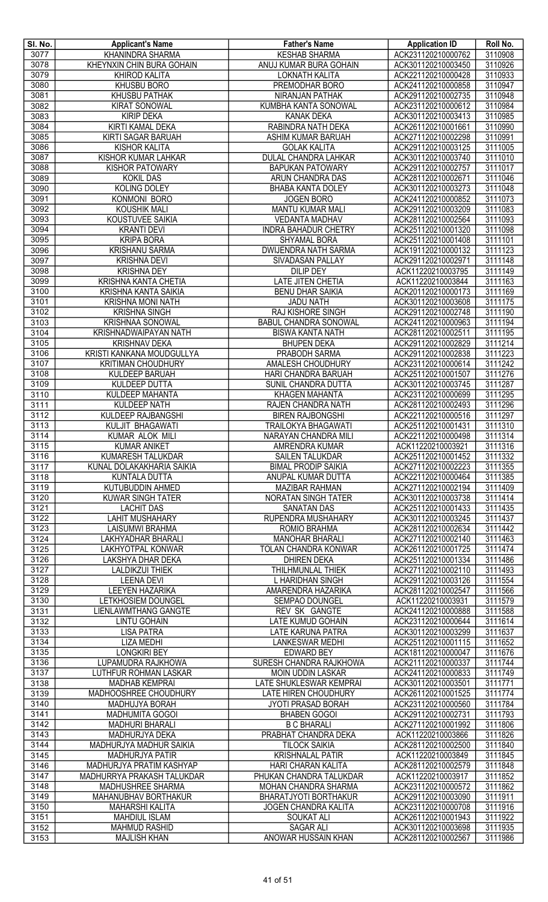| Sl. No. | Applicant's Name | Father's Name | Application ID | Roll No. |
|---|---|---|---|---|
| 3077 | KHANINDRA SHARMA | KESHAB SHARMA | ACK231120210000762 | 3110908 |
| 3078 | KHEYNXIN CHIN BURA GOHAIN | ANUJ KUMAR BURA GOHAIN | ACK301120210003450 | 3110926 |
| 3079 | KHIROD KALITA | LOKNATH KALITA | ACK221120210000428 | 3110933 |
| 3080 | KHUSBU BORO | PREMODHAR BORO | ACK241120210000858 | 3110947 |
| 3081 | KHUSBU PATHAK | NIRANJAN PATHAK | ACK291120210002735 | 3110948 |
| 3082 | KIRAT SONOWAL | KUMBHA KANTA SONOWAL | ACK231120210000612 | 3110984 |
| 3083 | KIRIP DEKA | KANAK DEKA | ACK301120210003413 | 3110985 |
| 3084 | KIRTI KAMAL DEKA | RABINDRA NATH DEKA | ACK261120210001661 | 3110990 |
| 3085 | KIRTI SAGAR BARUAH | ASHIM KUMAR BARUAH | ACK271120210002298 | 3110991 |
| 3086 | KISHOR KALITA | GOLAK KALITA | ACK291120210003125 | 3111005 |
| 3087 | KISHOR KUMAR LAHKAR | DULAL CHANDRA LAHKAR | ACK301120210003740 | 3111010 |
| 3088 | KISHOR PATOWARY | BAPUKAN PATOWARY | ACK291120210002757 | 3111017 |
| 3089 | KOKIL DAS | ARUN CHANDRA DAS | ACK281120210002671 | 3111046 |
| 3090 | KOLING DOLEY | BHABA KANTA DOLEY | ACK301120210003273 | 3111048 |
| 3091 | KONMONI BORO | JOGEN BORO | ACK241120210000852 | 3111073 |
| 3092 | KOUSHIK MALI | MANTU KUMAR MALI | ACK291120210003209 | 3111083 |
| 3093 | KOUSTUVEE SAIKIA | VEDANTA MADHAV | ACK281120210002564 | 3111093 |
| 3094 | KRANTI DEVI | INDRA BAHADUR CHETRY | ACK251120210001320 | 3111098 |
| 3095 | KRIPA BORA | SHYAMAL BORA | ACK251120210001408 | 3111101 |
| 3096 | KRISHANU SARMA | DWIJENDRA NATH SARMA | ACK191120210000132 | 3111123 |
| 3097 | KRISHNA DEVI | SIVADASAN PALLAY | ACK291120210002971 | 3111148 |
| 3098 | KRISHNA DEY | DILIP DEY | ACK11220210003795 | 3111149 |
| 3099 | KRISHNA KANTA CHETIA | LATE JITEN CHETIA | ACK11220210003844 | 3111163 |
| 3100 | KRISHNA KANTA SAIKIA | BENU DHAR SAIKIA | ACK201120210000173 | 3111169 |
| 3101 | KRISHNA MONI NATH | JADU NATH | ACK301120210003608 | 3111175 |
| 3102 | KRISHNA SINGH | RAJ KISHORE SINGH | ACK291120210002748 | 3111190 |
| 3103 | KRISHNAA SONOWAL | BABUL CHANDRA SONOWAL | ACK241120210000963 | 3111194 |
| 3104 | KRISHNADWAIPAYAN NATH | BISWA KANTA NATH | ACK281120210002511 | 3111195 |
| 3105 | KRISHNAV DEKA | BHUPEN DEKA | ACK291120210002829 | 3111214 |
| 3106 | KRISTI KANKANA MOUDGULLYA | PRABODH SARMA | ACK291120210002838 | 3111223 |
| 3107 | KRITIMAN CHOUDHURY | AMALESH CHOUDHURY | ACK231120210000614 | 3111242 |
| 3108 | KULDEEP BARUAH | HARI CHANDRA BARUAH | ACK251120210001507 | 3111276 |
| 3109 | KULDEEP DUTTA | SUNIL CHANDRA DUTTA | ACK301120210003745 | 3111287 |
| 3110 | KULDEEP MAHANTA | KHAGEN MAHANTA | ACK231120210000699 | 3111295 |
| 3111 | KULDEEP NATH | RAJEN CHANDRA NATH | ACK281120210002493 | 3111296 |
| 3112 | KULDEEP RAJBANGSHI | BIREN RAJBONGSHI | ACK221120210000516 | 3111297 |
| 3113 | KULJIT BHAGAWATI | TRAILOKYA BHAGAWATI | ACK251120210001431 | 3111310 |
| 3114 | KUMAR ALOK MILI | NARAYAN CHANDRA MILI | ACK221120210000498 | 3111314 |
| 3115 | KUMAR ANIKET | AMRENDRA KUMAR | ACK11220210003921 | 3111316 |
| 3116 | KUMARESH TALUKDAR | SAILEN TALUKDAR | ACK251120210001452 | 3111332 |
| 3117 | KUNAL DOLAKAKHARIA SAIKIA | BIMAL PRODIP SAIKIA | ACK271120210002223 | 3111355 |
| 3118 | KUNTALA DUTTA | ANUPAL KUMAR DUTTA | ACK221120210000464 | 3111385 |
| 3119 | KUTUBUDDIN AHMED | MAZIBAR RAHMAN | ACK271120210002194 | 3111409 |
| 3120 | KUWAR SINGH TATER | NORATAN SINGH TATER | ACK301120210003738 | 3111414 |
| 3121 | LACHIT DAS | SANATAN DAS | ACK251120210001433 | 3111435 |
| 3122 | LAHIT MUSHAHARY | RUPENDRA MUSHAHARY | ACK301120210003245 | 3111437 |
| 3123 | LAISUMWI BRAHMA | ROMIO BRAHMA | ACK281120210002634 | 3111442 |
| 3124 | LAKHYADHAR BHARALI | MANOHAR BHARALI | ACK271120210002140 | 3111463 |
| 3125 | LAKHYOTPAL KONWAR | TOLAN CHANDRA KONWAR | ACK261120210001725 | 3111474 |
| 3126 | LAKSHYA DHAR DEKA | DHIREN DEKA | ACK251120210001334 | 3111486 |
| 3127 | LALDIKZUI THIEK | THILHMUNLAL THIEK | ACK271120210002110 | 3111493 |
| 3128 | LEENA DEVI | L HARIDHAN SINGH | ACK291120210003126 | 3111554 |
| 3129 | LEEYEN HAZARIKA | AMARENDRA HAZARIKA | ACK281120210002547 | 3111566 |
| 3130 | LETKHOSIEM DOUNGEL | SEMPAO DOUNGEL | ACK11220210003931 | 3111579 |
| 3131 | LIENLAWMTHANG GANGTE | REV SK GANGTE | ACK241120210000888 | 3111588 |
| 3132 | LINTU GOHAIN | LATE KUMUD GOHAIN | ACK231120210000644 | 3111614 |
| 3133 | LISA PATRA | LATE KARUNA PATRA | ACK301120210003299 | 3111637 |
| 3134 | LIZA MEDHI | LANKESWAR MEDHI | ACK251120210001115 | 3111652 |
| 3135 | LONGKIRI BEY | EDWARD BEY | ACK181120210000047 | 3111676 |
| 3136 | LUPAMUDRA RAJKHOWA | SURESH CHANDRA RAJKHOWA | ACK211120210000337 | 3111744 |
| 3137 | LUTHFUR ROHMAN LASKAR | MOIN UDDIN LASKAR | ACK241120210000833 | 3111749 |
| 3138 | MADHAB KEMPRAI | LATE SHUKLESWAR KEMPRAI | ACK301120210003501 | 3111771 |
| 3139 | MADHOOSHREE CHOUDHURY | LATE HIREN CHOUDHURY | ACK261120210001525 | 3111774 |
| 3140 | MADHUJYA BORAH | JYOTI PRASAD BORAH | ACK231120210000560 | 3111784 |
| 3141 | MADHUMITA GOGOI | BHABEN GOGOI | ACK291120210002731 | 3111793 |
| 3142 | MADHURI BHARALI | B C BHARALI | ACK271120210001992 | 3111806 |
| 3143 | MADHURJYA DEKA | PRABHAT CHANDRA DEKA | ACK11220210003866 | 3111826 |
| 3144 | MADHURJYA MADHUR SAIKIA | TILOCK SAIKIA | ACK281120210002500 | 3111840 |
| 3145 | MADHURJYA PATIR | KRISHNALAL PATIR | ACK11220210003849 | 3111845 |
| 3146 | MADHURJYA PRATIM KASHYAP | HARI CHARAN KALITA | ACK281120210002579 | 3111848 |
| 3147 | MADHURRYA PRAKASH TALUKDAR | PHUKAN CHANDRA TALUKDAR | ACK11220210003917 | 3111852 |
| 3148 | MADHUSHREE SHARMA | MOHAN CHANDRA SHARMA | ACK231120210000572 | 3111862 |
| 3149 | MAHANUBHAV BORTHAKUR | BHARATJYOTI BORTHAKUR | ACK291120210003090 | 3111911 |
| 3150 | MAHARSHI KALITA | JOGEN CHANDRA KALITA | ACK231120210000708 | 3111916 |
| 3151 | MAHDIUL ISLAM | SOUKAT ALI | ACK261120210001943 | 3111922 |
| 3152 | MAHMUD RASHID | SAGAR ALI | ACK301120210003698 | 3111935 |
| 3153 | MAJLISH KHAN | ANOWAR HUSSAIN KHAN | ACK281120210002567 | 3111986 |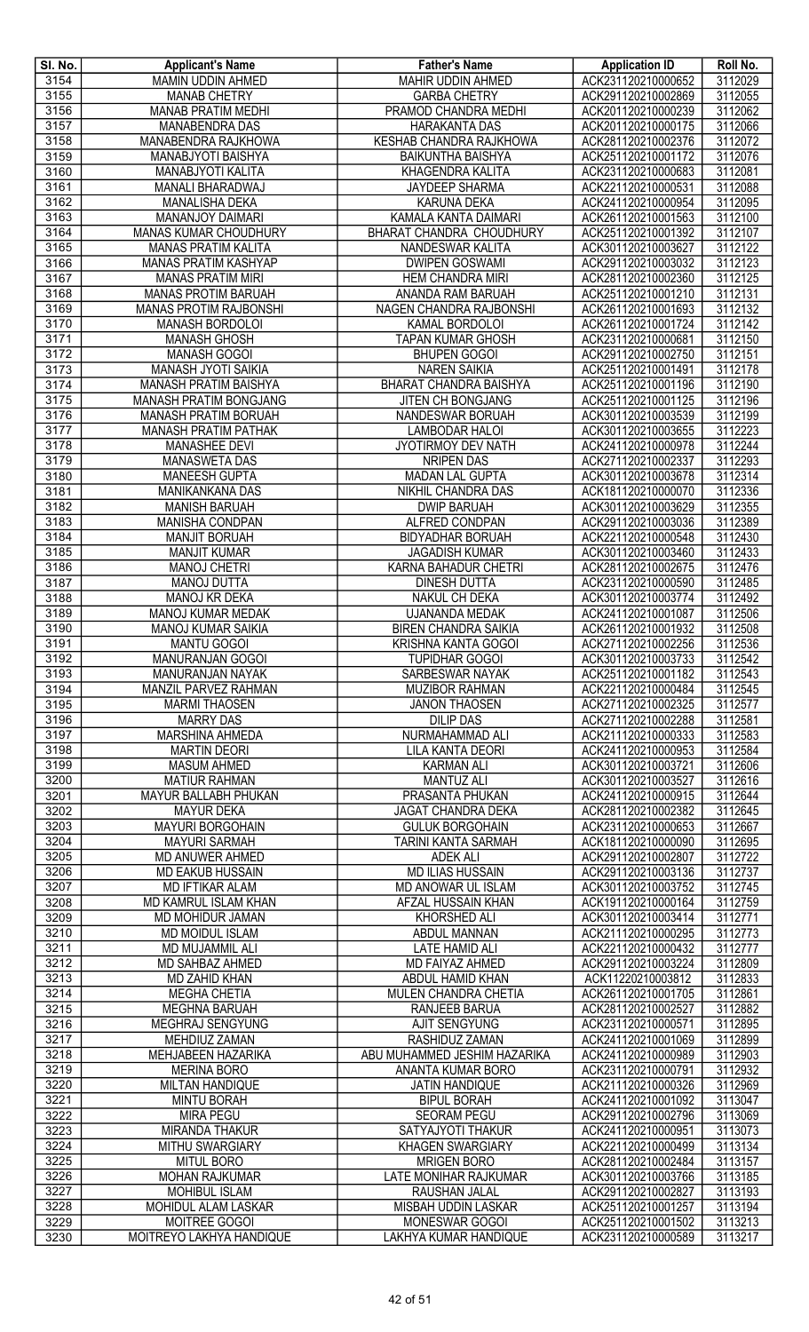| Sl. No. | Applicant's Name | Father's Name | Application ID | Roll No. |
|---|---|---|---|---|
| 3154 | MAMIN UDDIN AHMED | MAHIR UDDIN AHMED | ACK231120210000652 | 3112029 |
| 3155 | MANAB CHETRY | GARBA CHETRY | ACK291120210002869 | 3112055 |
| 3156 | MANAB PRATIM MEDHI | PRAMOD CHANDRA MEDHI | ACK201120210000239 | 3112062 |
| 3157 | MANABENDRA DAS | HARAKANTA DAS | ACK201120210000175 | 3112066 |
| 3158 | MANABENDRA RAJKHOWA | KESHAB CHANDRA RAJKHOWA | ACK281120210002376 | 3112072 |
| 3159 | MANABJYOTI BAISHYA | BAIKUNTHA BAISHYA | ACK251120210001172 | 3112076 |
| 3160 | MANABJYOTI KALITA | KHAGENDRA KALITA | ACK231120210000683 | 3112081 |
| 3161 | MANALI BHARADWAJ | JAYDEEP SHARMA | ACK221120210000531 | 3112088 |
| 3162 | MANALISHA DEKA | KARUNA DEKA | ACK241120210000954 | 3112095 |
| 3163 | MANANJOY DAIMARI | KAMALA KANTA DAIMARI | ACK261120210001563 | 3112100 |
| 3164 | MANAS KUMAR CHOUDHURY | BHARAT CHANDRA CHOUDHURY | ACK251120210001392 | 3112107 |
| 3165 | MANAS PRATIM KALITA | NANDESWAR KALITA | ACK301120210003627 | 3112122 |
| 3166 | MANAS PRATIM KASHYAP | DWIPEN GOSWAMI | ACK291120210003032 | 3112123 |
| 3167 | MANAS PRATIM MIRI | HEM CHANDRA MIRI | ACK281120210002360 | 3112125 |
| 3168 | MANAS PROTIM BARUAH | ANANDA RAM BARUAH | ACK251120210001210 | 3112131 |
| 3169 | MANAS PROTIM RAJBONSHI | NAGEN CHANDRA RAJBONSHI | ACK261120210001693 | 3112132 |
| 3170 | MANASH BORDOLOI | KAMAL BORDOLOI | ACK261120210001724 | 3112142 |
| 3171 | MANASH GHOSH | TAPAN KUMAR GHOSH | ACK231120210000681 | 3112150 |
| 3172 | MANASH GOGOI | BHUPEN GOGOI | ACK291120210002750 | 3112151 |
| 3173 | MANASH JYOTI SAIKIA | NAREN SAIKIA | ACK251120210001491 | 3112178 |
| 3174 | MANASH PRATIM BAISHYA | BHARAT CHANDRA BAISHYA | ACK251120210001196 | 3112190 |
| 3175 | MANASH PRATIM BONGJANG | JITEN CH BONGJANG | ACK251120210001125 | 3112196 |
| 3176 | MANASH PRATIM BORUAH | NANDESWAR BORUAH | ACK301120210003539 | 3112199 |
| 3177 | MANASH PRATIM PATHAK | LAMBODAR HALOI | ACK301120210003655 | 3112223 |
| 3178 | MANASHEE DEVI | JYOTIRMOY DEV NATH | ACK241120210000978 | 3112244 |
| 3179 | MANASWETA DAS | NRIPEN DAS | ACK271120210002337 | 3112293 |
| 3180 | MANEESH GUPTA | MADAN LAL GUPTA | ACK301120210003678 | 3112314 |
| 3181 | MANIKANKANA DAS | NIKHIL CHANDRA DAS | ACK181120210000070 | 3112336 |
| 3182 | MANISH BARUAH | DWIP BARUAH | ACK301120210003629 | 3112355 |
| 3183 | MANISHA CONDPAN | ALFRED CONDPAN | ACK291120210003036 | 3112389 |
| 3184 | MANJIT BORUAH | BIDYADHAR BORUAH | ACK221120210000548 | 3112430 |
| 3185 | MANJIT KUMAR | JAGADISH KUMAR | ACK301120210003460 | 3112433 |
| 3186 | MANOJ CHETRI | KARNA BAHADUR CHETRI | ACK281120210002675 | 3112476 |
| 3187 | MANOJ DUTTA | DINESH DUTTA | ACK231120210000590 | 3112485 |
| 3188 | MANOJ KR DEKA | NAKUL CH DEKA | ACK301120210003774 | 3112492 |
| 3189 | MANOJ KUMAR MEDAK | UJANANDA MEDAK | ACK241120210001087 | 3112506 |
| 3190 | MANOJ KUMAR SAIKIA | BIREN CHANDRA SAIKIA | ACK261120210001932 | 3112508 |
| 3191 | MANTU GOGOI | KRISHNA KANTA GOGOI | ACK271120210002256 | 3112536 |
| 3192 | MANURANJAN GOGOI | TUPIDHAR GOGOI | ACK301120210003733 | 3112542 |
| 3193 | MANURANJAN NAYAK | SARBESWAR NAYAK | ACK251120210001182 | 3112543 |
| 3194 | MANZIL PARVEZ RAHMAN | MUZIBOR RAHMAN | ACK221120210000484 | 3112545 |
| 3195 | MARMI THAOSEN | JANON THAOSEN | ACK271120210002325 | 3112577 |
| 3196 | MARRY DAS | DILIP DAS | ACK271120210002288 | 3112581 |
| 3197 | MARSHINA AHMEDA | NURMAHAMMAD ALI | ACK211120210000333 | 3112583 |
| 3198 | MARTIN DEORI | LILA KANTA DEORI | ACK241120210000953 | 3112584 |
| 3199 | MASUM AHMED | KARMAN ALI | ACK301120210003721 | 3112606 |
| 3200 | MATIUR RAHMAN | MANTUZ ALI | ACK301120210003527 | 3112616 |
| 3201 | MAYUR BALLABH PHUKAN | PRASANTA PHUKAN | ACK241120210000915 | 3112644 |
| 3202 | MAYUR DEKA | JAGAT CHANDRA DEKA | ACK281120210002382 | 3112645 |
| 3203 | MAYURI BORGOHAIN | GULUK BORGOHAIN | ACK231120210000653 | 3112667 |
| 3204 | MAYURI SARMAH | TARINI KANTA SARMAH | ACK181120210000090 | 3112695 |
| 3205 | MD ANUWER AHMED | ADEK ALI | ACK291120210002807 | 3112722 |
| 3206 | MD EAKUB HUSSAIN | MD ILIAS HUSSAIN | ACK291120210003136 | 3112737 |
| 3207 | MD IFTIKAR ALAM | MD ANOWAR UL ISLAM | ACK301120210003752 | 3112745 |
| 3208 | MD KAMRUL ISLAM KHAN | AFZAL HUSSAIN KHAN | ACK191120210000164 | 3112759 |
| 3209 | MD MOHIDUR JAMAN | KHORSHED ALI | ACK301120210003414 | 3112771 |
| 3210 | MD MOIDUL ISLAM | ABDUL MANNAN | ACK211120210000295 | 3112773 |
| 3211 | MD MUJAMMIL ALI | LATE HAMID ALI | ACK221120210000432 | 3112777 |
| 3212 | MD SAHBAZ AHMED | MD FAIYAZ AHMED | ACK291120210003224 | 3112809 |
| 3213 | MD ZAHID KHAN | ABDUL HAMID KHAN | ACK11220210003812 | 3112833 |
| 3214 | MEGHA CHETIA | MULEN CHANDRA CHETIA | ACK261120210001705 | 3112861 |
| 3215 | MEGHNA BARUAH | RANJEEB BARUA | ACK281120210002527 | 3112882 |
| 3216 | MEGHRAJ SENGYUNG | AJIT SENGYUNG | ACK231120210000571 | 3112895 |
| 3217 | MEHDIUZ ZAMAN | RASHIDUZ ZAMAN | ACK241120210001069 | 3112899 |
| 3218 | MEHJABEEN HAZARIKA | ABU MUHAMMED JESHIM HAZARIKA | ACK241120210000989 | 3112903 |
| 3219 | MERINA BORO | ANANTA KUMAR BORO | ACK231120210000791 | 3112932 |
| 3220 | MILTAN HANDIQUE | JATIN HANDIQUE | ACK211120210000326 | 3112969 |
| 3221 | MINTU BORAH | BIPUL BORAH | ACK241120210001092 | 3113047 |
| 3222 | MIRA PEGU | SEORAM PEGU | ACK291120210002796 | 3113069 |
| 3223 | MIRANDA THAKUR | SATYAJYOTI THAKUR | ACK241120210000951 | 3113073 |
| 3224 | MITHU SWARGIARY | KHAGEN SWARGIARY | ACK221120210000499 | 3113134 |
| 3225 | MITUL BORO | MRIGEN BORO | ACK281120210002484 | 3113157 |
| 3226 | MOHAN RAJKUMAR | LATE MONIHAR RAJKUMAR | ACK301120210003766 | 3113185 |
| 3227 | MOHIBUL ISLAM | RAUSHAN JALAL | ACK291120210002827 | 3113193 |
| 3228 | MOHIDUL ALAM LASKAR | MISBAH UDDIN LASKAR | ACK251120210001257 | 3113194 |
| 3229 | MOITREE GOGOI | MONESWAR GOGOI | ACK251120210001502 | 3113213 |
| 3230 | MOITREYO LAKHYA HANDIQUE | LAKHYA KUMAR HANDIQUE | ACK231120210000589 | 3113217 |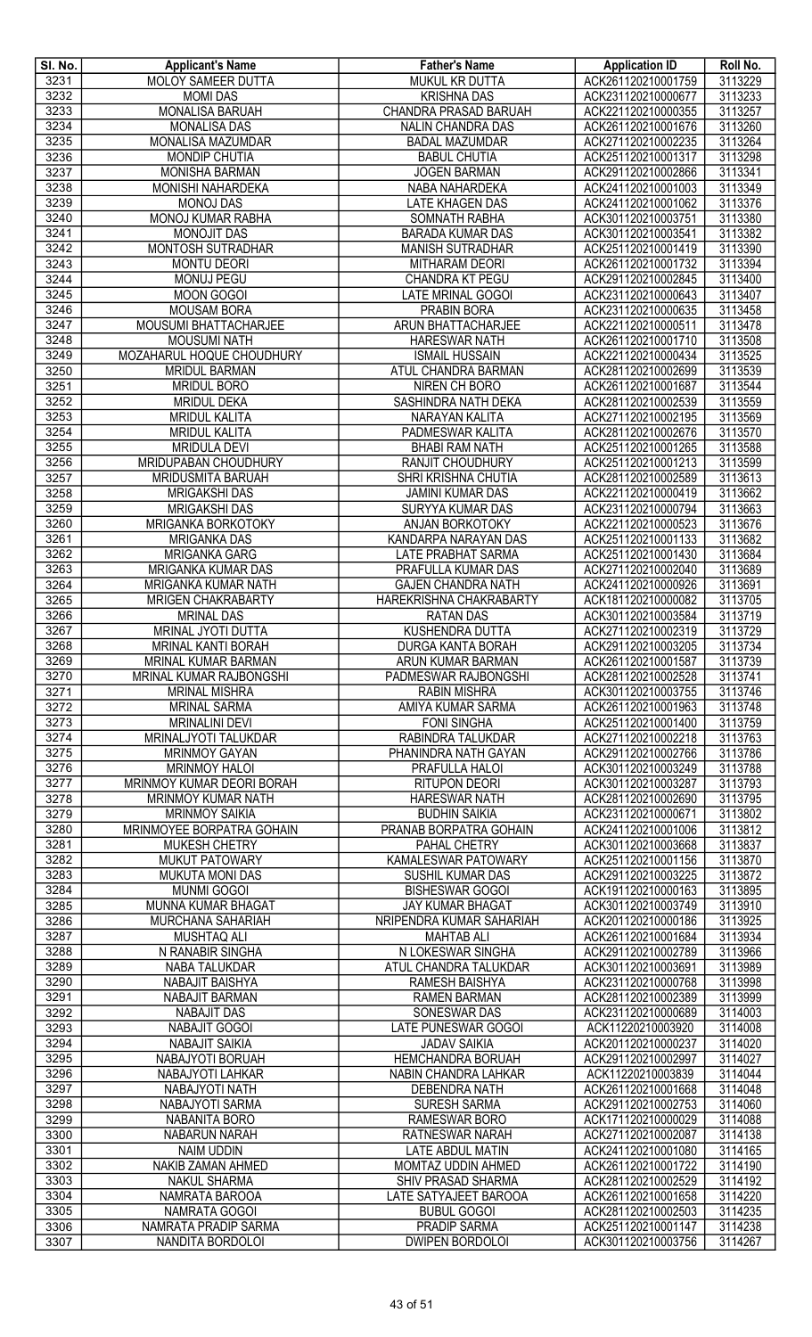| Sl. No. | Applicant's Name | Father's Name | Application ID | Roll No. |
|---|---|---|---|---|
| 3231 | MOLOY SAMEER DUTTA | MUKUL KR DUTTA | ACK261120210001759 | 3113229 |
| 3232 | MOMI DAS | KRISHNA DAS | ACK231120210000677 | 3113233 |
| 3233 | MONALISA BARUAH | CHANDRA PRASAD BARUAH | ACK221120210000355 | 3113257 |
| 3234 | MONALISA DAS | NALIN CHANDRA DAS | ACK261120210001676 | 3113260 |
| 3235 | MONALISA MAZUMDAR | BADAL MAZUMDAR | ACK271120210002235 | 3113264 |
| 3236 | MONDIP CHUTIA | BABUL CHUTIA | ACK251120210001317 | 3113298 |
| 3237 | MONISHA BARMAN | JOGEN BARMAN | ACK291120210002866 | 3113341 |
| 3238 | MONISHI NAHARDEKA | NABA NAHARDEKA | ACK241120210001003 | 3113349 |
| 3239 | MONOJ DAS | LATE KHAGEN DAS | ACK241120210001062 | 3113376 |
| 3240 | MONOJ KUMAR RABHA | SOMNATH RABHA | ACK301120210003751 | 3113380 |
| 3241 | MONOJIT DAS | BARADA KUMAR DAS | ACK301120210003541 | 3113382 |
| 3242 | MONTOSH SUTRADHAR | MANISH SUTRADHAR | ACK251120210001419 | 3113390 |
| 3243 | MONTU DEORI | MITHARAM DEORI | ACK261120210001732 | 3113394 |
| 3244 | MONUJ PEGU | CHANDRA KT PEGU | ACK291120210002845 | 3113400 |
| 3245 | MOON GOGOI | LATE MRINAL GOGOI | ACK231120210000643 | 3113407 |
| 3246 | MOUSAM BORA | PRABIN BORA | ACK231120210000635 | 3113458 |
| 3247 | MOUSUMI BHATTACHARJEE | ARUN BHATTACHARJEE | ACK221120210000511 | 3113478 |
| 3248 | MOUSUMI NATH | HARESWAR NATH | ACK261120210001710 | 3113508 |
| 3249 | MOZAHARUL HOQUE CHOUDHURY | ISMAIL HUSSAIN | ACK221120210000434 | 3113525 |
| 3250 | MRIDUL BARMAN | ATUL CHANDRA BARMAN | ACK281120210002699 | 3113539 |
| 3251 | MRIDUL BORO | NIREN CH BORO | ACK261120210001687 | 3113544 |
| 3252 | MRIDUL DEKA | SASHINDRA NATH DEKA | ACK281120210002539 | 3113559 |
| 3253 | MRIDUL KALITA | NARAYAN KALITA | ACK271120210002195 | 3113569 |
| 3254 | MRIDUL KALITA | PADMESWAR KALITA | ACK281120210002676 | 3113570 |
| 3255 | MRIDULA DEVI | BHABI RAM NATH | ACK251120210001265 | 3113588 |
| 3256 | MRIDUPABAN CHOUDHURY | RANJIT CHOUDHURY | ACK251120210001213 | 3113599 |
| 3257 | MRIDUSMITA BARUAH | SHRI KRISHNA CHUTIA | ACK281120210002589 | 3113613 |
| 3258 | MRIGAKSHI DAS | JAMINI KUMAR DAS | ACK221120210000419 | 3113662 |
| 3259 | MRIGAKSHI DAS | SURYYA KUMAR DAS | ACK231120210000794 | 3113663 |
| 3260 | MRIGANKA BORKOTOKY | ANJAN BORKOTOKY | ACK221120210000523 | 3113676 |
| 3261 | MRIGANKA DAS | KANDARPA NARAYAN DAS | ACK251120210001133 | 3113682 |
| 3262 | MRIGANKA GARG | LATE PRABHAT SARMA | ACK251120210001430 | 3113684 |
| 3263 | MRIGANKA KUMAR DAS | PRAFULLA KUMAR DAS | ACK271120210002040 | 3113689 |
| 3264 | MRIGANKA KUMAR NATH | GAJEN CHANDRA NATH | ACK241120210000926 | 3113691 |
| 3265 | MRIGEN CHAKRABARTY | HAREKRISHNA CHAKRABARTY | ACK181120210000082 | 3113705 |
| 3266 | MRINAL DAS | RATAN DAS | ACK301120210003584 | 3113719 |
| 3267 | MRINAL JYOTI DUTTA | KUSHENDRA DUTTA | ACK271120210002319 | 3113729 |
| 3268 | MRINAL KANTI BORAH | DURGA KANTA BORAH | ACK291120210003205 | 3113734 |
| 3269 | MRINAL KUMAR BARMAN | ARUN KUMAR BARMAN | ACK261120210001587 | 3113739 |
| 3270 | MRINAL KUMAR RAJBONGSHI | PADMESWAR RAJBONGSHI | ACK281120210002528 | 3113741 |
| 3271 | MRINAL MISHRA | RABIN MISHRA | ACK301120210003755 | 3113746 |
| 3272 | MRINAL SARMA | AMIYA KUMAR SARMA | ACK261120210001963 | 3113748 |
| 3273 | MRINALINI DEVI | FONI SINGHA | ACK251120210001400 | 3113759 |
| 3274 | MRINALJYOTI TALUKDAR | RABINDRA TALUKDAR | ACK271120210002218 | 3113763 |
| 3275 | MRINMOY GAYAN | PHANINDRA NATH GAYAN | ACK291120210002766 | 3113786 |
| 3276 | MRINMOY HALOI | PRAFULLA HALOI | ACK301120210003249 | 3113788 |
| 3277 | MRINMOY KUMAR DEORI BORAH | RITUPON DEORI | ACK301120210003287 | 3113793 |
| 3278 | MRINMOY KUMAR NATH | HARESWAR NATH | ACK281120210002690 | 3113795 |
| 3279 | MRINMOY SAIKIA | BUDHIN SAIKIA | ACK231120210000671 | 3113802 |
| 3280 | MRINMOYEE BORPATRA GOHAIN | PRANAB BORPATRA GOHAIN | ACK241120210001006 | 3113812 |
| 3281 | MUKESH CHETRY | PAHAL CHETRY | ACK301120210003668 | 3113837 |
| 3282 | MUKUT PATOWARY | KAMALESWAR PATOWARY | ACK251120210001156 | 3113870 |
| 3283 | MUKUTA MONI DAS | SUSHIL KUMAR DAS | ACK291120210003225 | 3113872 |
| 3284 | MUNMI GOGOI | BISHESWAR GOGOI | ACK191120210000163 | 3113895 |
| 3285 | MUNNA KUMAR BHAGAT | JAY KUMAR BHAGAT | ACK301120210003749 | 3113910 |
| 3286 | MURCHANA SAHARIAH | NRIPENDRA KUMAR SAHARIAH | ACK201120210000186 | 3113925 |
| 3287 | MUSHTAQ ALI | MAHTAB ALI | ACK261120210001684 | 3113934 |
| 3288 | N RANABIR SINGHA | N LOKESWAR SINGHA | ACK291120210002789 | 3113966 |
| 3289 | NABA TALUKDAR | ATUL CHANDRA TALUKDAR | ACK301120210003691 | 3113989 |
| 3290 | NABAJIT BAISHYA | RAMESH BAISHYA | ACK231120210000768 | 3113998 |
| 3291 | NABAJIT BARMAN | RAMEN BARMAN | ACK281120210002389 | 3113999 |
| 3292 | NABAJIT DAS | SONESWAR DAS | ACK231120210000689 | 3114003 |
| 3293 | NABAJIT GOGOI | LATE PUNESWAR GOGOI | ACK11220210003920 | 3114008 |
| 3294 | NABAJIT SAIKIA | JADAV SAIKIA | ACK201120210000237 | 3114020 |
| 3295 | NABAJYOTI BORUAH | HEMCHANDRA BORUAH | ACK291120210002997 | 3114027 |
| 3296 | NABAJYOTI LAHKAR | NABIN CHANDRA LAHKAR | ACK11220210003839 | 3114044 |
| 3297 | NABAJYOTI NATH | DEBENDRA NATH | ACK261120210001668 | 3114048 |
| 3298 | NABAJYOTI SARMA | SURESH SARMA | ACK291120210002753 | 3114060 |
| 3299 | NABANITA BORO | RAMESWAR BORO | ACK171120210000029 | 3114088 |
| 3300 | NABARUN NARAH | RATNESWAR NARAH | ACK271120210002087 | 3114138 |
| 3301 | NAIM UDDIN | LATE ABDUL MATIN | ACK241120210001080 | 3114165 |
| 3302 | NAKIB ZAMAN AHMED | MOMTAZ UDDIN AHMED | ACK261120210001722 | 3114190 |
| 3303 | NAKUL SHARMA | SHIV PRASAD SHARMA | ACK281120210002529 | 3114192 |
| 3304 | NAMRATA BAROOA | LATE SATYAJEET BAROOA | ACK261120210001658 | 3114220 |
| 3305 | NAMRATA GOGOI | BUBUL GOGOI | ACK281120210002503 | 3114235 |
| 3306 | NAMRATA PRADIP SARMA | PRADIP SARMA | ACK251120210001147 | 3114238 |
| 3307 | NANDITA BORDOLOI | DWIPEN BORDOLOI | ACK301120210003756 | 3114267 |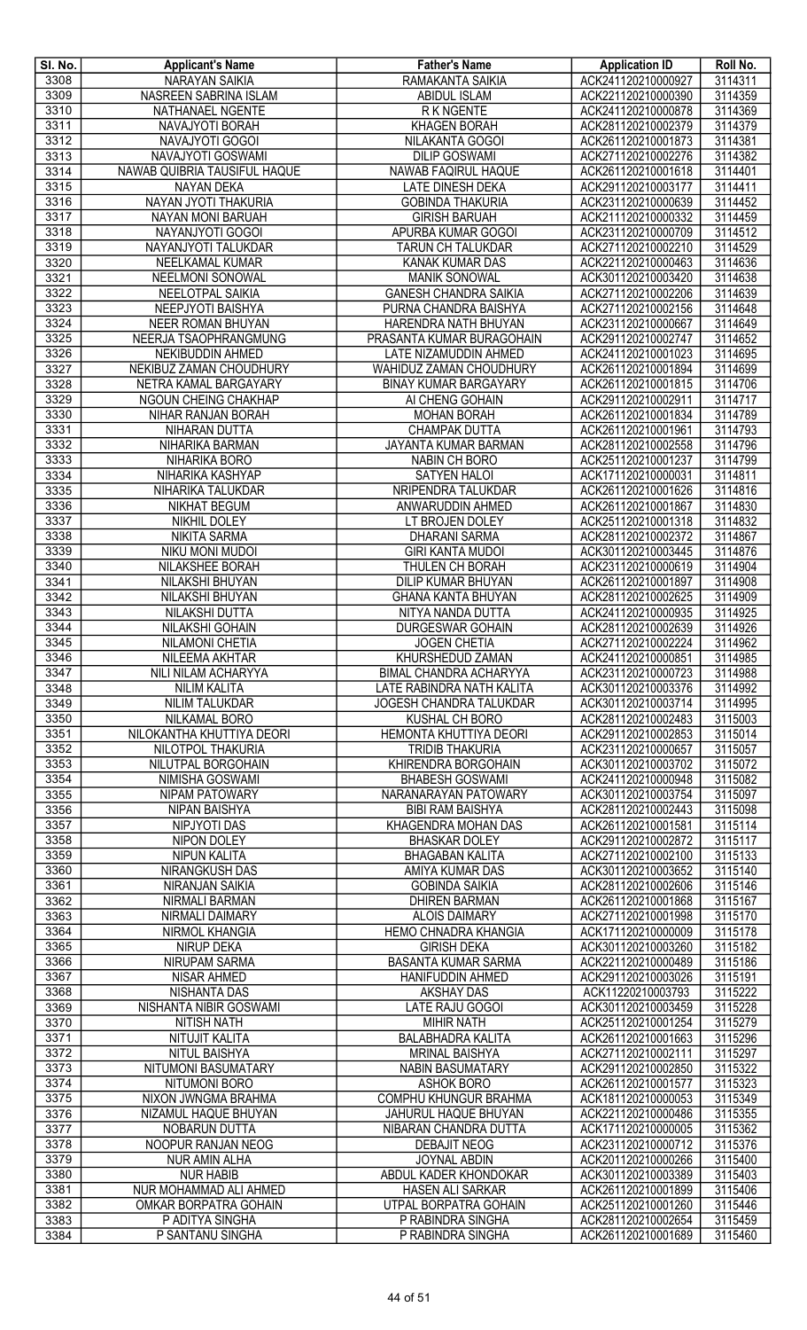| Sl. No. | Applicant's Name | Father's Name | Application ID | Roll No. |
|---|---|---|---|---|
| 3308 | NARAYAN SAIKIA | RAMAKANTA SAIKIA | ACK241120210000927 | 3114311 |
| 3309 | NASREEN SABRINA ISLAM | ABIDUL ISLAM | ACK221120210000390 | 3114359 |
| 3310 | NATHANAEL NGENTE | R K NGENTE | ACK241120210000878 | 3114369 |
| 3311 | NAVAJYOTI BORAH | KHAGEN BORAH | ACK281120210002379 | 3114379 |
| 3312 | NAVAJYOTI GOGOI | NILAKANTA GOGOI | ACK261120210001873 | 3114381 |
| 3313 | NAVAJYOTI GOSWAMI | DILIP GOSWAMI | ACK271120210002276 | 3114382 |
| 3314 | NAWAB QUIBRIA TAUSIFUL HAQUE | NAWAB FAQIRUL HAQUE | ACK261120210001618 | 3114401 |
| 3315 | NAYAN DEKA | LATE DINESH DEKA | ACK291120210003177 | 3114411 |
| 3316 | NAYAN JYOTI THAKURIA | GOBINDA THAKURIA | ACK231120210000639 | 3114452 |
| 3317 | NAYAN MONI BARUAH | GIRISH BARUAH | ACK211120210000332 | 3114459 |
| 3318 | NAYANJYOTI GOGOI | APURBA KUMAR GOGOI | ACK231120210000709 | 3114512 |
| 3319 | NAYANJYOTI TALUKDAR | TARUN CH TALUKDAR | ACK271120210002210 | 3114529 |
| 3320 | NEELKAMAL KUMAR | KANAK KUMAR DAS | ACK221120210000463 | 3114636 |
| 3321 | NEELMONI SONOWAL | MANIK SONOWAL | ACK301120210003420 | 3114638 |
| 3322 | NEELOTPAL SAIKIA | GANESH CHANDRA SAIKIA | ACK271120210002206 | 3114639 |
| 3323 | NEEPJYOTI BAISHYA | PURNA CHANDRA BAISHYA | ACK271120210002156 | 3114648 |
| 3324 | NEER ROMAN BHUYAN | HARENDRA NATH BHUYAN | ACK231120210000667 | 3114649 |
| 3325 | NEERJA TSAOPHRANGMUNG | PRASANTA KUMAR BURAGOHAIN | ACK291120210002747 | 3114652 |
| 3326 | NEKIBUDDIN AHMED | LATE NIZAMUDDIN AHMED | ACK241120210001023 | 3114695 |
| 3327 | NEKIBUZ ZAMAN CHOUDHURY | WAHIDUZ ZAMAN CHOUDHURY | ACK261120210001894 | 3114699 |
| 3328 | NETRA KAMAL BARGAYARY | BINAY KUMAR BARGAYARY | ACK261120210001815 | 3114706 |
| 3329 | NGOUN CHEING CHAKHAP | AI CHENG GOHAIN | ACK291120210002911 | 3114717 |
| 3330 | NIHAR RANJAN BORAH | MOHAN BORAH | ACK261120210001834 | 3114789 |
| 3331 | NIHARAN DUTTA | CHAMPAK DUTTA | ACK261120210001961 | 3114793 |
| 3332 | NIHARIKA BARMAN | JAYANTA KUMAR BARMAN | ACK281120210002558 | 3114796 |
| 3333 | NIHARIKA BORO | NABIN CH BORO | ACK251120210001237 | 3114799 |
| 3334 | NIHARIKA KASHYAP | SATYEN HALOI | ACK171120210000031 | 3114811 |
| 3335 | NIHARIKA TALUKDAR | NRIPENDRA TALUKDAR | ACK261120210001626 | 3114816 |
| 3336 | NIKHAT BEGUM | ANWARUDDIN AHMED | ACK261120210001867 | 3114830 |
| 3337 | NIKHIL DOLEY | LT BROJEN DOLEY | ACK251120210001318 | 3114832 |
| 3338 | NIKITA SARMA | DHARANI SARMA | ACK281120210002372 | 3114867 |
| 3339 | NIKU MONI MUDOI | GIRI KANTA MUDOI | ACK301120210003445 | 3114876 |
| 3340 | NILAKSHEE BORAH | THULEN CH BORAH | ACK231120210000619 | 3114904 |
| 3341 | NILAKSHI BHUYAN | DILIP KUMAR BHUYAN | ACK261120210001897 | 3114908 |
| 3342 | NILAKSHI BHUYAN | GHANA KANTA BHUYAN | ACK281120210002625 | 3114909 |
| 3343 | NILAKSHI DUTTA | NITYA NANDA DUTTA | ACK241120210000935 | 3114925 |
| 3344 | NILAKSHI GOHAIN | DURGESWAR GOHAIN | ACK281120210002639 | 3114926 |
| 3345 | NILAMONI CHETIA | JOGEN CHETIA | ACK271120210002224 | 3114962 |
| 3346 | NILEEMA AKHTAR | KHURSHEDUD ZAMAN | ACK241120210000851 | 3114985 |
| 3347 | NILI NILAM ACHARYYA | BIMAL CHANDRA ACHARYYA | ACK231120210000723 | 3114988 |
| 3348 | NILIM KALITA | LATE RABINDRA NATH KALITA | ACK301120210003376 | 3114992 |
| 3349 | NILIM TALUKDAR | JOGESH CHANDRA TALUKDAR | ACK301120210003714 | 3114995 |
| 3350 | NILKAMAL BORO | KUSHAL CH BORO | ACK281120210002483 | 3115003 |
| 3351 | NILOKANTHA KHUTTIYA DEORI | HEMONTA KHUTTIYA DEORI | ACK291120210002853 | 3115014 |
| 3352 | NILOTPOL THAKURIA | TRIDIB THAKURIA | ACK231120210000657 | 3115057 |
| 3353 | NILUTPAL BORGOHAIN | KHIRENDRA BORGOHAIN | ACK301120210003702 | 3115072 |
| 3354 | NIMISHA GOSWAMI | BHABESH GOSWAMI | ACK241120210000948 | 3115082 |
| 3355 | NIPAM PATOWARY | NARANARAYAN PATOWARY | ACK301120210003754 | 3115097 |
| 3356 | NIPAN BAISHYA | BIBI RAM BAISHYA | ACK281120210002443 | 3115098 |
| 3357 | NIPJYOTI DAS | KHAGENDRA MOHAN DAS | ACK261120210001581 | 3115114 |
| 3358 | NIPON DOLEY | BHASKAR DOLEY | ACK291120210002872 | 3115117 |
| 3359 | NIPUN KALITA | BHAGABAN KALITA | ACK271120210002100 | 3115133 |
| 3360 | NIRANGKUSH DAS | AMIYA KUMAR DAS | ACK301120210003652 | 3115140 |
| 3361 | NIRANJAN SAIKIA | GOBINDA SAIKIA | ACK281120210002606 | 3115146 |
| 3362 | NIRMALI BARMAN | DHIREN BARMAN | ACK261120210001868 | 3115167 |
| 3363 | NIRMALI DAIMARY | ALOIS DAIMARY | ACK271120210001998 | 3115170 |
| 3364 | NIRMOL KHANGIA | HEMO CHNADRA KHANGIA | ACK171120210000009 | 3115178 |
| 3365 | NIRUP DEKA | GIRISH DEKA | ACK301120210003260 | 3115182 |
| 3366 | NIRUPAM SARMA | BASANTA KUMAR SARMA | ACK221120210000489 | 3115186 |
| 3367 | NISAR AHMED | HANIFUDDIN AHMED | ACK291120210003026 | 3115191 |
| 3368 | NISHANTA DAS | AKSHAY DAS | ACK11220210003793 | 3115222 |
| 3369 | NISHANTA NIBIR GOSWAMI | LATE RAJU GOGOI | ACK301120210003459 | 3115228 |
| 3370 | NITISH NATH | MIHIR NATH | ACK251120210001254 | 3115279 |
| 3371 | NITUJIT KALITA | BALABHADRA KALITA | ACK261120210001663 | 3115296 |
| 3372 | NITUL BAISHYA | MRINAL BAISHYA | ACK271120210002111 | 3115297 |
| 3373 | NITUMONI BASUMATARY | NABIN BASUMATARY | ACK291120210002850 | 3115322 |
| 3374 | NITUMONI BORO | ASHOK BORO | ACK261120210001577 | 3115323 |
| 3375 | NIXON JWNGMA BRAHMA | COMPHU KHUNGUR BRAHMA | ACK181120210000053 | 3115349 |
| 3376 | NIZAMUL HAQUE BHUYAN | JAHURUL HAQUE BHUYAN | ACK221120210000486 | 3115355 |
| 3377 | NOBARUN DUTTA | NIBARAN CHANDRA DUTTA | ACK171120210000005 | 3115362 |
| 3378 | NOOPUR RANJAN NEOG | DEBAJIT NEOG | ACK231120210000712 | 3115376 |
| 3379 | NUR AMIN ALHA | JOYNAL ABDIN | ACK201120210000266 | 3115400 |
| 3380 | NUR HABIB | ABDUL KADER KHONDOKAR | ACK301120210003389 | 3115403 |
| 3381 | NUR MOHAMMAD ALI AHMED | HASEN ALI SARKAR | ACK261120210001899 | 3115406 |
| 3382 | OMKAR BORPATRA GOHAIN | UTPAL BORPATRA GOHAIN | ACK251120210001260 | 3115446 |
| 3383 | P ADITYA SINGHA | P RABINDRA SINGHA | ACK281120210002654 | 3115459 |
| 3384 | P SANTANU SINGHA | P RABINDRA SINGHA | ACK261120210001689 | 3115460 |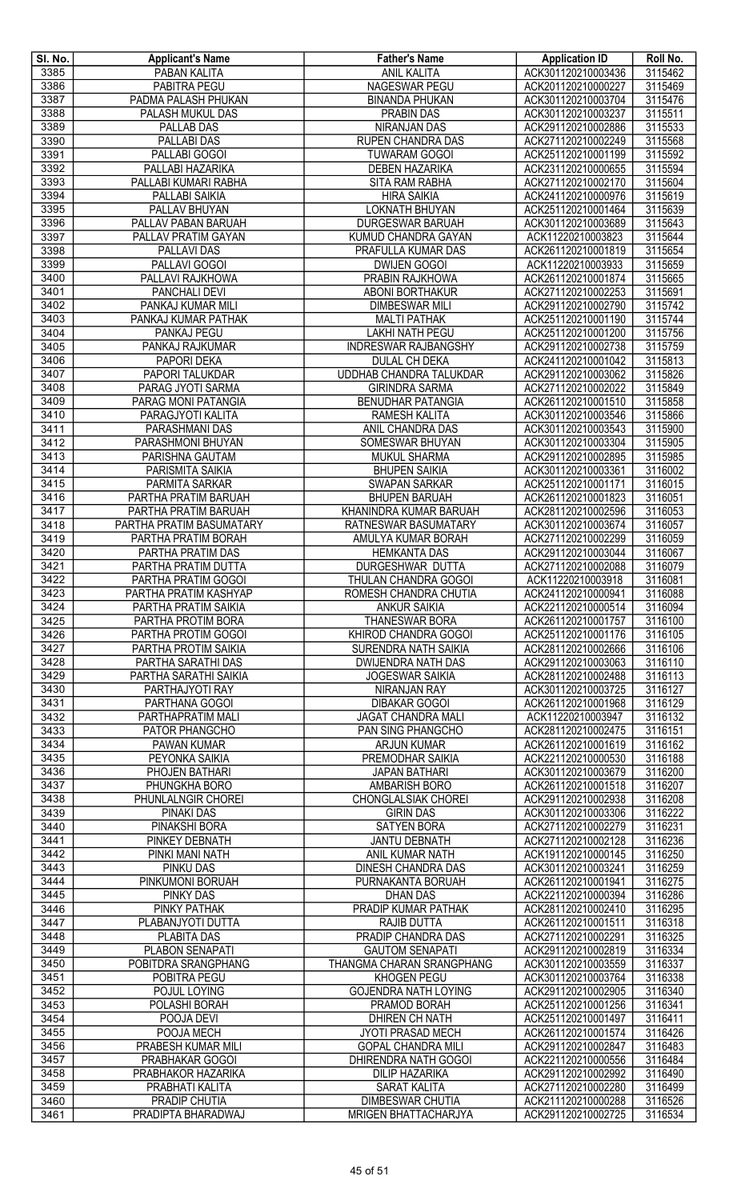| Sl. No. | Applicant's Name | Father's Name | Application ID | Roll No. |
|---|---|---|---|---|
| 3385 | PABAN KALITA | ANIL KALITA | ACK301120210003436 | 3115462 |
| 3386 | PABITRA PEGU | NAGESWAR PEGU | ACK201120210000227 | 3115469 |
| 3387 | PADMA PALASH PHUKAN | BINANDA PHUKAN | ACK301120210003704 | 3115476 |
| 3388 | PALASH MUKUL DAS | PRABIN DAS | ACK301120210003237 | 3115511 |
| 3389 | PALLAB DAS | NIRANJAN DAS | ACK291120210002886 | 3115533 |
| 3390 | PALLABI DAS | RUPEN CHANDRA DAS | ACK271120210002249 | 3115568 |
| 3391 | PALLABI GOGOI | TUWARAM GOGOI | ACK251120210001199 | 3115592 |
| 3392 | PALLABI HAZARIKA | DEBEN HAZARIKA | ACK231120210000655 | 3115594 |
| 3393 | PALLABI KUMARI RABHA | SITA RAM RABHA | ACK271120210002170 | 3115604 |
| 3394 | PALLABI SAIKIA | HIRA SAIKIA | ACK241120210000976 | 3115619 |
| 3395 | PALLAV BHUYAN | LOKNATH BHUYAN | ACK251120210001464 | 3115639 |
| 3396 | PALLAV PABAN BARUAH | DURGESWAR BARUAH | ACK301120210003689 | 3115643 |
| 3397 | PALLAV PRATIM GAYAN | KUMUD CHANDRA GAYAN | ACK11220210003823 | 3115644 |
| 3398 | PALLAVI DAS | PRAFULLA KUMAR DAS | ACK261120210001819 | 3115654 |
| 3399 | PALLAVI GOGOI | DWIJEN GOGOI | ACK11220210003933 | 3115659 |
| 3400 | PALLAVI RAJKHOWA | PRABIN RAJKHOWA | ACK261120210001874 | 3115665 |
| 3401 | PANCHALI DEVI | ABONI BORTHAKUR | ACK271120210002253 | 3115691 |
| 3402 | PANKAJ KUMAR MILI | DIMBESWAR MILI | ACK291120210002790 | 3115742 |
| 3403 | PANKAJ KUMAR PATHAK | MALTI PATHAK | ACK251120210001190 | 3115744 |
| 3404 | PANKAJ PEGU | LAKHI NATH PEGU | ACK251120210001200 | 3115756 |
| 3405 | PANKAJ RAJKUMAR | INDRESWAR RAJBANGSHY | ACK291120210002738 | 3115759 |
| 3406 | PAPORI DEKA | DULAL CH DEKA | ACK241120210001042 | 3115813 |
| 3407 | PAPORI TALUKDAR | UDDHAB CHANDRA TALUKDAR | ACK291120210003062 | 3115826 |
| 3408 | PARAG JYOTI SARMA | GIRINDRA SARMA | ACK271120210002022 | 3115849 |
| 3409 | PARAG MONI PATANGIA | BENUDHAR PATANGIA | ACK261120210001510 | 3115858 |
| 3410 | PARAGJYOTI KALITA | RAMESH KALITA | ACK301120210003546 | 3115866 |
| 3411 | PARASHMANI DAS | ANIL CHANDRA DAS | ACK301120210003543 | 3115900 |
| 3412 | PARASHMONI BHUYAN | SOMESWAR BHUYAN | ACK301120210003304 | 3115905 |
| 3413 | PARISHNA GAUTAM | MUKUL SHARMA | ACK291120210002895 | 3115985 |
| 3414 | PARISMITA SAIKIA | BHUPEN SAIKIA | ACK301120210003361 | 3116002 |
| 3415 | PARMITA SARKAR | SWAPAN SARKAR | ACK251120210001171 | 3116015 |
| 3416 | PARTHA PRATIM BARUAH | BHUPEN BARUAH | ACK261120210001823 | 3116051 |
| 3417 | PARTHA PRATIM BARUAH | KHANINDRA KUMAR BARUAH | ACK281120210002596 | 3116053 |
| 3418 | PARTHA PRATIM BASUMATARY | RATNESWAR BASUMATARY | ACK301120210003674 | 3116057 |
| 3419 | PARTHA PRATIM BORAH | AMULYA KUMAR BORAH | ACK271120210002299 | 3116059 |
| 3420 | PARTHA PRATIM DAS | HEMKANTA DAS | ACK291120210003044 | 3116067 |
| 3421 | PARTHA PRATIM DUTTA | DURGESHWAR DUTTA | ACK271120210002088 | 3116079 |
| 3422 | PARTHA PRATIM GOGOI | THULAN CHANDRA GOGOI | ACK11220210003918 | 3116081 |
| 3423 | PARTHA PRATIM KASHYAP | ROMESH CHANDRA CHUTIA | ACK241120210000941 | 3116088 |
| 3424 | PARTHA PRATIM SAIKIA | ANKUR SAIKIA | ACK221120210000514 | 3116094 |
| 3425 | PARTHA PROTIM BORA | THANESWAR BORA | ACK261120210001757 | 3116100 |
| 3426 | PARTHA PROTIM GOGOI | KHIROD CHANDRA GOGOI | ACK251120210001176 | 3116105 |
| 3427 | PARTHA PROTIM SAIKIA | SURENDRA NATH SAIKIA | ACK281120210002666 | 3116106 |
| 3428 | PARTHA SARATHI DAS | DWIJENDRA NATH DAS | ACK291120210003063 | 3116110 |
| 3429 | PARTHA SARATHI SAIKIA | JOGESWAR SAIKIA | ACK281120210002488 | 3116113 |
| 3430 | PARTHAJYOTI RAY | NIRANJAN RAY | ACK301120210003725 | 3116127 |
| 3431 | PARTHANA GOGOI | DIBAKAR GOGOI | ACK261120210001968 | 3116129 |
| 3432 | PARTHAPRATIM MALI | JAGAT CHANDRA MALI | ACK11220210003947 | 3116132 |
| 3433 | PATOR PHANGCHO | PAN SING PHANGCHO | ACK281120210002475 | 3116151 |
| 3434 | PAWAN KUMAR | ARJUN KUMAR | ACK261120210001619 | 3116162 |
| 3435 | PEYONKA SAIKIA | PREMODHAR SAIKIA | ACK221120210000530 | 3116188 |
| 3436 | PHOJEN BATHARI | JAPAN BATHARI | ACK301120210003679 | 3116200 |
| 3437 | PHUNGKHA BORO | AMBARISH BORO | ACK261120210001518 | 3116207 |
| 3438 | PHUNLALNGIR CHOREI | CHONGLALSIAK CHOREI | ACK291120210002938 | 3116208 |
| 3439 | PINAKI DAS | GIRIN DAS | ACK301120210003306 | 3116222 |
| 3440 | PINAKSHI BORA | SATYEN BORA | ACK271120210002279 | 3116231 |
| 3441 | PINKEY DEBNATH | JANTU DEBNATH | ACK271120210002128 | 3116236 |
| 3442 | PINKI MANI NATH | ANIL KUMAR NATH | ACK191120210000145 | 3116250 |
| 3443 | PINKU DAS | DINESH CHANDRA DAS | ACK301120210003241 | 3116259 |
| 3444 | PINKUMONI BORUAH | PURNAKANTA BORUAH | ACK261120210001941 | 3116275 |
| 3445 | PINKY DAS | DHAN DAS | ACK221120210000394 | 3116286 |
| 3446 | PINKY PATHAK | PRADIP KUMAR PATHAK | ACK281120210002410 | 3116295 |
| 3447 | PLABANJYOTI DUTTA | RAJIB DUTTA | ACK261120210001511 | 3116318 |
| 3448 | PLABITA DAS | PRADIP CHANDRA DAS | ACK271120210002291 | 3116325 |
| 3449 | PLABON SENAPATI | GAUTOM SENAPATI | ACK291120210002819 | 3116334 |
| 3450 | POBITDRA SRANGPHANG | THANGMA CHARAN SRANGPHANG | ACK301120210003559 | 3116337 |
| 3451 | POBITRA PEGU | KHOGEN PEGU | ACK301120210003764 | 3116338 |
| 3452 | POJUL LOYING | GOJENDRA NATH LOYING | ACK291120210002905 | 3116340 |
| 3453 | POLASHI BORAH | PRAMOD BORAH | ACK251120210001256 | 3116341 |
| 3454 | POOJA DEVI | DHIREN CH NATH | ACK251120210001497 | 3116411 |
| 3455 | POOJA MECH | JYOTI PRASAD MECH | ACK261120210001574 | 3116426 |
| 3456 | PRABESH KUMAR MILI | GOPAL CHANDRA MILI | ACK291120210002847 | 3116483 |
| 3457 | PRABHAKAR GOGOI | DHIRENDRA NATH GOGOI | ACK221120210000556 | 3116484 |
| 3458 | PRABHAKOR HAZARIKA | DILIP HAZARIKA | ACK291120210002992 | 3116490 |
| 3459 | PRABHATI KALITA | SARAT KALITA | ACK271120210002280 | 3116499 |
| 3460 | PRADIP CHUTIA | DIMBESWAR CHUTIA | ACK211120210000288 | 3116526 |
| 3461 | PRADIPTA BHARADWAJ | MRIGEN BHATTACHARJYA | ACK291120210002725 | 3116534 |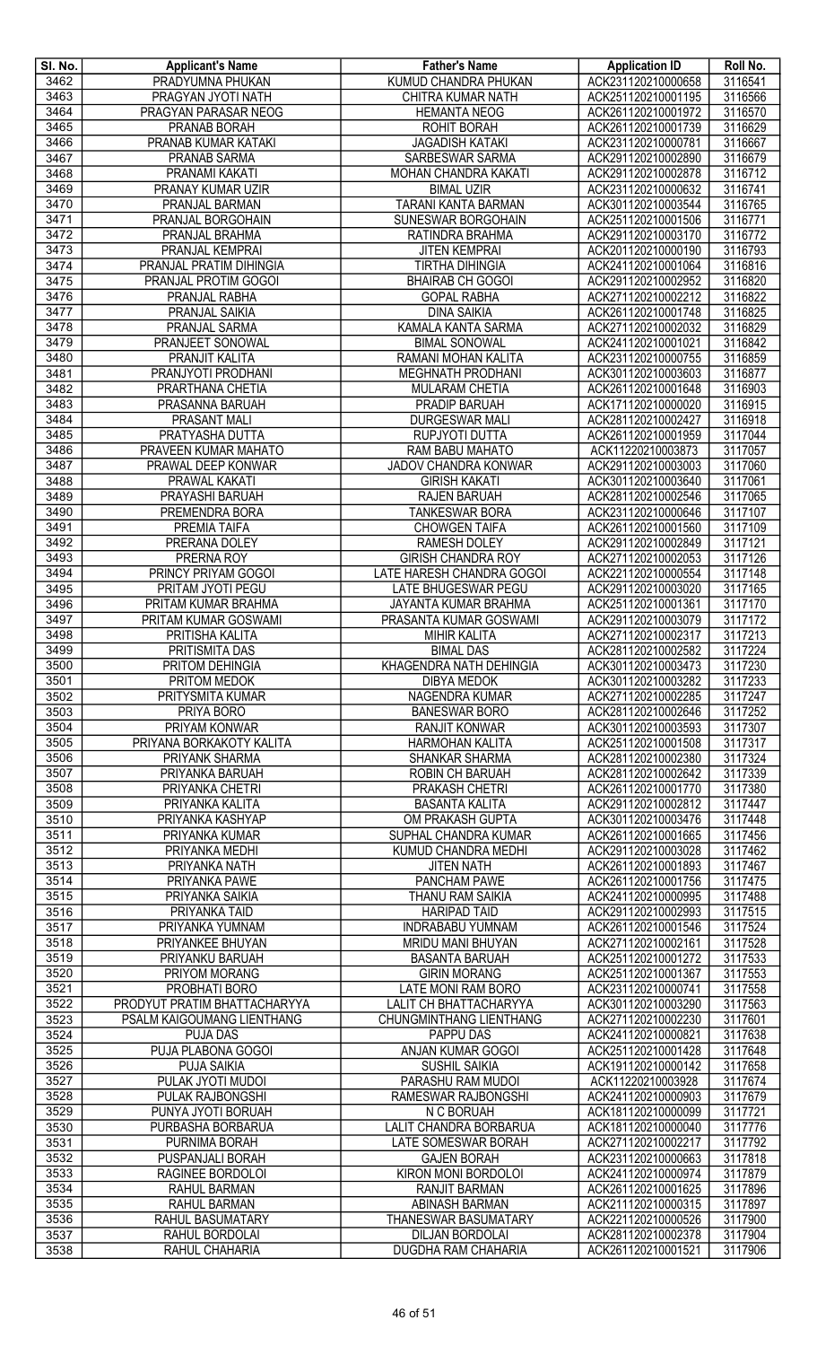| Sl. No. | Applicant's Name | Father's Name | Application ID | Roll No. |
|---|---|---|---|---|
| 3462 | PRADYUMNA PHUKAN | KUMUD CHANDRA PHUKAN | ACK231120210000658 | 3116541 |
| 3463 | PRAGYAN JYOTI NATH | CHITRA KUMAR NATH | ACK251120210001195 | 3116566 |
| 3464 | PRAGYAN PARASAR NEOG | HEMANTA NEOG | ACK261120210001972 | 3116570 |
| 3465 | PRANAB BORAH | ROHIT BORAH | ACK261120210001739 | 3116629 |
| 3466 | PRANAB KUMAR KATAKI | JAGADISH KATAKI | ACK231120210000781 | 3116667 |
| 3467 | PRANAB SARMA | SARBESWAR SARMA | ACK291120210002890 | 3116679 |
| 3468 | PRANAMI KAKATI | MOHAN CHANDRA KAKATI | ACK291120210002878 | 3116712 |
| 3469 | PRANAY KUMAR UZIR | BIMAL UZIR | ACK231120210000632 | 3116741 |
| 3470 | PRANJAL BARMAN | TARANI KANTA BARMAN | ACK301120210003544 | 3116765 |
| 3471 | PRANJAL BORGOHAIN | SUNESWAR BORGOHAIN | ACK251120210001506 | 3116771 |
| 3472 | PRANJAL BRAHMA | RATINDRA BRAHMA | ACK291120210003170 | 3116772 |
| 3473 | PRANJAL KEMPRAI | JITEN KEMPRAI | ACK201120210000190 | 3116793 |
| 3474 | PRANJAL PRATIM DIHINGIA | TIRTHA DIHINGIA | ACK241120210001064 | 3116816 |
| 3475 | PRANJAL PROTIM GOGOI | BHAIRAB CH GOGOI | ACK291120210002952 | 3116820 |
| 3476 | PRANJAL RABHA | GOPAL RABHA | ACK271120210002212 | 3116822 |
| 3477 | PRANJAL SAIKIA | DINA SAIKIA | ACK261120210001748 | 3116825 |
| 3478 | PRANJAL SARMA | KAMALA KANTA SARMA | ACK271120210002032 | 3116829 |
| 3479 | PRANJEET SONOWAL | BIMAL SONOWAL | ACK241120210001021 | 3116842 |
| 3480 | PRANJIT KALITA | RAMANI MOHAN KALITA | ACK231120210000755 | 3116859 |
| 3481 | PRANJYOTI PRODHANI | MEGHNATH PRODHANI | ACK301120210003603 | 3116877 |
| 3482 | PRARTHANA CHETIA | MULARAM CHETIA | ACK261120210001648 | 3116903 |
| 3483 | PRASANNA BARUAH | PRADIP BARUAH | ACK171120210000020 | 3116915 |
| 3484 | PRASANT MALI | DURGESWAR MALI | ACK281120210002427 | 3116918 |
| 3485 | PRATYASHA DUTTA | RUPJYOTI DUTTA | ACK261120210001959 | 3117044 |
| 3486 | PRAVEEN KUMAR MAHATO | RAM BABU MAHATO | ACK11220210003873 | 3117057 |
| 3487 | PRAWAL DEEP KONWAR | JADOV CHANDRA KONWAR | ACK291120210003003 | 3117060 |
| 3488 | PRAWAL KAKATI | GIRISH KAKATI | ACK301120210003640 | 3117061 |
| 3489 | PRAYASHI BARUAH | RAJEN BARUAH | ACK281120210002546 | 3117065 |
| 3490 | PREMENDRA BORA | TANKESWAR BORA | ACK231120210000646 | 3117107 |
| 3491 | PREMIA TAIFA | CHOWGEN TAIFA | ACK261120210001560 | 3117109 |
| 3492 | PRERANA DOLEY | RAMESH DOLEY | ACK291120210002849 | 3117121 |
| 3493 | PRERNA ROY | GIRISH CHANDRA ROY | ACK271120210002053 | 3117126 |
| 3494 | PRINCY PRIYAM GOGOI | LATE HARESH CHANDRA GOGOI | ACK221120210000554 | 3117148 |
| 3495 | PRITAM JYOTI PEGU | LATE BHUGESWAR PEGU | ACK291120210003020 | 3117165 |
| 3496 | PRITAM KUMAR BRAHMA | JAYANTA KUMAR BRAHMA | ACK251120210001361 | 3117170 |
| 3497 | PRITAM KUMAR GOSWAMI | PRASANTA KUMAR GOSWAMI | ACK291120210003079 | 3117172 |
| 3498 | PRITISHA KALITA | MIHIR KALITA | ACK271120210002317 | 3117213 |
| 3499 | PRITISMITA DAS | BIMAL DAS | ACK281120210002582 | 3117224 |
| 3500 | PRITOM DEHINGIA | KHAGENDRA NATH DEHINGIA | ACK301120210003473 | 3117230 |
| 3501 | PRITOM MEDOK | DIBYA MEDOK | ACK301120210003282 | 3117233 |
| 3502 | PRITYSMITA KUMAR | NAGENDRA KUMAR | ACK271120210002285 | 3117247 |
| 3503 | PRIYA BORO | BANESWAR BORO | ACK281120210002646 | 3117252 |
| 3504 | PRIYAM KONWAR | RANJIT KONWAR | ACK301120210003593 | 3117307 |
| 3505 | PRIYANA BORKAKOTY KALITA | HARMOHAN KALITA | ACK251120210001508 | 3117317 |
| 3506 | PRIYANK SHARMA | SHANKAR SHARMA | ACK281120210002380 | 3117324 |
| 3507 | PRIYANKA BARUAH | ROBIN CH BARUAH | ACK281120210002642 | 3117339 |
| 3508 | PRIYANKA CHETRI | PRAKASH CHETRI | ACK261120210001770 | 3117380 |
| 3509 | PRIYANKA KALITA | BASANTA KALITA | ACK291120210002812 | 3117447 |
| 3510 | PRIYANKA KASHYAP | OM PRAKASH GUPTA | ACK301120210003476 | 3117448 |
| 3511 | PRIYANKA KUMAR | SUPHAL CHANDRA KUMAR | ACK261120210001665 | 3117456 |
| 3512 | PRIYANKA MEDHI | KUMUD CHANDRA MEDHI | ACK291120210003028 | 3117462 |
| 3513 | PRIYANKA NATH | JITEN NATH | ACK261120210001893 | 3117467 |
| 3514 | PRIYANKA PAWE | PANCHAM PAWE | ACK261120210001756 | 3117475 |
| 3515 | PRIYANKA SAIKIA | THANU RAM SAIKIA | ACK241120210000995 | 3117488 |
| 3516 | PRIYANKA TAID | HARIPAD TAID | ACK291120210002993 | 3117515 |
| 3517 | PRIYANKA YUMNAM | INDRABABU YUMNAM | ACK261120210001546 | 3117524 |
| 3518 | PRIYANKEE BHUYAN | MRIDU MANI BHUYAN | ACK271120210002161 | 3117528 |
| 3519 | PRIYANKU BARUAH | BASANTA BARUAH | ACK251120210001272 | 3117533 |
| 3520 | PRIYOM MORANG | GIRIN MORANG | ACK251120210001367 | 3117553 |
| 3521 | PROBHATI BORO | LATE MONI RAM BORO | ACK231120210000741 | 3117558 |
| 3522 | PRODYUT PRATIM BHATTACHARYYA | LALIT CH BHATTACHARYYA | ACK301120210003290 | 3117563 |
| 3523 | PSALM KAIGOUMANG LIENTHANG | CHUNGMINTHANG LIENTHANG | ACK271120210002230 | 3117601 |
| 3524 | PUJA DAS | PAPPU DAS | ACK241120210000821 | 3117638 |
| 3525 | PUJA PLABONA GOGOI | ANJAN KUMAR GOGOI | ACK251120210001428 | 3117648 |
| 3526 | PUJA SAIKIA | SUSHIL SAIKIA | ACK191120210000142 | 3117658 |
| 3527 | PULAK JYOTI MUDOI | PARASHU RAM MUDOI | ACK11220210003928 | 3117674 |
| 3528 | PULAK RAJBONGSHI | RAMESWAR RAJBONGSHI | ACK241120210000903 | 3117679 |
| 3529 | PUNYA JYOTI BORUAH | N C BORUAH | ACK181120210000099 | 3117721 |
| 3530 | PURBASHA BORBARUA | LALIT CHANDRA BORBARUA | ACK181120210000040 | 3117776 |
| 3531 | PURNIMA BORAH | LATE SOMESWAR BORAH | ACK271120210002217 | 3117792 |
| 3532 | PUSPANJALI BORAH | GAJEN BORAH | ACK231120210000663 | 3117818 |
| 3533 | RAGINEE BORDOLOI | KIRON MONI BORDOLOI | ACK241120210000974 | 3117879 |
| 3534 | RAHUL BARMAN | RANJIT BARMAN | ACK261120210001625 | 3117896 |
| 3535 | RAHUL BARMAN | ABINASH BARMAN | ACK211120210000315 | 3117897 |
| 3536 | RAHUL BASUMATARY | THANESWAR BASUMATARY | ACK221120210000526 | 3117900 |
| 3537 | RAHUL BORDOLAI | DILJAN BORDOLAI | ACK281120210002378 | 3117904 |
| 3538 | RAHUL CHAHARIA | DUGDHA RAM CHAHARIA | ACK261120210001521 | 3117906 |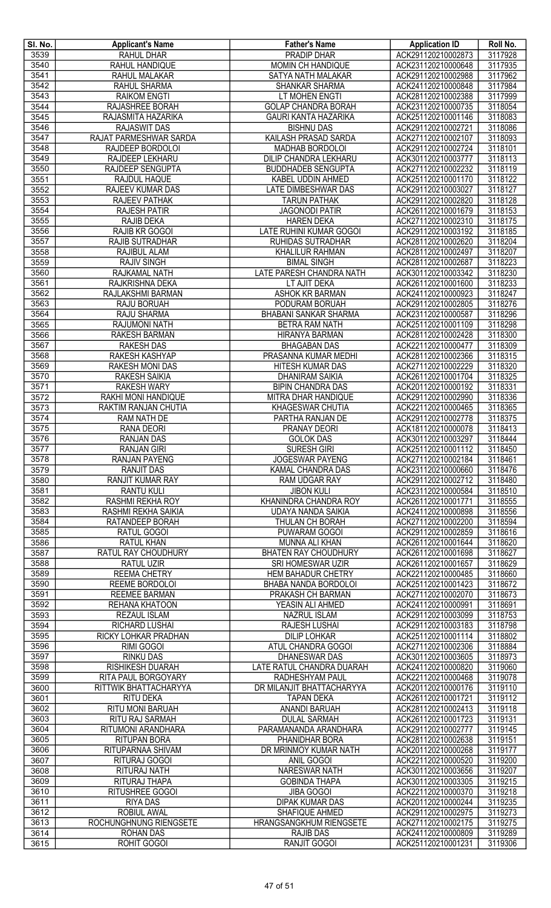| Sl. No. | Applicant's Name | Father's Name | Application ID | Roll No. |
|---|---|---|---|---|
| 3539 | RAHUL DHAR | PRADIP DHAR | ACK291120210002873 | 3117928 |
| 3540 | RAHUL HANDIQUE | MOMIN CH HANDIQUE | ACK231120210000648 | 3117935 |
| 3541 | RAHUL MALAKAR | SATYA NATH MALAKAR | ACK291120210002988 | 3117962 |
| 3542 | RAHUL SHARMA | SHANKAR SHARMA | ACK241120210000848 | 3117984 |
| 3543 | RAIKOM ENGTI | LT MOHEN ENGTI | ACK281120210002388 | 3117999 |
| 3544 | RAJASHREE BORAH | GOLAP CHANDRA BORAH | ACK231120210000735 | 3118054 |
| 3545 | RAJASMITA HAZARIKA | GAURI KANTA HAZARIKA | ACK251120210001146 | 3118083 |
| 3546 | RAJASWIT DAS | BISHNU DAS | ACK291120210002721 | 3118086 |
| 3547 | RAJAT PARMESHWAR SARDA | KAILASH PRASAD SARDA | ACK271120210002107 | 3118093 |
| 3548 | RAJDEEP BORDOLOI | MADHAB BORDOLOI | ACK291120210002724 | 3118101 |
| 3549 | RAJDEEP LEKHARU | DILIP CHANDRA LEKHARU | ACK301120210003777 | 3118113 |
| 3550 | RAJDEEP SENGUPTA | BUDDHADEB SENGUPTA | ACK271120210002232 | 3118119 |
| 3551 | RAJDUL HAQUE | KABEL UDDIN AHMED | ACK251120210001170 | 3118122 |
| 3552 | RAJEEV KUMAR DAS | LATE DIMBESHWAR DAS | ACK291120210003027 | 3118127 |
| 3553 | RAJEEV PATHAK | TARUN PATHAK | ACK291120210002820 | 3118128 |
| 3554 | RAJESH PATIR | JAGONODI PATIR | ACK261120210001679 | 3118153 |
| 3555 | RAJIB DEKA | HAREN DEKA | ACK271120210002310 | 3118175 |
| 3556 | RAJIB KR GOGOI | LATE RUHINI KUMAR GOGOI | ACK291120210003192 | 3118185 |
| 3557 | RAJIB SUTRADHAR | RUHIDAS SUTRADHAR | ACK281120210002620 | 3118204 |
| 3558 | RAJIBUL ALAM | KHALILUR RAHMAN | ACK281120210002497 | 3118207 |
| 3559 | RAJIV SINGH | BIMAL SINGH | ACK281120210002687 | 3118223 |
| 3560 | RAJKAMAL NATH | LATE PARESH CHANDRA NATH | ACK301120210003342 | 3118230 |
| 3561 | RAJKRISHNA DEKA | LT AJIT DEKA | ACK261120210001600 | 3118233 |
| 3562 | RAJLAKSHMI BARMAN | ASHOK KR BARMAN | ACK241120210000923 | 3118247 |
| 3563 | RAJU BORUAH | PODURAM BORUAH | ACK291120210002805 | 3118276 |
| 3564 | RAJU SHARMA | BHABANI SANKAR SHARMA | ACK231120210000587 | 3118296 |
| 3565 | RAJUMONI NATH | BETRA RAM NATH | ACK251120210001109 | 3118298 |
| 3566 | RAKESH BARMAN | HIRANYA BARMAN | ACK281120210002428 | 3118300 |
| 3567 | RAKESH DAS | BHAGABAN DAS | ACK221120210000477 | 3118309 |
| 3568 | RAKESH KASHYAP | PRASANNA KUMAR MEDHI | ACK281120210002366 | 3118315 |
| 3569 | RAKESH MONI DAS | HITESH KUMAR DAS | ACK271120210002229 | 3118320 |
| 3570 | RAKESH SAIKIA | DHANIRAM SAIKIA | ACK261120210001704 | 3118325 |
| 3571 | RAKESH WARY | BIPIN CHANDRA DAS | ACK201120210000192 | 3118331 |
| 3572 | RAKHI MONI HANDIQUE | MITRA DHAR HANDIQUE | ACK291120210002990 | 3118336 |
| 3573 | RAKTIM RANJAN CHUTIA | KHAGESWAR CHUTIA | ACK221120210000465 | 3118365 |
| 3574 | RAM NATH DE | PARTHA RANJAN DE | ACK291120210002778 | 3118375 |
| 3575 | RANA DEORI | PRANAY DEORI | ACK181120210000078 | 3118413 |
| 3576 | RANJAN DAS | GOLOK DAS | ACK301120210003297 | 3118444 |
| 3577 | RANJAN GIRI | SURESH GIRI | ACK251120210001112 | 3118450 |
| 3578 | RANJAN PAYENG | JOGESWAR PAYENG | ACK271120210002184 | 3118461 |
| 3579 | RANJIT DAS | KAMAL CHANDRA DAS | ACK231120210000660 | 3118476 |
| 3580 | RANJIT KUMAR RAY | RAM UDGAR RAY | ACK291120210002712 | 3118480 |
| 3581 | RANTU KULI | JIBON KULI | ACK231120210000584 | 3118510 |
| 3582 | RASHMI REKHA ROY | KHANINDRA CHANDRA ROY | ACK261120210001771 | 3118555 |
| 3583 | RASHMI REKHA SAIKIA | UDAYA NANDA SAIKIA | ACK241120210000898 | 3118556 |
| 3584 | RATANDEEP BORAH | THULAN CH BORAH | ACK271120210002200 | 3118594 |
| 3585 | RATUL GOGOI | PUWARAM GOGOI | ACK291120210002859 | 3118616 |
| 3586 | RATUL KHAN | MUNNA ALI KHAN | ACK261120210001644 | 3118620 |
| 3587 | RATUL RAY CHOUDHURY | BHATEN RAY CHOUDHURY | ACK261120210001698 | 3118627 |
| 3588 | RATUL UZIR | SRI HOMESWAR UZIR | ACK261120210001657 | 3118629 |
| 3589 | REEMA CHETRY | HEM BAHADUR CHETRY | ACK221120210000485 | 3118660 |
| 3590 | REEME BORDOLOI | BHABA NANDA BORDOLOI | ACK251120210001423 | 3118672 |
| 3591 | REEMEE BARMAN | PRAKASH CH BARMAN | ACK271120210002070 | 3118673 |
| 3592 | REHANA KHATOON | YEASIN ALI AHMED | ACK241120210000991 | 3118691 |
| 3593 | REZAUL ISLAM | NAZRUL ISLAM | ACK291120210003099 | 3118753 |
| 3594 | RICHARD LUSHAI | RAJESH LUSHAI | ACK291120210003183 | 3118798 |
| 3595 | RICKY LOHKAR PRADHAN | DILIP LOHKAR | ACK251120210001114 | 3118802 |
| 3596 | RIMI GOGOI | ATUL CHANDRA GOGOI | ACK271120210002306 | 3118884 |
| 3597 | RINKU DAS | DHANESWAR DAS | ACK301120210003605 | 3118973 |
| 3598 | RISHIKESH DUARAH | LATE RATUL CHANDRA DUARAH | ACK241120210000820 | 3119060 |
| 3599 | RITA PAUL BORGOYARY | RADHESHYAM PAUL | ACK221120210000468 | 3119078 |
| 3600 | RITTWIK BHATTACHARYYA | DR MILANJIT BHATTACHARYYA | ACK201120210000176 | 3119110 |
| 3601 | RITU DEKA | TAPAN DEKA | ACK261120210001721 | 3119112 |
| 3602 | RITU MONI BARUAH | ANANDI BARUAH | ACK281120210002413 | 3119118 |
| 3603 | RITU RAJ SARMAH | DULAL SARMAH | ACK261120210001723 | 3119131 |
| 3604 | RITUMONI ARANDHARA | PARAMANANDA ARANDHARA | ACK291120210002777 | 3119145 |
| 3605 | RITUPAN BORA | PHANIDHAR BORA | ACK281120210002638 | 3119151 |
| 3606 | RITUPARNAA SHIVAM | DR MRINMOY KUMAR NATH | ACK201120210000268 | 3119177 |
| 3607 | RITURAJ GOGOI | ANIL GOGOI | ACK221120210000520 | 3119200 |
| 3608 | RITURAJ NATH | NARESWAR NATH | ACK301120210003656 | 3119207 |
| 3609 | RITURAJ THAPA | GOBINDA THAPA | ACK301120210003305 | 3119215 |
| 3610 | RITUSHREE GOGOI | JIBA GOGOI | ACK221120210000370 | 3119218 |
| 3611 | RIYA DAS | DIPAK KUMAR DAS | ACK201120210000244 | 3119235 |
| 3612 | ROBIUL AWAL | SHAFIQUE AHMED | ACK291120210002975 | 3119273 |
| 3613 | ROCHUNGHNUNG RIENGSETE | HRANGSANGKHUM RIENGSETE | ACK271120210002175 | 3119275 |
| 3614 | ROHAN DAS | RAJIB DAS | ACK241120210000809 | 3119289 |
| 3615 | ROHIT GOGOI | RANJIT GOGOI | ACK251120210001231 | 3119306 |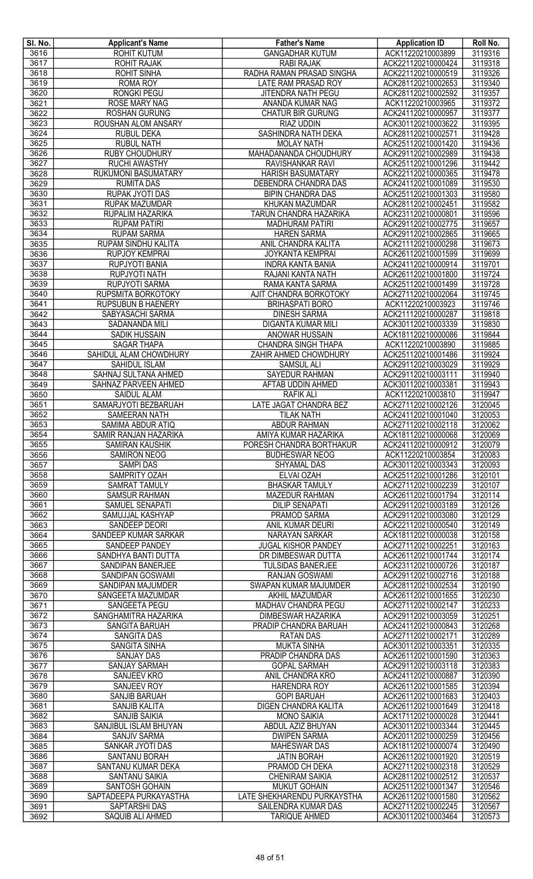| Sl. No. | Applicant's Name | Father's Name | Application ID | Roll No. |
|---|---|---|---|---|
| 3616 | ROHIT KUTUM | GANGADHAR KUTUM | ACK11220210003899 | 3119316 |
| 3617 | ROHIT RAJAK | RABI RAJAK | ACK221120210000424 | 3119318 |
| 3618 | ROHIT SINHA | RADHA RAMAN PRASAD SINGHA | ACK221120210000519 | 3119326 |
| 3619 | ROMA ROY | LATE RAM PRASAD ROY | ACK281120210002653 | 3119340 |
| 3620 | RONGKI PEGU | JITENDRA NATH PEGU | ACK281120210002592 | 3119357 |
| 3621 | ROSE MARY NAG | ANANDA KUMAR NAG | ACK11220210003965 | 3119372 |
| 3622 | ROSHAN GURUNG | CHATUR BIR GURUNG | ACK241120210000957 | 3119377 |
| 3623 | ROUSHAN ALOM ANSARY | RIAZ UDDIN | ACK301120210003622 | 3119395 |
| 3624 | RUBUL DEKA | SASHINDRA NATH DEKA | ACK281120210002571 | 3119428 |
| 3625 | RUBUL NATH | MOLAY NATH | ACK251120210001420 | 3119436 |
| 3626 | RUBY CHOUDHURY | MAHADANANDA CHOUDHURY | ACK291120210002989 | 3119438 |
| 3627 | RUCHI AWASTHY | RAVISHANKAR RAVI | ACK251120210001296 | 3119442 |
| 3628 | RUKUMONI BASUMATARY | HARISH BASUMATARY | ACK221120210000365 | 3119478 |
| 3629 | RUMITA DAS | DEBENDRA CHANDRA DAS | ACK241120210001089 | 3119530 |
| 3630 | RUPAK JYOTI DAS | BIPIN CHANDRA DAS | ACK251120210001303 | 3119580 |
| 3631 | RUPAK MAZUMDAR | KHUKAN MAZUMDAR | ACK281120210002451 | 3119582 |
| 3632 | RUPALIM HAZARIKA | TARUN CHANDRA HAZARIKA | ACK231120210000801 | 3119596 |
| 3633 | RUPAM PATIRI | MADHURAM PATIRI | ACK291120210002775 | 3119657 |
| 3634 | RUPAM SARMA | HAREN SARMA | ACK291120210002865 | 3119665 |
| 3635 | RUPAM SINDHU KALITA | ANIL CHANDRA KALITA | ACK211120210000298 | 3119673 |
| 3636 | RUPJOY KEMPRAI | JOYKANTA KEMPRAI | ACK261120210001599 | 3119699 |
| 3637 | RUPJYOTI BANIA | INDRA KANTA BANIA | ACK241120210000914 | 3119701 |
| 3638 | RUPJYOTI NATH | RAJANI KANTA NATH | ACK261120210001800 | 3119724 |
| 3639 | RUPJYOTI SARMA | RAMA KANTA SARMA | ACK251120210001499 | 3119728 |
| 3640 | RUPSMITA BORKOTOKY | AJIT CHANDRA BORKOTOKY | ACK271120210002064 | 3119745 |
| 3641 | RUPSUBUN B HAENERY | BRIHASPATI BORO | ACK11220210003923 | 3119746 |
| 3642 | SABYASACHI SARMA | DINESH SARMA | ACK211120210000287 | 3119818 |
| 3643 | SADANANDA MILI | DIGANTA KUMAR MILI | ACK301120210003339 | 3119830 |
| 3644 | SADIK HUSSAIN | ANOWAR HUSSAIN | ACK181120210000086 | 3119844 |
| 3645 | SAGAR THAPA | CHANDRA SINGH THAPA | ACK11220210003890 | 3119885 |
| 3646 | SAHIDUL ALAM CHOWDHURY | ZAHIR AHMED CHOWDHURY | ACK251120210001486 | 3119924 |
| 3647 | SAHIDUL ISLAM | SAMSUL ALI | ACK291120210003029 | 3119929 |
| 3648 | SAHNAJ SULTANA AHMED | SAYEDUR RAHMAN | ACK291120210003111 | 3119940 |
| 3649 | SAHNAZ PARVEEN AHMED | AFTAB UDDIN AHMED | ACK301120210003381 | 3119943 |
| 3650 | SAIDUL ALAM | RAFIK ALI | ACK11220210003810 | 3119947 |
| 3651 | SAMARJYOTI BEZBARUAH | LATE JAGAT CHANDRA BEZ | ACK271120210002126 | 3120045 |
| 3652 | SAMEERAN NATH | TILAK NATH | ACK241120210001040 | 3120053 |
| 3653 | SAMIMA ABDUR ATIQ | ABDUR RAHMAN | ACK271120210002118 | 3120062 |
| 3654 | SAMIR RANJAN HAZARIKA | AMIYA KUMAR HAZARIKA | ACK181120210000068 | 3120069 |
| 3655 | SAMIRAN KAUSHIK | PORESH CHANDRA BORTHAKUR | ACK241120210000912 | 3120079 |
| 3656 | SAMIRON NEOG | BUDHESWAR NEOG | ACK11220210003854 | 3120083 |
| 3657 | SAMPI DAS | SHYAMAL DAS | ACK301120210003343 | 3120093 |
| 3658 | SAMPRITY OZAH | ELVAI OZAH | ACK251120210001286 | 3120101 |
| 3659 | SAMRAT TAMULY | BHASKAR TAMULY | ACK271120210002239 | 3120107 |
| 3660 | SAMSUR RAHMAN | MAZEDUR RAHMAN | ACK261120210001794 | 3120114 |
| 3661 | SAMUEL SENAPATI | DILIP SENAPATI | ACK291120210003189 | 3120126 |
| 3662 | SAMUJJAL KASHYAP | PRAMOD SARMA | ACK291120210003080 | 3120129 |
| 3663 | SANDEEP DEORI | ANIL KUMAR DEURI | ACK221120210000540 | 3120149 |
| 3664 | SANDEEP KUMAR SARKAR | NARAYAN SARKAR | ACK181120210000038 | 3120158 |
| 3665 | SANDEEP PANDEY | JUGAL KISHOR PANDEY | ACK271120210002251 | 3120163 |
| 3666 | SANDHYA BANTI DUTTA | DR DIMBESWAR DUTTA | ACK261120210001744 | 3120174 |
| 3667 | SANDIPAN BANERJEE | TULSIDAS BANERJEE | ACK231120210000726 | 3120187 |
| 3668 | SANDIPAN GOSWAMI | RANJAN GOSWAMI | ACK291120210002716 | 3120188 |
| 3669 | SANDIPAN MAJUMDER | SWAPAN KUMAR MAJUMDER | ACK281120210002534 | 3120190 |
| 3670 | SANGEETA MAZUMDAR | AKHIL MAZUMDAR | ACK261120210001655 | 3120230 |
| 3671 | SANGEETA PEGU | MADHAV CHANDRA PEGU | ACK271120210002147 | 3120233 |
| 3672 | SANGHAMITRA HAZARIKA | DIMBESWAR HAZARIKA | ACK291120210003059 | 3120251 |
| 3673 | SANGITA BARUAH | PRADIP CHANDRA BARUAH | ACK241120210000843 | 3120268 |
| 3674 | SANGITA DAS | RATAN DAS | ACK271120210002171 | 3120289 |
| 3675 | SANGITA SINHA | MUKTA SINHA | ACK301120210003351 | 3120335 |
| 3676 | SANJAY DAS | PRADIP CHANDRA DAS | ACK261120210001590 | 3120363 |
| 3677 | SANJAY SARMAH | GOPAL SARMAH | ACK291120210003118 | 3120383 |
| 3678 | SANJEEV KRO | ANIL CHANDRA KRO | ACK241120210000887 | 3120390 |
| 3679 | SANJEEV ROY | HARENDRA ROY | ACK261120210001585 | 3120394 |
| 3680 | SANJIB BARUAH | GOPI BARUAH | ACK261120210001683 | 3120403 |
| 3681 | SANJIB KALITA | DIGEN CHANDRA KALITA | ACK261120210001649 | 3120418 |
| 3682 | SANJIB SAIKIA | MONO SAIKIA | ACK171120210000028 | 3120441 |
| 3683 | SANJIBUL ISLAM BHUYAN | ABDUL AZIZ BHUYAN | ACK301120210003344 | 3120445 |
| 3684 | SANJIV SARMA | DWIPEN SARMA | ACK201120210000259 | 3120456 |
| 3685 | SANKAR JYOTI DAS | MAHESWAR DAS | ACK181120210000074 | 3120490 |
| 3686 | SANTANU BORAH | JATIN BORAH | ACK261120210001920 | 3120519 |
| 3687 | SANTANU KUMAR DEKA | PRAMOD CH DEKA | ACK271120210002318 | 3120529 |
| 3688 | SANTANU SAIKIA | CHENIRAM SAIKIA | ACK281120210002512 | 3120537 |
| 3689 | SANTOSH GOHAIN | MUKUT GOHAIN | ACK251120210001347 | 3120546 |
| 3690 | SAPTADEEPA PURKAYASTHA | LATE SHEKHARENDU PURKAYSTHA | ACK261120210001580 | 3120562 |
| 3691 | SAPTARSHI DAS | SAILENDRA KUMAR DAS | ACK271120210002245 | 3120567 |
| 3692 | SAQUIB ALI AHMED | TARIQUE AHMED | ACK301120210003464 | 3120573 |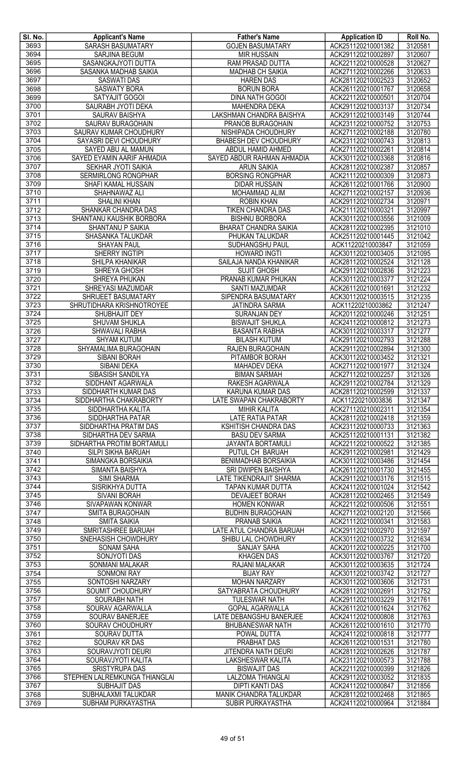| Sl. No. | Applicant's Name | Father's Name | Application ID | Roll No. |
|---|---|---|---|---|
| 3693 | SARASH BASUMATARY | GOJEN BASUMATARY | ACK251120210001382 | 3120581 |
| 3694 | SARJINA BEGUM | MIR HUSSAIN | ACK291120210002897 | 3120607 |
| 3695 | SASANGKAJYOTI DUTTA | RAM PRASAD DUTTA | ACK221120210000528 | 3120627 |
| 3696 | SASANKA MADHAB SAIKIA | MADHAB CH SAIKIA | ACK271120210002266 | 3120633 |
| 3697 | SASWATI DAS | HAREN DAS | ACK281120210002523 | 3120652 |
| 3698 | SASWATY BORA | BORUN BORA | ACK261120210001767 | 3120658 |
| 3699 | SATYAJIT GOGOI | DINA NATH GOGOI | ACK221120210000501 | 3120704 |
| 3700 | SAURABH JYOTI DEKA | MAHENDRA DEKA | ACK291120210003137 | 3120734 |
| 3701 | SAURAV BAISHYA | LAKSHMAN CHANDRA BAISHYA | ACK291120210003149 | 3120744 |
| 3702 | SAURAV BURAGOHAIN | PRANOB BURAGOHAIN | ACK231120210000752 | 3120753 |
| 3703 | SAURAV KUMAR CHOUDHURY | NISHIPADA CHOUDHURY | ACK271120210002188 | 3120780 |
| 3704 | SAYASRI DEVI CHOUDHURY | BHABESH DEV CHOUDHURY | ACK231120210000743 | 3120813 |
| 3705 | SAYED ABU AL MAMUN | ABDUL HAMID AHMED | ACK271120210002261 | 3120814 |
| 3706 | SAYED EYAMIN AARIF AHMADIA | SAYED ABDUR RAHMAN AHMADIA | ACK301120210003368 | 3120816 |
| 3707 | SEKHAR JYOTI SAIKIA | ARUN SAIKIA | ACK281120210002387 | 3120857 |
| 3708 | SERMIRLONG RONGPHAR | BORSING RONGPHAR | ACK211120210000309 | 3120873 |
| 3709 | SHAFI KAMAL HUSSAIN | DIDAR HUSSAIN | ACK261120210001766 | 3120900 |
| 3710 | SHAHNAWAZ ALI | MOHAMMAD ALIM | ACK271120210002157 | 3120936 |
| 3711 | SHALINI KHAN | ROBIN KHAN | ACK291120210002734 | 3120971 |
| 3712 | SHANKAR CHANDRA DAS | TIKEN CHANDRA DAS | ACK211120210000321 | 3120997 |
| 3713 | SHANTANU KAUSHIK BORBORA | BISHNU BORBORA | ACK301120210003556 | 3121009 |
| 3714 | SHANTANU P SAIKIA | BHARAT CHANDRA SAIKIA | ACK281120210002395 | 3121010 |
| 3715 | SHASANKA TALUKDAR | PHUKAN TALUKDAR | ACK251120210001445 | 3121042 |
| 3716 | SHAYAN PAUL | SUDHANGSHU PAUL | ACK11220210003847 | 3121059 |
| 3717 | SHERRY INGTIPI | HOWARD INGTI | ACK301120210003405 | 3121095 |
| 3718 | SHILPA KHANIKAR | SAILAJA NANDA KHANIKAR | ACK281120210002524 | 3121128 |
| 3719 | SHREYA GHOSH | SUJIT GHOSH | ACK291120210002836 | 3121223 |
| 3720 | SHREYA PHUKAN | PRANAB KUMAR PHUKAN | ACK301120210003377 | 3121224 |
| 3721 | SHREYASI MAZUMDAR | SANTI MAZUMDAR | ACK261120210001691 | 3121232 |
| 3722 | SHRIJEET BASUMATARY | SIPENDRA BASUMATARY | ACK301120210003515 | 3121235 |
| 3723 | SHRUTIDHARA KRISHNOTROYEE | JATINDRA SARMA | ACK11220210003862 | 3121247 |
| 3724 | SHUBHAJIT DEY | SURANJAN DEY | ACK201120210000246 | 3121251 |
| 3725 | SHUVAM SHUKLA | BISWAJIT SHUKLA | ACK241120210000812 | 3121273 |
| 3726 | SHWAVALI RABHA | BASANTA RABHA | ACK301120210003317 | 3121277 |
| 3727 | SHYAM KUTUM | BILASH KUTUM | ACK291120210002793 | 3121288 |
| 3728 | SHYAMALIMA BURAGOHAIN | RAJEN BURAGOHAIN | ACK291120210002894 | 3121300 |
| 3729 | SIBANI BORAH | PITAMBOR BORAH | ACK301120210003452 | 3121321 |
| 3730 | SIBANI DEKA | MAHADEV DEKA | ACK271120210001977 | 3121324 |
| 3731 | SIBASISH SANDILYA | BIMAN SARMAH | ACK271120210002257 | 3121326 |
| 3732 | SIDDHANT AGARWALA | RAKESH AGARWALA | ACK291120210002784 | 3121329 |
| 3733 | SIDDHARTH KUMAR DAS | KARUNA KUMAR DAS | ACK281120210002599 | 3121337 |
| 3734 | SIDDHARTHA CHAKRABORTY | LATE SWAPAN CHAKRABORTY | ACK11220210003836 | 3121347 |
| 3735 | SIDDHARTHA KALITA | MIHIR KALITA | ACK271120210002311 | 3121354 |
| 3736 | SIDDHARTHA PATAR | LATE RATIA PATAR | ACK281120210002418 | 3121359 |
| 3737 | SIDDHARTHA PRATIM DAS | KSHITISH CHANDRA DAS | ACK231120210000733 | 3121363 |
| 3738 | SIDHARTHA DEV SARMA | BASU DEV SARMA | ACK251120210001131 | 3121382 |
| 3739 | SIDHARTHA PROTIM BORTAMULI | JAYANTA BORTAMULI | ACK221120210000522 | 3121385 |
| 3740 | SILPI SIKHA BARUAH | PUTUL CH BARUAH | ACK291120210002981 | 3121429 |
| 3741 | SIMANGKA BORSAIKIA | BENIMADHAB BORSAIKIA | ACK301120210003486 | 3121454 |
| 3742 | SIMANTA BAISHYA | SRI DWIPEN BAISHYA | ACK261120210001730 | 3121455 |
| 3743 | SIMI SHARMA | LATE TIKENDRAJIT SHARMA | ACK291120210003176 | 3121515 |
| 3744 | SISRIKHYA DUTTA | TAPAN KUMAR DUTTA | ACK241120210001024 | 3121542 |
| 3745 | SIVANI BORAH | DEVAJEET BORAH | ACK281120210002465 | 3121549 |
| 3746 | SIVAPAWAN KONWAR | HOMEN KONWAR | ACK221120210000506 | 3121551 |
| 3747 | SMITA BURAGOHAIN | BUDHIN BURAGOHAIN | ACK271120210002120 | 3121566 |
| 3748 | SMITA SAIKIA | PRANAB SAIKIA | ACK211120210000341 | 3121583 |
| 3749 | SMRITASHREE BARUAH | LATE ATUL CHANDRA BARUAH | ACK291120210002970 | 3121597 |
| 3750 | SNEHASISH CHOWDHURY | SHIBU LAL CHOWDHURY | ACK301120210003732 | 3121634 |
| 3751 | SONAM SAHA | SANJAY SAHA | ACK201120210000225 | 3121700 |
| 3752 | SONJYOTI DAS | KHAGEN DAS | ACK301120210003767 | 3121720 |
| 3753 | SONMANI MALAKAR | RAJANI MALAKAR | ACK301120210003635 | 3121724 |
| 3754 | SONMONI RAY | BIJAY RAY | ACK301120210003742 | 3121727 |
| 3755 | SONTOSHI NARZARY | MOHAN NARZARY | ACK301120210003606 | 3121731 |
| 3756 | SOUMIT CHOUDHURY | SATYABRATA CHOUDHURY | ACK281120210002691 | 3121752 |
| 3757 | SOURABH NATH | TULESWAR NATH | ACK291120210003229 | 3121761 |
| 3758 | SOURAV AGARWALLA | GOPAL AGARWALLA | ACK261120210001624 | 3121762 |
| 3759 | SOURAV BANERJEE | LATE DEBANGSHU BANERJEE | ACK241120210000808 | 3121763 |
| 3760 | SOURAV CHOUDHURY | BHUBANESWAR NATH | ACK261120210001610 | 3121770 |
| 3761 | SOURAV DUTTA | POWAL DUTTA | ACK241120210000818 | 3121777 |
| 3762 | SOURAV KR DAS | PRABHAT DAS | ACK261120210001531 | 3121780 |
| 3763 | SOURAVJYOTI DEURI | JITENDRA NATH DEURI | ACK281120210002626 | 3121787 |
| 3764 | SOURAVJYOTI KALITA | LAKSHESWAR KALITA | ACK231120210000573 | 3121788 |
| 3765 | SRISTYRUPA DAS | BISWAJIT DAS | ACK221120210000399 | 3121826 |
| 3766 | STEPHEN LALREMKUNGA THIANGLAI | LALZOMA THIANGLAI | ACK291120210003052 | 3121835 |
| 3767 | SUBHAJIT DAS | DIPTI KANTI DAS | ACK241120210000847 | 3121856 |
| 3768 | SUBHALAXMI TALUKDAR | MANIK CHANDRA TALUKDAR | ACK281120210002468 | 3121865 |
| 3769 | SUBHAM PURKAYASTHA | SUBIR PURKAYASTHA | ACK241120210000964 | 3121884 |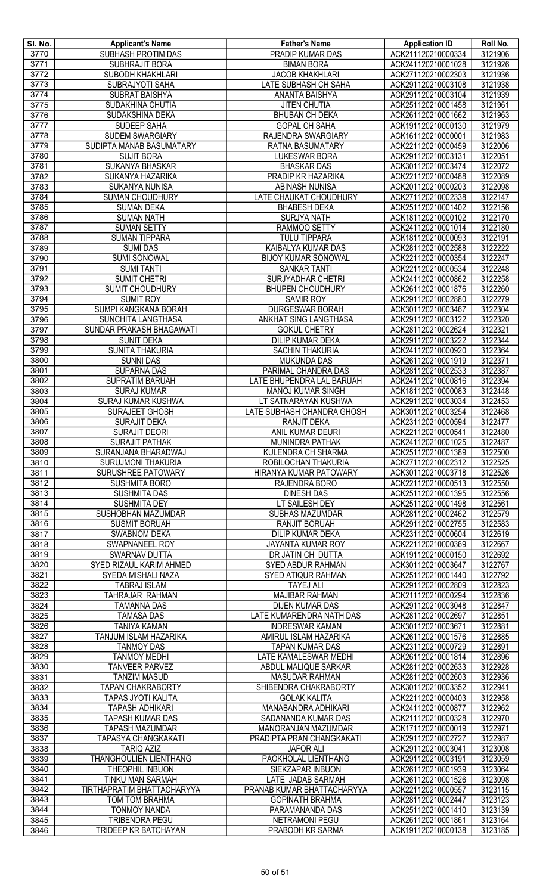| Sl. No. | Applicant's Name | Father's Name | Application ID | Roll No. |
|---|---|---|---|---|
| 3770 | SUBHASH PROTIM DAS | PRADIP KUMAR DAS | ACK211120210000334 | 3121906 |
| 3771 | SUBHRAJIT BORA | BIMAN BORA | ACK241120210001028 | 3121926 |
| 3772 | SUBODH KHAKHLARI | JACOB KHAKHLARI | ACK271120210002303 | 3121936 |
| 3773 | SUBRAJYOTI SAHA | LATE SUBHASH CH SAHA | ACK291120210003108 | 3121938 |
| 3774 | SUBRAT BAISHYA | ANANTA BAISHYA | ACK291120210003104 | 3121939 |
| 3775 | SUDAKHINA CHUTIA | JITEN CHUTIA | ACK251120210001458 | 3121961 |
| 3776 | SUDAKSHINA DEKA | BHUBAN CH DEKA | ACK261120210001662 | 3121963 |
| 3777 | SUDEEP SAHA | GOPAL CH SAHA | ACK191120210000130 | 3121979 |
| 3778 | SUDEM SWARGIARY | RAJENDRA SWARGIARY | ACK161120210000001 | 3121983 |
| 3779 | SUDIPTA MANAB BASUMATARY | RATNA BASUMATARY | ACK221120210000459 | 3122006 |
| 3780 | SUJIT BORA | LUKESWAR BORA | ACK291120210003131 | 3122051 |
| 3781 | SUKANYA BHASKAR | BHASKAR DAS | ACK301120210003474 | 3122072 |
| 3782 | SUKANYA HAZARIKA | PRADIP KR HAZARIKA | ACK221120210000488 | 3122089 |
| 3783 | SUKANYA NUNISA | ABINASH NUNISA | ACK201120210000203 | 3122098 |
| 3784 | SUMAN CHOUDHURY | LATE CHAUKAT CHOUDHURY | ACK271120210002338 | 3122147 |
| 3785 | SUMAN DEKA | BHABESH DEKA | ACK251120210001402 | 3122156 |
| 3786 | SUMAN NATH | SURJYA NATH | ACK181120210000102 | 3122170 |
| 3787 | SUMAN SETTY | RAMMOO SETTY | ACK241120210001014 | 3122180 |
| 3788 | SUMAN TIPPARA | TULU TIPPARA | ACK181120210000093 | 3122191 |
| 3789 | SUMI DAS | KAIBALYA KUMAR DAS | ACK281120210002588 | 3122222 |
| 3790 | SUMI SONOWAL | BIJOY KUMAR SONOWAL | ACK221120210000354 | 3122247 |
| 3791 | SUMI TANTI | SANKAR TANTI | ACK221120210000534 | 3122248 |
| 3792 | SUMIT CHETRI | SURJYADHAR CHETRI | ACK241120210000862 | 3122258 |
| 3793 | SUMIT CHOUDHURY | BHUPEN CHOUDHURY | ACK261120210001876 | 3122260 |
| 3794 | SUMIT ROY | SAMIR ROY | ACK291120210002880 | 3122279 |
| 3795 | SUMPI KANGKANA BORAH | DURGESWAR BORAH | ACK301120210003467 | 3122304 |
| 3796 | SUNCHITA LANGTHASA | ANKHAT SING LANGTHASA | ACK291120210003122 | 3122320 |
| 3797 | SUNDAR PRAKASH BHAGAWATI | GOKUL CHETRY | ACK281120210002624 | 3122321 |
| 3798 | SUNIT DEKA | DILIP KUMAR DEKA | ACK291120210003222 | 3122344 |
| 3799 | SUNITA THAKURIA | SACHIN THAKURIA | ACK241120210000920 | 3122364 |
| 3800 | SUNNI DAS | MUKUNDA DAS | ACK261120210001919 | 3122371 |
| 3801 | SUPARNA DAS | PARIMAL CHANDRA DAS | ACK281120210002533 | 3122387 |
| 3802 | SUPRATIM BARUAH | LATE BHUPENDRA LAL BARUAH | ACK241120210000816 | 3122394 |
| 3803 | SURAJ KUMAR | MANOJ KUMAR SINGH | ACK181120210000083 | 3122448 |
| 3804 | SURAJ KUMAR KUSHWA | LT SATNARAYAN KUSHWA | ACK291120210003034 | 3122453 |
| 3805 | SURAJEET GHOSH | LATE SUBHASH CHANDRA GHOSH | ACK301120210003254 | 3122468 |
| 3806 | SURAJIT DEKA | RANJIT DEKA | ACK231120210000594 | 3122477 |
| 3807 | SURAJIT DEORI | ANIL KUMAR DEURI | ACK221120210000541 | 3122480 |
| 3808 | SURAJIT PATHAK | MUNINDRA PATHAK | ACK241120210001025 | 3122487 |
| 3809 | SURANJANA BHARADWAJ | KULENDRA CH SHARMA | ACK251120210001389 | 3122500 |
| 3810 | SURUJMONI THAKURIA | ROBILOCHAN THAKURIA | ACK271120210002312 | 3122525 |
| 3811 | SURUSHREE PATOWARY | HIRANYA KUMAR PATOWARY | ACK301120210003718 | 3122526 |
| 3812 | SUSHMITA BORO | RAJENDRA BORO | ACK221120210000513 | 3122550 |
| 3813 | SUSHMITA DAS | DINESH DAS | ACK251120210001395 | 3122556 |
| 3814 | SUSHMITA DEY | LT SAILESH DEY | ACK251120210001498 | 3122561 |
| 3815 | SUSHOBHAN MAZUMDAR | SUBHAS MAZUMDAR | ACK281120210002462 | 3122579 |
| 3816 | SUSMIT BORUAH | RANJIT BORUAH | ACK291120210002755 | 3122583 |
| 3817 | SWABNOM DEKA | DILIP KUMAR DEKA | ACK231120210000604 | 3122619 |
| 3818 | SWAPNANEEL ROY | JAYANTA KUMAR ROY | ACK221120210000369 | 3122667 |
| 3819 | SWARNAV DUTTA | DR JATIN CH DUTTA | ACK191120210000150 | 3122692 |
| 3820 | SYED RIZAUL KARIM AHMED | SYED ABDUR RAHMAN | ACK301120210003647 | 3122767 |
| 3821 | SYEDA MISHALI NAZA | SYED ATIQUR RAHMAN | ACK251120210001440 | 3122792 |
| 3822 | TABRAJ ISLAM | TAYEJ ALI | ACK291120210002809 | 3122823 |
| 3823 | TAHRAJAR RAHMAN | MAJIBAR RAHMAN | ACK211120210000294 | 3122836 |
| 3824 | TAMANNA DAS | DIJEN KUMAR DAS | ACK291120210003048 | 3122847 |
| 3825 | TAMASA DAS | LATE KUMARENDRA NATH DAS | ACK281120210002697 | 3122851 |
| 3826 | TANIYA KAMAN | INDRESWAR KAMAN | ACK301120210003671 | 3122881 |
| 3827 | TANJUM ISLAM HAZARIKA | AMIRUL ISLAM HAZARIKA | ACK261120210001576 | 3122885 |
| 3828 | TANMOY DAS | TAPAN KUMAR DAS | ACK231120210000729 | 3122891 |
| 3829 | TANMOY MEDHI | LATE KAMALESWAR MEDHI | ACK261120210001814 | 3122896 |
| 3830 | TANVEER PARVEZ | ABDUL MALIQUE SARKAR | ACK281120210002633 | 3122928 |
| 3831 | TANZIM MASUD | MASUDAR RAHMAN | ACK281120210002603 | 3122936 |
| 3832 | TAPAN CHAKRABORTY | SHIBENDRA CHAKRABORTY | ACK301120210003352 | 3122941 |
| 3833 | TAPAS JYOTI KALITA | GOLAK KALITA | ACK221120210000403 | 3122958 |
| 3834 | TAPASH ADHIKARI | MANABANDRA ADHIKARI | ACK241120210000877 | 3122962 |
| 3835 | TAPASH KUMAR DAS | SADANANDA KUMAR DAS | ACK211120210000328 | 3122970 |
| 3836 | TAPASH MAZUMDAR | MANORANJAN MAZUMDAR | ACK171120210000019 | 3122971 |
| 3837 | TAPASYA CHANGKAKATI | PRADIPTA PRAN CHANGKAKATI | ACK291120210002727 | 3122987 |
| 3838 | TARIQ AZIZ | JAFOR ALI | ACK291120210003041 | 3123008 |
| 3839 | THANGHOULIEN LIENTHANG | PAOKHOLAL LIENTHANG | ACK291120210003191 | 3123059 |
| 3840 | THEOPHIL INBUON | SIEKZAPAR INBUON | ACK261120210001939 | 3123064 |
| 3841 | TINKU MAN SARMAH | LATE JADAB SARMAH | ACK261120210001526 | 3123098 |
| 3842 | TIRTHAPRATIM BHATTACHARYYA | PRANAB KUMAR BHATTACHARYYA | ACK221120210000557 | 3123115 |
| 3843 | TOM TOM BRAHMA | GOPINATH BRAHMA | ACK281120210002447 | 3123123 |
| 3844 | TONMOY NANDA | PARAMANANDA DAS | ACK251120210001410 | 3123139 |
| 3845 | TRIBENDRA PEGU | NETRAMONI PEGU | ACK261120210001861 | 3123164 |
| 3846 | TRIDEEP KR BATCHAYAN | PRABODH KR SARMA | ACK191120210000138 | 3123185 |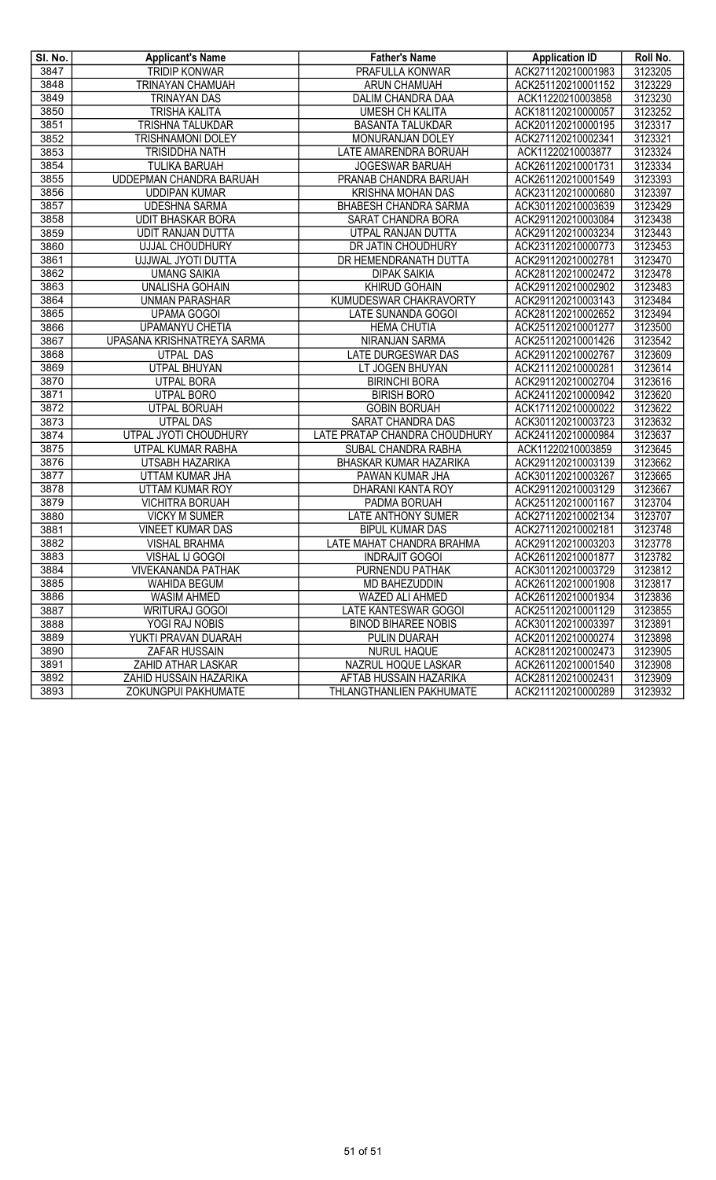| Sl. No. | Applicant's Name | Father's Name | Application ID | Roll No. |
|---|---|---|---|---|
| 3847 | TRIDIP KONWAR | PRAFULLA KONWAR | ACK271120210001983 | 3123205 |
| 3848 | TRINAYAN CHAMUAH | ARUN CHAMUAH | ACK251120210001152 | 3123229 |
| 3849 | TRINAYAN DAS | DALIM CHANDRA DAA | ACK11220210003858 | 3123230 |
| 3850 | TRISHA KALITA | UMESH CH KALITA | ACK181120210000057 | 3123252 |
| 3851 | TRISHNA TALUKDAR | BASANTA TALUKDAR | ACK201120210000195 | 3123317 |
| 3852 | TRISHNAMONI DOLEY | MONURANJAN DOLEY | ACK271120210002341 | 3123321 |
| 3853 | TRISIDDHA NATH | LATE AMARENDRA BORUAH | ACK11220210003877 | 3123324 |
| 3854 | TULIKA BARUAH | JOGESWAR BARUAH | ACK261120210001731 | 3123334 |
| 3855 | UDDEPMAN CHANDRA BARUAH | PRANAB CHANDRA BARUAH | ACK261120210001549 | 3123393 |
| 3856 | UDDIPAN KUMAR | KRISHNA MOHAN DAS | ACK231120210000680 | 3123397 |
| 3857 | UDESHNA SARMA | BHABESH CHANDRA SARMA | ACK301120210003639 | 3123429 |
| 3858 | UDIT BHASKAR BORA | SARAT CHANDRA BORA | ACK291120210003084 | 3123438 |
| 3859 | UDIT RANJAN DUTTA | UTPAL RANJAN DUTTA | ACK291120210003234 | 3123443 |
| 3860 | UJJAL CHOUDHURY | DR JATIN CHOUDHURY | ACK231120210000773 | 3123453 |
| 3861 | UJJWAL JYOTI DUTTA | DR HEMENDRANATH DUTTA | ACK291120210002781 | 3123470 |
| 3862 | UMANG SAIKIA | DIPAK SAIKIA | ACK281120210002472 | 3123478 |
| 3863 | UNALISHA GOHAIN | KHIRUD GOHAIN | ACK291120210002902 | 3123483 |
| 3864 | UNMAN PARASHAR | KUMUDESWAR CHAKRAVORTY | ACK291120210003143 | 3123484 |
| 3865 | UPAMA GOGOI | LATE SUNANDA GOGOI | ACK281120210002652 | 3123494 |
| 3866 | UPAMANYU CHETIA | HEMA CHUTIA | ACK251120210001277 | 3123500 |
| 3867 | UPASANA KRISHNATREYA SARMA | NIRANJAN SARMA | ACK251120210001426 | 3123542 |
| 3868 | UTPAL DAS | LATE DURGESWAR DAS | ACK291120210002767 | 3123609 |
| 3869 | UTPAL BHUYAN | LT JOGEN BHUYAN | ACK211120210000281 | 3123614 |
| 3870 | UTPAL BORA | BIRINCHI BORA | ACK291120210002704 | 3123616 |
| 3871 | UTPAL BORO | BIRISH BORO | ACK241120210000942 | 3123620 |
| 3872 | UTPAL BORUAH | GOBIN BORUAH | ACK171120210000022 | 3123622 |
| 3873 | UTPAL DAS | SARAT CHANDRA DAS | ACK301120210003723 | 3123632 |
| 3874 | UTPAL JYOTI CHOUDHURY | LATE PRATAP CHANDRA CHOUDHURY | ACK241120210000984 | 3123637 |
| 3875 | UTPAL KUMAR RABHA | SUBAL CHANDRA RABHA | ACK11220210003859 | 3123645 |
| 3876 | UTSABH HAZARIKA | BHASKAR KUMAR HAZARIKA | ACK291120210003139 | 3123662 |
| 3877 | UTTAM KUMAR JHA | PAWAN KUMAR JHA | ACK301120210003267 | 3123665 |
| 3878 | UTTAM KUMAR ROY | DHARANI KANTA ROY | ACK291120210003129 | 3123667 |
| 3879 | VICHITRA BORUAH | PADMA BORUAH | ACK251120210001167 | 3123704 |
| 3880 | VICKY M SUMER | LATE ANTHONY SUMER | ACK271120210002134 | 3123707 |
| 3881 | VINEET KUMAR DAS | BIPUL KUMAR DAS | ACK271120210002181 | 3123748 |
| 3882 | VISHAL BRAHMA | LATE MAHAT CHANDRA BRAHMA | ACK291120210003203 | 3123778 |
| 3883 | VISHAL IJ GOGOI | INDRAJIT GOGOI | ACK261120210001877 | 3123782 |
| 3884 | VIVEKANANDA PATHAK | PURNENDU PATHAK | ACK301120210003729 | 3123812 |
| 3885 | WAHIDA BEGUM | MD BAHEZUDDIN | ACK261120210001908 | 3123817 |
| 3886 | WASIM AHMED | WAZED ALI AHMED | ACK261120210001934 | 3123836 |
| 3887 | WRITURAJ GOGOI | LATE KANTESWAR GOGOI | ACK251120210001129 | 3123855 |
| 3888 | YOGI RAJ NOBIS | BINOD BIHAREE NOBIS | ACK301120210003397 | 3123891 |
| 3889 | YUKTI PRAVAN DUARAH | PULIN DUARAH | ACK201120210000274 | 3123898 |
| 3890 | ZAFAR HUSSAIN | NURUL HAQUE | ACK281120210002473 | 3123905 |
| 3891 | ZAHID ATHAR LASKAR | NAZRUL HOQUE LASKAR | ACK261120210001540 | 3123908 |
| 3892 | ZAHID HUSSAIN HAZARIKA | AFTAB HUSSAIN HAZARIKA | ACK281120210002431 | 3123909 |
| 3893 | ZOKUNGPUI PAKHUMATE | THLANGTHANLIEN PAKHUMATE | ACK211120210000289 | 3123932 |